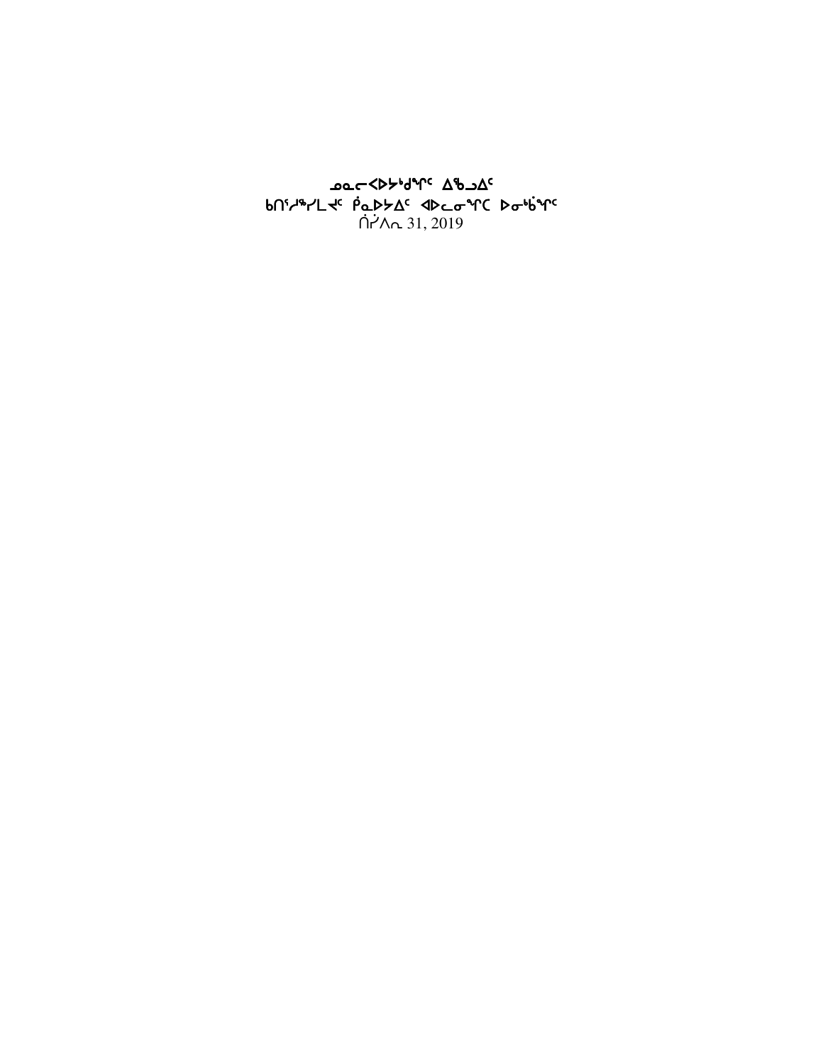**ᓄᓇᓕᐸᐅᔾᔪᒃᑯᖏᑦ ᐃᖃᓗᐃᑦ**

**ᑲᑎᖅᓱᖅᓯᒪᔪᑦ ᑮᓇᐅᔭᐃᑦ ᐊᐅᓚᓂᖓᑕ ᐅᓂᒃᑳᖏᑦ**

ᑏᓰᐱᕆ 31, 2019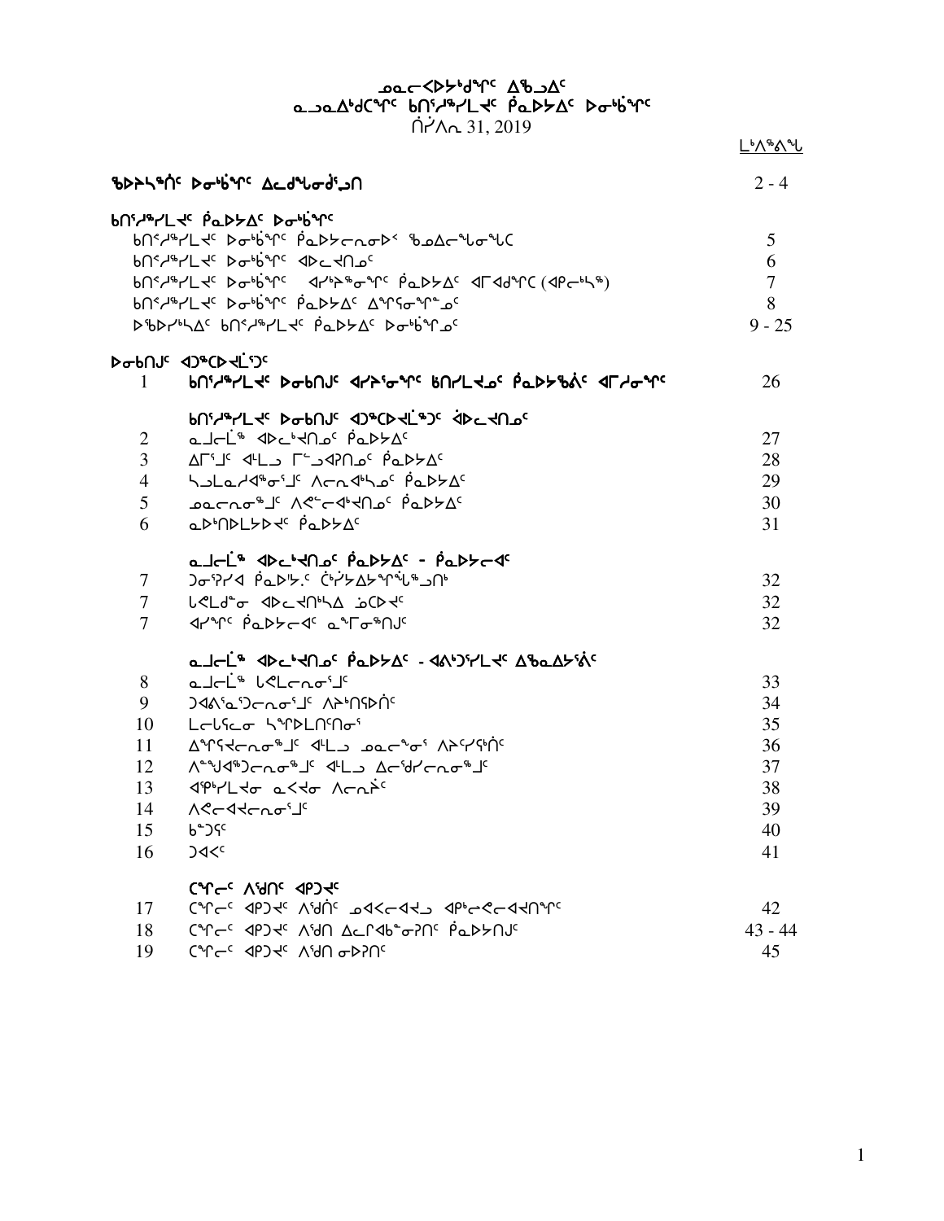ᓄᓇᓕᐸᐅᔭᒃᑯᖏᑦ ᐃᖅᑲᐃᑦ
ᓇᓗᓇᐃᒃᑯᑕᖏᑦ ᑲᑎᑦᓱᖅᓯᒪᔪᑦ ᑮᓇᐅᔭᐃᑦ ᐅᓂᒃᑳᖏᑦ
ᑏᓯᐱᕆ 31, 2019

ᒫᒃᐱᖅᐱᖓ

| | | |
|---|---|---|
| **ᖃᐅᔨᓴᖅᑏᑦ ᐅᓂᒃᑳᖏᑦ ᐃᓚᒌᖓᓂᒃᓗᑎ** | | 2 - 4 |
| **ᑲᑎᑦᓱᖅᓯᒪᔪᑦ ᑮᓇᐅᔭᐃᑦ ᐅᓂᒃᑳᖏᑦ** | | |
| | ᑲᑎᑦᓱᖅᓯᒪᔪᑦ ᐅᓂᒃᑳᖏᑦ ᑮᓇᐅᔾᔭᓕᕆᓂᐅᑉ ᖃᓄᐃᓕᖓᓂᖓᑕ | 5 |
| | ᑲᑎᑦᓱᖅᓯᒪᔪᑦ ᐅᓂᒃᑳᖏᑦ ᐊᐅᓚᔪᑎᓄᑦ | 6 |
| | ᑲᑎᑦᓱᖅᓯᒪᔪᑦ ᐅᓂᒃᑳᖏᑦ ᐊᓯᔾᔨᖅᓂᖏᑦ ᑮᓇᐅᔭᐃᑦ ᐊᒥᐊᒃᑯᖏᑕ (ᐊᑭᓕᒃᓴᖅ) | 7 |
| | ᑲᑎᑦᓱᖅᓯᒪᔪᑦ ᐅᓂᒃᑳᖏᑦ ᑮᓇᐅᔭᐃᑦ ᐃᖏᕐᓂᖏᓐᓄᑦ | 8 |
| | ᐅᖃᐅᓯᒃᓵᐃᑦ ᑲᑎᑦᓱᖅᓯᒪᔪᑦ ᑮᓇᐅᔭᐃᑦ ᐅᓂᒃᑳᖏᓐᓄᑦ | 9 - 25 |
| **ᐅᓂᑲᑎᒍᑦ ᐊᑐᖅᑕᐅᔪᒻᒪᕆᑦ** | | |
| 1 | ᑲᑎᑦᓱᖅᓯᒪᔪᑦ ᐅᓂᑲᑎᒍᑦ ᐊᓯᔾᔨᕐᓂᖏᑦ ᑲᑎᓯᒪᔪᓄᑦ ᑮᓇᐅᔭᖃᐃᑦ ᐊᒥᓲᓂᖏᑦ | 26 |
| | **ᑲᑎᑦᓱᖅᓯᒪᔪᑦ ᐅᓂᑲᑎᒍᑦ ᐊᑐᖅᑕᐅᔪᒻᒪᕆᑦ ᐋᐅᓚᔪᑎᓄᑦ** | |
| 2 | ᓇᒧᓕᒫᖅ ᐊᐅᓚᒃᔪᑎᓄᑦ ᑮᓇᐅᔭᐃᑦ | 27 |
| 3 | ᐃᒥᕐᒧᑦ ᐊᒻᒪᓗ ᒥᑦᑕᐊᕈᑎᓄᑦ ᑮᓇᐅᔭᐃᑦ | 28 |
| 4 | ᓴᓗᒪᓇᓯᐊᖅᓂᕐᒧᑦ ᐱᓕᕆᐊᒃᓴᓄᑦ ᑮᓇᐅᔭᐃᑦ | 29 |
| 5 | ᓄᓇᓕᕆᓂᖅᒧᑦ ᐱᕙᓪᓕᐊᒃᔪᑎᓄᑦ ᑮᓇᐅᔭᐃᑦ | 30 |
| 6 | ᓇᐅᒃᑎᑐᒪᔭᐅᔪᑦ ᑮᓇᐅᔭᐃᑦ | 31 |
| | **ᓇᒧᓕᒫᖅ ᐊᐅᓚᒃᔪᑎᓄᑦ ᑮᓇᐅᔭᐃᑦ - ᑮᓇᐅᔭᓕᐊᑦ** | |
| 7 | ᑐᓂᕈᓯᐊ ᑮᓇᐅᔾᔭ. ᑖᓯᔭᐃᔭᖏᖓᖅᓗᑎᒃ | 32 |
| 7 | ᒐᕙᒪᑯᓐᓂ ᐊᐅᓚᔪᑎᒃᓴᐃ ᓈᑕᐅᔪᑦ | 32 |
| 7 | ᐊᓯᖏᑦ ᑮᓇᐅᔭᓕᐊᑦ ᓇᖏᓂᖅᑎᒍᑦ | 32 |
| | **ᓇᒧᓕᒫᖅ ᐊᐅᓚᒃᔪᑎᓄᑦ ᑮᓇᐅᔭᐃᑦ - ᐊᐱᒃᑐᕐᓯᒪᔪᑦ ᐃᖃᓇᐃᔮᕖᑦ** | |
| 8 | ᓇᒧᓕᒫᖅ ᒐᕙᒪᓕᕆᓂᕐᒧᑦ | 33 |
| 9 | ᑐᐊᐱᕐᓇᕐᑐᓕᕆᓂᕐᒧᑦ ᐱᔨᒃᑎᕐᕕᒋᑦ | 34 |
| 10 | ᒪᓕᒐᕐᓕᓂ ᓴᖏᐅᒪᑎᑦᑎᓂᕐ | 35 |
| 11 | ᐃᖏᕐᕋᓕᕆᓂᖅᒧᑦ ᐊᒻᒪᓗ ᓄᓇᓕᖕᓂᕐ ᐱᔨᑦᓯᕖᑦ | 36 |
| 12 | ᐱᖖᒍᐊᖅᑐᓕᕆᓂᖅᒧᑦ ᐊᒻᒪᓗ ᐃᓕᑦᑯᓯᓕᕆᓂᖅᒧᑦ | 37 |
| 13 | ᐊᕐᕌᒍᓯᒪᔪᓂ ᓇᐸᔪᓂ ᐱᓕᕆᔩᑦ | 38 |
| 14 | ᐱᕙᓕᐊᔪᓕᕆᓂᕐᒧᑦ | 39 |
| 15 | ᑲᓪᓗᕐᑦ | 40 |
| 16 | ᑐᐊᐸᑦ | 41 |
| | **ᑕᖏᓕᑦ ᐱᕐᑯᑎᑦ ᐊᑭᑐᔪᑦ** | |
| 17 | ᑕᖏᓕᑦ ᐊᑭᑐᔪᑦ ᐱᕐᑯᑏᑦ ᓄᐊᐸᓕᐊᔪᓗ ᐊᑭᓕᕙᓕᐊᔪᑎᖏᑦ | 42 |
| 18 | ᑕᖏᓕᑦ ᐊᑭᑐᔪᑦ ᐱᕐᑯᑎ ᐃᓚᒋᐊᒃᑲᓂᕈᑎᑦ ᑮᓇᐅᔭᑎᒍᑦ | 43 - 44 |
| 19 | ᑕᖏᓕᑦ ᐊᑭᑐᔪᑦ ᐱᕐᑯᑎ ᓂᐅᕈᑎᑦ | 45 |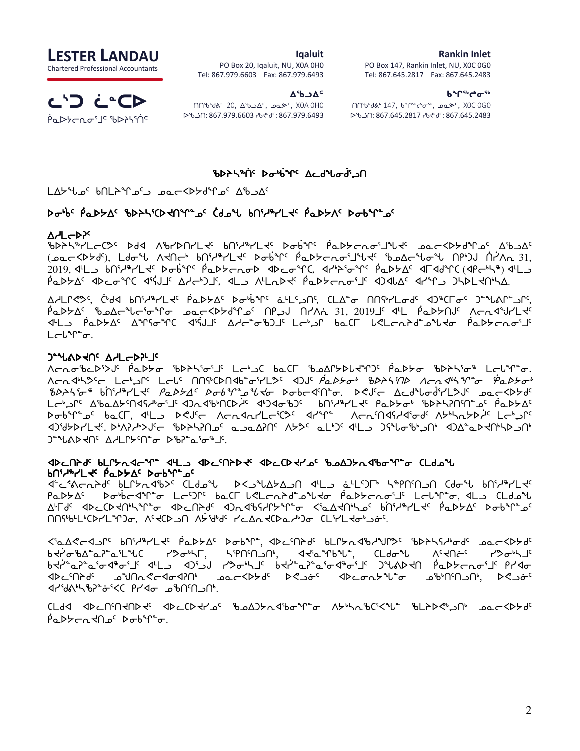**LESTER LANDAU**
Chartered Professional Accountants

ᓚᔅᑐ ᓛᓐᑕᐅ
ᑮᓇᐅᔭᓕᕆᓂᕐᒧᑦ ᖃᐅᔨᓴᕐᑎᑦ

**Iqaluit**
PO Box 20, Iqaluit, NU, X0A 0H0
Tel: 867.979.6603 Fax: 867.979.6493

**ᐃᖃᓗᐃᑦ**
ᑎᑎᖅᑲᒃᑯᕕᒃ 20, ᐃᖃᓗᐃᑦ, ᓄᓇᕗᑦ, X0A 0H0
ᐅᖃᓘᑏ: 867.979.6603 ᓱᑲᔪᒃᑯᑦ: 867.979.6493

**Rankin Inlet**
PO Box 147, Rankin Inlet, NU, X0C 0G0
Tel: 867.645.2817 Fax: 867.645.2483

**ᑲᖏᕐᖠᓂᖅ**
ᑎᑎᖅᑲᒃᑯᕕᒃ 147, ᑲᖏᕐᖠᓂᖅ, ᓄᓇᕗᑦ, X0C 0G0
ᐅᖃᓘᑏ: 867.645.2817 ᓱᑲᔪᒃᑯᑦ: 867.645.2483

## ᖃᐅᔨᓴᖅᑏᑦ ᐅᓂᒃᑳᖏᑦ ᐃᓚᒋᐊᓪᓚᒍᑦ

ᒪᐃᔭᖅᓄᑦ ᑲᑎᒪᔨᖏᓄᑦ ᓄᓇᓕᐸᐅᔭᒃᑯᖏᓄᑦ ᐃᖃᓗᐃᑦ

### ᐅᓂᒃᑳᑦ ᑮᓇᐅᔭᐃᑦ ᖃᐅᔨᓴᖅᑕᐅᔪᑎᖏᓐᓄᑦ ᑖᒃᑯᓇᖓ ᑲᑎᖅᓱᖅᓯᒪᔪᑦ ᑮᓇᐅᔭᐱᑦ ᐅᓂᒃᑲᖏᓐᓄᑦ

#### ᐃᓱᒪᓕᐅᕈᑦ

ᖃᐅᔨᓴᖅᓯᒪᓕᖅᐳᒍᑦ ᐅᖁᐊ ᐱᖃᓯᐅᑎᓯᒪᔪᑦ ᑲᑎᖅᓱᖅᓯᒪᔪᑦ ᐅᓂᒃᑳᖏᑦ ᑮᓇᐅᔭᓕᕆᓂᕐᒧᑦᒪᔪᑦ ᓄᓇᓕᐸᐅᔭᒃᑯᖏᓄᑦ ᐃᖃᓗᐃᑦ (ᓄᓇᓕᐸᐅᔭᒃᑯᑦ), ᒪᓕᒃᑐᒍ ᐱᔪᑎᓕᒃ ᑲᑎᖅᓱᖅᓯᒪᔪᑦ ᐅᓂᒃᑳᖏᑦ ᑮᓇᐅᔭᓕᕆᓂᕐᒧᑦᒪᔪᑦ ᖃᓄᐃᓕᖓᓂᖓ ᑎᑉᐱᓗ ᑏᓯᐱᕆ 31, 2019, ᐊᒻᒪᓗ ᑲᑎᖅᓱᖅᓯᒪᔪᑦ ᐅᓂᒃᑳᖏᑦ ᑮᓇᐅᔭᓕᕆᓂᐅᑉ ᐊᐅᓚᓂᖏᑦ, ᐊᑦᔨᖏᓐᓂᖏᑦ ᑮᓇᐅᔭᐃᑦ ᐊᒥᐊᖅᑯᖏᑦ (ᐊᑭᓕᒃᓴᖅ) ᐊᒻᒪᓗ ᑮᓇᐅᔭᐃᑦ ᐊᐅᓚᓂᖏᑦ ᐊᕐᕌᒍᒧᑦ ᐃᓱᓕᒃᑐᒧᑦ, ᐊᒻᒪᓗ ᐱᒻᒪᕆᐅᔪᑦ ᑮᓇᐅᔭᓕᕆᓂᕐᒧᑦ ᐊᑐᐊᒐᐃᑦ ᐊᓯᖏᓗ ᑐᓴᐅᒪᔾᔪᑎᒃᓴᐃᑦ.

ᐃᓱᒪᒋᕙᕗᑦ, ᑖᒃᑯᐊ ᑲᑎᖅᓱᖅᓯᒪᔪᑦ ᑮᓇᐅᔭᐃᑦ ᐅᓂᒃᑳᖏᑦ ᓈᒻᒪᓪᓗᑎᑦ, ᑕᒪᐃᓐᓂ ᑎᑎᕋᖅᓯᒪᓂᖏᑦ ᐊᑐᖅᑕᐅᓂᖏᑦ ᑐᙵᕕᓕᒻᒪᕆᓐᓗᑎᑦ, ᑮᓇᐅᔭᐃᑦ ᖃᓄᐃᓕᖓᓂᖓ ᓄᓇᓕᐸᐅᔭᒃᑯᖏᑦ ᑎᑉᐱᓗ ᑏᓯᐱᕆ 31, 2019ᒧᑦ ᐊᒻᒪ ᑮᓇᐅᔭᐅᑎᒧᑦ ᐱᓕᕆᐊᖑᔪᒪᔪᑦ ᐊᒻᒪᓗ ᑮᓇᐅᔭᐃᑦ ᐃᖏᕐᕋᓂᖏᑦᑕ ᐊᑦᔨᒐᒃᑐᑦ ᐃᓱᓕᖕᓂᖅᑲᐅᒐᒧᑦ ᒪᓕᒃᑐᒋ ᑲᓇᑕᒥ ᒪᓕᒐᓕᕆᔩᑦ ᓄᖅᑲᖓᔪᖓᔪᑎᓐᓄᑦ ᑮᓇᐅᔭᓕᕆᓂᕐᒧᑦ ᒪᓕᒐᖏᓐᓂ.

#### ᑐᙵᕕᐅᔪᐊᑎᑦ ᐃᓱᒪᓕᐅᕈᓐᒧᑦ

ᐱᓕᕆᓂᕆᓚᐅᖅᐳᒍᑦ ᑮᓇᐅᔭᓂ ᖃᐅᔨᓴᕐᓂᒧᑦ ᒪᓕᒃᑐᑕ ᑲᓇᑕᒥ ᖃᓄᐃᓕᐅᕆᐅᓯᖏᑦ ᑮᓇᐅᔭᓂ ᖃᐅᔨᓴᕐᓂᕐᒥ ᒪᓕᒐᖏᓐᓂ. ᐱᓕᕆᐊᖃᕐᓂᓕᒃ ᒪᓕᒃᑐᒋᑦ ᒪᓕᒐᑦ ᑎᑎᕐᑕᐅᑎᐊᕐᓂᖅᓯᒪᔪᑦ ᐊᑐᒐᑦ *ᑮᓇᐅᔭᓂᒃ ᖃᐅᔨᓴᕐᓂ ᐱᓕᕆᐊᖅᓴᖅᓂᖅ ᖄᓇᐅᔭᓂᒃ ᖃᐅᔨᓴᕐᓂᖅ ᑲᑎᖅᓱᖅᓯᒪᔪᑦ ᑮᓇᐅᔭᐃᑦ ᐅᓂᒃᑳᖏᓐᓄᑦ ᐅᓂᒃᑲᐃᑎᓂ.* ᐅᕙᑦᑎᓐᓂ ᐃᓚᒋᐊᓪᓚᒍᑏᓯᒪᔪᑦ ᓄᓇᓕᐸᐅᔭᒃᑯᑦ ᒪᓕᒃᑐᒋᑦ ᐃᖃᓗᐃᑦᑎᓐᓂᑦ ᐊᓕᓐᓂᓕᓐᓂᖃᑦᑎᐊᕐᓂᒃᓴᖏᑦ ᐊᑐᓕᐊᖃᕐᑎᑕᐅᔪᑦ ᐊᒃᑐᐊᓂᖃᕐᓂᑦ ᑲᑎᖅᓱᖅᓯᒪᔪᑦ ᑮᓇᐅᔭᓂᒃ ᖃᐅᔨᓴᕐᓂᕐᒧᑦ ᑮᓇᐅᔭᐃᑦ ᐅᓂᒃᑳᖏᓐᓄᑦ ᑲᓇᑕᒥ, ᐊᒻᒪᓗ ᐅᕙᑦᑎᓐᓂ ᐱᓕᕆᐊᖅᑎᓯᒪᔪᑦ ᐊᑦᔨᖏ ᐱᓕᕆᐊᖃᕐᑎᑕᐅᓂᖏᑦ ᐱᔭᕇᖅᓯᒪᔪᓐᓂ ᒪᓕᒃᑐᒋᑦ ᐊᑐᖅᑕᐅᔪᒪᔪᑦ. ᐅᐱᒍᓱᒃᐳᒍᑦ ᖃᐅᔨᓴᕐᑎᑦ ᓇᓗᓇᐃᕐᑎᑦ ᐱᔭᐅᑦ ᓇᒻᒪᑦᑐᑦ ᐊᒻᒪᓗ ᑐᕌᒐᖅᑐᑎᒃ ᐊᑐᓐᓇᐅᑎᑦᓴᐅᓗᑎᒃ ᑐᙵᕕᐅᔪᐊᑎᑦ ᐃᓱᒪᓕᐅᕆᑎᓐᓂ ᐅᖃᐅᓯᖅᓴᕆᓂᖅᒧᑦ.

#### ᐊᐅᓚᑎᔨᑦ ᑲᒪᒋᔭᖃᕐᓂᖓ ᐊᒻᒪᓗ ᐊᐅᓚᑦᑎᔨᐅᔪᑦ ᐊᐅᓚᑕᐅᔪᓄᑦ ᖃᓄᐃᓕᐅᕈᑎᖃᕐᓂᖓᓂ ᑕᒃᑯᓇᖓ ᑲᑎᖅᓱᖅᓯᒪᔪᑦ ᑮᓇᐅᔭᐃᑦ ᐅᓂᒃᑳᖏᓐᓄᑦ

ᐊᓪᓚᕐᕕᐊᓕᕆᔨᑦ ᑲᒪᒋᔭᖃᖅᐳᑦ ᑖᒃᑯᓇᖓ ᐸᓪᓗᒃᑕᐅᔭᐃᓂ ᐊᒻᒪᓗ ᓈᒻᒪᑐᒥᒃ ᓴᖅᑎᑦᑎᓂ ᑕᒃᑯᓇᖓ ᑲᑎᖅᓱᖅᓯᒪᔪᑦ ᑮᓇᐅᔭᐃᑦ ᐅᓂᒃᑳᖏᓐᓂ ᒪᓕᑦᑐᑦ ᑲᓇᑕᒥ ᒪᓕᒐᓕᕆᔩᑦ ᓄᖅᑲᖓᔪᖓᔪᑎᓐᓄᑦ ᑮᓇᐅᔭᓕᕆᓂᕐᒧᑦ ᒪᓕᒐᖏᓐᓂ, ᐊᒻᒪᓗ ᑕᒃᑯᓇᖓ ᐃᓱᒥᑦ ᐊᐅᓚᑕᐅᑎᒃᓴᖏᓐᓂ ᐊᐅᓚᑦᑎᔨᓄᑦ ᐊᑐᓂᐊᖅᓴᖅᓯᒪᔪᖏᓐᓂ ᐸᕐᓇᐃᔭᐊᑎᒃᓴᓄᑦ ᑲᑎᖅᓱᖅᓯᒪᔪᑦ ᑮᓇᐅᔭᐃᑦ ᐅᓂᒃᑳᖏᓐᓄᑦ ᑎᑎᕋᖃᕐᓯᒪᒃᑕᐅᓯᒪᔪᓐᓂ, ᐱᑦᔪᑕᐅᓗᓂ ᐱᔭᕐᑯᑦ ᓯᓚᐃᓇᔪᑕᐅᓇᓱᒃᑐᓂ ᑕᒪᑭᓯᒪᔪᑦᓴᐅᓂᖏᑦ.

ᐸᕐᓇᐃᓯᐊᓂᐊᕐᒧᑦ ᑲᑎᖅᓱᖅᓯᒪᔪᑦ ᑮᓇᐅᔭᐃᑦ ᐅᓂᒃᑳᖏᓐ, ᐊᐅᓚᑦᑎᔨᑦ ᑲᒪᒋᔭᖃᕋᑦᑕᖅᐳᑦ ᖃᐅᔨᓴᕐᓂᕐᒧᑦ ᓄᓇᓕᐸᐅᔭᒃᑯᑦ ᑲᔪᓯᑲᐃᓐᓇᕐᓇᕐᓂᖓᑕ ᓯᕗᓂᒃᓴᒥ, ᓴᑭᑎᑦᑐᓂᒃ, ᐊᐊᕐᓇᕐᑲᖅᑲᓐ, ᑕᒪᑐᒪᓐ ᐱᕐᔪᕆᑦᑐᑦ ᓯᕗᓂᒃᓴᒧᑦ ᑲᔪᓯᓐᓇᕐᓇᕐᓂᖏᓐᓄᑦ ᐊᒻᒪᓗ ᐊᑐᖅᑐᒍ ᓯᕗᓂᒃᓴᒧᑦ ᑲᔪᓯᓐᓇᕐᓇᕐᓂᖏᓐᓄᑦ ᑐᙵᕕᐅᔪᐊᑎ ᑮᓇᐅᔭᓕᕆᓂᕐᒧᑦ ᑭᓯᐊᓂ ᐊᐅᓚᑦᑎᔨᑦ ᓄᖑᑎᕆᐊᕐᓂᐊᕐᓂᐊᕈᓂᖏᑦ ᓄᓇᓕᐸᐅᔭᒃᑯᑦ ᐅᕙᓗᓃᑦ ᐊᐅᓚᓂᕐᒥᔪᖓᓂ ᓄᖃᑎᑦᑎᓗᑎᒃ, ᐅᕙᓗᓃᑦ ᐊᓯᐊᒃᐱᒃᓴᖃᕐᓂᑦᑕᑦ ᑭᓯᐊᓂ ᓄᖃᑎᑦᑎᓗᑎᒃ.

ᑕᒃᑯᐊ ᐊᐅᓚᑎᑦᑎᔨᑦ ᐊᐅᓚᑕᐅᔪᓄᑦ ᖃᓄᐃᓕᐅᕈᑎᖃᕐᓂᖓᓂ ᐱᔭᕐᓂᖃᑦᑕᕐᒪᑕ ᖃᒪᔨᐅᕙᒃᑐᑦ ᓄᓇᓕᐸᐅᔭᒃᑯᑦ ᑮᓇᐅᔭᓕᕆᓂᖏᓐᓄᑦ ᐅᓂᒃᑳᖏᓐᓂ.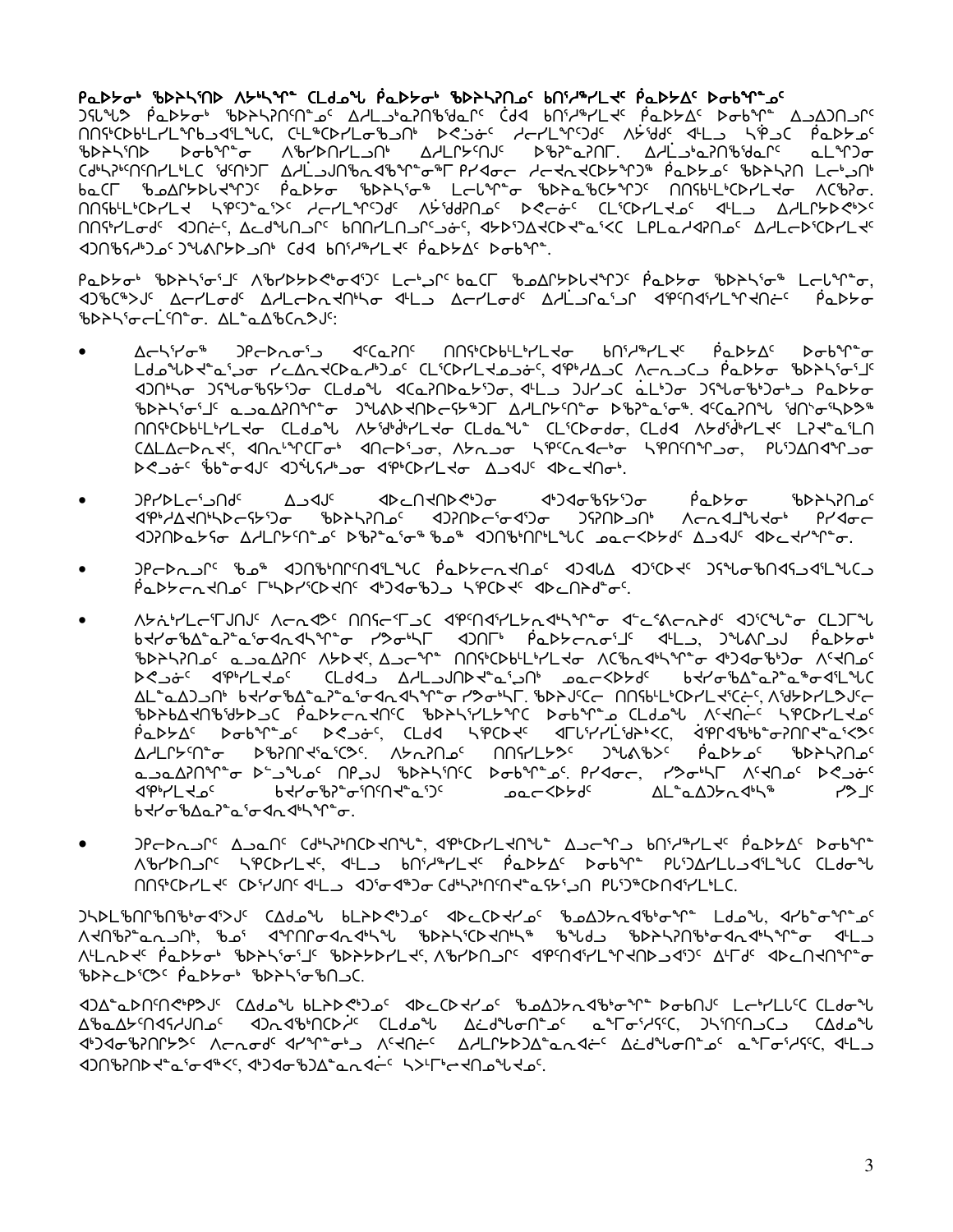**ᑭᓇᐅᔭᓂᒃ ᖃᐅᔨᓴᕐᑎᐅ ᐱᔾᔪᑎᖓ ᑕᒪᑐᒧᖓ ᑭᓇᐅᔭᓂᒃ ᖃᐅᔨᓴᖅᑎᓄᑦ ᑲᑎᕐᓱᖅᓯᒪᔪᑦ ᑭᓇᐅᔭᐃᑦ ᐅᓂᒃᑳᖑᓄᑦ**

ᑐᓴᒐᒃᓴ ᑭᓇᐅᔭᓂᒃ ᖃᐅᔨᓴᖅᑎᓄᑦ ᐃᓱᒪᒃᓴᖅᓯᐅᕈᑎᒋᓪᓚᕆᒃᑕᖏᑦ ᑖᒃᑯᐊ ᑲᑎᕐᓱᖅᓯᒪᔪᑦ ᑭᓇᐅᔭᐃᑦ ᐅᓂᒃᑳᖑᓄᑦ ᐃᓗᐃᑐᖅᑐᓄᑦ ᑎᑎᕋᖅᑕᐅᓯᒪᓕᕐᒪᑕ ᑐᓴᒐᒃᓴᓕᐊᕆᓯᒪᓕᕐᓗᒍ, ᑕᓪᓚᕆᒃᑕᐅᓯᒪᓂᖏᓐᓂᒃ ᐅᐸᓗᐊᓂᒃ ᓱᓕᓯᒪᓪᓗᒍᑦ ᐱᔪᑦᑎᑦ ᐊᒻᒪᓗ ᓴᖅᑭᒃᑐᖅ ᑭᓇᐅᔭᓄᑦ ᖃᐅᔨᓴᕐᑎᐅ ᐅᓂᒃᑳᖑᓂ ᐱᕙᓪᓕᐅᑎᓯᒪᓗᑎᒃ ᐃᓱᓕᑦᓯᒋᐊᕈᑎᒋᓗᒍ ᐅᖃᐅᓯᖅᑖᕐᓗᒍ. ᐃᓱᒪᒃᓴᖅᓯᐅᕈᑎᒋᓪᓚᕆᒃᑕᖏᑦ ᓇᓪᓕᐅᒃᑐᓂ ᑕᒃᑲᓐᓂᑐᖅᑎᑕᐅᓯᒪᓕᓚᕆᒃᑐᑦ ᓱᑎᒻᒪᑎᒃ ᐃᓱᒪᓕᐅᕈᑎᓂᒃ ᐊᒡᒐᐅᑉᐸᖃᕐᓂᐊᕐᓂᒃ ᑭᓴᐃᓐᓇᓂ ᓯᓂᕐᕝᕙᓂᕐᓂᒃ ᖃᐅᔨᓴᕐᑎᓄᑦ ᖃᐅᔨᓴᕐᑎᐅ ᒪᓕᒃᑐᓂᒃ ᑲᓇᓐᓇ ᖃᐅᔭᕆᔭᐅᓚᐅᖅᑐᖅ ᑭᓇᐅᔭᓂ ᖃᐅᔨᓴᕐᑎᐅᑉ ᒪᓕᒐᖅ ᖃᐅᔨᓴᕐᓇᖅᑲᐅᖅᑐᖅ ᑎᑎᖅᑲᓕᕆᓯᒪᓂᖏᓐᓄᑦ ᐊᐱᖅᑐᕐᓂᖅ. ᑎᑎᖅᑲᓕᕆᓯᒪᔪᑦ ᓴᕿᑦᑐᖅᑐᑦ ᓯᓚᑦᑐᓯᒪᓂᕐᒥᒃ ᐱᔾᔪᑎᒋᔭᐅᔪᑦ ᐅᐸᓗᐊᓂᒃ ᑕᑯᔭᐅᓯᒪᔪᓂᒃ ᐊᒻᒪᓗ ᐃᓱᓕᑦᑕᐅᓯᒪᔪᓂᒃ ᑎᑎᖅᑲᓕᐅᕐᓂᒃ ᐊᑐᓂᑦ, ᐃᓚᑯᓯᑎᒋᓂᖏᓐᓄᑦ ᑲᑎᑦᓯᓯᒪᓂᖏᓐᓄᑦ, ᐊᔭᐅᖅᑐᐃᔭᕐᓂᕆᔭᐅᔪᓐᓇᖅᑐᑦ ᒪᓕᒐᓕᐊᕆᓂᖏᓐᓄᑦ ᐃᓱᓕᑦᑐᖅᓯᒪᓕᕐᓂᖏᓐᓄᑦ ᐊᑐᖅᑕᐅᓯᒪᔪᓂᒃ ᑐᓴᒐᒃᓴᓂᒃ ᑕᒫᑦᓱᒥᖓ ᑲᑎᕐᓱᖅᓯᒪᔪᑦ ᑭᓇᐅᔭᐃᑦ ᐅᓂᒃᑳᖑᓂᒃ.

ᑭᓇᐅᔭᓂᒃ ᖃᐅᔨᓴᖅᓯᒪᔪᑦ ᐱᔾᔪᑎᒋᔭᐅᕙᒃᓂᐊᖅᑐᑦ ᒪᓕᒃᑐᒋᑦ ᑲᓇᓐᓇ ᖃᓄᐃᓕᐅᕈᓯᖓᑦᑐᑦ ᑭᓇᐅᔭᓂ ᖃᐅᔨᓴᖅᓯᒪ ᒪᓕᒐᖏᓐᓂ, ᐊᑐᖅᑕᐅᔪᑦ ᐃᓂᓯᒪᓂᖏᑦ ᐃᓱᓕᑦᑐᓇᓂᖏᑦ ᐊᒻᒪᓗ ᐃᓂᓯᒪᓂᖏᑦ ᐃᓱᓕᑦᑐᓂᖏᑦ ᐊᕐᕌᒍᑕᒫᑦ ᑭᓇᐅᔭᓄᑦ ᖃᐅᔨᓴᖅᑎᒥᑦ. ᐃᓚᒌᒃᑯᑦᑎᓐᓂᒃ:

- ᐃᓕᓴᕆᓂᖅ ᑐᓴᕆᓂᖏᓐᓂᑦ ᐊᑦᑕᕐᓇᖅᑐᑦ ᑎᑎᕋᖅᑕᐅᓯᒪᔪᓂ ᑲᑎᕐᓱᖅᓯᒪᔪᑦ ᑭᓇᐅᔭᐃᑦ ᐅᓂᒃᑳᖑᓂ ᒪᓕᒐᖅᑖᕐᓂᖅ ᓯᓚᑦᑐᖅᓴᖅᑕᐅᓯᒪᔪᓂᒃ ᑕᓪᓚᕆᒃᑕᐅᓂᖏᓐᓄᑦ, ᐊᓯᐅᔨᓂᖅ ᐱᓕᕆᓂᐊᕐᓂᖅ ᑭᓇᐅᔭ ᖃᐅᔨᓴᕐᑎᓄᑦ ᐊᑐᖅᑕᐅᔪᒥᒃ ᑐᓴᒐᒃᓴᓂᒃ ᑕᒪᑐᒪ ᐊᑦᑕᕐᓇᖅᑐᑦ ᖃᓄᐃᓕᐅᕈᑎᖏᓐᓂ, ᐊᒻᒪᓗ ᑐᑭᓯᓂᖅ ᓇᓗᓇᐃᖅᑐᒥ ᑐᓴᒐᒃᓴᐅᔪᓂ ᑭᓇᐅᔭ ᖃᐅᔨᓴᕐᑎᓄᑦ ᓇᓗᓇᐃᖅᓯᓂᖓᓂ ᑐᓴᒐᒃᓴᐅᔪᓂᒃ ᐃᓱᓕᑦᑐᓂᖏᑦ ᐅᖃᐅᓯᖅᑖᕐᓂᖅ. ᐊᑦᑕᕐᓇᖅᑐᖅ ᓴᐃᒻᒪᖅᑕᐅᔪᖅ ᑎᑎᖅᑲᓕᕆᓂᖏᓐᓄᑦ ᑕᒪᑐᒪ ᐱᔪᓐᓇᕐᓂᖏᓐᓄᑦ ᑕᒪᑐᒪ ᑕᓪᓚᕆᒃᑐᖅ ᑕᒪᑐᒧᖓ, ᑕᒪᑐᒪ ᐱᔪᓐᓇᕐᓂᖏᓐᓄᑦ ᒪᓕᒐᖅᑖᕐᓂᖅ ᑕᒪᐃᑦᑐᖅᑎᑦᑎᓂᖅ ᐊᓂᒍᐃᓂᕐᒥᒃ ᐊᓂᓪᓗᒍ, ᐊᔭᐅᖅᑐᐃᔭᕐᓂᖅ ᓴᖅᑭᑦᑎᓂᖅ ᓴᖅᑭᑎᑦᑐᖅᑕᐅᓂᖅ, ᐱᓕᕆᐊᖃᕐᓂᖅ ᐅᐸᓗᐊᓂᒃ ᖃᐅᔨᒪᓂᖏᓐᓄᑦ ᐊᔾᔨᒋᔭᐅᔪᑦ ᐊᑯᓂᐅᓂᖏᓐᓂ ᐃᓚᒌᑦᑐᑦ ᐊᐅᓚᑦᑎᓂᖅ.

- ᑐᑭᓯᒪᓕᖅᑐᑦ ᐃᓚᒌᑦ ᐊᐅᓚᑦᑎᔨᒋᔭᐅᔪᑦ ᐊᒃᑐᐃᓂᖃᕐᓂᖏᑦ ᑭᓇᐅᔭᓂ ᖃᐅᔨᓴᖅᑎᓄᑦ ᐊᑦᑕᕐᓇᖅᑐᑎᒃ ᖃᐅᔨᓴᖅᑎᓄᑦ ᐊᑐᖅᑐᖅᑕᐅᓂᐊᖅᑐᑦ ᑐᓴᖅᑎᑦᑎᓂᖅ ᐱᓕᕆᐊᒃᓴᐅᔪᓂᒃ ᐊᑐᖅᑐᒍᑦ ᐃᓱᓕᑦᑐᓂᖏᑦ ᐅᖃᐅᓯᖅᑖᕐᓂᖅ ᑕᑯᒃ ᐊᑐᖅᑐᖅᑕᐅᓂᖓᓂᒃ ᓄᓇᓕᖕᓂ ᐃᓗᐊᑦ ᐊᐅᓚᑦᑎᓂᖅ.

- ᑐᑭᓯᓇᕐᓂᖅ ᑕᑯᒃ ᐊᑐᖅᑕᐅᓂᐊᖅᑐᑦ ᑭᓇᐅᔭᓕᕆᓂᐊᖅᑐᓂ ᐊᑐᐃᓐᓇ ᐊᑐᖅᑐᖅ ᑐᓴᒐᒃᓴᐅᑎᒋᔭᐅᔪᓂ ᑭᓇᐅᔭᓕᕆᓂᐊᖅᑐᓂ ᒥᒃᓵᓂᑦᑐᖅᑕᐅᓂᖅ ᐊᑦᑐᐃᓂᖃᖅᑐᖅ ᓴᖅᑭᑎᑦᑎᓂᖅ ᐊᐅᓚᑦᑎᔨᖃᕐᓂᖅ.

- ᐱᔭᕆᐅᖅᓯᒪᓂᖅ ᐱᓕᕆᐊᑦ ᑎᑎᖅᑲᓕᕆᓂᖅ ᐊᑦᑕᕐᓇᖅᑐᖅ ᐊᑐᖅᑐᖅ ᐃᓚᒌᑦ ᐱᓕᕆᓂᖅ ᑕᒪᑐᒥᖓ ᑲᔪᓯᑦᑎᓂᖅ ᐊᑦᑕᕐᓇᖅᑐᖅ ᓯᕗᓂᖓᓂ ᐊᑐᖅᑕᐅᔪᑦ ᑭᓇᐅᔭᓕᕆᓂᐊᖅᑐᓂ ᐊᒻᒪᓗ, ᑐᓴᕐᓂᖅ ᑭᓇᐅᔭᓂᒃ ᖃᐅᔨᓴᕐᑎᓄᑦ ᓇᓗᓇᐃᖅᓯᓂᖅ ᐱᔾᔪᑎᒋᔭᐅᔪᑦ, ᐃᓗᐃᑐᖅ ᑎᑎᖅᑲᓕᕆᓯᒪᔪᓂ ᐱᓕᕆᐊᖃᕐᓂᖅ ᐊᑐᖅᑐᖅᑕᐅᓂᖅ ᐱᓪᓚᕆᒃ ᐊᑦᑕᕐᓇᖅᑐᑦ ᑲᔪᓯᑎᑦᑎᓂᖅ ᑕᒪᑐᒪ ᐃᓱᒪᓕᐅᕈᑎᒋᓪᓗᒍ ᓄᓇᓕᖕᓂ ᑲᔪᓯᑦᑎᓂᖅ ᐊᑐᖅᑕᐅᔪᖅ ᓯᕗᓂᖓᓂ. ᖃᐅᔨᓴᖅᑐᑦ ᑎᑎᖅᑲᓕᕆᓯᒪᔪᓂ ᐱᔾᔪᑎᒋᔭᐅᔪᑦ ᖃᐅᔨᓴᖅᑎᐅᔪᓂ ᑭᓇᐅᔭᓕᕆᓂᐊᖅᑐᓂ ᖃᐅᔨᓴᕐᑎᓯᒪᔪᑦ ᐅᓂᒃᑳᖑᓂ ᑕᒪᑐᒪ ᐱᔪᓐᓇᕐᓂᖏᑦ ᓴᖅᑭᑦᑐᓂᒃ ᑭᓇᐅᔭᐃᑦ ᐅᓂᒃᑳᖑᓄᑦ ᐅᐸᓗᐊᓂᒃ, ᑕᒪᑐᒪ ᓴᖅᑭᑦᑐᑦ ᐊᓪᓚᕈᓯᒪᓕᖅᓯᒪᔪᑦ, ᐊᖏᕈᓯᖅᑐᕆᐊᖅᓯᒪᔪᓐᓇᖅᑐᑦ ᐃᓱᓕᑦᑐᓂᖏᑦ ᐅᖃᐅᓯᖅᑖᕈᓐᓇᖅᑐᑦ. ᐱᔭᕆᐊᓂᒃ ᑎᑎᖅᑲᓕᕆᔪᑦ ᑐᓴᒐᒃᓴᑦ ᑭᓇᐅᔭᓄᑦ ᖃᐅᔨᓴᕐᑎᓂᒃ ᓇᓗᓇᐃᖅᓯᓂᖅ ᐅᐸᓗᐊᓂᒃ ᑎᑭᓪᓗᒍ ᖃᐅᔨᓴᖅᑎᑦᑎᔪᑦ ᐅᓂᒃᑳᖑᓂᒃ. ᐱᓯᐊᓂ, ᓯᕗᓂᖓᓂ ᐱᑦᔪᑎᓄᑦ ᐅᐸᓗᐊᓂᒃ ᐊᑦᑕᕐᓇᖅᑐᓂᒃ ᑲᔪᓯᑕᐅᓂᐊᖅᑐᓂᒃ ᓄᓇᓕᖕᓂᒃ ᐃᓕᓐᓂᐊᖅᑐᓂᒃ ᓯᕗᓂᖓᓂ ᑲᔪᓯᑕᐅᓂᐊᖅᑐᓂ.

- ᑐᑭᓯᓇᕐᓂᖅ ᐃᓗᓐᓇᑦ ᑕᒪᑐᒪ ᐊᑦᑕᕐᓇᖅᑐᓂ, ᐊᑦᑕᕐᓇᖅᑐᑦ ᐃᓗᓕᖏᓐᓂ ᑲᑎᕐᓱᖅᓯᒪᔪᑦ ᑭᓇᐅᔭᐃᑦ ᐅᓂᒃᑳᖑᓂ ᐱᔾᔪᑎᒋᔭᐅᔪᑦ ᓴᖅᑭᑦᑐᓯᒪᔪᑦ, ᐊᒻᒪᓗ ᑲᑎᕐᓱᖅᓯᒪᔪᑦ ᑭᓇᐅᔭᐃᑦ ᐅᓂᒃᑳᖑᓂ ᐱᔪᓐᓇᕐᓂᖏᓐᓂᑦ ᑕᒪᑐᒪ ᑎᑎᖅᑲᓕᕆᓯᒪᔪᑦ ᑕᑯᓯᒪᔪᑦ ᐊᒻᒪᓗ ᐊᑐᖅᑐᑕᐅᓂᖅ ᑕᒪᑐᒪ ᐱᔪᓐᓇᕐᓂᖏᓐᓄᑦ ᐱᔪᓐᓇᕐᓂᖏᑦ ᐱᓕᕆᓂᖅ.

ᑐᓴᒐᒃᓴᕐᓂᖅ ᑕᐃᒪᓐᓇ ᑲᒪᔨᖅᑕᐅᔪᑦ ᐊᐅᓚᑦᑎᔪᓄᑦ ᖃᓄᐃᓕᐅᕈᑎᖏᓐᓂᒃ ᒪᓕᒐᖅ, ᐊᑯᓐᓂᖓᓂ ᐱᔭᕆᐊᖃᕐᓂᖅ, ᖃᓄᖅ ᐊᑐᖅᑎᑦᑎᓂᖅ ᖃᐅᔨᓴᕐᑎᐅᔪᑦ ᖃᓄᐃᓕᐅᕈᑎᖏᑦ ᖃᐅᔨᓴᖅᑎᐅᔪᓂ ᐊᒻᒪᓗ ᐱᓕᕆᔨᑦ ᑭᓇᐅᔭᓂᒃ ᖃᐅᔨᓴᕐᑎᓄᑦ ᖃᐅᔨᓴᖅᑎᓂᒃ, ᐱᔾᔪᑎᒋᔭᐅᔪᑦ ᐊᑦᑕᕐᓇᖅᑐᑦ ᐃᓕᓐᓂᐊᖅᑐᓂᒃ ᐊᐅᓚᑦᑎᓂᖅ ᖃᐅᔨᓴᖅᑕᐅᔪᑦ ᑭᓇᐅᔭᓂᒃ ᖃᐅᔨᓴᕐᓂᖅ.

ᐊᑐᐃᓐᓇᕈᖅᑎᑦᑎᕙᒃᐳᑦ ᑕᐃᒪᓐᓇ ᑲᒪᔨᖅᑕᐅᔪᑦ ᐊᐅᓚᑦᑎᔪᓄᑦ ᖃᓄᐃᓕᐅᕈᑎᖏᓐᓂᒃ ᐅᓂᒃᑳᑦ ᒪᓕᒐᓕᐅᖅᑕᐅᔪᑦ ᑕᒪᑐᒪ ᐃᖃᐃᒪᔭᐅᓂᖏᑦ ᐊᑐᓂᒃᑲᖅᑎᑦᑎᔪᑦ ᑕᒪᑐᒪ ᐃᓕᓐᓂᐊᖅᑐᓂᒃ ᓇᒥᓂᖅᓯᐅᑎᑦ, ᑐᓴᖅᑎᑦᑎᓗᒍ ᑕᐃᒪᓐᓇ ᐊᑦᑕᕐᓇᖅᑐᑦ ᐱᔭᕆᐊᖃᖅᑐᑦ ᐃᓱᒪᓕᐅᕈᑎᓂᒃ ᐃᓕᓐᓂᐊᖅᑐᓂᒃ ᓇᒥᓂᖅᓯᐅᑎᑦ, ᐊᒻᒪᓗ ᐊᑐᖅᑕᐅᔪᓐᓇᖅᑐᓂᒃ, ᐊᑦᑕᕐᓇᖅᑐᓂᒃ ᓴᐳᒻᒥᑦᑐᐃᓂᕐᓂᒃ.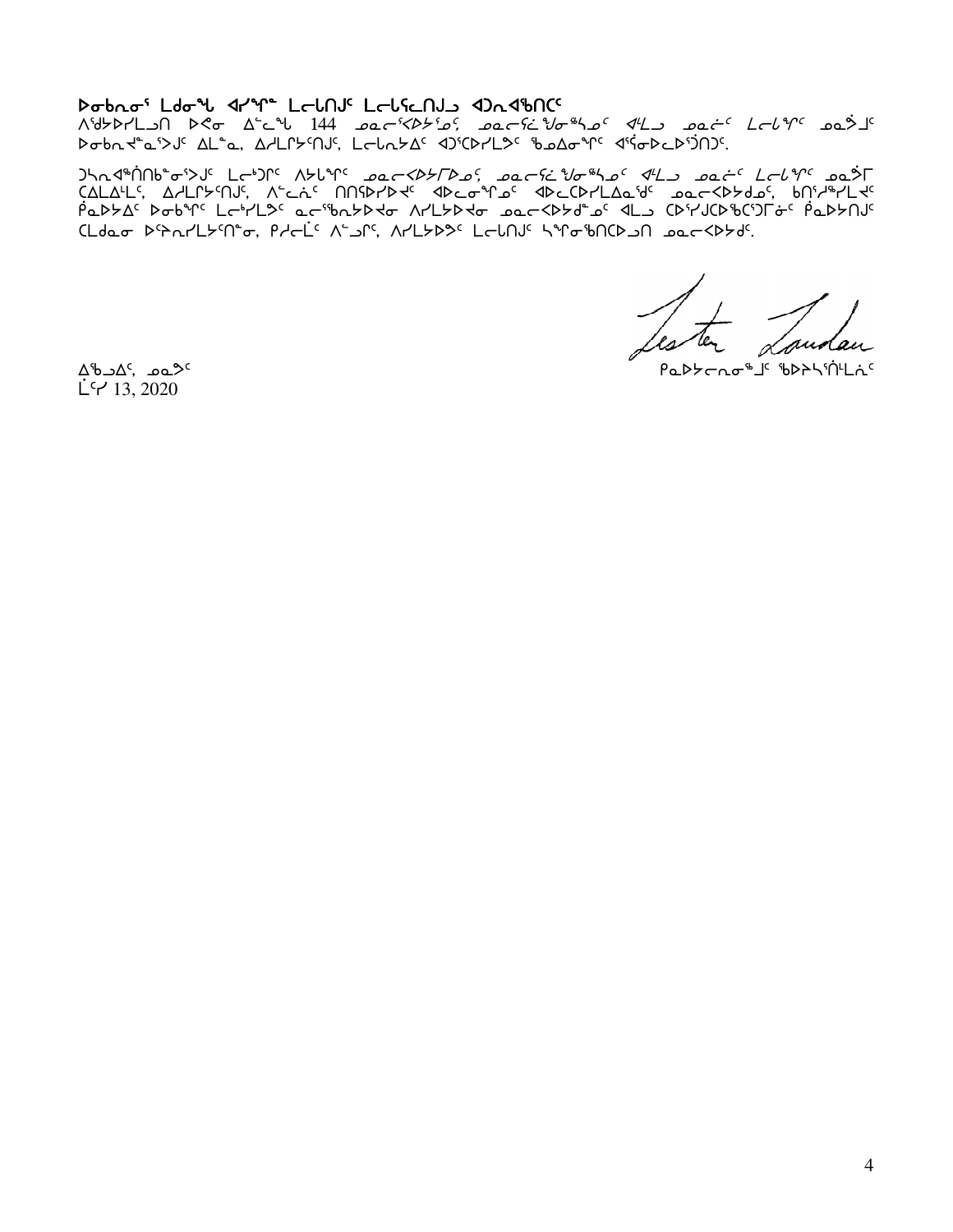**ᐅᓂᑲᓇᓂᕐ ᒪᑯᓂᖓ ᐊᓯᖏᓐ ᒪᓕᒐᑎᒍᑦ ᒪᓕᒋᓕᑎᒍᓗ ᐊᑐᓇᖃᑎᑦᑦ**

ᐱᑦᑯᔭᐅᓯᒪᓗᑎ ᐅᕙᓂ ᐃᓪᓚᖓ 144 ᓄᓇᓕᕐᐸᐅᔭᕐᓄᑦ, ᓄᓇᓕᕌᖁᓂᖅᓴᓄᑦ ᐊᒻᒪᓗ ᓄᓇᓖᑦ ᒪᓕᒐᖏᑦ ᓄᓇᕗᒧᑦ ᐅᓂᑲᓇᖀᓐᓇᕐᐳᑦ ᐃᒪᓐᓇ, ᐃᓱᒪᒋᔭᕐᑎᒍᑦ, ᒪᓕᒐᓇᔭᐃᑦ ᐊᑐᕐᑕᐅᓯᒪᕗᑦ ᖃᓄᐃᓂᖏᑦ ᐊᕐᕌᓂᐅᓚᐅᕐᑐᑦ.

ᑐᓴᕋᐊᖅᑏᑎᑲᓐᓂᕐᐳᑦ ᒪᓕᒃᑐᒋᑦ ᐱᔭᒐᖏᑦ ᓄᓇᓕᐸᐅᔭᒥᐅᓄᑦ, ᓄᓇᓕᕌᖁᓂᖅᓴᓄᑦ ᐊᒻᒪᓗ ᓄᓇᓖᑦ ᒪᓕᒐᖏᑦ ᓄᓇᕗᒥ ᑕᐃᒪᐃᒻᒪᕐ, ᐃᓱᒪᒋᔭᕐᑎᒍᑦ, ᐱᓪᓚᓖᑦ ᑎᑎᕋᐅᓯᐅᕝᑦ ᐊᐅᓚᓂᖏᓄᑦ ᐊᐅᓚᑕᐅᓯᒪᐃᓇᖁᑦ ᓄᓇᓕᐸᐅᔭᑯᓄᑦ, ᑲᑎᕐᓱᖅᓯᒪᕙᑦ ᕿᓇᐅᔭᐃᑦ ᐅᓂᑲᖏᑦ ᒪᓕᒃᓯᒪᔫᑦ ᓇᓕᖅᑲᓇᔭᐅᕙᓂ ᐱᓯᒪᔭᐅᕙᓂ ᓄᓇᓕᐸᐅᔭᑯᓐᓄᑦ ᐊᒪᓗ ᑕᐅᕐᓯᒍᑕᐅᖃᑦᑕᕐᑐᒥᓃᑦ ᕿᓇᐅᔭᑎᒍᑦ ᑕᒪᑯᓇᓂ ᐅᕐᐱᕆᓯᒪᔭᕐᑎᓐᓂ, ᑭᓯᓕᒫᑦ ᐱᓪᓗᒋᑦ, ᐱᓯᒪᔭᐅᕗᑦ ᒪᓕᒐᑎᒍᑦ ᓴᖏᓂᖃᑎᑕᐅᓗᑎ ᓄᓇᓕᐸᐅᔭᑯᑦ.

![signature]

ᕿᓇᐅᔭᓕᕆᓂᖅᒧᑦ ᖃᐅᔨᓴᕐᑏᒪᓃᑦ

ᐃᖃᓗᐃᑦ, ᓄᓇᕗᑦ
ᒫᑦᓯ 13, 2020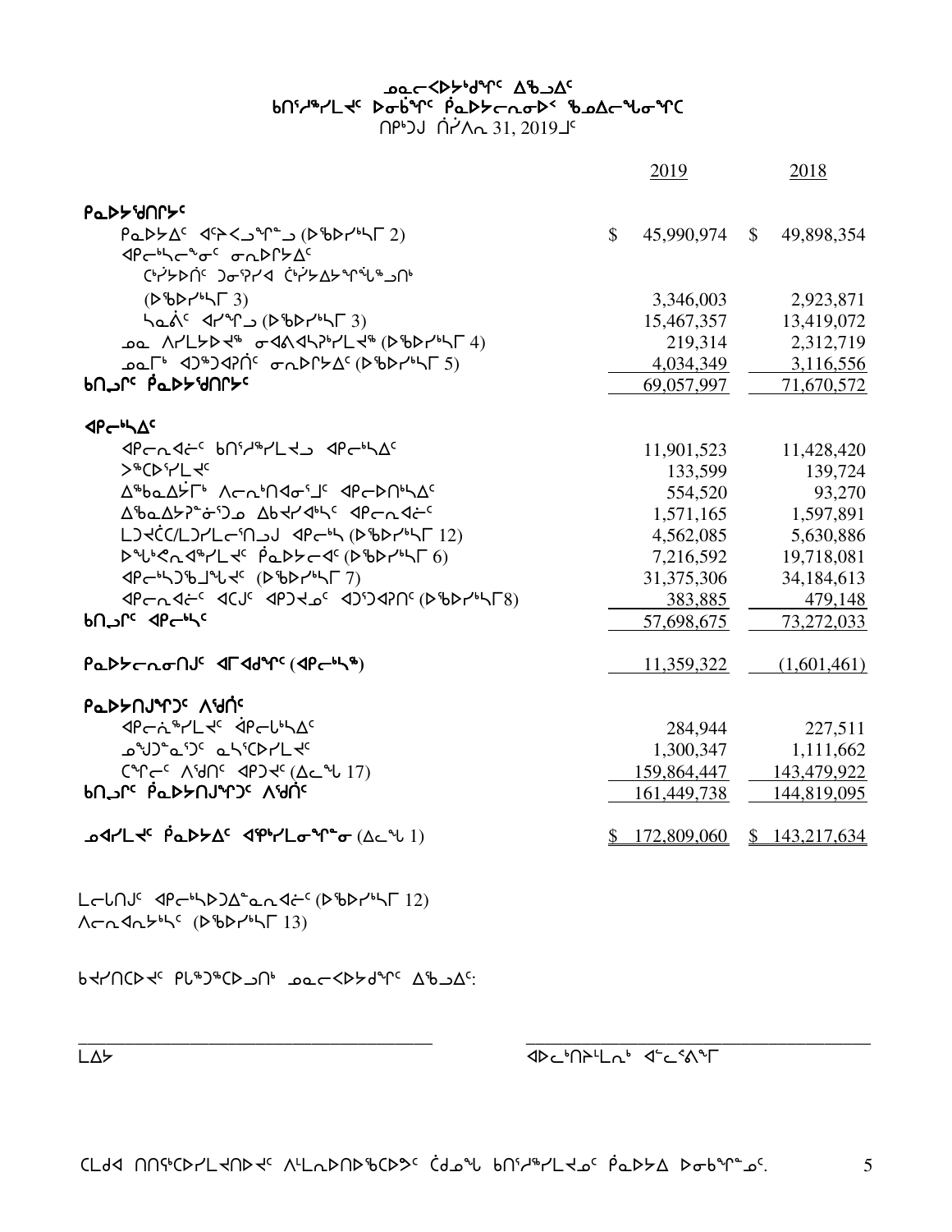# ᓄᓇᕗᑦ ᐊᕐᕕᒃ ᐃᖅᑲᐃᓯᑦ


ᓄᓇᓕᐸᐅᔭᒃᑯᓐᓂᑦ ᐃᖅᑲᓗᐃᑦ
ᑲᑎᖅᓱᖅᓯᒪᔪᑦ ᐅᓂᒃᑳᕐᓂᑦ ᑮᓇᐅᔭᓕᕆᓂᐅᑉ ᖃᓄᐃᓕᖓᓂᖓᑕ
ᑎᑉᐳᒍ ᒫᔾᔨ 31, 2019ᒧᑦ

| | 2019 | 2018 |
|---|---|---|
| **ᑮᓇᐅᔭᖃᖅᑎᒋᔪᑦ** | | |
| ᑮᓇᐅᔭᐃᑦ ᐊᕝᕙᖃᕈᓐᓇᖅᑐᑦ (ᐅᖃᐅᓯᒃᓴᒥ 2) | $ 45,990,974 | $ 49,898,354 |
| ᐊᑭᓕᒃᓴᓕᖅᓂᑦ ᓂᕆᐅᒋᔭᐃᑦ | | |
| ᑖᒃᑯᐊ ᑐᓂᕐᔪᐊ ᑖᒃᓯᔭᐃᔭᕐᓂᖕᒋᒻᒧᑦ | | |
| (ᐅᖃᐅᓯᒃᓴᒥ 3) | 3,346,003 | 2,923,871 |
| ᓴᓇᕖᑦ ᐊᓯᖏᑦ (ᐅᖃᐅᓯᒃᓴᒥ 3) | 15,467,357 | 13,419,072 |
| ᓄᓇ ᐱᓯᒪᔭᐅᕙ ᓂᐊᕕᐊᓴᕈᓯᒪᕙ (ᐅᖃᐅᓯᒃᓴᒥ 4) | 219,314 | 2,312,719 |
| ᓄᓇᒥᒃ ᐊᑐᖅᑐᐊᕈᑎᑦ ᓂᕆᐅᒋᔭᐃᑦ (ᐅᖃᐅᓯᒃᓴᒥ 5) | 4,034,349 | 3,116,556 |
| **ᑲᑎᓪᓗᒋᑦ ᑮᓇᐅᔭᖃᖅᑎᒋᔪᑦ** | 69,057,997 | 71,670,572 |
| **ᐊᑭᓕᒃᓴᐃᑦ** | | |
| ᐊᑭᓕᕆᐊᖑᑦ ᑲᑎᖅᓱᖅᓯᒪᔪᓗ ᐊᑭᓕᒃᓴᐃᑦ | 11,901,523 | 11,428,420 |
| ᐳᖅᑕᐅᔾᔨᒪᔪᑦ | 133,599 | 139,724 |
| ᐃᖅᑲᓇᐃᔮᒥᒃ ᐱᓕᕆᒃᑎᐊᓂᕐᒧᑦ ᐊᑭᓕᐅᑎᒃᓴᐃᑦ | 554,520 | 93,270 |
| ᐃᖅᑲᓇᐃᔭᕈᓐᓂᕐᑐᓄ ᐃᑲᔪᐊᒃᓴᑦ ᐊᑭᓕᕆᐊᖑᑦ | 1,571,165 | 1,597,891 |
| ᒪᑐᐃᑖᖅᑕᐅᓯᒪᓕᕐᑎᓗᒍ ᐊᑭᓕᒃᓴ (ᐅᖃᐅᓯᒃᓴᒥ 12) | 4,562,085 | 5,630,886 |
| ᐅᓪᓗᖕᕋᕆᐊᖅᓯᒪᔪᑦ ᑮᓇᐅᔭᓕᐊᑦ (ᐅᖃᐅᓯᒃᓴᒥ 6) | 7,216,592 | 19,718,081 |
| ᐊᑭᓕᒃᓴᑐᖃᒧᖓᔪᑦ (ᐅᖃᐅᓯᒃᓴᒥ 7) | 31,375,306 | 34,184,613 |
| ᐊᑭᓕᕆᐊᖑᑦ ᐊᑕᒧᑦ ᐊᑐᔪᓄᑦ ᐊᑐᐊᕈᑎᑦ (ᐅᖃᐅᓯᒃᓴᒥ 8) | 383,885 | 479,148 |
| **ᑲᑎᓪᓗᒋᑦ ᐊᑭᓕᒃᓴᑦ** | 57,698,675 | 73,272,033 |
| **ᑮᓇᐅᔭᓕᕆᓂᑎᒎᑦ ᐊᒥᐊᖅᑯᖏᑦ (ᐊᑭᓕᒃᓴᖅ)** | 11,359,322 | (1,601,461) |
| **ᑮᓇᐅᔭᑎᒎᕐᑐᑦ ᐱᖁᑏᑦ** | | |
| ᐊᑭᓖᖅᓯᒪᔪᑦ ᐋᑭᓕᒃᓴᐃᑦ | 284,944 | 227,511 |
| ᓄᖑᑐᓐᓇᕐᑐᑦ ᓇᓴᖅᑕᐅᓯᒪᔪᑦ | 1,300,347 | 1,111,662 |
| ᑕᕐᕆᑦ ᐱᖁᑎᑦ ᐊᑐᔪᑦ (ᐃᓕᖓ 17) | 159,864,447 | 143,479,922 |
| **ᑲᑎᓪᓗᒋᑦ ᑮᓇᐅᔭᑎᒎᕐᑐᑦ ᐱᖁᑏᑦ** | 161,449,738 | 144,819,095 |
| **ᓄᐊᓯᒪᔪᑦ ᑮᓇᐅᔭᐃᑦ ᐊᕿᖅᓯᒪᓂᖕᖏᓐᓂ (ᐃᓕᖓ 1)** | $ 172,809,060 | $ 143,217,634 |

ᒪᓕᒋᑎᒍᑦ ᐊᑭᓕᒃᓴᐅᑐᐃᓐᓇᕆᐊᖑᑦ (ᐅᖃᐅᓯᒃᓴᒥ 12)
ᐱᓕᕆᐊᕆᔭᒃᓴᑦ (ᐅᖃᐅᓯᒃᓴᒥ 13)

ᑲᔪᓯᑎᑕᐅᔪᑦ ᑭᒐᖅᑐᖅᑕᐅᓗᑎᒃ ᓄᓇᓕᐸᐅᔭᒃᑯᑦ ᐃᖅᑲᓗᐃᑦ:

_______________________________ _______________________________
ᒪᐃᔭ ᐊᐅᓚᑦᑎᔨᓪᒪᕆᒃ ᐊᓪᓚᕝᕕᖕᒥ

ᑕᒪᒃᑯᐊ ᑎᑎᕋᖅᑕᐅᓯᒪᔪᑎᒍᑦ ᐱᒪᕆᐅᑎᐅᖃᖅᑕᐅᔪᑦ ᑖᒃᑯᓂᖓ ᑲᑎᖅᓱᖅᓯᒪᔪᓄᑦ ᑮᓇᐅᔭᐃ ᐅᓂᒃᑳᖑᓂᑦ.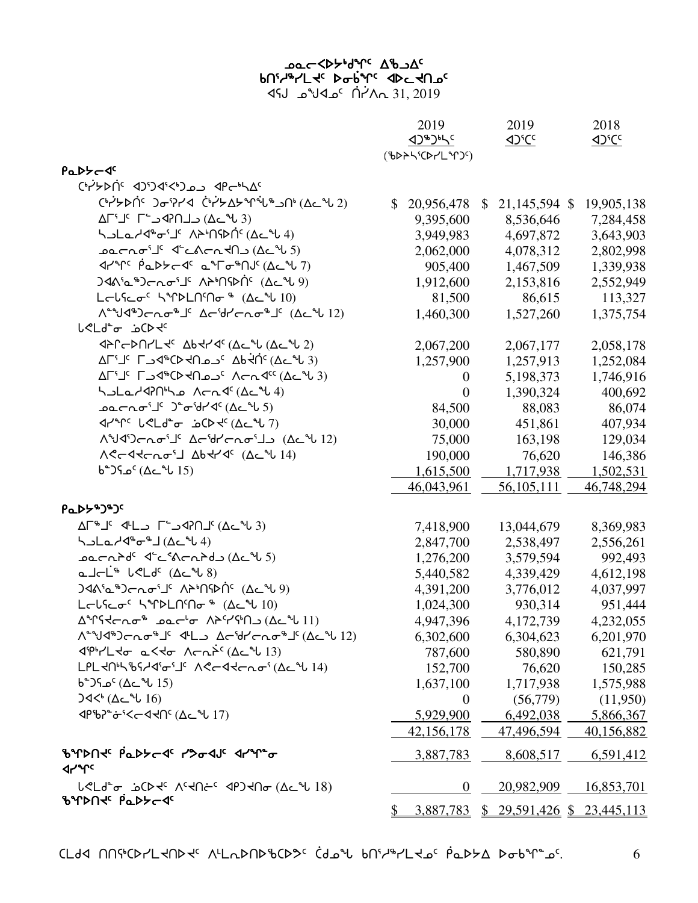# ᓄᓇᓕᐅᑉ ᐱᖁᑎᖏᑦ ᐃᒃᓗᐃᑦ
## ᑲᑎᓱᖅᓯᒪᔪᑦ ᐅᓂᒃᑳᖏᑦ ᐊᐅᓚᔪᑎᓄᑦ
### ᐊᕐᕌᒍ ᓄᖑᐊᓄᑦ ᒫᑦᓯ 31, 2019

| | 2019 ᐊᑐᖅᑐᕐᓴᑦ (ᖃᐅᔨᓴᖅᑕᐅᓯᒪᙱᑦᑐᑦ) | 2019 ᐊᑐᕐᑕᑦ | 2018 ᐊᑐᕐᑕᑦ |
|---|---|---|---|
| **ᑮᓇᐅᔭᓕᐊᑦ** | | | |
| ᑖᓃᑦᑐᑦ ᐊᑐᕐᑐᐊᕐᑲᕐᑐᓄᑦ ᐊᑭᓕᖅᓯᐃᑦ | | | |
| ᑖᓃᑦᑐᑦ ᑐᓂᕐᓯᐊ ᑖᓃᑦᑐᐃᔭᕐᕕᖃᕐᑐᑎᒃ (ᐃᓚᖓ 2) | $ 20,956,478 | $ 21,145,594 | $ 19,905,138 |
| ᐃᒥᕐᒧᑦ ᒥᕐᓗᐊᕈᑎᒧᑦ (ᐃᓚᖓ 3) | 9,395,600 | 8,536,646 | 7,284,458 |
| ᓴᓗᒪᓂᓯᐊᖅᓂᕐᒧᑦ ᐱᔭᕐᑎᕐᑐᑦ (ᐃᓚᖓ 4) | 3,949,983 | 4,697,872 | 3,643,903 |
| ᓄᓇᓕᓐᓂᕐᒧᑦ ᐊᓪᓚᕕᓕᓐᓂᐊᕐᑎᒍ (ᐃᓚᖓ 5) | 2,062,000 | 4,078,312 | 2,802,998 |
| ᐊᓯᖏᑦ ᑮᓇᐅᔭᓕᐊᑦ ᓇᖕᒥᓂᖅᑎᒍᑦ (ᐃᓚᖓ 7) | 905,400 | 1,467,509 | 1,339,938 |
| ᑐᐊᕕᕐᓇᖅᑐᓕᓐᓂᕐᒧᑦ ᐱᔭᕐᑎᕐᑐᑦ (ᐃᓚᖓ 9) | 1,912,600 | 2,153,816 | 2,552,949 |
| ᒪᓕᒃᓯᓚᓂᑦ ᓴᖏᑐᒪᑎᑦᑎᓂᖅ (ᐃᓚᖓ 10) | 81,500 | 86,615 | 113,327 |
| ᐱᙳᐊᖅᑐᓕᓐᓂᖅᒧᑦ ᐃᓕᑦᑎᓯᓕᓐᓂᖅᒧᑦ (ᐃᓚᖓ 12) | 1,460,300 | 1,527,260 | 1,375,754 |
| ᒐᕙᒪᒃᑯᓐᓂ ᓘᑕᐅᔪᑦ | | | |
| ᐊᕕᒋᓕᐅᑎᓯᒪᔪᑦ ᐃᑲᔪᓯᐊᑦ (ᐃᓚᖓ (ᐃᓚᖓ 2) | 2,067,200 | 2,067,177 | 2,058,178 |
| ᐃᒥᕐᒧᑦ ᒥᕐᓗᐊᖅᑕᐅᔪᑎᓄᑦ ᐃᑲᔪᕐᑦ (ᐃᓚᖓ 3) | 1,257,900 | 1,257,913 | 1,252,084 |
| ᐃᒥᕐᒧᑦ ᒥᕐᓗᐊᖅᑕᐅᔪᑎᓄᑦ ᐱᓕᕆᐊᑦᑦ (ᐃᓚᖓ 3) | 0 | 5,198,373 | 1,746,916 |
| ᓴᓗᒪᓂᓯᐊᕈᑎᖏᓐᓄ ᐱᓕᕆᐊᑦ (ᐃᓚᖓ 4) | 0 | 1,390,324 | 400,692 |
| ᓄᓇᓕᓐᓂᕐᒧᑦ ᑐᓐᓂᖅᑯᓯᐊᑦ (ᐃᓚᖓ 5) | 84,500 | 88,083 | 86,074 |
| ᐊᓯᖏᑦ ᒐᕙᒪᒃᑯᓐᓂ ᓘᑕᐅᔪᑦ (ᐃᓚᖓ 7) | 30,000 | 451,861 | 407,934 |
| ᐱᙳᐊᕐᑐᓕᓐᓂᕐᒧᑦ ᐃᓕᑦᑎᓯᓕᓐᓂᕐᒧᑦ (ᐃᓚᖓ 12) | 75,000 | 163,198 | 129,034 |
| ᐱᕙᓪᓕᐊᔪᓕᓐᓂᕐᒧᑦ ᐃᑲᔪᓯᐊᑦ (ᐃᓚᖓ 14) | 190,000 | 76,620 | 146,386 |
| ᑳᓐᑐᕌᓄᑦ (ᐃᓚᖓ 15) | 1,615,500 | 1,717,938 | 1,502,531 |
| | 46,043,961 | 56,105,111 | 46,748,294 |
| **ᑮᓇᐅᔭᖅᑐᖅᑐᑦ** | | | |
| ᐃᒥᕐᒧᑦ ᐊᓪᓚᒍ ᒥᕐᓗᐊᕈᑎᒧᑦ (ᐃᓚᖓ 3) | 7,418,900 | 13,044,679 | 8,369,983 |
| ᓴᓗᒪᓂᓯᐊᖅᓂᕐᒧᑦ (ᐃᓚᖓ 4) | 2,847,700 | 2,538,497 | 2,556,261 |
| ᓄᓇᓕᓐᓂᕐᒧᑦ ᐊᓪᓚᕕᓕᓐᓂᕐᒧᑦ (ᐃᓚᖓ 5) | 1,276,200 | 3,579,594 | 992,493 |
| ᓇᒧᓕᒫᖅ ᒐᕙᒪᑦ (ᐃᓚᖓ 8) | 5,440,582 | 4,339,429 | 4,612,198 |
| ᑐᐊᕕᕐᓇᖅᑐᓕᓐᓂᕐᒧᑦ ᐱᔭᕐᑎᕐᑐᑦ (ᐃᓚᖓ 9) | 4,391,200 | 3,776,012 | 4,037,997 |
| ᒪᓕᒃᓯᓚᓂᑦ ᓴᖏᑐᒪᑎᑦᑎᓂᖅ (ᐃᓚᖓ 10) | 1,024,300 | 930,314 | 951,444 |
| ᐃᖏᕐᓯᓕᓐᓂᖅ ᓄᓇᓕᒻᓂ ᐱᔭᕐᓯᕐᑎᒍ (ᐃᓚᖓ 11) | 4,947,396 | 4,172,739 | 4,232,055 |
| ᐱᙳᐊᖅᑐᓕᓐᓂᖅᒧᑦ ᐊᒻᒪᓗ ᐃᓕᑦᑎᓯᓕᓐᓂᖅᒧᑦ (ᐃᓚᖓ 12) | 6,302,600 | 6,304,623 | 6,201,970 |
| ᐊᕐᕕᓯᒪᔪᓂ ᓇᕙᔪᓂ ᐱᓕᕆᕝᕕᑦ (ᐃᓚᖓ 13) | 787,600 | 580,890 | 621,791 |
| ᒪᑭᒪᔪᑎᒃᓴᖃᕐᓯᐊᕐᓂᕐᒧᑦ ᐱᕙᓪᓕᐊᔪᓕᓐᓂᕐ (ᐃᓚᖓ 14) | 152,700 | 76,620 | 150,285 |
| ᑳᓐᑐᕌᓄᑦ (ᐃᓚᖓ 15) | 1,637,100 | 1,717,938 | 1,575,988 |
| ᑐᐊᑉ (ᐃᓚᖓ 16) | 0 | (56,779) | (11,950) |
| ᐊᑭᖃᕈᓐᓃᕐᓂᕐᐸᓪᓕᐊᔪᑎᑦ (ᐃᓚᖓ 17) | 5,929,900 | 6,492,038 | 5,866,367 |
| | 42,156,178 | 47,496,594 | 40,156,882 |
| **ᖃᖏᐅᑎᔪ ᑮᓇᐅᔭᓕᐊᑦ ᓯᕗᓂᐊᒍᑦ ᐊᓯᖏᓐᓂ** | 3,887,783 | 8,608,517 | 6,591,412 |
| ᐊᓯᖏᑦ | | | |
| ᒐᕙᒪᒃᑯᓐᓂ ᓘᑕᐅᔪᑦ ᐱᕐᔪᑎᓕᑦ ᐊᕿᑐᔪᑎᓂ (ᐃᓚᖓ 18) | 0 | 20,982,909 | 16,853,701 |
| **ᖃᖏᐅᑎᔪᑦ ᑮᓇᐅᔭᓕᐊᑦ** | $ 3,887,783 | $ 29,591,426 | $ 23,445,113 |

ᑕᒪᑐᐊ ᑎᑎᕋᖅᑕᐅᓯᒪᔪᑎᐅᔪᑦ ᐱᒻᒪᕆᐅᑎᐅᖃᑕᐅᕗᑦ ᑖᒃᑯᓇᖓ ᑲᑎᓱᖅᓯᒪᔪᓄᑦ ᑮᓇᐅᔭᐃ ᐅᓂᒃᑳᖕᓄᑦ.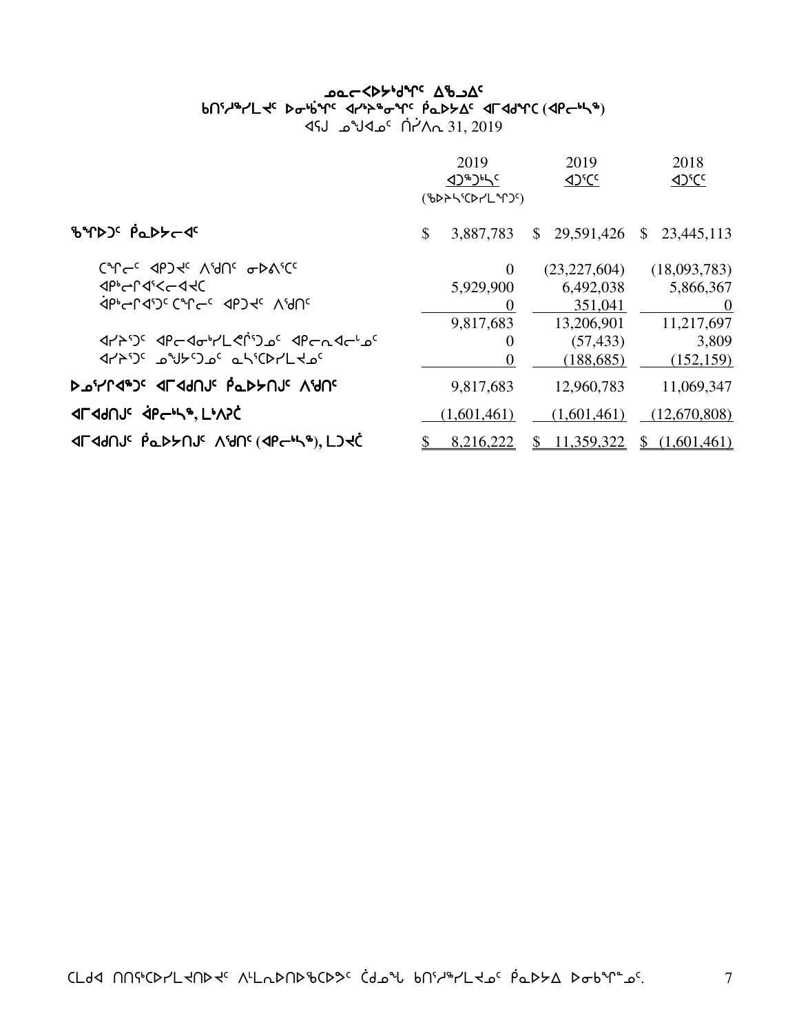# ᓄᓇᕗᑦ ᐊᐅᓚᔾᔨᒋᐊᕐᕕᒃ ᐃᖅᑲᓇᐃᔭᕐᕕᖓ
## ᑲᑎᖅᓱᖅᓯᒪᔪᑦ ᐅᓂᒃᑳᕆᐊᖏᑦ ᐊᓯᔾᔨᖅᑎᕆᓂᖏᑦ ᑮᓇᐅᔭᐃᑦ ᐊᒥᐊᑯᖏᑦ (ᐊᑭᓕᒃᓴᖅ)
ᐊᕐᕌᒍᓄᑦ ᓄᙳᐊᓂᖏᓐᓂ ᒫᔾᔨ 31, 2019

| | 2019 ᐋᖅᑭᒃᓱᐃᓯᒪᔪᑦ (ᑲᑎᖅᓱᐃᓯᒪᔪᑦ) | 2019 ᐊᑐᖅᑕᐅᔪᑦ | 2018 ᐊᑐᖅᑕᐅᔪᑦ |
|---|---|---|---|
| ᖃᑦᑎᖅᑐᑦ ᑮᓇᐅᔭᓕᐊᑦ | $ 3,887,783 | $ 29,591,426 | $ 23,445,113 |
| ᑕᒡᒐᓂ ᐊᑭᑐᔪᑦ ᐱᖁᑎᑦ ᓂᐅᕕᖅᑕᑦ | 0 | (23,227,604) | (18,093,783) |
| ᐊᑭᑦᓕᒋᐊᕐᐸᓕᐊᔪᑦ | 5,929,900 | 6,492,038 | 5,866,367 |
| ᐋᑭᑦᓕᒋᐊᕐᑐᑦ ᑕᒡᒐᓂ ᐊᑭᑐᔪᑦ ᐱᖁᑎᑦ | 0 | 351,041 | 0 |
| | 9,817,683 | 13,206,901 | 11,217,697 |
| ᐊᓯᔾᔨᕐᑐᑦ ᐊᑭᓕᐊᖅᓯᒪᕙᓪᓕᕐᑐᓄᑦ ᐊᑭᓕᐅᑎᓕᖕᓄᑦ | 0 | (57,433) | 3,809 |
| ᐊᓯᔾᔨᕐᑐᑦ ᓄᖑᔪᕐᑐᓄᑦ ᓇᓴᖅᑕᐅᓯᒪᔪᓄᑦ | 0 | (188,685) | (152,159) |
| ᐅᓄᕐᓯᒋᐊᖅᑐᑦ ᐊᒥᐊᑯᑎᒍᑦ ᑮᓇᐅᔭᑎᒍᑦ ᐱᖁᑎᑦ | 9,817,683 | 12,960,783 | 11,069,347 |
| ᐊᒥᐊᑯᑎᒍᑦ ᐋᑭᓕᒃᓴᖅ, ᒪᒃᐱᕋᐅᑉ | (1,601,461) | (1,601,461) | (12,670,808) |
| ᐊᒥᐊᑯᑎᒍᑦ ᑮᓇᐅᔭᑎᒍᑦ ᐱᖁᑎᑦ (ᐊᑭᓕᒃᓴᖅ), ᒪᑐᔪᐃᑉ | $ 8,216,222 | $ 11,359,322 | $ (1,601,461) |

ᑕᒪᑯᐊ ᑎᑎᕋᖅᑕᐅᓯᒪᔪᑎᑦ ᐱᒻᒪᕆᐅᑎᑦ ᑲᑎᖅᓱᖅᓯᒪᔪᓂᑦ ᑮᓇᐅᔭ ᐅᓂᒃᑳᖓᓂᑦ.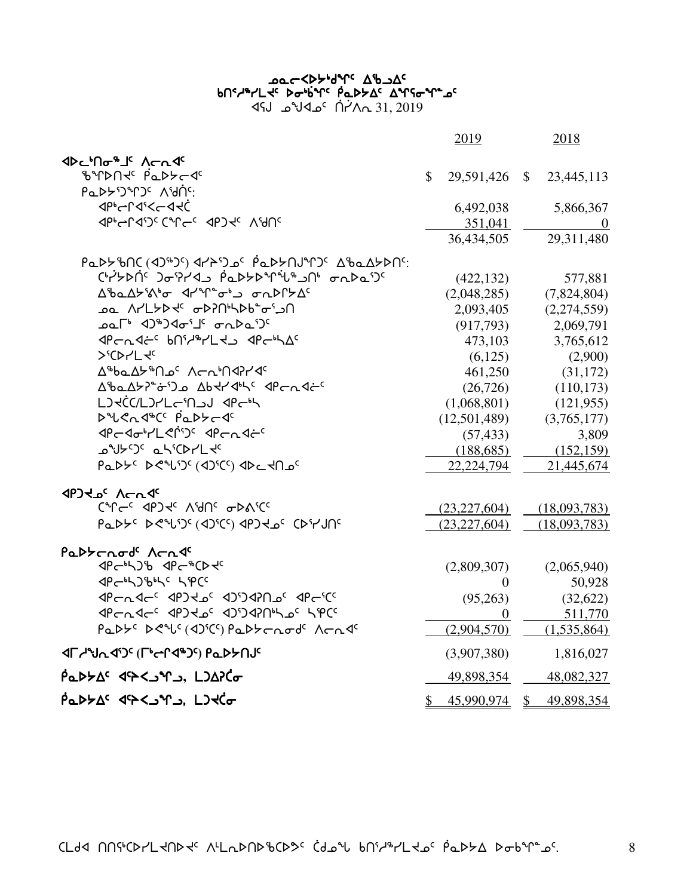# ᓄᓇᓕᐸᐅᔾᔪᑎᒋᔪᑦ ᐃᖅᑲᐃ
## ᑲᑎᖦᓱᖅᓯᒪᔪᑦ ᐅᓂᖅᑳᖏᑦ ᑮᓇᐅᔭᐃᑦ ᐃᒋᕐᓂᖏᓐᓄᑦ
ᐊᕐᕌᒍ ᓄᖑᐊᓄᑦ ᑎᓯᐱᕆ 31, 2019

| | 2019 | 2018 |
|---|---|---|
| **ᐊᐅᓚᑦᑎᓂᖕᒧᑦ ᐱᓕᕆᐊᑦ** | | |
| ᖃᖏᐅᑎᔪᑦ ᑮᓇᐅᔭᓕᐊᑦ | $ 29,591,426 | $ 23,445,113 |
| ᑮᓇᐅᔾᔪᑎᒋᓪᓗᒍ ᐱᖁᑎᑦ: | | |
| ᐊᑭᓕᕆᐊᕐᐸᓕᐊᔪᑖ | 6,492,038 | 5,866,367 |
| ᐊᑭᓕᕆᐊᕐᑐᑦ ᑕᖏᓕᑦ ᐊᑐᔪᑦ ᐱᖁᑎᑦ | 351,041 | 0 |
| | 36,434,505 | 29,311,480 |
| ᑮᓇᐅᔭᖃᑎᑕ (ᐊᑐᖅᑐᑦ) ᐊᓯᔾᔨᕐᑐᓄᑦ ᑮᓇᐅᔭᑎᒍᖏᑦᑐᑦ ᐃᖃᓇᐃᔭᐅᑎᑦ: | | |
| ᑕᑯᔭᐅᑏᑦ ᑐᓂᕐᕈᓯᐊᓗ ᑮᓇᐅᔭᐅᖏᖓᖅᒧᑎᑉ ᓂᕆᐅᓇᕐᑐᑦ | (422,132) | 577,881 |
| ᐃᖃᓇᐃᔭᕐᕕᖕᓂ ᐊᓯᖏᖕᓂᒃᑯ ᓂᕆᐅᒋᔭᐃᑦ | (2,048,285) | (7,824,804) |
| ᓄᓇ ᐱᓯᒪᔭᐅᔪᑦ ᓂᐅᕈᑎᒃᓴᐅᑲᓐᓂᕐᓗᑎ | 2,093,405 | (2,274,559) |
| ᓄᓇᒥᒃ ᐊᑐᖅᑐᐊᓂᕐᒧᑦ ᓂᕆᐅᓇᕐᑐᑦ | (917,793) | 2,069,791 |
| ᐊᑭᓕᕆᐊᖑᑦ ᑲᑎᖦᓱᖅᓯᒪᔪᓗ ᐊᑭᓕᒃᓴᐃᑦ | 473,103 | 3,765,612 |
| ᐳᕐᑕᐅᓯᒪᔪᑦ | (6,125) | (2,900) |
| ᐃᖅᑲᓇᐃᔭᖅᑎᓄᑦ ᐱᓕᕆᑦᑎᐊᕈᓯᐊᑦ | 461,250 | (31,172) |
| ᐃᖃᓇᐃᔭᕈᓐᓃᕐᑐᓄ ᐃᑲᔪᓯᐊᒃᓴᑦ ᐊᑭᓕᐊᖑᑦ | (26,726) | (110,173) |
| ᒪᑐᔪᑖᑕ/ᒪᑐᓯᒪᓕᕐᑎᓗᒍ ᐊᑭᓕᒃᓴ | (1,068,801) | (121,955) |
| ᐅᖓᕙᓂᐊᖅᑕᑦ ᑮᓇᐅᔭᓕᐊᑦ | (12,501,489) | (3,765,177) |
| ᐊᑭᓕᐊᓂᒃᓯᒪᕚᕐᑐᑦ ᐊᑭᓕᐊᖑᑦ | (57,433) | 3,809 |
| ᓄᖑᔭᕐᑐᑦ ᓇᓴᕐᑕᐅᓯᒪᔪᑦ | (188,685) | (152,159) |
| ᑮᓇᐅᔭᑦ ᐅᕙᖓᕐᑐᑦ (ᐊᑐᕐᑕᑦ) ᐊᐅᓚᔪᑎᓄᑦ | 22,224,794 | 21,445,674 |
| **ᐊᑐᔪᓄᑦ ᐱᓕᕆᐊᑦ** | | |
| ᑕᖏᓕᑦ ᐊᑐᔪᑦ ᐱᖁᑎᑦ ᓂᐅᕕᕐᑕᑦ | (23,227,604) | (18,093,783) |
| ᑮᓇᐅᔭᑦ ᐅᕙᖓᕐᑐᑦ (ᐊᑐᕐᑕᑦ) ᐊᑐᔪᓄᑦ ᑕᐅᕐᓯᒍᑎᑦ | (23,227,604) | (18,093,783) |
| **ᑮᓇᐅᔭᓕᓇᓂᑯᑦ ᐱᓕᕆᐊᑦ** | | |
| ᐊᑭᓕᒃᓴᒃ ᐊᑭᓕᖅᑕᐅᔪᑦ | (2,809,307) | (2,065,940) |
| ᐊᑭᓕᒃᓴᖃᒃᓴᑦ ᓴᕿᑕᑦ | 0 | 50,928 |
| ᐊᑭᓕᐊᖑᑦ ᐊᑐᔪᓄᑦ ᐊᑐᕐᑐᐊᕈᑎᓄᑦ ᐊᑭᓕᕐᑕᑦ | (95,263) | (32,622) |
| ᐊᑭᓕᐊᖑᑦ ᐊᑐᔪᓄᑦ ᐊᑐᕐᑐᐊᕈᑎᒃᓴᓄᑦ ᓴᕿᑕᑦ | 0 | 511,770 |
| ᑮᓇᐅᔭᑦ ᐅᕙᖓᑦ (ᐊᑐᕐᑕᑦ) ᑮᓇᐅᔭᓕᓇᓂᑯᑦ ᐱᓕᕆᐊᑦ | (2,904,570) | (1,535,864) |
| **ᐊᒥᓱᖑᓇᐊᕐᑐᑦ (ᒥᑭᓕᕆᐊᖅᑐᑦ) ᑮᓇᐅᔭᑎᒍᑦ** | (3,907,380) | 1,816,027 |
| **ᑮᓇᐅᔭᐃᑦ ᐊᕿᐸᓗᖏᓗ, ᒪᑐᐃᕈᑖᓂ** | 49,898,354 | 48,082,327 |
| **ᑮᓇᐅᔭᐃᑦ ᐊᕿᐸᓗᖏᓗ, ᒪᑐᔪᑖᓂ** | $ 45,990,974 | $ 49,898,354 |

ᑕᒪᑯᐊ ᑎᑎᕋᕐᑕᐅᓯᒪᔪᑎᐅᔪᑦ ᐱᒻᒪᕆᐅᑎᐅᖃᑕᐅᕗᑦ ᑖᒃᑯᓇᖓ ᑲᑎᖦᓱᖅᓯᒪᔪᓄᑦ ᑮᓇᐅᔭ ᐅᓂᒃᑳᖓᓄᑦ.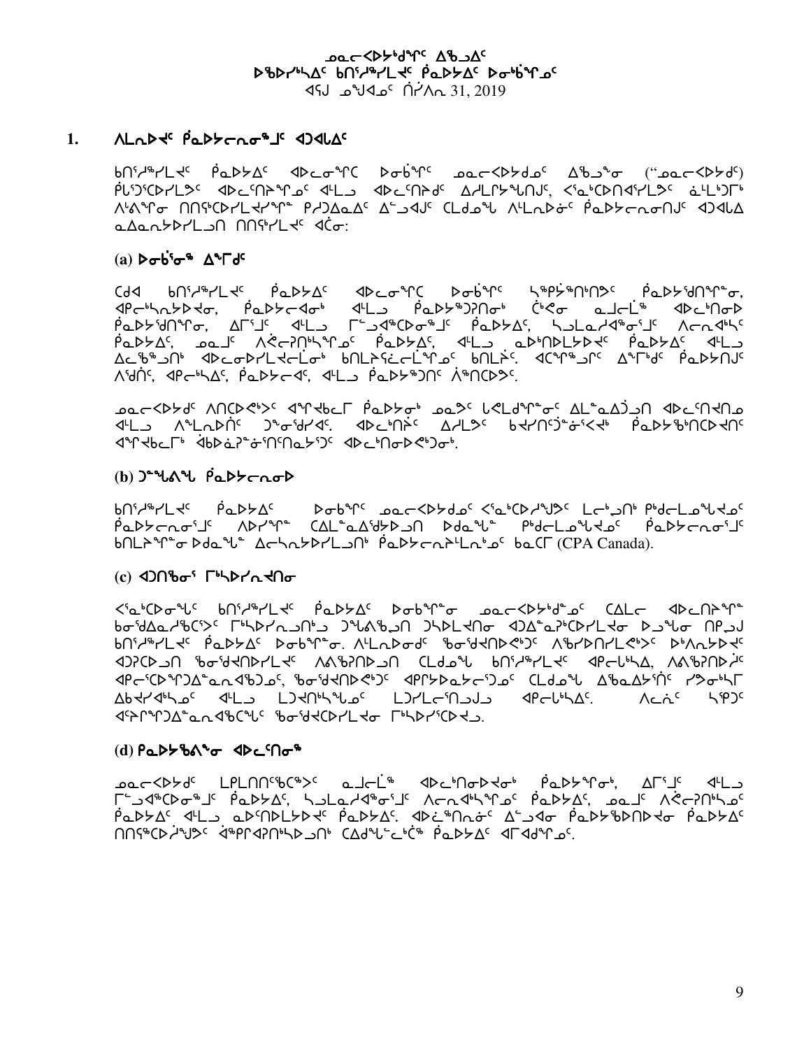# ᓄᓇᓕᐸᐅᔭᒃᑯᖏᑦ ᐃᖃᓗᐃᑦ
## ᐅᖃᐅᓯᒃᓴᐃᑦ ᑲᑎᑦᓱᖅᓯᒪᔪᑦ ᑮᓇᐅᔭᐃᑦ ᐅᓂᒃᑳᕐᓂᑦ
ᐊᕐᕌᒍ ᓄᙳᐊᓂᑦ ᑏᓯᐱᕆ 31, 2019

## 1. ᐱᒪᕆᐅᔪᑦ ᑮᓇᐅᔭᓕᕆᓂᕐᒧᑦ ᐊᑐᐊᕐᒪᐃᑦ

ᑲᑎᑦᓱᖅᓯᒪᔪᑦ ᑮᓇᐅᔭᐃᑦ ᐊᐅᓚᓂᖕᒋᑕ ᐅᓂᒃᑳᖏᑦ ᓄᓇᓕᐸᐅᔭᒃᑯᓐ ᐃᖃᓗᖕᓂ ("ᓄᓇᓕᐸᐅᔭᒃᑯᑦ") ᑭᒡᒐᖅᑐᖅᓯᒪᔪᑦ ᐊᐅᓚᑦᑎᔨᖏᓐᓄᑦ ᐊᒻᒪᓗ ᐊᐅᓚᑦᑎᔨᒃᑯᑦ ᐃᓱᒪᒋᔭᖓᑎᒍᑦ, ᐸᕐᓇᒃᑕᐅᑎᐊᕐᓯᒪᔪᑦ ᓈᒻᒪᒃᑐᒥᒃ ᐱᐅᓂᖏᓐᓂ ᑎᑎᕐᑲᑕᐅᓯᒪᔭᕐᖏᓐᓂ ᐱᓯᐊᓂᖅ ᑎᑎᕐᑲᑕᐅᓯᒪᓕᕐᖏᓐᓂ ᑭᓱᐃᓇᐃᑦ ᐃᓪᓗᐊᒍᑦ ᑕᒪᑯᓇᖓ ᐱᒪᕆᐅᓂᑦ ᑮᓇᐅᔭᓕᕆᓂᕐᑎᒍᑦ ᐊᑐᐊᕐᒪᐃᑦ ᓇᐃᓈᔭᐅᓯᒪᓗᑎ ᑎᑎᕋᖅᓯᒪᔪᑦ ᐊᑖᓂ:

### (a) ᐅᓂᒃᑳᕐᓂᖅ ᐃᖕᒥᒃᑦ

ᑕᒃᑲ ᑲᑎᑦᓱᖅᓯᒪᔪᑦ ᑮᓇᐅᔭᐃᑦ ᐊᐅᓚᓂᖕᒋᑕ ᐅᓂᒃᑳᖏᑦ ᓴᖅᑭᔮᖅᑎᑦᑎᑦᑐᑦ ᑮᓇᐅᔭᑦᑎᒋᓐᓂᖕᓂ, ᐊᑭᓕᒃᓴᐅᔭᕐᓂ, ᑮᓇᐅᔭᓕᐊᕐᓂᒃ ᐊᒻᒪᓗ ᑮᓇᐅᔭᖅᑐᕈᑎᓂᒃ ᑖᒃᑯᓂ ᓇᒧᓕᒫᖅ ᐊᐅᓚᒃᑎᓂᐅ ᑮᓇᐅᔭᑦᑎᒋᓐᓂᖕᓂ, ᐃᒥᕐᒧᑦ ᐊᒻᒪᓗ ᒥᖅᑯᐊᖅᑕᐅᓂᕐᒧᑦ ᑮᓇᐅᔭᐃᑦ, ᓴᓗᒪᓴᐃᔭᖅᓂᕐᒧᑦ ᐱᓕᕆᐊᒃᓴᑦ ᑮᓇᐅᔭᐃᑦ, ᓄᓇᒧᑦ ᐱᕚᓕᕈᑎᒃᓴᖅᑐᕐᓄᑦ ᑮᓇᐅᔭᐃᑦ, ᐊᒻᒪᓗ ᓇᐅᑎᒃᑎᒪᔭᐅᔪᑦ ᑮᓇᐅᔭᐃᑦ ᐊᒻᒪᓗ ᐃᓚᒃᑯᑎᑦ ᐊᐅᓚᓂᐅᓯᒪᓕᖅᑕᓕᒫᓂᒃ ᑲᑎᒪᔩᑦᓕᒫᖅᑐᓄᑦ ᑲᑎᒪᔩᑦ. ᐊᕝᕙᖅᑐᒥᑦ ᐃᖕᒥᒃᑦ ᑮᓇᐅᔭᑎᒍᑦ ᐱᖁᑎᑦ, ᐊᑭᓕᒃᓴᐃᑦ, ᑮᓇᐅᔭᓕᐊᑦ, ᐊᒻᒪᓗ ᑮᓇᐅᔭᖅᑐᑎᑦ ᐲᖅᑎᑕᐅᔪᑦ.

ᓄᓇᓕᐸᐅᔭᒃᑯᑦ ᐱᑎᑦᑕᐅᔪᑦ ᐊᕐᕌᒍᑕᒫᖅ ᑮᓇᐅᔭᓂᒃ ᓄᓇᕗᒻᒥ ᒐᕙᒪᒃᑯᓐᓂᒃ ᐃᒪᖕᓇᐃᖅᓱᐃᔭᐅᑎ ᐊᐅᓚᑦᑎᑎᑦᑐᓂ ᐊᒻᒪᓗ ᐱᖕᒪᕆᐅᓂᑦ ᑐᖕᓂᖅᓱᐊᕐᓂᑦ. ᐊᐅᓚᑦᑎᔾᔪᑏᑦ ᐃᓱᒪᒋᔭᐅᔪᑦ ᑲᔪᖏᖅᓱᐃᔨᒋᔭᐅᓂᖏᓐᓂ ᑮᓇᐅᔭᖃᖅᑎᑕᐅᓂᖏᑦ ᐊᕐᕌᒍᑕᒫᖅ ᐋᖃᐃᓐᓇᕆᐊᓕᖕᓂᖅᑕᐅᔪᑦ ᐊᐅᓚᑦᑎᓂᐅᕙᒃᑐᓂᒃ.

### (b) ᑐᙵᕕᖓ ᑮᓇᐅᔭᓕᕆᓂᐅ

ᑲᑎᑦᓱᖅᓯᒪᔪᑦ ᑮᓇᐅᔭᐃᑦ ᐅᓂᒃᑳᖏᑦ ᓄᓇᓕᐸᐅᔭᒃᑯᓐ ᐸᕐᓇᒃᑕᐅᓯᒪᔪᑦ ᒪᓕᒃᖢᑎᒃ ᑭᒃᑯᓕᒫᓄᑦ ᑲᒪᔨᓄᑦ ᑮᓇᐅᔭᓕᕆᓂᕐᒧᑦ ᐱᔪᓯᕐᓂ ᑕᐃᒪᓐᓇᐃᓕᔭᐅᓯᒪᓗᑎ ᐅᑯᓇᖓ ᑭᒃᑯᓕᒫᓄᑦ ᑲᒪᔨᓄᑦ ᑮᓇᐅᔭᓕᕆᓂᕐᒧᑦ ᑲᑎᒪᔨᕐᓂ ᐅᑯᓇᖓ ᐃᓕᓴᕆᔭᐅᓯᒪᓗᑎᒃ ᑮᓇᐅᔭᓕᕆᓕᒫᓕᕆᔨᓄᑦ ᑲᓇᑕᒥ (CPA Canada).

### (c) ᐊᑐᑎᖃᓂᕐ ᒥᒃᓵᔪᑎᓂ

ᐸᕐᓇᒃᑕᐅᓂᖓᑦ ᑲᑎᑦᓱᖅᓯᒪᔪᑦ ᑮᓇᐅᔭᐃᑦ ᐅᓂᒃᑳᖏᓐᓂ ᓄᓇᓕᐸᐅᔭᒃᑯᖏᓐᓂ ᑕᐃᒪᓕ ᐊᐅᓚᑦᑎᔨᖏᑦ ᑲᓂᕐᑯᐊᓯᖃᑦᑕᕐᐳᑦ ᒥᒃᓵᔪᑎᓄᑦ ᑐᙵᕕᖃᐅᑎᓗᑎ ᑐᓴᒪᔪᑎᓂ ᐊᑐᐃᓐᓇᕈᖅᑕᐅᓯᒪᔪᓂ ᐅᓗᕆᓂ ᑎᑭᓗᒍ ᑲᑎᑦᓱᖅᓯᒪᔪᑦ ᑮᓇᐅᔭᐃᑦ ᐅᓂᒃᑳᕐᓂᖓᓂ. ᐱᒪᕆᐅᓂᑯᑦ ᖃᓂᖓᑎᑦᑎᕚᒃᑐᑦ ᐱᖁᔭᐅᓂᑎᓯᒪᕚᒃᐳᑦ ᐅᒃᐱᓇᔭᖅᑐᑦ ᐊᑐᕈᑕᐅᓗᑎ ᖃᓂᖓᑎᑦᑎᔨᓯᒪᔪᑦ ᐱᕙᖅᑲᐃᑦᓱᑎ ᑕᐃᒪᓐᓇᓕ ᑲᑎᑦᓱᖅᓯᒪᔪᑦ ᐊᑭᓕᒃᓴᐃᑦ, ᐱᕙᖅᑲᐃᑦᑐᒋᑦ ᐊᑐᕐᓂᖅᑕᐅᖃᑦᑕᖅᑐᓂᒃ, ᖃᓂᖓᑎᑦᑐᕙᒃᑐᑦ ᐊᑭᓕᐅᓇᓴᕐᑐᓂᒃ ᑕᐃᒪᓐᓇᓕ ᐃᖃᐃᔭᕐᓂᑦ ᓯᕗᓂᖓᒥ ᐃᑲᔪᐊᕐᓴᓂᑦ ᐊᒻᒪᓗ ᒪᓕᒃᑎᓯᒪᓂᑦ ᒪᓕᒃᓯᒪᓕᖅᑎᓪᓗᒍ ᐊᑭᓕᒃᓴᐃᑦ. ᐱᓕᕆᓂᑦ ᓴᖅᑐᑦ ᐊᔾᔨᒋᙱᑦᑐᐃᓐᓇᖅᑲᑕᓐᓂ ᖃᓂᖓᑎᑕᐅᓯᒪᔪᓂ ᒥᒃᓵᔪᓯᑕᐅᔪᓄ.

### (d) ᑮᓇᐅᔭᖃᕐᓂ ᐊᐅᓚᑦᑎᓂᖅ

ᓄᓇᓕᐸᐅᔭᒃᑯᑦ ᒪᓕᒪᑎᑦᓯᕙᒃᐳᑦ ᓇᒧᓕᒫᖅ ᐊᐅᓚᒃᑎᓂᐅᔪᓂᒃ ᑮᓇᐅᔭᕐᒋᓐᓂᒃ, ᐃᒥᕐᒧᑦ ᐊᒻᒪᓗ ᒥᖅᑯᐊᖅᑕᐅᓂᕐᒧᑦ ᑮᓇᐅᔭᐃᑦ, ᓴᓗᒪᓴᐃᔭᖅᓂᕐᒧᑦ ᐱᓕᕆᐊᒃᓴᑦ ᑮᓇᐅᔭᐃᑦ, ᓄᓇᒧᑦ ᐱᕚᓕᕈᑎᒃᓴᖅᑐᓂ ᑮᓇᐅᔭᐃᑦ ᐊᒻᒪᓗ ᓇᐅᑎᒃᑎᒪᔭᐅᔪᑦ ᑮᓇᐅᔭᐃᑦ. ᐊᐅᓪᓚᕐᓂᑦ ᐃᓪᓗᐊᓂ ᑮᓇᐅᔭᖃᐅᑎᔪᓂ ᑮᓇᐅᔭᐃᑦ ᑎᑎᕐᑲᑕᐅᔪᓯᒪᔪᑦ ᐋᖅᑭᐊᕈᑎᖃᖅᑐᓂ ᑕᐃᒪᓐᓇᓕᑦᑕᕐᓂᖅ ᑮᓇᐅᔭᐃᑦ ᐊᒥᐊᒃᑯᖏᑦ.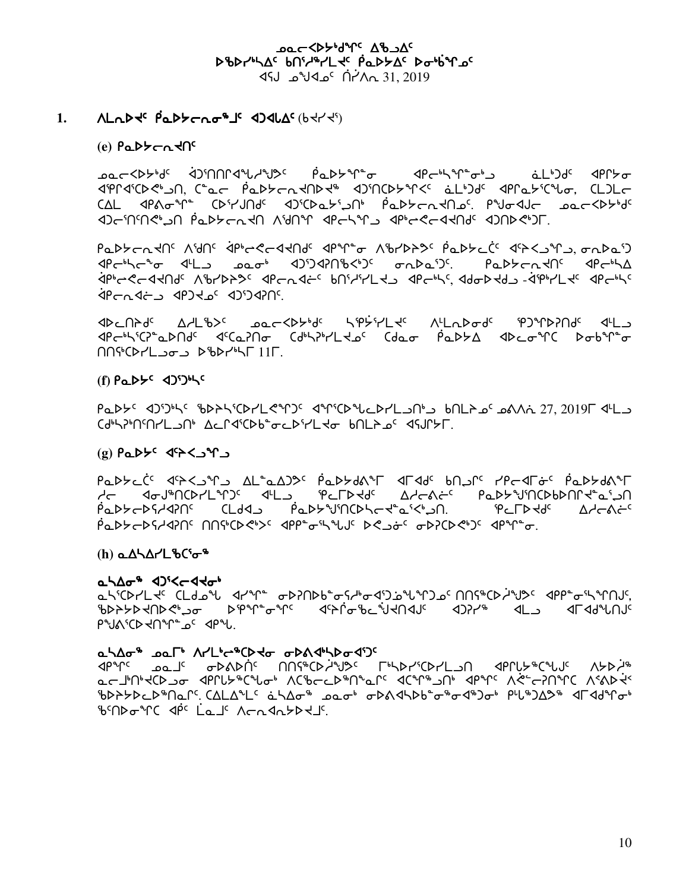ᓄᓇᓕᐸᐅᔭᒃᑯᑦ ᐃᖃᓗᐃᑦ
ᐅᖃᐅᓯᖅᓴᐃᑦ ᑲᑎᖅᓱᖅᓯᒪᔪᑦ ᑭᓇᐅᔭᐃᑦ ᐅᓂᒃᑳᖓᓄᑦ
ᐊᕐᕌᒍᖓᓄᑦ ᑎᓯᐱᕆ 31, 2019

## 1. ᐱᒪᕆᐅᔪᑦ ᑮᓇᐅᔭᓕᕆᓂᖅᒧᑦ ᐊᑐᐊᒐᐃᑦ (ᑲᔪᓯᔪᖅ)

### (e) ᑮᓇᐅᔭᓕᕆᔪᑎᑦ

ᓄᓇᓕᐸᐅᔭᒃᑯᑦ ᐋᑐᕐᑎᑎᕆᐊᖅᓯᓯᖅᖢᕗᑦ ᑮᓇᐅᔭᖅᑎᖏᓐᓂ ᐊᑮᓕᒃᓴᖅᑎᖏᓐᓂᒃᒧ ᓈᒻᒪᒃᑐᑦ ᐊᑭᕝᔭᓂ ᐊᕿᒋᐊᕐᑕᐅᕙᒃᒧᑎ, ᑖᓐᓇ ᑮᓇᐅᔭᓕᕆᔪᑎᐅᔪᖅ ᐊᑐᕐᑎᑕᐅᔭᖅᑎᐸᑦ ᓈᒻᒪᒃᑐᑦ ᐊᑭᒋᓇᔾᑕᖅᖢᓂ, ᑕᒪᒃᑲᓕ ᑕᐃᒪ ᐊᑭᐱᓂᖅᑎᓐ ᑕᐅᔾᔪᑎᑦ ᐊᑐᕐᑕᐅᓇᔅᓗᑎᒃ ᑮᓇᐅᔭᓕᕆᔪᑎᓄᑦ. ᑭᖑᓂᐊᒍᓕ ᓄᓇᓕᐸᐅᔭᒃᑯᑦ ᐊᑐᓕᕐᑎᕐᕙᒃᒧᑎ ᑮᓇᐅᔭᓕᕆᔪᑎ ᐱᔾᔪᑎᖅ ᐊᑮᓕᖅᑎᖅᒧ ᐊᑮᒃᓕᕙᓕᐊᔪᑎᑦ ᐊᑐᑎᐅᕙᒃᑐᒥ.

ᑮᓇᐅᔭᓕᕆᔪᑎᑦ ᐱᔾᔪᑎᑦ ᐋᑮᒃᓕᕙᓕᐊᔪᑎᑦ ᐊᑭᖏᓐᓂ ᐱᖃᓯᐅᑎᕗᑦ ᑮᓇᐅᔭᓕᑖᑦ ᐊᖅᐸᒧᖅᒧ, ᓂᕆᐅᓇᕐᑐ ᐊᑮᒃᓴᓕᖓᓂ ᐊᒻᒪᓗ ᓄᓇᓂᒃ ᐊᑐᕐᑐᐊᕈᑎᖃᕐᑐᑦ ᓂᕆᐅᓇᕐᑐᑦ. ᑮᓇᐅᔭᓕᕆᔪᑎᑦ ᐊᑮᒃᓴᐃ ᐋᑮᒃᓕᕙᓕᐊᔪᑎᑦ ᐱᖃᓯᐅᑎᕗᑦ ᐊᑮᓕᐊᓖᑦ ᑲᑎᖅᓯᓯᒪᔪᒧ ᐊᑮᒃᓴᖅ, ᐊᑯᓂᐅᔪᒧ -ᐋᖅᐱᖅᓯᒪᔪᑦ ᐊᑮᒃᓴᑦ ᐋᑮᓕᐊᓖᒧ ᐊᑭᔪᐊᓂᑦ ᐊᑐᑐᐊᕈᑎᑦ.

ᐊᐅᓚᑎᔨᑯᑦ ᐃᓱᒪᒃᑲᑦ ᓄᓇᓕᐸᐅᔭᒃᑯᑦ ᓴᕿᔮᕐᓯᒪᔪᑦ ᐱᒻᒪᕆᐅᓂᑯᑦ ᖃᐅᔨᒋᐅᕈᑎᒃᑯᑦ ᐊᒻᒪᓗ ᐊᑮᒃᓴᖅᑕᕈᓐᓇᐅᑎᒃᑯᑦ ᐊᑦᑕᓇᕈᑎᓂ ᑕᒃᓴᕈᖅᓯᒪᔪᓄᑦ ᑕᒃᑲᓂ ᑮᓇᐅᔭᐃ ᐊᐅᓚᓂᖅᑕ ᐅᓂᒃᑳᖕᓂ ᑎᑎᕋᖅᑕᐅᓯᒪᔪᓂᒍ ᐅᖃᐅᓯᖅᓯᒥ 11ᒥ.

### (f) ᑮᓇᐅᔭᑦ ᐊᑐᕐᑐᕐᓴᑦ

ᑮᓇᐅᔭᑦ ᐊᑐᕐᑐᕐᓴᑦ ᖃᐅᔨᓴᕐᑕᐅᓯᒪᕙᖕᒋᑦ ᐊᖏᕐᑕᐅᖕᓚᐅᓯᒪᓗᑎᒃᒧ ᑲᑎᒪᔨᓄᑦ ᓄᕕᐱᕆ 27, 2019ᒥ ᐊᒻᒪᓗ ᑕᒃᓴᕈᑎᑦᑎᓯᒪᓗᑎᒃ ᐃᓚᒋᐊᕐᑕᐅᑲᓐᓂᓚᐅᕐᓯᒪᔪᓂ ᑲᑎᒪᔨᓄᑦ ᐊᕐᕌᒍᔭᒥ.

### (g) ᑮᓇᐅᔭᑦ ᐊᕝᔭᐸᒍᖅᒧ

ᑮᓇᐅᔭᓕᑖᑦ ᐊᕝᔭᐸᒍᖅᒧ ᐃᒪᓐᓇᐃᑐᕗᑦ ᑮᓇᐅᔭᑯᐱᖅᒥ ᐊᒥᐊᑯᑦ ᑲᑎᒍᒥᑦ ᓯᕿᓕᐊᒥᓃᑦ ᑮᓇᐅᔭᑯᐱᖅᒥ ᓱᓕ ᐊᓂᒍᖅᑎᑕᐅᓯᒪᖕᒋᑦ ᐊᒻᒪᓗ ᖃᓕᒥᐅᔪᑯᑦ ᐃᓱᓕᕙᓖᑦ ᑮᓇᐅᔭᖅᑰᑎᑕᐅᑲᐅᑎᒋᔪᓐᓇᕐᒃᑐᑎ ᑮᓇᐅᔭᓕᐅᕐᓴᐃᓐᓇᕐᑎᑦ ᑕᒪᑯᐊ ᑮᓇᐅᔭᖅᑰᑎᑕᐅᓴᓕᔪᓐᓇᕐᓴᕐᒃᑯᑎ. ᖃᓕᒥᐅᔪᑯᑦ ᐃᓱᓕᕙᓖᑦ ᑮᓇᐅᔭᓕᐅᕐᓴᐃᓐᓇᕐᑎᑦ ᑎᑎᕋᕐᑕᐅᕙᒃᐳᑦ ᐊᑮᓐᓂᕐᓴᖅᖢᑦ ᐅᕙᒍᓃᑦ ᓂᐅᕈᑕᐅᕙᒃᑐᑦ ᐊᑭᖏᓐᓂ.

### (h) ᓇᐃᓴᐃᓯᒪᖃᑦᑕᕐᓂᖅ

#### ᓇᓴᐃᓂᖅ ᐊᑐᕐᕙᓕᐊᔪᓂᒃ
ᓇᓴᕐᑕᐅᓯᒪᔪᑦ ᑕᒪᑯᓇᖕᓂ ᐊᓯᖏᓐᓇ ᓂᕈᐊᕐᑕᐅᓂᕐᓴᖅᓯᖅᓂᐊᕐᑑᓐᓇᖅᒎᖅᒍᓄᑦ ᑎᑎᕋᖅᑕᐅᓲᖑᔪᑦ ᐊᑭᒋᓇᔅᓴᖅᑎᒍᑦ, ᖃᐅᔨᔭᐅᔪᑎᐅᕙᒃᒧᓂ ᐅᖅᑮᖅᓂᖅᑮᑦ ᐊᕝᔭᒥᓂᖃᓚᖑᔪᑎᐊᒍᑦ ᐊᑐᕐᓯᖅ ᐊᒻᒪᓗ ᐊᒥᐊᑯᖕᒋᑎᒍᑦ ᑭᖑᐱᕐᑕᐅᔪᑎᖏᓐᓄᑦ ᐊᑭᖓ.

#### ᓇᓴᐃᓂᖅ ᓄᓇᒥᒃ ᐱᓯᒪᒃᓕᖅᑕᐅᔪᓂ ᓂᐅᕕᐊᖕᓴᐅᓂᐊᕐᑐᑦ
ᐊᑭᖏᑦ ᓄᓇᒧᑦ ᓂᐅᕕᐅᑏᑦ ᑎᑎᕋᖅᑕᐅᓲᖑᔪᑦ ᒥᒃᓴᐅᓯᕐᑕᐅᓯᒪᓗᑎ ᐊᑮᓪᓚᔾᔪᖅᑖᖑᔪᑦ ᐱᔭᐅᓲᖅ ᓇᓕᒧᒃᑎᒃᑕᐅᓗᓂ ᐊᑮᓪᓚᔾᔪᖅᑖᖑᓂᒃ ᐱᑕᖃᓕᐅᖅᑎᖅᓇᕆᑦ ᐊᑦᑐᖅᒧᑎᒃ ᐊᑭᖏᑦ ᐱᕝᕙᓕᕆᐅᑎᖅᑕ ᐱᕝᕕᐅᔪᑦ ᖃᐅᔨᔭᐅᓚᐅᖅᑎᓇᒋᑦ. ᑕᐃᒪᐃᖕᒪᑦ ᓈᓴᐃᓂᖅ ᓄᓇᒥᒃ ᓂᐅᕕᐊᖕᓴᐅᓂᖅᓂᐊᖅᑐᓂᒃ ᑭᒡᒐᖅᑐᐃᔪᖅ ᐊᒥᐊᑯᖏᓐᓂᒃ ᖃᑎᐅᓂᖅᑎ ᐊᑮᑦ ᒫᓐᓇᒧᑦ ᐱᓕᕆᐊᕆᔭᐅᔪᒧᑦ.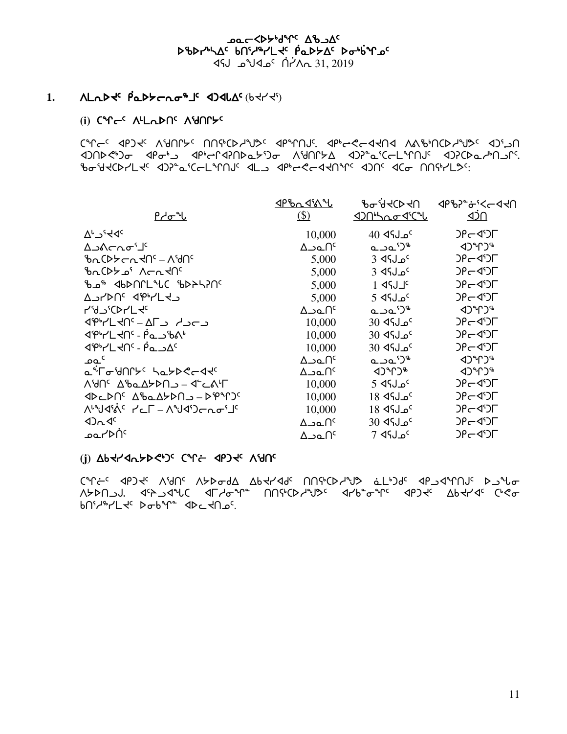ᓄᓇᓕᐸᐅᔭᒃᑯᑦ ᐃᖅᑲᐃᑦ
ᐅᖃᐅᓯᒃᓴᐃᑦ ᑲᑎᖦᖢᒪᔪᑦ ᑭᓇᐅᔭᐃᑦ ᐅᓂᒃᑳᖑᓄᑦ
ᐊᕐᕌᒍ ᓄᙳᐊᓄᑦ ᒫᔾᔪᐊ 31, 2019

## 1. ᐱᒻᒪᕆᐅᔪᑦ ᑮᓇᐅᔭᓕᕆᓂᕐᒧᑦ ᐊᑐᐊᒐᐃᑦ (ᑲᔪᓯ)

### (i) ᑕᒃᑯᓂᖓ ᐱᒻᒪᕆᐅᑎᑦ ᐱᕙᒌᔭᑦ

ᑕᒃᑯᓂᖓ ᐊᑐᖅᑐᑦ ᐱᕙᒌᔭᑦ ᑎᑎᕋᖅᑕᐅᓯᒪᔪᑦ ᐊᑭᓕᐅᑎᒍᑦ. ᐊᑭᓕᖅᑐᐃᔪᑦ ᐱᕕᖃᖅᑎᑕᐅᓯᒪᔪᑦ ᐊᑐᕐᓗᑎ ᐊᑐᕐᓂᐅᖅᑐᓂ ᐊᑭᖏᑦ ᐊᑭᓕᐅᑎᒃᓴᖅᑐᓂ ᐱᕙᒌᔭᐃ ᐊᑐᕐᓃᖅᑐᒪᕆᐊᒍᑦ ᐊᑐᕈᑕᐅᓇᓱᒃᑎᓗᒋᑦ. ᖃᓂᒌᔭᐅᓯᒪᔪᑦ ᐊᑐᕐᓃᖅᑐᒪᕆᐊᒍᑦ ᐊᒻᒪᓗ ᐊᑭᓕᖅᑐᐃᔪᖅᑐᑦ ᐊᑐᑎᑦ ᐊᑯᓂ ᑎᑎᕋᖅᓯᒪᔪᑦ:

| ᑭᓱᓂᒃ | ᐊᑭᖓ ᐊᓯᕙᖓ ($) | ᖃᓂᒌᔭᐅᔪᑦ ᐊᑐᕐᓗᓂ ᐊᕐᕌᒍᖏᑦ | ᐊᑭᖃᕐᓂᖓ ᐊᑐᖅᑕᐅᔪᖅ ᐊᑐᑎ |
|---|---|---|---|
| ᐃᓗᐃᔭᐃᑦ | 10,000 | 40 ᐊᕐᕌᒍᓄᑦ | ᑐᑭᓕᐊᕐᑐᒥ |
| ᐃᓗᐃᓕᓂᕐᒧᑦ | ᐃᓗᓇᑎᑦ | ᓇᓗᓇᖅᑐᖅ | ᐊᑐᕐᑐᖅ |
| ᖃᕆᑕᐅᔭᓕᕆᔾᔪᑏᑦ – ᐱᕙᒌᑦ | 5,000 | 3 ᐊᕐᕌᒍᓄᑦ | ᑐᑭᓕᐊᕐᑐᒥ |
| ᖃᕆᑕᐅᔭᒃᑯᑦ ᐱᓕᕆᔾᔪᑏᑦ | 5,000 | 3 ᐊᕐᕌᒍᓄᑦ | ᑐᑭᓕᐊᕐᑐᒥ |
| ᖃᕆᑕᐅᔭᒃᑯᑦ ᐊᑯᓐᓂᐊᓂᓗᑎᒃ ᓇᔪᖅᑕᐅᔪᑦ | 5,000 | 1 ᐊᕐᕌᒍᒥᑦ | ᑐᑭᓕᐊᕐᑐᒥ |
| ᐃᓗᓯᐅᑎᑦ ᐊᕐᕕᒃᓯᒪᔪᓗ | 5,000 | 5 ᐊᕐᕌᒍᓄᑦ | ᑐᑭᓕᐊᕐᑐᒥ |
| ᓯᕗᓪᓕᖅᐸᐅᓯᒪᔪᑦ | ᐃᓗᓇᑎᑦ | ᓇᓗᓇᖅᑐᖅ | ᐊᑐᕐᑐᖅ |
| ᐊᕐᕕᒃᓯᒪᔪᑦ – ᐃᒥᕐᒧᑦ ᓱᓕᔪᓗ | 10,000 | 30 ᐊᕐᕌᒍᓄᑦ | ᑐᑭᓕᐊᕐᑐᒥ |
| ᐊᕐᕕᒃᓯᒪᔪᑦ - ᑮᓇᐅᔭᖃᕐᕕᒃ | 10,000 | 30 ᐊᕐᕌᒍᓄᑦ | ᑐᑭᓕᐊᕐᑐᒥ |
| ᐊᕐᕕᒃᓯᒪᔪᑦ - ᑮᓇᐅᔭᐃᑦ | 10,000 | 30 ᐊᕐᕌᒍᓄᑦ | ᑐᑭᓕᐊᕐᑐᒥ |
| ᓄᓇᑦ | ᐃᓗᓇᑎᑦ | ᓇᓗᓇᖅᑐᖅ | ᐊᑐᕐᑐᖅ |
| ᓇᒻᒥᓂᖁᑎᒋᔭᑦ ᓴᓇᔭᐅᓕᕐᓕᐊᑦ | ᐃᓗᓇᑎᑦ | ᐊᑐᕐᑐᖅ | ᐊᑐᕐᑐᖅ |
| ᐱᖁᑎᑦ ᐃᖃᓇᐃᔭᐅᑎᓗ – ᐊᓪᓚᕕᒻᒥ | 10,000 | 5 ᐊᕐᕌᒍᓄᑦ | ᑐᑭᓕᐊᕐᑐᒥ |
| ᐊᐅᓚᐅᑎᑦ ᐃᖃᓇᐃᔭᐅᑎᓗ – ᐅᕝᕙᓘᑦ | 10,000 | 18 ᐊᕐᕌᒍᓄᑦ | ᑐᑭᓕᐊᕐᑐᒥ |
| ᐱᓪᓗᐊᕐᕖᑦ ᓯᓚᒥ – ᐱᙳᐊᕐᑐᓕᕆᓂᕐᒧᑦ | 10,000 | 18 ᐊᕐᕌᒍᓄᑦ | ᑐᑭᓕᐊᕐᑐᒥ |
| ᐊᑐᕆᐊᑦ | ᐃᓗᓇᑎᑦ | 30 ᐊᕐᕌᒍᓄᑦ | ᑐᑭᓕᐊᕐᑐᒥ |
| ᓄᓇᓯᐅᑏᑦ | ᐃᓗᓇᑎᑦ | 7 ᐊᕐᕌᒍᓄᑦ | ᑐᑭᓕᐊᕐᑐᒥ |

### (j) ᐃᑲᔪᓯᐊᕆᔭᐅᕙᒃᑐᑦ ᑕᒃᑯᓂᖓ ᐊᑭᑐᔪᑦ ᐱᕙᒌᑦ

ᑕᒃᑯᓂᖓ ᐊᑭᑐᔪᑦ ᐱᕙᒌᑦ ᐱᔭᐅᓂᑯᐃ ᐃᑲᔪᓯᐊᒍᑦ ᑎᑎᕋᖅᑕᐅᓯᒪᔪᑦ ᓈᒪᒃᑐᑯᑦ ᐊᑭᓗᐊᕐᕕᒍᑦ ᐅᓗᕐᒥᓂ ᐱᔭᐅᑎᓗᒍ. ᐊᑦᔨᓗᐊᖕᒪᑕ ᐊᒥᓱᓂᕐᓂ ᑎᑎᕋᖅᑕᐅᓯᒪᔪᑦ ᐊᓯᑳᓂᕐᓂᑦ ᐊᑭᑐᔪᑦ ᐃᑲᔪᓯᐊᑦ ᑖᒃᑯᓂ ᑲᑎᖦᖢᒪᔪᑦ ᐅᓂᒃᑳᖑᓂ ᐊᐅᓚᔪᑎᓄᑦ.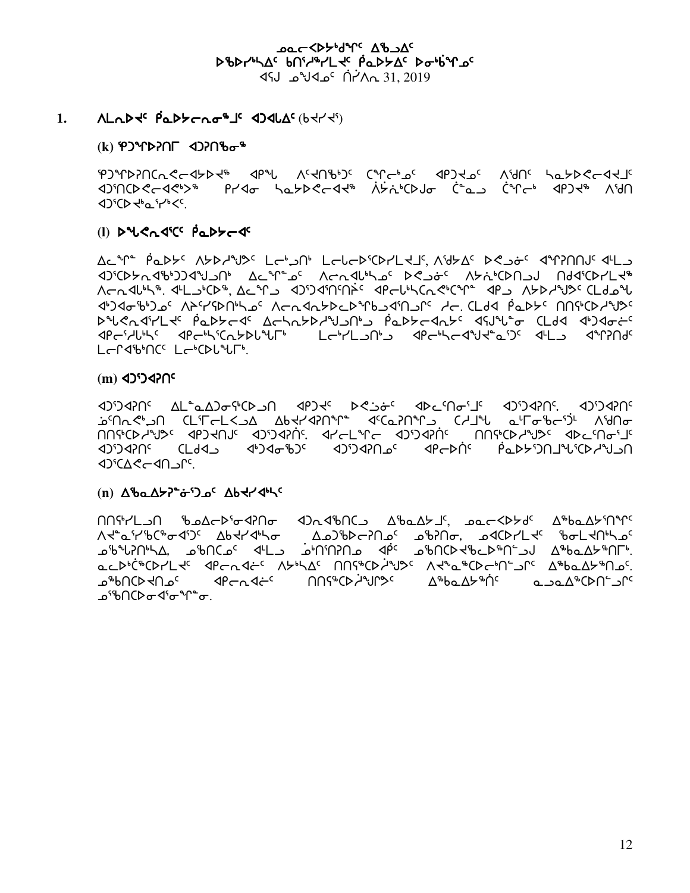## 1. ᐱᒪᕆᐅᔪᑦ ᑮᓇᐅᔭᓕᕆᓂᕐᒧᑦ ᐊᑐᐊᓚᐃᑦ (ᑲᔪᓯᑦ)

### (k) ᕿᑐᕐᖏᐅᕆᑎᒥ ᐊᑐᕈᑎᖃᓂᖅ

ᕿᑐᕐᖏᐅᕆᑎᑦᑎᐸᓪᓕᐊᔭᐅᔪᖅ ᐊᑭᖓ ᐱᑦᔪᑎᖃᖅᑐᑦ ᑕᕐᕆᓕᒃᓄᑦ ᐊᑭᑐᔪᓄᑦ ᐱᖁᑎᑦ ᓴᓇᔭᐅᐸᓪᓕᐊᔪᒧᑦ ᐊᑐᕐᑎᑕᐅᐸᓪᓕᐊᕙᓪᓚᕗᖅ ᑭᓯᐊᓂ ᓴᓇᔭᐅᐸᓪᓕᐊᔪᖅ ᐱᔾᔪᑎᒋᑕᐅᒍᓂ ᑖᓐᓇ ᑖᕐᓕᒃ ᐊᑭᑐᔪᖅ ᐱᖁᑎ ᐊᑐᕐᑕᐅᔪᓐᓇᕐᓯᒃᐸᑦ.

### (l) ᐅᖓᕙᓂᐊᕐᑕᑦ ᑮᓇᐅᔭᓕᐊᑦ

ᐃᓚᖏᓐ ᑮᓇᐅᔭᑦ ᐱᔭᐅᓯᒪᔪᑦ ᒪᓕᒃᑐᑎᒃ ᒪᓕᒐᓕᐅᕐᑕᐅᓯᒪᔪᑦ, ᐱᖁᔭᐃᑦ ᐅᕙᓄᙵᑦ ᐊᖏᕈᑎᒍᑦ ᐊᒻᒪᓗ ᐊᑐᕐᑕᐅᔭᕆᐊᖃᖅᑐᑦᑐᐊᖑᔪᓂᒃ ᐃᓚᖏᓐᓄᑦ ᐱᓕᕆᐊᓚᐅᕐᓂᑦ ᐅᕙᓄᙵᑦ ᐱᔭᕇᒃᑕᐅᑎᓗᒍ ᑎᑎᕋᕐᑕᐅᓯᒪᔪᖅ ᐱᓕᕆᐊᓚᐅᕐᓴᖅ. ᐊᒻᒪᓗᒃᑕᐅᖅ, ᐃᓚᖏᓗ ᐊᑐᕐᑐᐊᕐᑎᑦᑎᔾᔭᑦ ᐊᑭᓕᒃᓴᑕᓂᕝᕙᑎᖏᓐ ᐊᑭᓗ ᐱᔭᐅᓯᒪᔪᑦ ᑕᒪᑐᒧᖓ ᐊᒃᑐᐊᓂᖅᑐᓄᑦ ᐱᕚᕆᕝᕕᐅᑎᒃᓴᓄᑦ ᐱᓕᕆᐊᓂᔭᐅᓕᕐᑎᕆᕙᑦᑐᐊᕐᑎᓗᓂ ᓱᓕ. ᑕᒪᑐᐊ ᑮᓇᐅᔭᑦ ᑎᑎᕋᕐᑕᐅᓯᒪᔪᑦ ᑕᒪᑐᒧᖓ ᐅᖓᕙᓂᐊᕐᓯᒪᔪᑦ ᑮᓇᐅᔭᓕᐊᑦ ᐃᓕᓴᐃᔭᐅᓯᒪᓕᖅᑐᒋᑦ ᑮᓇᐅᔭᓕᐊᓂᒃ ᐊᕐᕌᒍᖕᒥ ᑕᒪᑐᐊ ᐊᒃᑐᐊᓂᓕᑦ ᐊᑭᓕᓲᓯᐊᑦ ᐊᑭᓕᒃᓴᑦᑕᕆᐅᕙᖕᒥᒃ ᒪᓕᒃᓯᒪᒐᒃ ᐊᑭᓕᒃᓴᓕᐊᕐᒍᔭᓐᓇᑦᑐᑦ ᐊᒻᒪᓗ ᐊᖏᕈᑎᑦ ᒪᓕᒋᐊᖅᑎᑦ ᒪᓕᒃᑐᕕᓐᖏᒃ.

### (m) ᐊᑐᕐᑐᐊᕆᑦ

ᐊᑐᕐᑐᐊᕆᑦ ᐃᒪᓐᓇᐃᑐᓂᕐᒃᑕᐅᓗᑎ ᐊᑭᑐᔪᑦ ᐅᕙᓄᙵᑦ ᐊᐅᓚᑦᑎᓂᕐᒧᑦ ᐊᑐᕐᑐᐊᕆᑦ. ᐊᑐᕐᑐᐊᕆᑦ ᓈᒻᒪᒃᓴᐅᓗᑎ ᑕᒪᕐᒥᓕᒪᐸᓗᐃ ᐃᑲᔪᐊᕆᑎᖏᓐ ᐊᑦᑕᓇᕆᑎᖏᓗ ᑕᓯᒧᖓ ᓇᒻᒥᓂᖃᕐᑐᒻ ᐱᔾᔪᑎᓂ ᑎᑎᕋᕐᑕᐅᓯᒪᔪᑦ ᐊᑭᔪᑎᒧᑦ ᐊᑐᕐᑐᐊᕆᑦ. ᐊᓯᐊᒻᒪᕆᓕ ᐊᑐᕐᑐᐊᕆᑦ ᑎᑎᕋᕐᑕᐅᓯᒪᔪᑦ ᐊᐅᓚᑦᑎᓂᕐᒧᑦ ᐊᑐᕐᑐᐊᕆᑦ ᑕᒪᑐᐊ ᐊᒃᑐᐊᓂᖅᑐᑦ ᐊᑐᕐᑐᐊᕆᓄᑦ ᐊᑭᓕᐅᑎᑦ ᑮᓇᐅᔭᕐᑐᑎᒧᖓᑦᑕᐅᓯᒪᔪᑎ ᐊᑦᑕᐃᕙᓪᓕᐊᑎᓗᒋᑦ.

### (n) ᐃᖃᓇᐃᔭᕈᓐᓂᕐᑐᓄᑦ ᐃᑲᔪᐊᒃᓴᑦ

ᑎᑎᕋᕐᓯᒪᓗᑎ ᖃᓄᐃᓕᐅᕐᓂᐊᕆᓂ ᐊᑐᓇᖃᑎᑕᓗ ᐃᖃᓇᐃᔭᒧᑦ, ᓄᓇᓕᐸᐅᔭᑯᑦ ᐃᖅᑲᓇᐃᔭᕐᑎᖏᑦ ᐱᔪᓐᓇᕐᓯᕙᑦᑕᓂᐊᕐᑐᑦ ᐃᑲᔪᐊᒃᓴᓂ ᐃᓄᑐᖃᐅᓕᕆᑎᓄᑦ ᓄᖃᕆᓂ, ᓄᐊᑕᐅᓯᒪᔪᑦ ᖃᓂᒪᔪᑎᒃᓴᓄᑦ ᓄᖃᕐᒪᕆᑎᒃᓴᐃ, ᓄᖃᑎᑕᓄᑦ ᐊᒻᒪᓗ ᓅᑎᕐᑎᕆᑎᓄ ᐊᑮᑦ ᓄᖃᑎᑕᐅᔪᖃᓚᖅᑎᖓᓄᑦ ᐃᖅᑲᓇᐃᔭᖅᑎᒥᒃ. ᓇᓕᐅᑖᖅᑕᐅᓯᒪᔪᑦ ᐊᑭᓕᐊᕈᑦ ᐱᔭᕕᐊᑦ ᑎᑎᕋᖅᑕᐅᓂᖏᑦ ᐱᔪᓐᓇᖅᑕᓕᖅᑎᒃᓗᑎ ᐃᖅᑲᓇᐃᔭᖅᑎᓄᑦ. ᓄᖃᑎᑕᐅᔪᓄᑦ ᐊᑭᓕᐊᕈᑦ ᑎᑎᕋᖅᑕᐅᔪᒋᔪᑦ ᐃᖅᑲᓇᐃᔭᖅᑏᑦ ᓇᓗᓇᐃᖅᑕᐅᑎᓪᓗᒋᑦ ᓄᖃᑎᑕᐅᓂᐊᕐᓂᖓᓂ.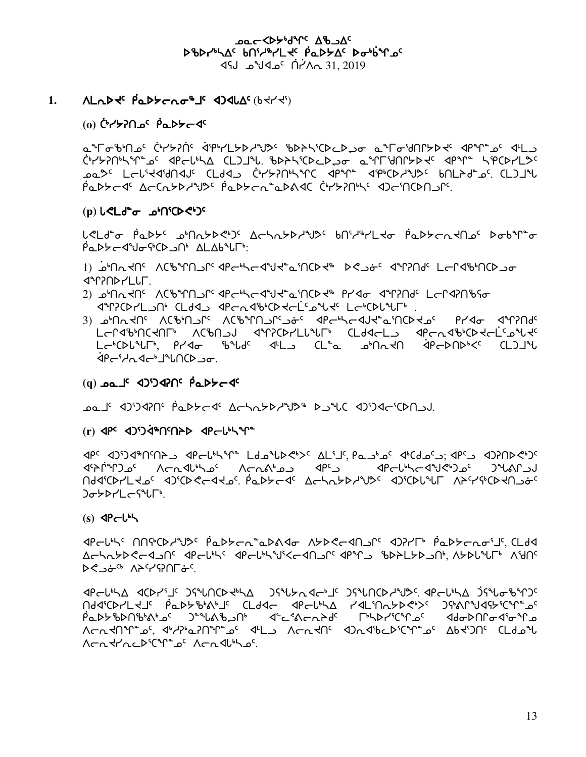ᓄᓇᓕᐅᑉᐳᒃᑯᓐᓂᑦ ᐃᖅᑲᐃᑦ
ᐅᖃᐅᓯᖅᓴᐃᑦ ᑲᑎᖅᓱᖅᓯᒪᔪᑦ ᑮᓇᐅᔭᐃᑦ ᐅᓂᒃᑳᖑᓂᑦ
ᐊᕐᕌᒍ ᓄᕙᐃᓐᓂᑦ ᑏᓯᐱᕆ 31, 2019

## 1. ᐱᒪᕐᕈᐊᕈᑎᖃᕐᓂᕐᒥ ᐃᓕᓐᓂᐊᕈᑎᑦ (ᑲᔪᓯᔪᑦ)

### (o) ᑖᒃᓯᔅᓯᒪᓂᑦ ᑮᓇᐅᔭᓕᐊᑦ

ᓇᖏᓐᓂᖃᑎᖓᑦ ᑖᒃᓯᔅᓯᒪᑦ ᐋᕿᒃᓯᒪᔭᐅᓯᒪᔪᑦ ᖃᐅᔨᓴᕐᑕᐅᓚᐅᕐᓂ ᓇᖏᓐᓂᖁᑎᔭᐅᔪᑦ ᐊᑭᖏᓐᓂᑦ ᐊᒻᒪᓗ ᑖᒃᓯᔅᓯᒪᒃᓴᖏᓐᓄᑦ ᐊᑭᓕᒃᓴᐃ ᑕᒪᓐᓇ. ᖃᐅᔨᓴᕐᑕᐅᓚᐅᕐᓂ ᓇᖏᖁᑎᔭᐅᔪᑦ ᐊᑭᖏᑦ ᓴᕿᑕᐅᓯᒪᔪᑦ ᓄᓇᕗᑦ ᒪᓕᒃᓴᖅᑐᖁᑎᑦ ᑕᒪᐃᓗ ᑖᒃᓯᔅᓯᒪᒃᓴᖏᑦ ᐊᑭᖏᑦ ᐋᕿᒃᑕᐅᓯᒪᔪᑦ ᑲᑎᒪᔨᑦᓄᑦ. ᑕᒪᑐᒥᖓ ᑮᓇᐅᔭᓕᐊᑦ ᐃᓕᑕᕆᔭᐅᓯᒪᔪᑦ ᑮᓇᐅᔭᓕᐅᕐᓇᐅᕙᐃᑦ ᑖᒃᓯᔅᓯᒪᒃᓴᑦ ᐊᑐᓕᖅᑎᑕᐅᑎᓪᓗᒋᑦ.

### (p) ᒐᕙᒪᒃᑯᓐᓂ ᓄᒃᑎᖅᑕᐅᕙᒃᑐᑦ

ᒐᕙᒪᒃᑯᓐᓂ ᑮᓇᐅᔭᑦ ᓄᒃᑎᕆᔭᐅᕙᒃᑐᑦ ᐃᓕᓴᕆᔭᐅᓯᒪᔪᑦ ᑲᑎᖅᓱᖅᓯᒪᔪᓂ ᑮᓇᐅᔭᓕᕆᔪᑎᓂᑦ ᐅᓂᒃᑳᖓᓂ ᑮᓇᐅᔭᓕᐊᖑᓂᖅᑕᐅᓗᑎᒃ ᐃᒪᐃᒃᑲᓪᓚᒃ:

1) ᓄᒃᑎᕆᔪᑦ ᐱᑕᖃᕐᓂᖓᑦ ᐊᑭᓕᒃᓴᓕᐊᕐᒍᔪᓐᓇᕐᑕᐅᔪᖅ ᐅᕙᖓᓂᑦ ᐊᖏᖅᑎᑦ ᒪᓕᒋᐊᖃᕐᑎᑕᐅᓗᓂ ᐊᖏᖅᑎᐅᓯᒪᓚᒥ.
2) ᓄᒃᑎᕆᔪᑦ ᐱᑕᖃᕐᓂᖓᑦ ᐊᑭᓕᒃᓴᓕᐊᕐᒍᔪᓐᓇᕐᑕᐅᔪᖅ ᑭᒃᑯᓂ ᐊᖏᖅᑎᑦ ᒪᓕᒋᐊᖅᑎᖃᕐᓂ ᐊᖏᖅᑕᐅᓯᒪᓗᑎᒃ ᑕᒪᑐᒪ ᐊᑭᓕᐊᕐᑕᐅᔪᓕᒫᓄᖓᔪᑦ ᒪᓕᒃᑕᐅᖓᓂᒃ .
3) ᓄᒃᑎᕆᔪᑦ ᐱᑕᖃᕐᓂᖓᑦ ᐱᑕᖃᕐᓂᖓᓂᑦ ᐊᑭᓕᒃᓴᐅᔪᖃᕐᑕᐅᔪᓂᑦ ᑭᓯᐊᓂ ᐊᖏᖅᑎᑦ ᒪᓕᒋᐊᖃᕐᑎᑕᐅᔪᓂᒃ ᐱᑕᖃᓗᒍ ᐊᖏᖅᑕᐅᓯᒪᓚᐅᖅᑐᒥᒃ ᑕᒪᑐᒪᓕᒫᓗ ᐊᑭᓕᐊᕐᑕᐅᔪᓕᒫᓄᖓᔪᑦ ᒪᓕᒃᑕᐅᖓᓂᒃ, ᑭᓯᐊᓂ ᖃᖓᑦ ᐊᒻᒪᓗ ᑕᒪᓐᓇ ᓄᒃᑎᕆᔪᑎ ᐋᑭᓕᐅᑎᐅᒃᐸᑦ ᑕᒪᑐᒥᖓ ᐋᑭᓕᖅᓯᓇᐊᓕᒃᑐᒥᖓᑦᑕᐅᓗᓂ.

### (q) ᓄᓇᒧᑦ ᐃᑐᕐᑐᐊᕈᑎᑦ ᑮᓇᐅᔭᓕᐊᑦ

ᓄᓇᒧᑦ ᐃᑐᕐᑐᐊᕈᑎᑦ ᑮᓇᐅᔭᓕᐊᑦ ᐃᓕᓴᕆᔭᐅᓯᒪᔪᖅ ᐅᓗᖓᑕ ᐃᑐᕐᑐᐊᓕᕐᑕᐅᑎᓗᒍ.

### (r) ᐊᑦ ᐃᑐᕐᑐᐋᖅᑎᕐᑎᕗᐅ ᐊᑭᓕᒐᒃᓴᖏᑦ

ᐊᑦ ᐃᑐᕐᑐᐋᖅᑎᕐᑎᕗᓗ ᐊᑭᓕᒐᒃᓴᖏᑦ ᒪᑯᓇᖓᑕᐅᕙᒃᑐᑦ ᐃᒪᕐᒧᑦ, ᑭᓇᒧᒃᓄᑦ ᐊᒃᑕᓄᑦᓗ; ᐊᑦᓗ ᐃᑐᕈᑎᐅᕙᒃᑐᑦ ᐊᕋᒌᖏᑐᓄᑦ ᐱᓕᕆᐊᒐᒃᓴᓄᑦ ᐱᓕᕆᕕᒃᓄᓗ ᐊᑦᓗ ᐊᑭᓕᒐᒃᓴᓕᐊᖑᕙᒃᑐᓄᑦ ᑐᖕᖓᕕᒋᓗᒍ ᑎᑭᐊᕐᑕᐅᓯᒪᔪᓄᑦ ᐃᑐᕐᑕᐅᕙᓕᐊᔪᓄᑦ. ᑮᓇᐅᔭᓕᐊᑦ ᐃᓕᓴᕆᔭᐅᓯᒪᔪᑦ ᐃᑐᕐᑕᐅᖓᒥ ᐱᔨᑦᓯᕐᑕᐅᔪᑎᓗᓃᑦ ᑐᓂᔭᐅᓯᒪᓕᖅᖓᒥᒃ.

### (s) ᐊᑭᓕᒃᓴ

ᐊᑭᓕᒃᓴᑦ ᑎᑎᕋᕐᑕᐅᓯᒪᔪᑦ ᑮᓇᐅᔭᓕᐅᕐᓇᐅᕙᐃᓂ ᐱᔭᐅᕙᓕᐊᑎᓗᒋᑦ ᐃᑐᕈᓯᒥᒃ ᑮᓇᐅᔭᓕᕐᓂᕐᒧᑦ, ᑕᒪᑦᑕ ᐃᓕᓴᕆᔭᐅᕙᓕᐊᓗᑎᑦ ᐊᑭᓕᒃᓴᑦ ᐊᑭᓕᒃᓴᖑᕐᓕᐊᑎᓗᑎᑦ ᐊᑭᖏᓗ ᖃᐅᔨᒪᔭᐅᓗᑎᒃ, ᐱᔭᐅᓯᒪᒃᐸᑦ ᐱᖁᑎ ᐅᕙᓗᓃᑦ ᐱᔨᑦᓯᕐᑎᖏᓐᓂᑦ.

ᐊᑭᓕᒃᓴᐃ ᐊᑕᐅᓯᕐᒧᑦ ᑐᕌᖓᑎᑕᐅᕙᒃᓴᐃ ᑐᕌᖓᔪᓇᐊᓕᒃᒧᑦ ᑐᕌᖓᑎᑕᐅᓯᒪᔪᑦ. ᐊᑭᓕᒃᓴᐃ ᑑᕌᖓᓂᖃᖏᑐᑦ ᑎᑎᕋᕐᑕᐅᓯᒪᔪᒧᑦ ᑮᓇᐅᔭᖃᕐᕕᒃᒧᑦ ᑕᒪᑐᓕ ᐊᑭᓕᒃᓴᐃ ᓯᐊᒪᕐᑎᕆᔭᐅᕙᒃᑐᑦ ᑐᕐᖃᕕᖕᖑᐊᕐᓴᕐᑕᕐᖏᓐᓂᑦ ᑮᓇᐅᔭᖃᐅᕐᑎᖃᕐᕕᐅᓂᑦ ᑐᓐᖓᕕᖃᕐᓂᖅ ᐊᓪᓚᕝᕕᓕᕆᔨᑦ ᒥᒃᓴᐅᓯᕐᑕᖏᓐᓂᑦ ᐊᑯᓂᐅᑎᒥᓂᐊᕐᓂᖏᓐᓄ ᐱᓕᕆᐊᑎᖏᓐᓂᑦ, ᐊᒃᓱᕈᓇᕈᑎᖏᓐᓂᑦ ᐊᒻᒪᓗ ᐱᓕᕆᐊᑎᑦ ᐃᑐᕆᐊᖃᓕᕐᑕᖏᓐᓂᑦ ᐃᑲᔪᕐᑐᑎᑦ ᑕᒪᑐᒪ ᐱᓕᕆᐊᔭᕆᓕᕐᑕᖏᓐᓂᑦ ᐱᓕᕆᐊᕈᑎᓂᑦ.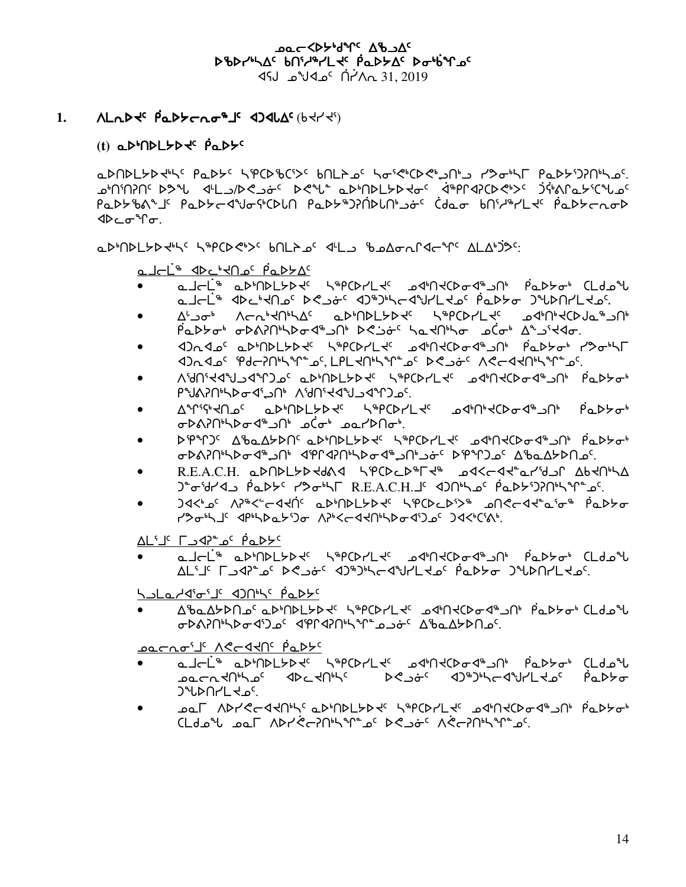ᓄᓇᓕᐸᐅᔾᑯᑦ ᐃᖃᓗᐃᑦ
ᐅᖃᐅᓯᖃᕐᕕᐃᑦ ᑲᑎᑦᓯᖅᓯᒪᔪᑦ ᑮᓇᐅᔭᐃᑦ ᐅᓂᒃᑳᖏᓐᓂᑦ
ᐊᕐᕌᒍ ᓄᙳᐊᓂᑦ ᑎᓯᐱᕆ 31, 2019

## 1. ᐱᒪᕆᐅᔪᑦ ᑮᓇᐅᔭᓕᕆᓂᕐᒧᑦ ᐊᑐᐊᒪᐃᑦ (ᑲᔪᔪᓰ)

### (t) ᓇᐅᒃᑎᐅᒪᔭᐅᔪᑦ ᑮᓇᐅᔭᑦ

ᓇᐅᑎᐅᒪᔭᐅᔪᒃᓴᑦ ᑮᓇᐅᔭᑦ ᓴᕿᑕᐅᖃᑦᑕᕐᐳᑦ ᑲᑎᒪᔨᓄᑦ ᓴᓂᕝᕙᒃᑕᐅᕙᒃᑐᑎᒃᑯ ᓯᕗᓂᖓᓂ ᑮᓇᐅᔭᕐᑐᕈᑎᒃᓴᓄᑦ. ᓄᑖᑎᕈᑎᑦ ᐅᕝᕙᓗ ᐊᒻᒪᓗ/ᐅᕙᑦᑐᓂᑦ ᐅᕙᖓᓐ ᓇᐅᒃᑎᐅᒪᔭᐅᔪᓂᑦ ᐋᖅᑭᐊᕈᑕᐅᕙᕐᐳᑦ ᑐᕌᒃᕕᒋᓇᔭᕐᑕᖓᓄᑦ ᑮᓇᐅᔭᖃᕕᖕᒧᑦ ᑮᓇᐅᔭᓕᐊᖑᓂᕋᒃᑕᐅᒪᑎ ᑮᓇᐅᔭᖅᑐᕈᑏᑦ ᐅᒪᑎᒃᑐᓃᑦ ᑖᒃᑯᓂ ᑲᑎᑦᓯᖅᓯᒪᔪᑦ ᑮᓇᐅᔭᓕᕆᓂᐅ ᐊᐅᓚᓂᖏᓐᓂ.

ᓇᐅᒃᑎᐅᒪᔭᐅᔪᒃᓴᑦ ᓴᖅᑭᑕᐅᕙᒃᐳᑦ ᑲᑎᒪᔨᓄᑦ ᐊᒻᒪᓗ ᖃᓄᐃᓕᐅᕐᓂᕆᐊᓕᖏᑦ ᐃᒪᐃᒃᑐᑦ:

ᓇᒧᓕᒫᖅ ᐊᐅᓚᒃᔪᑎᓄᑦ ᑮᓇᐅᔭᐃᑦ

- ᓇᒧᓕᒫᖅ ᓇᐅᒃᑎᐅᒪᔭᐅᔪᑦ ᓴᖅᑭᑕᐅᓯᒪᔪᑦ ᓄᐊᒃᑎᔪᑕᐅᓂᐊᖅᑐᑎᒃ ᑮᓇᐅᔭᓂᒃ ᑕᒪᑐᒧᖓ ᓇᒧᓕᒫᖅ ᐊᐅᓚᒃᔪᑎᓄᑦ ᐅᕙᑦᑐᓂᑦ ᐊᑐᖅᑐᒃᓴᓕᐊᖑᕐᓯᒪᔪᓄᑦ ᑮᓇᐅᔭᓂ ᑐᖓᕕᐅᑎᓯᒪᔪᓄᑦ.
- ᐃᒻᒧᓂᒃ ᐱᓕᕆᐊᒃᔪᑎᒃᓴᐃᑦ ᓇᐅᒃᑎᐅᒪᔭᐅᔪᑦ ᓴᖅᑭᑕᐅᓯᒪᔪᑦ ᓄᐊᒃᑎᒃᔪᑕᐅᒍᓐᓇᖅᑐᑎᒃ ᑮᓇᐅᔭᓂᒃ ᓂᐅᕕᐊᕈᑎᒃᓴᐅᓂᐊᖅᑐᑎᒃ ᐅᕙᑦᑐᓂᑦ ᓴᓇᔪᑎᒃᓴᓂ ᓄᓇᓂᒃ ᐃᓐᓗᕐᔪᐊᓂ.
- ᐊᑐᕆᐊᓄᑦ ᓇᐅᒃᑎᐅᒪᔭᐅᔪᑦ ᓴᖅᑭᑕᐅᓯᒪᔪᑦ ᓄᐊᒃᑎᔪᑕᐅᓂᐊᖅᑐᑎᒃ ᑮᓇᐅᔭᓂᒃ ᓯᕗᓂᖓᓂ ᐊᑐᕆᐊᓄᑦ ᖃᕋᓕᕈᑎᒃᓴᖑᕐᓇᓄᑦ, ᒪᓕᒪᔪᑎᒃᓴᖑᕐᓇᓄᑦ ᐅᕙᑦᑐᓂᑦ ᐱᕙᓕᐊᔪᑎᒃᓴᖑᕐᓇᓄᑦ.
- ᐱᖁᑎᖄᔪᐊᒍᑦᑐᐊᕐᕈᑐᓄᑦ ᓇᐅᒃᑎᐅᒪᔭᐅᔪᑦ ᓴᖅᑭᑕᐅᓯᒪᔪᑦ ᓄᐊᒃᑎᔪᑕᐅᓂᐊᖅᑐᑎᒃ ᑮᓇᐅᔭᓂᒃ ᑭᒍᕕᐊᕈᑎᒃᓴᐅᓂᐊᖅᑐᑎᒃ ᐱᖁᑎᖄᔪᐊᒍᑦᑐᐊᕐᕈᑐᓄᑦ.
- ᐃᖏᕐᕋᔪᑎᓄᑦ ᓇᐅᒃᑎᐅᒪᔭᐅᔪᑦ ᓴᖅᑭᑕᐅᓯᒪᔪᑦ ᓄᐊᒃᑎᔪᑕᐅᓂᐊᖅᑐᑎᒃ ᑮᓇᐅᔭᓂᒃ ᓂᐅᕕᐊᕈᑎᒃᓴᐅᓂᐊᖅᑐᑎᒃ ᓄᓖᓂᒃ ᓄᓇᓯᐅᑎᓂᒃ.
- ᐅᕿᕐᖏᑐᑦ ᐃᖃᓇᐃᔭᐅᑎᑦ ᓇᐅᒃᑎᐅᒪᔭᐅᔪᑦ ᓴᖅᑭᑕᐅᓯᒪᔪᑦ ᓄᐊᒃᑎᔪᑕᐅᓂᐊᖅᑐᑎᒃ ᑮᓇᐅᔭᓂᒃ ᓂᐅᕕᐊᕈᑎᒃᓴᐅᓂᐊᖅᑐᑎᒃ ᐋᖅᑭᐊᕈᑎᒃᓴᐅᓂᐊᖅᑐᑎᒃᑐᓃᑦ ᐅᕿᕐᖏᑐᓄᑦ ᐃᖃᓇᐃᔭᐅᑎᓄᑦ.
- R.E.A.C.H. ᓇᐅᒃᑎᐅᒪᔭᐅᔪᑦᑯᐱᐊ ᓴᖅᑭᑕᓚᐅᖅᒥᔪᖅ ᓄᐊᑉᐸᓕᐊᔪᓐᓇᓯᖁᓗᒥ ᐃᑲᔪᑎᒃᓴᐃ ᑐᓐᓂᖁᓯᐊᓗ ᑮᓇᐅᔭᑦ ᓯᕗᓂᖓᓂ R.E.A.C.H.ᒧᑦ ᐊᑐᑎᒃᓴᓄᑦ ᑮᓇᐅᔭᕐᑐᕈᑎᒃᓴᖑᕐᓇᓄᑦ.
- ᑐᐊᐸᓄᑦ ᐱᕈᖅᐸᓪᓕᐊᔪᐊᑦ ᓇᐅᒃᑎᐅᒪᔭᐅᔪᑦ ᓴᖅᑭᑕᓚᐅᕐᓯᒪᔪᑦ ᓄᑎᕙᓕᐊᔪᓐᓇᕐᓂᖅ ᑮᓇᐅᔭᓂ ᓯᕗᓂᖓᓂ ᐊᑭᓕᐅᓇᐅᔭᕐᑐᓂ ᐱᕈᖅᐸᓕᐊᔪᑎᒃᓴᐅᓂᐊᕐᑐᓄᑦ ᑐᐊᐸᒃᑕᕐᕕᒃ.

ᐃᒪᕐᒧᑦ ᒥᕐᕈᐊᕈᓐᓇᑦ ᑮᓇᐅᔭᑦ

- ᓇᒧᓕᒫᖅ ᓇᐅᒃᑎᐅᒪᔭᐅᔪᑦ ᓴᖅᑭᑕᐅᓯᒪᔪᑦ ᓄᐊᒃᑎᔪᑕᐅᓂᐊᖅᑐᑎᒃ ᑮᓇᐅᔭᓂᒃ ᑕᒪᑐᒧᖓ ᐃᒪᕐᒧᑦ ᒥᕐᕈᐊᕈᓐᓇᑦ ᐅᕙᑦᑐᓂᑦ ᐊᑐᖅᑐᒃᓴᓕᐊᖑᕐᓯᒪᔪᓄᑦ ᑮᓇᐅᔭᓂ ᑐᖓᕕᐅᑎᓯᒪᔪᓄᑦ.

ᓴᓗᒪᓯᐊᕐᓂᕐᒧᑦ ᐊᑐᑎᒃᓴᑦ ᑮᓇᐅᔭᑦ

- ᐃᖃᓇᐃᔭᐅᑎᓄᑦ ᓇᐅᒃᑎᐅᒪᔭᐅᔪᑦ ᓴᖅᑭᑕᐅᓯᒪᔪᑦ ᓄᐊᒃᑎᔪᑕᐅᓂᐊᖅᑐᑎᒃ ᑮᓇᐅᔭᓂᒃ ᑕᒪᑐᒧᖓ ᓂᐅᕕᐊᕈᑎᒃᓴᐅᓂᐊᕐᑐᓄᑦ ᐋᖅᑭᐊᕈᑎᒃᓴᖑᕐᓇᓄᑦ ᐃᖃᓇᐃᔭᐅᑎᓄᑦ.

ᓄᓇᓕᕆᓂᕐᒧᑦ ᐱᕙᓕᐊᔪᑎᑦ ᑮᓇᐅᔭᑦ

- ᓇᒧᓕᒫᖅ ᓇᐅᒃᑎᐅᒪᔭᐅᔪᑦ ᓴᖅᑭᑕᐅᓯᒪᔪᑦ ᓄᐊᒃᑎᔪᑕᐅᓂᐊᖅᑐᑎᒃ ᑮᓇᐅᔭᓂᒃ ᑕᒪᑐᒧᖓ ᓄᓇᓕᕆᔪᑎᒃᓴᓄᑦ ᐊᐅᓚᔪᑎᒃᓴᑦ ᐅᕙᑦᑐᓂᑦ ᐊᑐᖅᑐᒃᓴᓕᐊᖑᕐᓯᒪᔪᓄᑦ ᑮᓇᐅᔭᓂ ᑐᖓᕕᐅᑎᓯᒪᔪᓄᑦ.
- ᓄᓇᒥ ᐱᐅᓯᕙᓕᐊᔪᑎᒃᓴᑦ ᓇᐅᒃᑎᐅᒪᔭᐅᔪᑦ ᓴᖅᑭᑕᐅᓯᒪᔪᑦ ᓄᐊᒃᑎᔪᑕᐅᓂᐊᖅᑐᑎᒃ ᑮᓇᐅᔭᓂᒃ ᑕᒪᑐᒧᖓ ᓄᓇᒥ ᐱᐅᓯᕚᓕᕈᑎᒃᓴᖑᕐᓇᓄᑦ ᐅᕙᑦᑐᓂᑦ ᐱᕚᓕᕈᑎᒃᓴᖑᕐᓇᓄᑦ.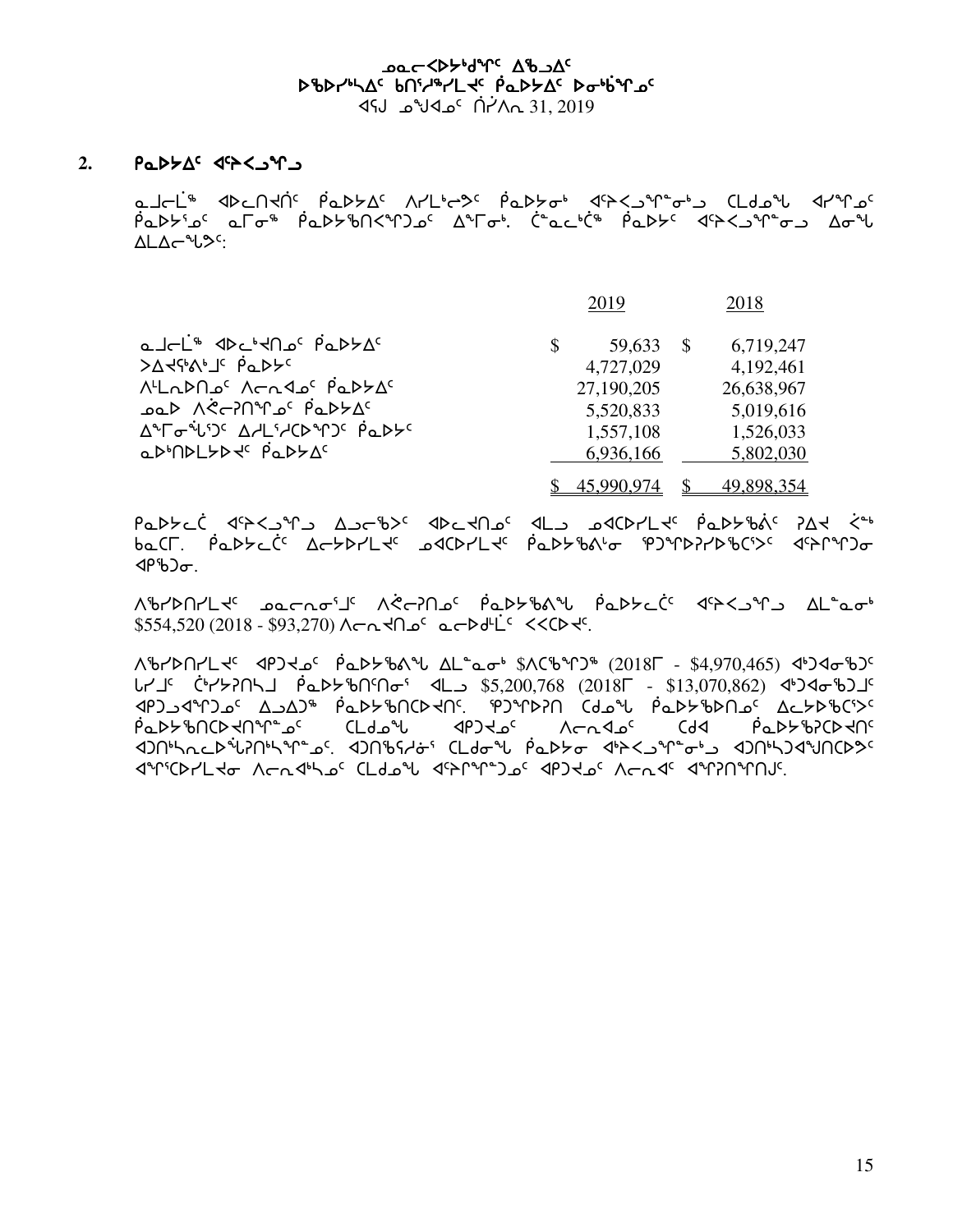## 2. ᑮᓇᐅᔭᐃᑦ ᐊᕐᕌᒍᖓᒍ

ᓇᓗᓕᒫᖅ ᐊᐅᓚᑎᕝᕖᑦ ᑮᓇᐅᔭᐃᑦ ᐱᓯᒪᒃᓕᕗᑦ ᑮᓇᐅᔭᓂᒃ ᐊᕐᕌᒍᖓᓐᓂᒃᒍ ᑕᒪᑯᓇᖓ ᐊᓯᖏᓐᓂᑦ ᑮᓇᐅᔾᔪᑦ ᓇᒥᓂᖅ ᑮᓇᐅᔭᖃᑎᒋᐸᖏᑐᓐᑦ ᐃᖏᓂᒃ. ᑖᓐᓇᓚᒃᑖᖅ ᑮᓇᐅᔾᑦ ᐊᕐᕌᒍᖓᓐᓂᒍ ᐃᓂᖓ ᐃᒪᐃᓕᖓᕗᑦ:

| | 2019 | 2018 |
|---|---|---|
| ᓇᓗᓕᒫᖅ ᐊᐅᓚᒃᑎᓇᑦ ᑮᓇᐅᔭᐃᑦ | $ 59,633 | $ 6,719,247 |
| ᐳᐃᔪᖅᐱᒃᑯᑦ ᑮᓇᐅᔾᑦ | 4,727,029 | 4,192,461 |
| ᐱᒪᕆᐅᑎᓄᑦ ᐱᓕᕆᐊᓄᑦ ᑮᓇᐅᔭᐃᑦ | 27,190,205 | 26,638,967 |
| ᓄᓇᐅ ᐱᕙᓕᕈᑎᖏᓄᑦ ᑮᓇᐅᔭᐃᑦ | 5,520,833 | 5,019,616 |
| ᐃᖏᓂᖓᔫᑦ ᐃᓱᒪᓱᑦᑐᐃᖏᑦᑐᑦ ᑮᓇᐅᔾᑦ | 1,557,108 | 1,526,033 |
| ᓇᐅᒃᑎᐅᒪᔭᐅᕙᑦ ᑮᓇᐅᔭᐃᑦ | 6,936,166 | 5,802,030 |
| | $ 45,990,974 | $ 49,898,354 |

ᑮᓇᐅᔭᓕᑖᑦ ᐊᕐᕌᒍᖓᒍ ᐃᓗᓕᕝᕗᑦ ᐊᐅᓚᕝᕕᓄᑦ ᐊᒪᓗ ᓄᐊᑦᑐᕐᓯᒪᕙᑦ ᑮᓇᐅᔭᖃᕖᑦ ᕈᐃᕙ ᕚᓐ ᑲᓇᑕᒥ. ᑮᓇᐅᔭᓕᑖᑦ ᐃᓕᔭᐅᓯᒪᕙᑦ ᓄᐊᑦᑐᕐᓯᒪᕙᑦ ᑮᓇᐅᔭᖃᕕᖕᓂ ᕿᑐᖓᐅᕈᓯᐅᖃᑦᑕᕗᑦ ᐊᕐᕋᒍᖓᑐᓂ ᐊᑭᖃᑐᓂ.

ᐱᖃᓯᐅᑎᓯᒪᕙᑦ ᓄᓇᓕᓐᓂᕐᒧᑦ ᐱᕙᓕᕈᑎᓄᑦ ᑮᓇᐅᔭᖃᕕᖕ ᑮᓇᐅᔭᓕᑖᑦ ᐊᕐᕌᒍᖓᒍ ᐃᒪᓐᓇᓂᒃ $554,520 (2018 - $93,270) ᐱᓕᕆᐊᕐᑎᓄᑦ ᓇᓕᐅᑯᒦᑦ ᐸᐸᑦᑐᕙᑦ.

ᐱᖃᓯᐅᑎᓯᒪᕙᑦ ᐊᑮᑐᕙᓄᑦ ᑮᓇᐅᔭᖃᕕᖕ ᐃᒪᓐᓇᓂᒃ $ᐱᑕᖃᖏᑐᖅ (2018ᒥ - $4,970,465) ᐊᒃᑐᐊᓂᖃᑐᑦ ᒪᓯᒧᑦ ᑖᒃᓯᔭᕈᑎᓴᒧ ᑮᓇᐅᔭᖃᑎᑦᑎᓂᕐ ᐊᒪᓗ $5,200,768 (2018ᒥ - $13,070,862) ᐊᒃᑐᐊᓂᖃᑐᒧᑦ ᐊᑭᑐᓗᐊᖏᑐᓄᑦ ᐃᓗᐃᑐᖅ ᑮᓇᐅᔭᖃᑎᑦᑐᕙᑎᑦ. ᕿᑐᖓᐅᕈᑎ ᑕᑯᓇᖓ ᑮᓇᐅᔭᖃᐅᑎᓄᑦ ᐃᓚᔭᐅᖃᑦᑕᕗᑦ ᑮᓇᐅᔭᖃᑎᑦᑐᕙᑎᖏᓐᓄᑦ ᑕᒪᑯᓇᖓ ᐊᑭᑐᕙᓄᑦ ᐱᓕᕆᐊᓄᑦ ᑕᑯᐊ ᑮᓇᐅᔭᖃᕈᑦᑐᕙᑎᑦ ᐊᑐᑎᒃᓴᓇᓚᐅᖓᕈᑎᒃᓴᖏᓐᓄᑦ. ᐊᑐᑎᖃᕐᓯᓃᕐ ᑕᒪᓂᖓ ᑮᓇᐅᔭᓂ ᐊᕐᕌᒍᖓᓐᓂᒃᒍ ᐊᑐᑎᒃᓱᐊᖑᑎᑦᑐᕗᑦ ᐊᖏᕐᑐᕐᓯᒪᕙᓂ ᐱᓕᕆᐊᒃᓴᓄᑦ ᑕᒪᑯᓇᖓ ᐊᕐᕋᒍᖓᓐᓂᒃᒍᓄᑦ ᐊᑭᑐᕙᓄᑦ ᐱᓕᕆᐊᑦ ᐊᖏᕈᑎᖏᑎᒍᑦ.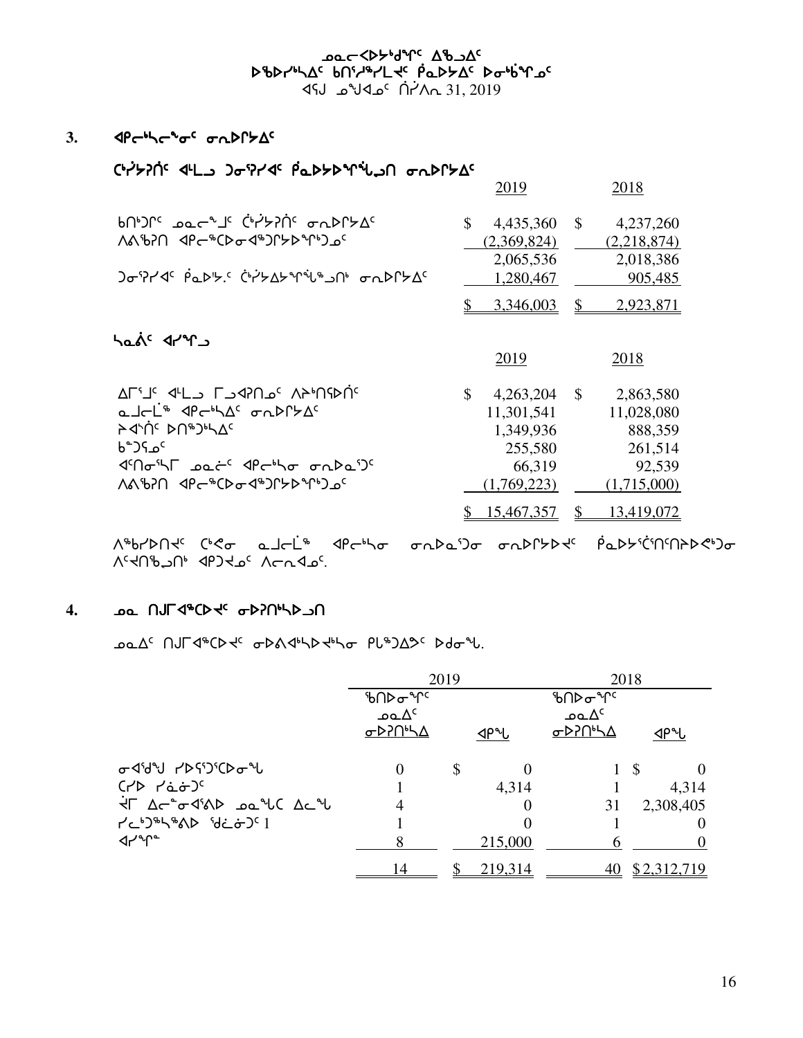ᓄᓇᓕᐅᑉᐱᒃᑯᓐᓂᑦ ᐃᖅᑲᐃᑦ
ᐅᖃᐅᓯᖅᓴᐃᑦ ᑲᑎᖦᔨᖅᓯᒪᔪᑦ ᑮᓇᐅᔭᐃᑦ ᐅᓂᒃᑳᖑᓄᑦ
ᐊᕐᕌᒍᓄᑦ ᑎᓯᐱᕆ 31, 2019

## 3. ᐊᑭᓕᒃᓴᓕᖕᓂᑦ ᓂᕆᐅᒋᔭᐃᑦ

ᑖᒃᓯᔅᓯᑦ ᐊᒻᒪᓗ ᑐᓂᕐᓯᐊᑦ ᑮᓇᐅᔭᐅᖕᖏᖕᖑᑎ ᓂᕆᐅᒋᔭᐃᑦ

| | 2019 | 2018 |
|---|---|---|
| ᑲᑎᒃᑐᒋᑦ ᓄᓇᓕᖕᒧᑦ ᑖᒃᓯᔅᓯᑦ ᓂᕆᐅᒋᔭᐃᑦ | $ 4,435,360 | $ 4,237,260 |
| ᐱᐊᖃᕐᑎ ᐊᑭᓕᖅᑕᐅᓂᐊᖅᑐᒋᔭᐅᖏᒃᑐᓐ | (2,369,824) | (2,218,874) |
| | 2,065,536 | 2,018,386 |
| ᑐᓂᕐᓯᐊᑦ ᑮᓇᐅᔭ.ᑦ ᑖᒃᓯᔭᐃᔭᖏᖕᖑᓐᑎᒃ ᓂᕆᐅᒋᔭᐃᑦ | 1,280,467 | 905,485 |
| | $ 3,346,003 | $ 2,923,871 |

ᓴᓇᕖᑦ ᐊᓯᖏᓗ

| | 2019 | 2018 |
|---|---|---|
| ᐃᒥᕐᒧᑦ ᐊᒻᒪᓗ ᒥᓗᐊᕿᑎᓄᑦ ᐱᔭᒃᑎᕋᐅᑏᑦ | $ 4,263,204 | $ 2,863,580 |
| ᓇᒧᓕᒫᖅ ᐊᑭᓕᒃᓴᐃᑦ ᓂᕆᐅᒋᔭᐃᑦ | 11,301,541 | 11,028,080 |
| ᐳᐊᖅᑎᑦ ᐅᑎᖅᑐᒃᓴᐃᑦ | 1,349,936 | 888,359 |
| ᑳᑐᕋᓄᑦ | 255,580 | 261,514 |
| ᐊᑦᑎᓂᕐᓴᒥ ᓄᓇᓖᑦ ᐊᑭᓕᒃᓴᓂ ᓂᕆᐅᓇᕐᑐᑦ | 66,319 | 92,539 |
| ᐱᐊᖃᕐᑎ ᐊᑭᓕᖅᑕᐅᓂᐊᖅᑐᒋᔭᐅᖏᒃᑐᓐ | (1,769,223) | (1,715,000) |
| | $ 15,467,357 | $ 13,419,072 |

ᐱᖅᑲᓯᐅᑎᔪᑦ ᑖᒃᑯᓂ ᓇᒧᓕᒫᖅ ᐊᑭᓕᒃᓴᓂ ᓂᕆᐅᓇᕐᑐᓂ ᓂᕆᐅᒋᔭᐅᔪᑦ ᑮᓇᐅᔭᕐᑖᑦᑎᑦᑎᔾᔭᐅᕙᒃᑐᓂ ᐱᑦᔪᑎᖃᓗᑎᒃ ᐊᑐᔪᓄᑦ ᐱᓕᕆᐊᓄᑦ.

## 4. ᓄᓇ ᑎᒍᒥᐊᖅᑕᐅᔪᑦ ᓂᐅᕈᑎᒃᓴᐅᓗᑎ

ᓄᓇᐃᑦ ᑎᒍᒥᐊᖅᑕᐅᔪᑦ ᓂᐅᕕᐊᒃᓴᐅᔪᒃᓴᓂ ᑭᒡᒐᖅᑐᐃᔾᔨᑦ ᐅᑯᓂᖓ.

| | 2019 | | 2018 | |
|---|---|---|---|---|
| | ᖃᑎᐅᓂᖏᑦ ᓄᓇᐃᑦ ᓂᐅᕈᑎᒃᓴᐃ | ᐊᑭᖓ | ᖃᑎᐅᓂᖏᑦ ᓄᓇᐃᑦ ᓂᐅᕈᑎᒃᓴᐃ | ᐊᑭᖓ |
| ᓂᐊᕐᑯᖑ ᓯᐅᕐᕿᖅᑕᐅᓂᖓ | 0 | $ 0 | 1 | $ 0 |
| ᑕᓯᐅ ᓯᓈᓃᑦ | 1 | 4,314 | 1 | 4,314 |
| ᕿᒥ ᐃᓕᓐᓂᐊᕐᕕᐅ ᓄᓇᖓᑕ ᐃᓚᖓ | 4 | 0 | 31 | 2,308,405 |
| ᓯᓚᑦᑐᖅᓴᖅᐱᐅ ᖁᓚᓃᑦ 1 | 1 | 0 | 1 | 0 |
| ᐊᓯᖏᓐ | 8 | 215,000 | 6 | 0 |
| | 14 | $ 219,314 | 40 | $ 2,312,719 |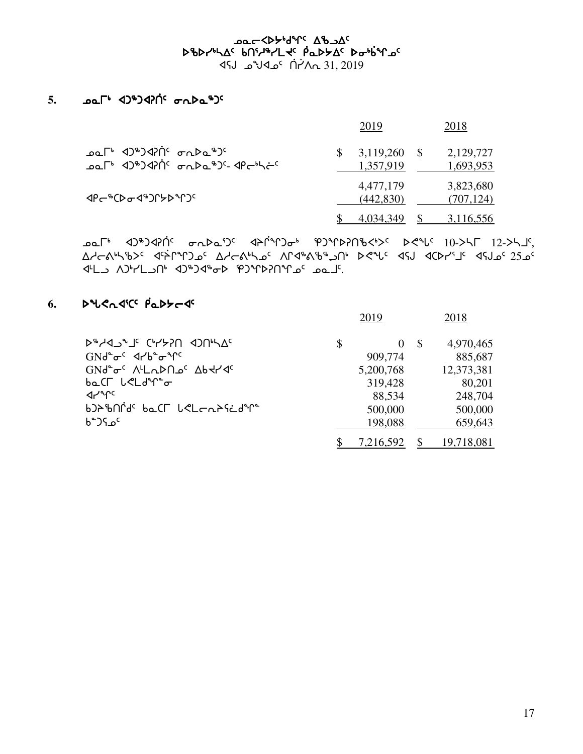ᓄᓇᓕᐸᐅᔭᒃᑯᑦ ᐃᖃᓗᐃᑦ
ᐅᖃᐅᓯᒃᓴᐃᑦ ᑲᑎᖦᔨᖅᓯᒪᔪᑦ ᑮᓇᐅᔭᐃᑦ ᐅᓂᒃᑳᖅᑕᓄᑦ
ᐊᕐᕌᒍᓄᑦ ᑎᓯᐱᕆ 31, 2019

## 5. ᓄᓇᒥᒃ ᐊᑐᖅᑐᐊᕈᑏᑦ ᓂᕿᐅᓇᖅᑐᑦ

| | 2019 | 2018 |
|---|---|---|
| ᓄᓇᒥᒃ ᐊᑐᖅᑐᐊᕈᑏᑦ ᓂᕿᐅᓇᖅᑐᑦ | $ 3,119,260 | $ 2,129,727 |
| ᓄᓇᒥᒃ ᐊᑐᖅᑐᐊᕈᑏᑦ ᓂᕿᐅᓇᖅᑐᑦ- ᐊᑭᓕᒃᓴᓖᑦ | 1,357,919 | 1,693,953 |
| | 4,477,179 | 3,823,680 |
| ᐊᑭᓕᖅᑕᐅᓂᐊᖅᑐᒥᔭᐅᕐᑐᑦ | (442,830) | (707,124) |
| | $ 4,034,349 | $ 3,116,556 |

ᓄᓇᒥᒃ ᐊᑐᖅᑐᐊᕈᑏᑦ ᓂᕿᐅᓇᕐᑐᑦ ᐊᔾᒋᕐᒋᑐᓂᒃ ᕿᑐᕐᒋᐅᕈᑎᖃᑉᐳᑦ ᐅᕙᖓᑦ 10-ᐳᓴᒥ 12-ᐳᓴᒧᑦ, ᐃᓱᓕᕝᕕᒃᓴᖃᐳᑦ ᐊᕐᕌᒋᕐᒋᑐᓄᑦ ᐃᓱᓕᕝᕕᒃᓴᓄᑦ ᐱᒋᐊᖅᕕᖃᖅᓯᒪᑎᒃ ᐅᕙᖓᑦ ᐊᕐᕌ ᐊᑕᐅᓯᕐᒧᑦ ᐊᕐᕌᒍᓄᑦ 25ᓄᑦ ᐊᒻᒪ ᐱᑐᒃᓯᒪᓗᑎᒃ ᐊᑐᖅᑐᐊᖅᓂᐅ ᕿᑐᕐᒋᐅᕈᑎᕐᒋᓄᑦ ᓄᓇᒧᑦ.

## 6. ᐅᖓᕙᓂᐊᕐᑕᑦ ᑮᓇᐅᔭᓕᐊᑦ

| | 2019 | 2018 |
|---|---|---|
| ᐅᖅᓱᐊᓗᒻᒧᑦ ᑕᑯᓯᔭᕈᑎ ᐊᑐᑎᒃᓴᐃᑦ | $ 0 | $ 4,970,465 |
| GNᑯᓐᓂᑦ ᐊᓯᑲᓐᓂᕐᒋᑦ | 909,774 | 885,687 |
| GNᑯᓐᓂᑦ ᐱᓪᓚᕆᐅᑎᓄᑦ ᐃᑲᔪᓯᐊᑦ | 5,200,768 | 12,373,381 |
| ᑲᓇᑕᒥ ᒐᕙᒪᑯᕐᒋᓐᓂ | 319,428 | 80,201 |
| ᐊᓯᕐᒋᑦ | 88,534 | 248,704 |
| ᑲᑐᔾᔪᑎᒌᑦ ᑲᓇᑕᒥ ᒐᕙᒪᓕᕆᔨᕋᓛᑯᕐᒋᓐ | 500,000 | 500,000 |
| ᑲᓪᑐᕋᓄᑦ | 198,088 | 659,643 |
| | $ 7,216,592 | $ 19,718,081 |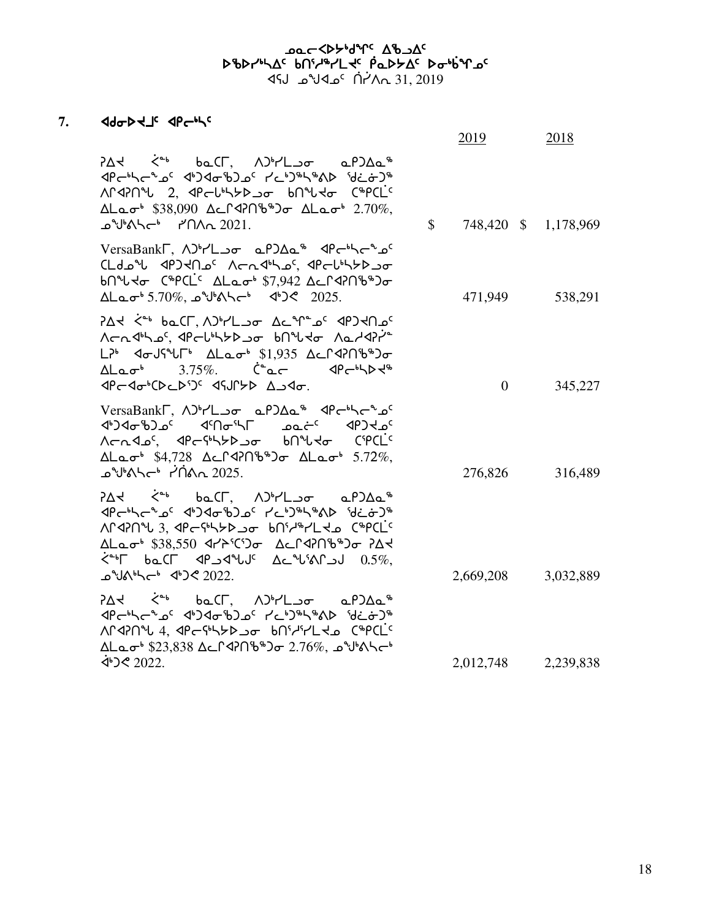ᓄᓇᓕᐊᐅᕐᓯᒪᔪᑦ ᐃᒃᓯᕙᐅᑕᐅᔪᑦ
ᐅᖃᐅᓯᖅᓴᐃᑦ ᑲᑎᑦᓱᖅᓯᒪᔪᑦ ᕿᓇᐅᔭᐃᑦ ᐅᓂᒃᑳᖑᓂᖏᑦ
ᐊᕐᕌᒍ ᓄᙳᐊᓂᑦ ᒫᔾ 31, 2019

## 7. ᐊᑯᓂᐅᔪᒧᑦ ᐊᑭᓕᒃᓴᑦ

| | | 2019 | | 2018 |
|---|---|---|---|---|
| ᕈᐃᐸ ᐹᖕ ᑲᓇᑕᒥ, ᐱᑐᒃᓯᒪᓗᓂ ᓇᒃᑐᐃᓇᖅ ᐊᑭᓕᒃᓴᓕᖓᓄᑦ ᐊᒃᑐᐊᓂᖃᑐᓄᑦ ᓯᓚᒃᑐᖅᓴᖅᕕᐅ ᖁᕐᓗᑐᖅ ᐱᒋᐊᕈᑎᖓ 2, ᐊᑭᓕᒃᓴᔭᐅᓗᓂ ᑲᑎᖕᖓᔪᓂ ᑕᖅᑭᑕᒫᑦ ᐃᒪᓇᓂᒃ $38,090 ᐃᓚᒋᐊᕈᑎᖃᖅᑐᓂ ᐃᒪᓇᓂᒃ 2.70%, ᓄᙳᒃᐱᓯᓕᒃ ᔪᑎᐱᕆ 2021. | $ | 748,420 | $ | 1,178,969 |
| VersaBankᒥ, ᐱᑐᒃᓯᒪᓗᓂ ᓇᒃᑐᐃᓇᖅ ᐊᑭᓕᒃᓴᓕᖓᓄᑦ ᑕᒪᑯᓇᖓ ᐊᑦᑐᐊᑎᓄᑦ ᐱᓕᕆᐊᒃᓴᓄᑦ, ᐊᑭᓕᒃᓴᔭᐅᓗᓂ ᑲᑎᖕᖓᔪᓂ ᑕᖅᑭᑕᒫᑦ ᐃᒪᓇᓂᒃ $7,942 ᐃᓚᒋᐊᕈᑎᖃᖅᑐᓂ ᐃᒪᓇᓂᒃ 5.70%, ᓄᙳᒃᐱᓯᓕᒃ ᐊᒃᑐᐸ 2025. | | 471,949 | | 538,291 |
| ᕈᐃᐸ ᐹᖕ ᑲᓇᑕᒥ, ᐱᑐᒃᓯᒪᓗᓂ ᐃᓚᖕᖏᓐᓄᑦ ᐊᑦᑐᐊᑎᓄᑦ ᐱᓕᕆᐊᒃᓴᓄᑦ, ᐊᑭᓕᒃᓴᔭᐅᓗᓂ ᑲᑎᖕᖓᔪᓂ ᐱᓇᓱᐊᕈᓯᐊᓐ ᒪᕈᒃ ᐊᓂᒍᖅᖓᒥᒃ ᐃᒪᓇᓂᒃ $1,935 ᐃᓚᒋᐊᕈᑎᖃᖅᑐᓂ ᐃᒪᓇᓂᒃ 3.75%. ᑖᓐᓇ ᐊᑭᓕᒃᓴᐅᔪᖅ ᐊᑭᓕᐊᓂᒃᑕᐅᓚᐅᖅᑐᑦ ᐊᕐᕌᒍᒥᔭᐅ ᐃᓗᐊᓂ. | | 0 | | 345,227 |
| VersaBankᒥ, ᐱᑐᒃᓯᒪᓗᓂ ᓇᒃᑐᐃᓇᖅ ᐊᑭᓕᒃᓴᓕᖓᓄᑦ ᐊᒃᑐᐊᓂᖃᑐᓄᑦ ᐊᑦᑎᓂᖅᓴᒥ ᓄᓇᓖᑦ ᐊᑦᑐᐊᓄᑦ ᐱᓕᕆᐊᓄᑦ, ᐊᑭᓕᖅᓴᔭᐅᓗᓂ ᑲᑎᖕᖓᔪᓂ ᑕᖅᑭᑕᒫᑦ ᐃᒪᓇᓂᒃ $4,728 ᐃᓚᒋᐊᕈᑎᖃᖅᑐᓂ ᐃᒪᓇᓂᒃ 5.72%, ᓄᙳᒃᐱᓯᓕᒃ ᔩᑎᐱᕆ 2025. | | 276,826 | | 316,489 |
| ᕈᐃᐸ ᐹᖕ ᑲᓇᑕᒥ, ᐱᑐᒃᓯᒪᓗᓂ ᓇᒃᑐᐃᓇᖅ ᐊᑭᓕᒃᓴᓕᖓᓄᑦ ᐊᒃᑐᐊᓂᖃᑐᓄᑦ ᓯᓚᒃᑐᖅᓴᖅᕕᐅ ᖁᕐᓗᑐᖅ ᐱᒋᐊᕈᑎᖓ 3, ᐊᑭᓕᖅᓴᔭᐅᓗᓂ ᑲᑎᖕᖏᖅᓯᒪᔪᓄ ᑕᖅᑭᑕᒫᑦ ᐃᒪᓇᓂᒃ $38,550 ᐊᓯᔾᔨᖅᑕᖅᑐᓂ ᐃᓚᒋᐊᕈᑎᖃᖅᑐᓂ ᕈᐃᐸ ᐹᖕᒥ ᑲᓇᑕᒥ ᐊᑭᓗᐊᖅᑕᐅᒍᑦ ᐃᓚᖕᖓᖅᐱᒋᓗᒍ 0.5%, ᓄᙳᐱᒃᓯᓕᒃ ᐊᒃᑐᐸ 2022. | | 2,669,208 | | 3,032,889 |
| ᕈᐃᐸ ᐹᖕ ᑲᓇᑕᒥ, ᐱᑐᒃᓯᒪᓗᓂ ᓇᒃᑐᐃᓇᖅ ᐊᑭᓕᒃᓴᓕᖓᓄᑦ ᐊᒃᑐᐊᓂᖃᑐᓄᑦ ᓯᓚᒃᑐᖅᓴᖅᕕᐅ ᖁᕐᓗᑐᖅ ᐱᒋᐊᕈᑎᖓ 4, ᐊᑭᓕᖅᓴᔭᐅᓗᓂ ᑲᑎᖕᖏᖅᓯᒪᔪᓄ ᑕᖅᑭᑕᒫᑦ ᐃᒪᓇᓂᒃ $23,838 ᐃᓚᒋᐊᕈᑎᖃᖅᑐᓂ 2.76%, ᓄᙳᒃᐱᓯᓕᒃ ᐋᒃᑐᐸ 2022. | | 2,012,748 | | 2,239,838 |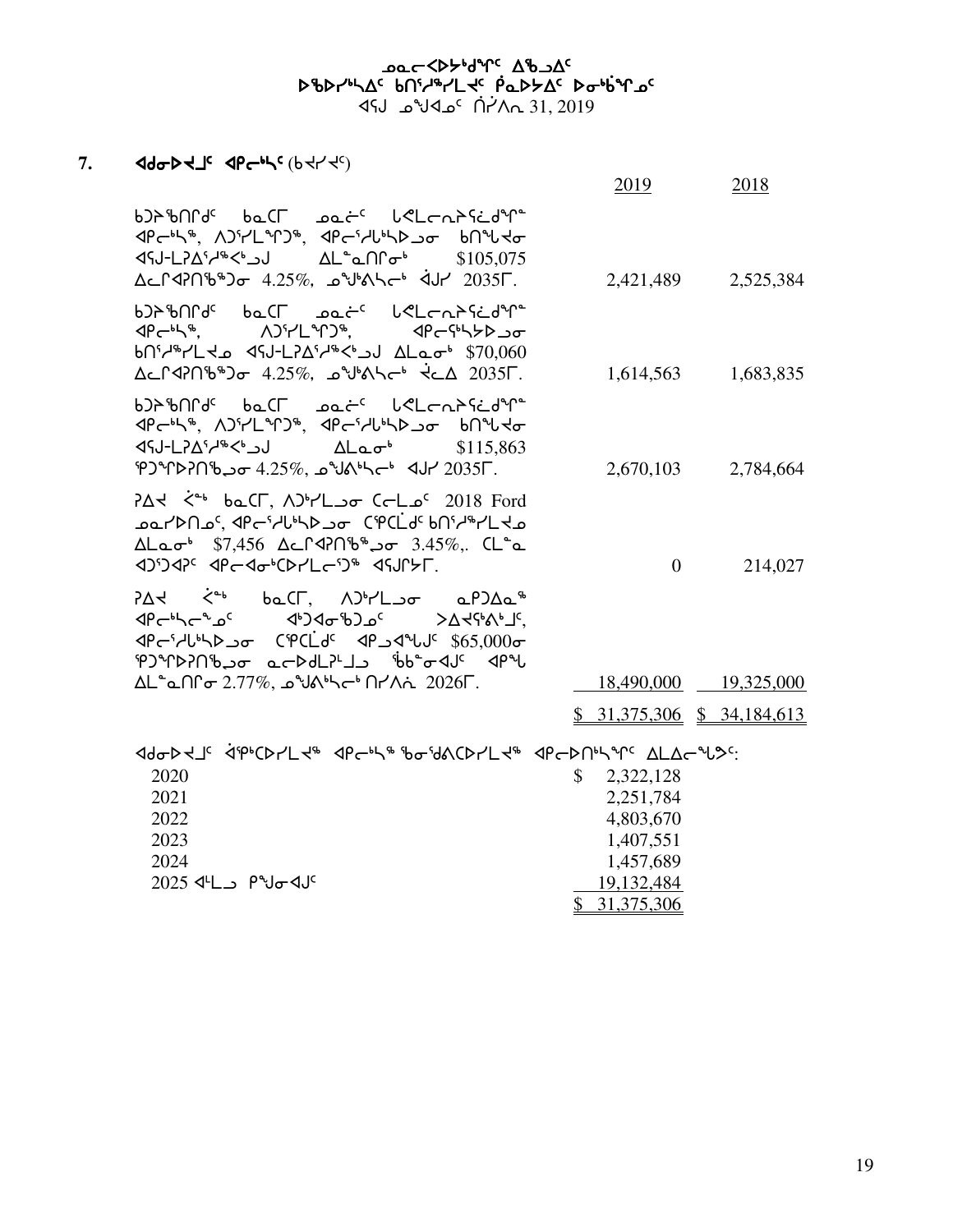ᓄᓇᓕᐸᐅᔭᒃᑯᖏᑦ ᐃᖅᑲᐃᑦ
ᐅᖃᐅᓯᖅᓴᐃᑦ ᑲᑎᕐᓯᖅᓯᒪᔪᑦ ᑮᓇᐅᔭᐃᑦ ᐅᓂᒃᑳᖏᓐᓂᑦ
ᐊᕐጸ ᓄᖑᐊᓄᑦ ᑎᓯᐱᕆ 31, 2019

## 7. ᐊᑯᓂᐅᔪᒧᑦ ᐊᑭᓕᒃᓴᑦ (ᑲᔪᓯᔪᑦ)

| | 2019 | 2018 |
|---|---|---|
| ᑲᑐᔾᖃᑎᒌᑦ ᑲᓇᑕᒥ ᓄᓇᓖᑦ ᒫᓂᒪᓕᕆᔩᑦ ᐊᑭᓕᒃᓴᖅ, ᐱᑐᕐᓯᒪᖏᑐᖅ, ᐊᑭᓕᕐᓱᖃᒃᓴᐅᓗᓂ ᑲᑎᖕᖓᔪᓂ ᐊᕐጸ-ᒪᕐᕈᐃᕐᓱᖅᐸᒃᑐᒍ ᐃᒪᓐᓇᑎᒋᓂᒃ $105,075 ᐃᓚᒋᐊᕈᑎᖃᖅᑐᓂ 4.25%, ᓄᖑᕝᕙᓕᒃ ᐋᒍᓯ 2035ᒥ. | 2,421,489 | 2,525,384 |
| ᑲᑐᔾᖃᑎᒌᑦ ᑲᓇᑕᒥ ᓄᓇᓖᑦ ᒫᓂᒪᓕᕆᔩᑦ ᐊᑭᓕᒃᓴᖅ, ᐱᑐᕐᓯᒪᖏᑐᖅ, ᐊᑭᓕᕐᓴᔭᐅᓗᓂ ᑲᑎᕐᓯᖅᓯᒪᔪᓄ ᐊᕐጸ-ᒪᕐᕈᐃᕐᓱᖅᐸᒃᑐᒍ ᐃᒪᓐᓇᑎᒋᓂᒃ $70,060 ᐃᓚᒋᐊᕈᑎᖃᖅᑐᓂ 4.25%, ᓄᖑᕝᕙᓕᒃ ᔫᓚᐃ 2035ᒥ. | 1,614,563 | 1,683,835 |
| ᑲᑐᔾᖃᑎᒌᑦ ᑲᓇᑕᒥ ᓄᓇᓖᑦ ᒫᓂᒪᓕᕆᔩᑦ ᐊᑭᓕᒃᓴᖅ, ᐱᑐᕐᓯᒪᖏᑐᖅ, ᐊᑭᓕᕐᓱᖃᒃᓴᐅᓗᓂ ᑲᑎᖕᖓᔪᓂ ᐊᕐጸ-ᒪᕐᕈᐃᕐᓱᖅᐸᒃᑐᒍ ᐃᒪᓐᓇᑎᒋᓂᒃ $115,863 ᕿᑐᖕᒋᐅᕈᑎᖃᖅᑐᓂ 4.25%, ᓄᖑᕝᕙᓕᒃ ᐋᒍᓯ 2035ᒥ. | 2,670,103 | 2,784,664 |
| ᕈᐃᔭ ᐸᖕᒃ ᑲᓇᑕᒥ, ᐱᑐᒃᓯᒪᓗᓂ ᑕᓕᒪᓄᑦ 2018 Ford ᓄᓇᓯᐅᑎᓄᑦ, ᐊᑭᓕᕐᓱᖃᒃᓴᐅᓗᓂ ᑕᕝᑕᒥᙵᑦ ᑲᑎᕐᓯᖅᓯᒪᔪᓄ ᐃᒪᓐᓇᑎᒃ $7,456 ᐃᓚᒋᐊᕈᑎᖃᖅᑐᓂ 3.45%,. ᑕᒪᓐᓇ ᐊᑐᕐᑐᐊᕈᑦ ᐊᑭᓕᐊᓂᒃᑕᐅᓯᒪᓕᕐᑐᖅ ᐊᕐጸᒋᔭᒥ. | 0 | 214,027 |
| ᕈᐃᔭ ᐸᖕᒃ ᑲᓇᑕᒥ, ᐱᑐᒃᓯᒪᓗᓂ ᓇᑭᑐᐃᓇᖅ ᐊᑭᓕᒃᓴᓕᖕᓄᑦ ᐊᒃᑐᐊᓂᖅᑐᓄᑦ ᐳᐃᔭᕐᕝᕕᒃᒧᑦ, ᐊᑭᓕᕐᓱᖃᒃᓴᐅᓗᓂ ᑕᕝᑕᒥᙵᑦ ᐊᑭᓗᐊᖑᒍᑦ $65,000ᓂ ᕿᑐᖕᒋᐅᕈᑎᖃᖅᑐᓂ ᓇᓕᐅᑭᒪᕈᑎᓗ ᖃᑲᓐᓂᐊᒍᑦ ᐊᑭᖑ ᐃᒪᓐᓇᑎᒋᓂ 2.77%, ᓄᖑᕝᕙᓕᒃ ᑎᓯᐱᕆ 2026ᒥ. | 18,490,000 | 19,325,000 |
| | $ 31,375,306 | $ 34,184,613 |

ᐊᑯᓂᐅᔪᒧᑦ ᐋᕿᒃᑕᐅᓯᒪᔪᖅ ᐊᑭᓕᒃᓴᖅ ᖃᓂᖅᑯᕝᕕᑕᐅᓯᒪᔪᖅ ᐊᑭᓕᐅᑎᒃᓴᖏᑦ ᐃᒪᐃᓕᖓᔪᑦ:

| | |
|---|---|
| 2020 | $ 2,322,128 |
| 2021 | 2,251,784 |
| 2022 | 4,803,670 |
| 2023 | 1,407,551 |
| 2024 | 1,457,689 |
| 2025 ᐊᒻᒪ ᑭᖑᓂᐊᒍᑦ | 19,132,484 |
| | $ 31,375,306 |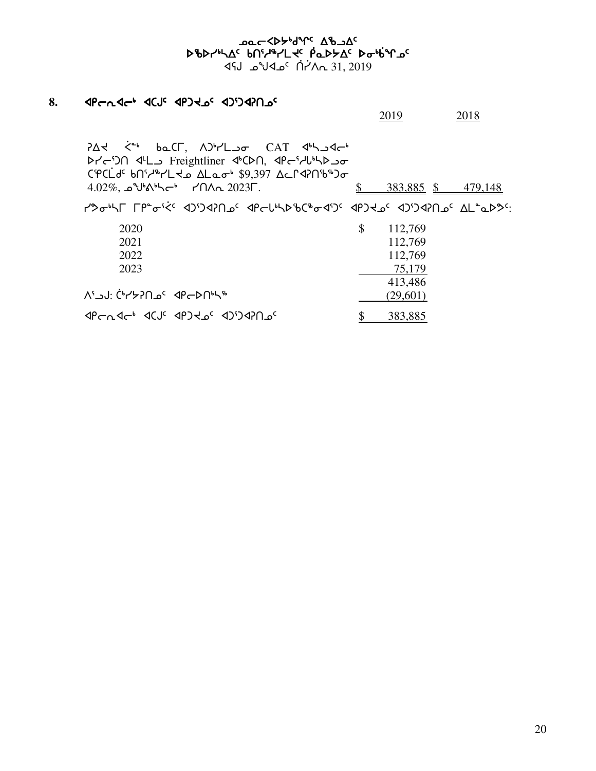ᓄᓇᓕᐸᐅᔾᑯᕐᒥᑦ ᐃᖅᑲᐃᑦ
ᐅᖃᐅᓯᖅᓴᐃᑦ ᑲᑎᕐᓱᖅᓯᒪᔪᑦ ᑮᓇᐅᔭᐃᑦ ᐅᓂᒃᑳᕐᙳᑦ
ᐊᕐᕌᒍ ᓄᙳᐊᓄᑦ ᑎᓯᐱᕆ 31, 2019

## 8. ᐊᑭᓕᕆᐊᓕᒃ ᐊᑕᒍᑦ ᐊᑭᑐᔪᓄᑦ ᐊᑐᕐᑐᐊᕈᑎᓄᑦ

| | 2019 | 2018 |
|---|---|---|
| ᕈᐃᔪ ᐹᓐᒃ ᑲᓇᑕᒥ, ᐱᑐᒃᓯᒪᓗᓂ CAT ᐊᒃᓴᓗᐊᓕᒃ ᐅᓯᓕᕐᑐᑎ ᐊᒻᒪᓗ Freightliner ᐊᒃᑕᐅᑎ, ᐊᑭᓕᕐᓱᒐᒃᓴᐅᓗᓂ ᑕᕝᑕᒫᑯᑦ ᑲᑎᕐᓱᖅᓯᒪᔪᓄ ᐃᒪᓇᓂᒃ $9,397 ᐃᓗᒥ ᐊᕈᑎᖃᖅᑐᓂ 4.02%, ᓄᙳᒃᕕᒃᓴᓕᒃ ᓯᑎᐱᕆ 2023ᒥ. | $ 383,885 | $ 479,148 |

ᓯᕗᓂᒃᓴᒥ ᒥᑭᓐᓂᕐᐹᑦ ᐊᑐᕐᑐᐊᕈᑎᓄᑦ ᐊᑭᓕᒃᓴᐅᖃᑕᖅᓂᐊᕐᑐᑦ ᐊᑭᑐᔪᓄᑦ ᐊᑐᕐᑐᐊᕈᑎᓄᑦ ᐃᒪᓐᓇᐅᕗᑦ:

| | |
|---|---|
| 2020 | $ 112,769 |
| 2021 | 112,769 |
| 2022 | 112,769 |
| 2023 | 75,179 |
| | 413,486 |
| ᐱᕐᓗᒍ: ᑖᒃᓯᔭᕈᑎᓄᑦ ᐊᑭᓕᐅᑎᒃᓴᖅ | (29,601) |
| ᐊᑭᓕᕆᐊᓕᒃ ᐊᑕᒍᑦ ᐊᑭᑐᔪᓄᑦ ᐊᑐᕐᑐᐊᕈᑎᓄᑦ | $ 383,885 |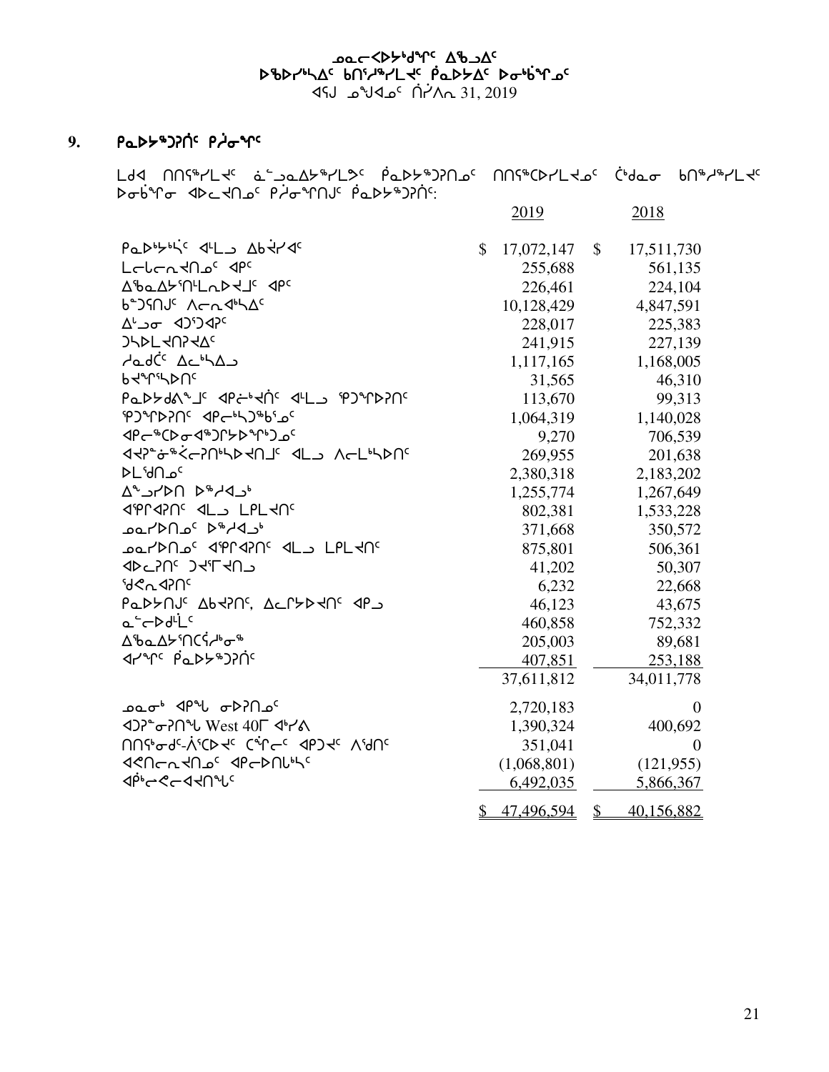## 9. ᑭᓇᐅᔭᖅᑐᕐᑏᑦ ᑭᓲᖑᓂᖏᑦ

ᒪᒃᑯᐊ ᑎᑎᕐᖅᓯᒪᔪᑦ ᓈᓪᓗᓇᐃᔭᖅᓯᒪᕗᑦ ᑮᓇᐅᔭᖅᑐᕐᑎᓄᑦ ᑎᑎᕐᖅᑕᐅᓯᒪᔪᓄᑦ ᑖᒃᑯᓇᓂ ᑲᑎᖅᓱᖅᓯᒪᔪᑦ ᐅᓂᒃᑳᖑᓂ ᐊᐅᓚᔪᑎᓄᑦ ᑭᓲᖑᓂᖏᑦ ᑮᓇᐅᔭᖅᑐᕐᑏᑦ:

| | 2019 | 2018 |
|---|---|---|
| ᑭᓇᐅᔭᒃᓵᑦ ᐊᒻᒪᓗ ᐃᑲᔫᓯᐊᑦ | $ 17,072,147 | $ 17,511,730 |
| ᒪᓕᒐᓕᕆᔪᓄᑦ ᐊᑭᑦ | 255,688 | 561,135 |
| ᐃᖃᓇᐃᔮᕐᑎᒪᕆᐅᔪᒧᑦ ᐊᑭᑦ | 226,461 | 224,104 |
| ᑲᓐᑐᕌᑎᒍᑦ ᐱᓕᕆᐊᒃᓴᐃᑦ | 10,128,429 | 4,847,591 |
| ᐃᒡᓗᓂ ᐊᑐᕐᑐᐊᕈᑦ | 228,017 | 225,383 |
| ᑐᓴᐅᒪᔪᑎᕈᔪᐃᑦ | 241,915 | 227,139 |
| ᓱᓇᑯᑖᑦ ᐃᓚᒃᓴᐃᓗ | 1,117,165 | 1,168,005 |
| ᑲᔪᖏᓴᐅᑎᑦ | 31,565 | 46,310 |
| ᑭᓇᐅᔭᑯᕕᖕᒧᑦ ᐊᑭᖐᒃᔪᑏᑦ ᐊᒻᒪᓗ ᕿᑐᖏᐅᕈᑎᑦ | 113,670 | 99,313 |
| ᕿᑐᖏᐅᕈᑎᑦ ᐊᑭᓕᒃᓱᖅᑲᕐᓄᑦ | 1,064,319 | 1,140,028 |
| ᐊᑭᓕᖅᑕᐅᓂᐊᖅᑐᒋᔭᐅᖏᒃᑐᓄᑦ | 9,270 | 706,539 |
| ᐊᔪᓐᓃᖅᑏᓕᕈᑎᒃᓴᐅᔪᑎᒧᑦ ᐊᓗ ᐱᓕᒪᒃᓴᐅᑎᑦ | 269,955 | 201,638 |
| ᐅᒪᕐᖁᑎᓄᑦ | 2,380,318 | 2,183,202 |
| ᐃᓐᓗᓯᐅᑎ ᐅᖅᓱᐊᓗᒃ | 1,255,774 | 1,267,649 |
| ᐊᕿᒋᐊᕈᑎᑦ ᐊᒻᒪᓗ ᒪᑭᒪᔪᑎᑦ | 802,381 | 1,533,228 |
| ᓄᓇᓯᐅᑎᓄᑦ ᐅᖅᓱᐊᓗᒃ | 371,668 | 350,572 |
| ᓄᓇᓯᐅᑎᓄᑦ ᐊᕿᒋᐊᕈᑎᑦ ᐊᒻᒪᓗ ᒪᑭᒪᔪᑎᑦ | 875,801 | 506,361 |
| ᐊᐅᓚᕈᑎᑦ ᑐᔪᕐᒥᔪᑎᒍ | 41,202 | 50,307 |
| ᖁᕝᕙᓇᐊᕈᑎᑦ | 6,232 | 22,668 |
| ᑭᓇᐅᔭᑎᒍᑦ ᐃᑲᔪᕈᑎᑦ, ᐃᓚᒌᔭᐅᔪᑎᑦ ᐊᑭᓗ | 46,123 | 43,675 |
| ᓇᓪᓕᐅᑯᒫᑦ | 460,858 | 752,332 |
| ᐃᖃᓇᐃᔭᕐᑎᑕᕐᓱᒃᓂᖅ | 205,003 | 89,681 |
| ᐊᓯᖏᑦ ᑮᓇᐅᔭᖅᑐᕐᑏᑦ | 407,851 | 253,188 |
| | 37,611,812 | 34,011,778 |
| ᓄᓇᓂᒃ ᐊᑭᖓ ᓂᐅᕈᑎᓄᑦ | 2,720,183 | 0 |
| ᐊᑐᕈᓐᓂᕈᑎᖓ West 40ᒥ ᐊᒃᓯᕙ | 1,390,324 | 400,692 |
| ᑎᑎᕐᖃᓂᑯᑦ-ᐲᕐᑕᐅᔪᑦ ᑕᖏᓕᑦ ᐊᑭᑐᔪᑦ ᐱᕐᖁᑎᑦ | 351,041 | 0 |
| ᐊᕙᑎᓕᕆᔪᓄᑦ ᐊᑭᓕᐅᑎᒐᒃᓴᑦ | (1,068,801) | (121,955) |
| ᐊᑮᓕᕙᓕᐊᔪᑎᖓᑦ | 6,492,035 | 5,866,367 |
| | $ 47,496,594 | $ 40,156,882 |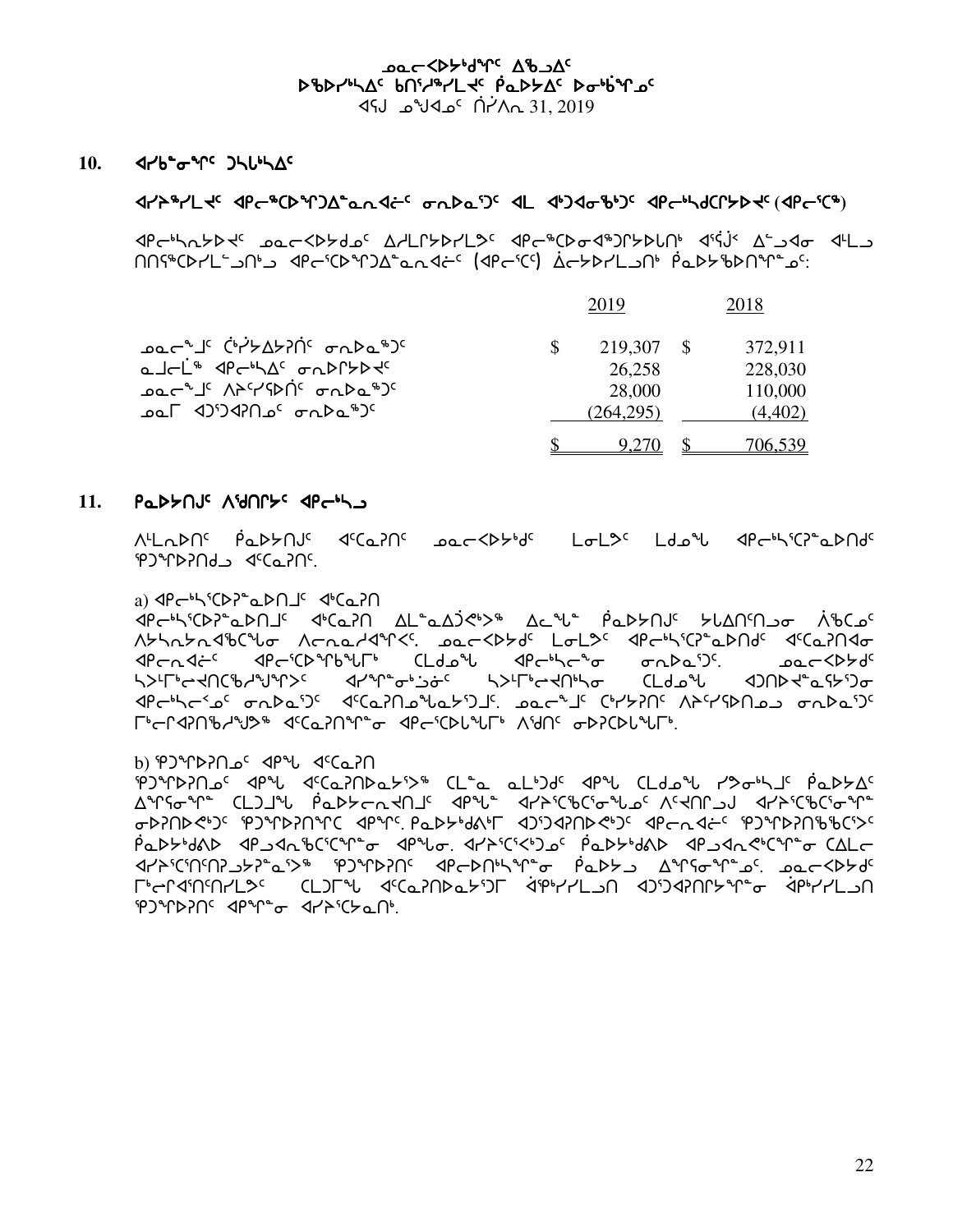ᓄᓇᓕᐸᐅᔭᒃᑯᑦ ᐃᖃᓗᐃᑦ
ᐅᖃᐅᓯᖅᓴᐃᑦ ᑲᑎᑦᓱᖅᓯᒪᔪᑦ ᑮᓇᐅᔭᐃᑦ ᐅᓂᒃᑳᖏᑦ
ᐊᕐᕌᒍᓄᑦ ᑎᓯᐱᕆ 31, 2019

## 10. ᐊᓯᑲᓐᓂᖏᑦ ᑐᓴᒐᒃᓴᐃᑦ

### ᐊᓯᐊᖅᓯᒪᔪᑦ ᐊᑦᓕᖅᑕᐅᖏᑐᐃᓐᓇᕆᐊᓖᑦ ᓂᕆᐅᓇᕐᑐᑦ ᐊᒻᒪ ᐊᑐᐊᓂᖃᒃᑐᑦ ᐊᑦᓕᒃᓴᑯᑦᑎᔭᐅᔪᑦ (ᐊᑦᓕᑦᑕᖅ)

ᐊᑦᓕᒃᓴᓂᔭᐅᔪᑦ ᓄᓇᓕᐸᐅᔭᒃᑯᑦ ᐃᓱᒪᒋᔭᐅᓯᒪᔫᑦ ᐊᑦᓕᖅᑕᐅᓂᐊᖅᑐᒋᔭᐅᒐᑎᒃ ᐊᕐᕌᒍᐸ ᐃᓐᓄᐊᓂ ᐊᒻᒪᓗ ᑎᑎᕋᖅᑕᐅᓯᒪᓪᓗᑎᒃᓗ ᐊᑦᓕᑦᑕᐅᖏᑐᐃᓐᓇᕆᐊᓖᑦ (ᐊᑦᓕᑦᑕᑦ) ᐃᓕᔭᐅᓯᒪᓗᑎᒃ ᑮᓇᐅᔭᖃᕐᑎᖏᓐᓄᑦ:

| | 2019 | 2018 |
|---|---|---|
| ᓄᓇᓕᖕᒧᑦ ᑖᓯᔭᐃᔭᕈᑎᑦ ᓂᕆᐅᓇᖅᑐᑦ | $ 219,307 | $ 372,911 |
| ᓇᒧᓕᒫᖅ ᐊᑦᓕᒃᓴᐃᑦ ᓂᕆᐅᒋᔭᐅᔪᑦ | 26,258 | 228,030 |
| ᓄᓇᓕᖕᒧᑦ ᐱᕙᓪᓕᐅᑎᑦ ᓂᕆᐅᓇᖅᑐᑦ | 28,000 | 110,000 |
| ᓄᓇᒥ ᐊᑐᐊᕆᑎᓄᑦ ᓂᕆᐅᓇᖅᑐᑦ | (264,295) | (4,402) |
| | $ 9,270 | $ 706,539 |

## 11. ᑮᓇᐅᔭᑎᒍᑦ ᐱᖁᑎᓯᑦ ᐊᑦᓕᒃᓴᓗ

ᐱᒻᒪᕆᐅᑎᑦ ᑮᓇᐅᔭᑎᒍᑦ ᐊᑦᑕᓇᕐᑎᑦ ᓄᓇᓕᐸᐅᔭᒃᑯᑦ ᓚᓂᒪᕗᑦ ᒪᑯᓄᖓ ᐊᑦᓕᒃᓴᖅᑕᕈᓐᓇᐅᑎᒍᑦ ᕿᑐᙵᐅᕐᑎᒍᓗ ᐊᑦᑕᓇᕐᑎᑦ.

a) ᐊᑦᓕᒃᓴᖅᑕᐅᕈᓐᓇᐅᑎᒧᑦ ᐊᒃᑕᓇᕐᑎ
ᐊᑦᓕᒃᓴᖅᑕᐅᕈᓐᓇᐅᑎᒧᑦ ᐊᒃᑕᓇᕐᑎ ᐃᒪᓐᓇᐃᒍᕙᒃᐳᖅ ᐃᓚᖓᓐ ᑮᓇᐅᔭᑎᒍᑦ ᔪᒪᐃᑎᑦᑎᓗᓂ ᐲᖃᑕᓂᑦ ᐱᔭᕋᔭᕆᐊᖃᙱᓂ ᐱᓕᕆᓇᓱᐊᖏᑦᐸᑦ. ᓄᓇᓕᐸᐅᔭᒃᑯᑦ ᓚᓂᒪᕗᑦ ᐊᑦᓕᒃᓴᖅᑕᕈᓐᓇᐅᑎᒍᑦ ᐊᑦᑕᓇᕐᑎᐊᓂ ᐊᑦᓕᓇᐊᓖᑦ ᐊᑦᓕᖅᑕᐅᖏᑦᑐᒥᒃ ᑕᒪᒃᑯᖓ ᐊᑦᓕᒃᓴᓕᖓᓂ ᓂᕆᐅᓇᕐᑐᑦ. ᓄᓇᓕᐸᐅᔭᒃᑯᑦ ᓴᐳᒻᒥᒍᓐᓂᕐᑕᐅᓯᒪᔪᖅ ᐊᓯᖏᓐᓂᒃ ᓲᖃᐃᑦᑐᑦ ᓴᐳᒻᒥᒍᓐᓂᒃᓴᓂ ᑕᒪᒃᑯᖓ ᐊᑐᑎᐅᔪᓐᓇᕐᓴᕐᑐᓂ ᐊᑦᓕᒃᓴᓕᕐᓄᑦ ᓂᕆᐅᓇᕐᑐᑦ ᐊᑦᑕᓇᕐᑎᓄᖓᓇᕐᑐᒧᑦ. ᓄᓇᓕᖕᒧᑦ ᑖᓯᔭᕐᑎᑦ ᐱᕙᓪᓕᐅᑎᓄᓗ ᓂᕆᐅᓇᕐᑐᑦ ᒥᒃᓕᒋᐊᕐᑎᑲᓯᓐᖑᕙ ᐊᑦᑕᓇᕐᑎᖏᓐᓂ ᐊᑦᓕᖅᑕᐅᒐᖏᒥᒃ ᐱᖁᑎᑦ ᓂᐅᕐᕈᑕᐅᒐᖏᒥᒃ.

b) ᕿᑐᙵᐅᕐᑎᓄᑦ ᐊᑭᖓ ᐊᑦᑕᓇᕐᑎ
ᕿᑐᙵᐅᕐᑎᓄᑦ ᐊᑭᖓ ᐊᑦᑕᓇᕐᑎᐅᔭᕐᔪᖅ ᑕᒪᓐᓇ ᓇᓚᒃᑐᑦ ᐊᑭᖓ ᑕᒪᒃᑯᖓ ᓯᕗᓂᒃᓴᒧᑦ ᑮᓇᐅᔭᐃᑦ ᐃᖕᒋᓂᕐᓂ ᑕᒪᑐᒥᖓ ᑮᓇᐅᔭᓕᕆᔨᑎᒧᑦ ᐊᑭᖓᓐ ᐊᓯᔾᔨᖅᑲᖅᑕᕐᓂᖓᓄᑦ ᐱᑦᔨᑎᒥᒍᑦ ᐊᓯᔾᔨᖅᑲᖅᑕᕐᓂᕐᓂ ᓂᐅᕐᕈᑎᐅᔪᑦ ᕿᑐᙵᐅᕐᑎᑦ ᐊᑭᖏᑦ. ᑮᓇᐅᔭᒃᑯᕕᒥ ᐊᑐᐊᕆᑎᐅᔪᑦ ᐊᑦᓕᓇᐊᓖᑦ ᕿᑐᙵᐅᕐᑎᖃᖅᑐᑦ ᑮᓇᐅᔭᒃᑯᕕᐅ ᐊᑐᐊᓇᖅᑕᖅᑐᖅᑐᓂ ᐊᑭᖓᓂ. ᐊᓯᔾᔨᑦᑎᕈᑎᖏᓐᓄᑦ ᑮᓇᐅᔭᒃᑯᕕᐅ ᐊᑐᐊᓇᖅᑕᖅᑐᖅᑐᓂ ᑕᐃᒪᓕ ᐊᓯᔾᔨᖅᑎᖅᑎᕈᓐᓇᕐᓂᖅ ᕿᑐᙵᐅᕐᑎᑦ ᐊᑦᓕᑎᒃᑐᖅᑐᓂ ᑮᓇᐅᔪᓐ ᐃᖕᒋᓂᕐᓂᖅᑐᓂ. ᓄᓇᓕᐸᐅᔭᒃᑯᑦ ᒥᒃᓕᒋᐊᑦᑎᑎᓯᒪᕗᑦ ᑕᒪᑐᒥᖓ ᐊᑦᑕᓇᕐᑎᓇᐅᔭᕐᑐᒥ ᐋᖅᑭᒃᓯᒪᓗᑎ ᐊᑐᐊᕆᑎᔭᕐᓂᖅᑐᓂ ᐋᖅᑭᒃᓯᒪᓗᑎ ᕿᑐᙵᐅᕐᑎᑦ ᐊᑭᖓᓂ ᐊᓯᔾᔨᕐᔭᓇᑎᒃ.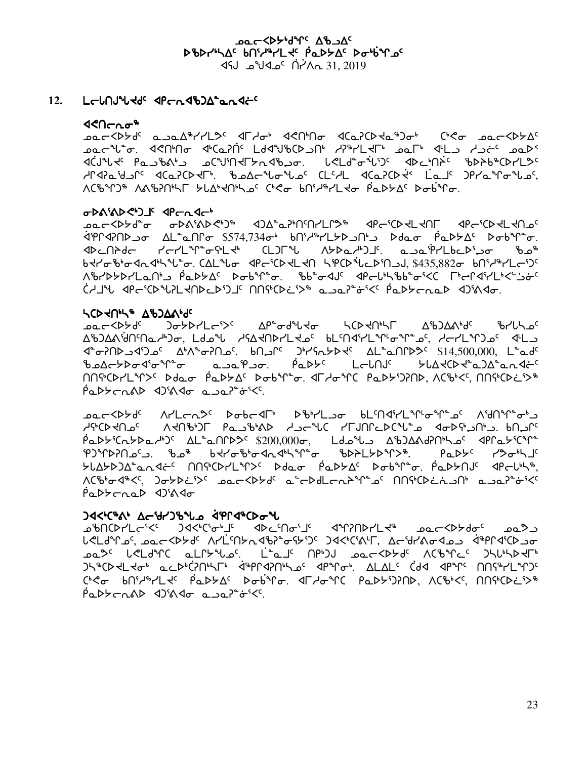## 12. ᒪᓕᒃᑎᒍᖕᖓᑦ ᐊᑭᓕᕆᐊᖃᖅᑐᐃᓐᓇᕆᐊᓖᑦ

### ᐊᕙᑎᓕᕆᓂᖅ

ᓄᓇᓕᐸᐅᔭᒃᑯᑦ ᓇᓗᓇᐃᖅᓯᓯᒪᔫᑦ ᐊᒥᓱᓂᒃ ᐊᕙᑎᒃᑎᓂ ᐊᑕᓇᕈᑕᐅᔪᓐᓇᖅᑐᓂᒃ ᑖᒃᑯᓂ ᓄᓇᓕᐸᐅᔭᐃᑦ ᓄᓇᓕᖕᖏᓐᓂ. ᐊᕙᑎᒃᑎᓂ ᐊᒃᑕᓇᕈᑎᑦ ᒪᑯᐊᖑᖅᑕᐅᔪᑎᒃ ᓯᕗᕐᓯᒪᔪᐊᓕᒃ ᓄᓇᒥᒃ ᐊᒻᒪᓗ ᓯᓗᓖᑦ ᓄᓇᐅᑉ ᐊᐅᒍᖕᖓᔪᐊᑦ ᑭᓇᓗᖅᑲᕕᒃᑯ ᓄᑦᑐᖅᑎᐊᒥᔪᓐᓇᐊᖃᓗᓂ. ᐅᕙᒪᑦ ᓂᖏᖅᑐᑦ ᐊᐅᓚᖅᑎᑦᓯᒋᑦ ᖃᐅᔨᖃᖅᑕᐅᓯᒪᔪᑦ ᓯᕆᐊᕈᖅᑐᒥᑦ ᐊᑕᓇᕈᑕᐅᔪᒥᒃ. ᖃᓄᐃᓕᖑᓂᖑᓂᑦ ᑕᒪᓯᒪ ᐊᑕᓇᕈᑕᐅᔪᖕ ᒪᓇᒧᑦ ᑐᕌᒐᖃᖅᑐᓂᖑᓂᑦ, ᐱᑦᑎᖕᖑᑦᑐᖅ ᐱᕕᖃᕈᑎᖏᓐᓂ ᓴᓚᒃᑲᐃᑎᖏᓐᓇᑦ ᑖᒃᑯᓂ ᑲᑎᑦᓯᖅᓯᒪᔪᓂ ᕿᓇᐅᔭᐃᑦ ᐅᓂᒃᑳᖓᓂ.

### ᓂᐅᕕᖅᕕᐅᕙᒃᑐᑦ ᐊᑭᓕᐊᓕᒃ

ᓄᓇᓕᐸᐅᔭᒃᑯᓐᓂ ᓂᐅᕕᖅᕕᐅᕙᒃᑐᖅ ᐊᑐᐃᓐᓇᕈᖅᑎᑦᑎᓯᒪᓕᕐᒥᔪᖅ ᐊᑭᓕᖅᑐᐃᓕᕆᓂᒥ ᐊᑭᓕᖅᑐᐃᓕᕆᓂᒃ ᐊᑭᓕᕆᐊᖃᖅᑎᑦᑐᓐᓇᕐᓂᖓᑕᐅᓪᓗ ᐃᓚᖓᓐᓂᑦ $574,734ᓂᒃ ᑲᑎᑦᓯᖅᓯᒪᔭᐅᔪᓐᓇᖅᑐᒥᒃ ᐅᑯᓇᓂ ᕿᓇᐅᔭᐃᑦ ᐅᓂᒃᑳᖓᓂ. ᐊᐅᓚᑦᑎᔨᑯᓕ ᓯᓕᓕᒃᖃᕐᓂᖓᑦᑎᐊᕐᓗ ᑕᒪᑐᒥᖓ ᐱᔭᕇᖅᓯᒪᓗᑎᑦ. ᓇᓗᓇᖅᓯᓯᒪᒐᓚᐅᖅᑐᓂ ᖃᓄᖅ ᑲᔪᓯᖃᕐᓂᐊᖃᓗᖅᑐᖑᓂ. ᑕᐃᒪᓐᓇᓕᖅ ᐊᑭᓕᖅᑐᐃᓕᕆᒍᑎ ᓴᕿᑦᑐᐃᓕᐅᑎᓪᓗᒋᑦ $435,882ᓂ ᑲᑎᑦᓯᖅᓯᒪᔭᓕᖅᑐᑦ ᐱᖃᓯᐅᔭᖅᓯᒪᓂᖓᓐᓄ ᕿᓇᐅᔭᐃᑦ ᐅᓂᒃᑳᖓᓂ. ᖃᖏᓐᓇᒐᑦ ᐊᑭᓕᕆᓯᖃᖃᖏᓂᑦ ᒥᒃᓴᖅᑕᐅᔪᐃᒃ ᐃᓯᒪᓕᒃ ᐊᑭᓕᖅᑐᐃᕐᖑᓕᕆᐊᓕᖕᖏᑎ ᑎᑎᕋᖅᑕᐅᔫᑦ ᓇᓗᓇᐃᖅᓯᖏᑦ ᕿᓇᐅᔭᓕᕆᓂᕐᒥ ᐊᑐᕐᓇᖓ.

### ᓴᑕᐃᑎᒃᓯᖅ ᐃᖅᑲᓇᐃᔭᒃᑯᑦ

ᓄᓇᓕᐸᐅᔭᒃᑯᑦ ᑐᓂᔭᐅᓯᒪᓕᖅᐳᑦ ᐃᑭᓐᓂᒍᖓᔪᒥᒃ ᓴᑕᐃᑎᒃᓯᒥ ᐃᖅᑲᓇᐃᔭᒃᑯᑦ ᖃᐅᔨᓴᕐᓂᖏᓐᓄᑦ ᐃᖅᑲᓇᐃᔭᒃᑯᑦ ᐃᖅᑲᓇᐃᔭᕐᕕᖏᓐᓂ ᐃᓗᐊᓂᒃ, ᒪᑯᓇᖓ ᓯᕗᐊᑎᐅᓯᒪᔪᓂᑦ ᑲᒪᒋᔭᐅᓯᒪᑦᓯᐊᕐᓂᖏᓐᓂᒃ, ᓯᓕᓕᕐᒪᒋᓐᓂᒃ ᐊᒻᒪᓗ ᐊᓂᒍᐃᑎᑕᐅᔪᓂᒃ ᐃᓚᖅᑲᖅᑎᕐᓂᒃ. ᑲᑎᒪᒋᑦ ᑐᑦᓯᕋᐅᓯᔪᑦ ᐃᓚᖓᓐᓂᑦᑎᑦ $14,500,000, ᒪᓐᓇᒧᑦ ᖃᓄᐃᓕᐅᕈᑎᖃᕆᐊᖃᖅᑐᖅ ᓇᓗᓇᕿᕐᓗᓂ. ᕿᓇᐅᔭᑦ ᒪᓕᒃᑎᒍᑦ ᔭᒐᐃᑎᑕᐅᓂᖏᓐᓄᑦ ᐊᑭᓕᐅᑎᓄᑦ ᑎᑎᕋᖅᓯᒪᖕᖏᑦᑐᑦ ᐅᑯᓇᓂ ᕿᓇᐅᔭᐃᑦ ᐅᓂᒃᑳᖓᓂ. ᐊᒥᓱᖕᖏᑕ ᕿᓇᐅᔭᕐᓂᐅᑉ, ᐱᑕᒃᑲᑦ, ᑎᑎᕋᖅᑕᐅᓯᒪᔪᖅ ᕿᓇᐅᔭᓕᕆᓂᕐᒥ ᐊᑐᕐᓇᖓ ᓇᓗᓇᐃᖅᓯᕙᑦ.

ᓄᓇᓕᐸᐅᔭᒃᑯᑦ ᐱᓯᒪᓕᕐᒪᑦ ᐅᓂᒃᑳᖓᓂ ᐅᖃᕐᓯᒪᓗᓂ ᑲᒪᒋᓇᓱᐊᖃᖅᑐᓂᖑᓂᑦ ᐱᖁᑎᖑᓂᖑᓂ ᓴᐳᔾᔨᑎᑦᓯᒋᑦ ᐱᔪᑎᒃᑯᓂ ᕿᓇᐅᔭᐅᔪᓐᓇᖅ ᓴᐳᔾᔨᑎᓂ ᓯᒥᒍᓂᓕᐅᑕᐅᓂᖓ ᐊᓂᐅᔭᕈᑎᓕ. ᑲᑎᒪᒋᑦ ᕿᓇᐅᔭᖃᑦᓯᐊᖏᓐᓂ ᐃᓚᖓᓐᓂᑦᑎᑦ $200,000ᓂ, ᒪᓐᓇᒧᑦ ᐃᖅᑲᓇᐃᔭᒐᒃᓴᖑᓂ ᐊᑭᓕᖅᓯᖁᔭᐅᓯᒪᓂᖓᓐᓂ. ᖃᓄᖅ ᑲᔪᓯᖃᕐᓂᐊᖃᓗᖅᑐᖅ ᓇᓗᓇᐃᖅᓯᒪᖕᖏᑦᑐᖅ. ᕿᓇᐅᔭᑦ ᓯᕗᓂᖓᓄᑦ ᔭᒐᐃᑎᑕᐅᓂᖏᓐᓄᑦ ᐊᑭᓕᐅᑎᓄᑦ ᑎᑎᕋᖅᓯᒪᖕᖏᑦᑐᑦ ᐅᑯᓇᓂ ᕿᓇᐅᔭᐃᑦ ᐅᓂᒃᑳᖓᓂ. ᕿᓇᐅᔭᑎᒍᑦ ᐊᑭᓕᕈᓯᖅ, ᐱᑕᒃᑲᓂᒃ, ᑐᓴᖅᑕᐅᔪᑦ ᓄᓇᓕᐸᐅᔭᑦ ᓇᓖᖅᑯᒪᓕᕐᓂᖓᑕᓂᒃ ᑎᑎᕋᖅᑕᐅᓂᖏᑦ ᓇᓗᓇᐃᖅᓯᕙᑦ ᕿᓇᐅᔭᓕᕆᓂᕐᒥ ᐊᑐᕐᓇᖓ

### ᑐᐊᕋᖅᑕᕕᒃ ᐃᓕᑦᑐᓯᖅᓯᒪ ᐋᖅᑭᐊᖅᑕᐅᓂᖓ

ᓄᖅᑲᑎᖅᑕᐅᓯᒪᓕᕐᒥᔪᑦ ᑐᐊᕋᖅᑕᕐᕕᖑᔪᑦ ᐊᐅᓚᑦᓯᓂᕐᒧᑦ ᐊᖏᕈᑎᒋᓯᒪᔪᖅ ᓄᓇᓕᐸᐅᔭᓂᑦ ᓄᓇᐅᑉ ᐅᕙᒪᓂᖓᓂᑦ, ᓄᓇᓕᐸᐅᔭᑦ ᐱᓯᒪᓕᖅᑎᑕᐅᓂᖏᓐᓂᒃ ᑐᐊᕋᖅᑕᕕᒻᒥ, ᐃᓕᑦᑐᓯᕚᓂᐊᓄᑦ ᐋᖅᑭᐊᖅᑕᐅᔪᓂ ᓄᓇᐅᑉ ᐅᕙᒪᓂᖅ ᓇᓗᒥᔭᖑᓂᑦ. ᒫᓐᓇᒧᑦ ᑎᑉᐱᒍ ᓄᓇᓕᐸᐅᔭᑦ ᐱᑕᒃᑲᑦ ᑐᓴᓚᐅᖅᑐᕕᓂᐅᓂᒃ ᓇᓕᓐᓂᖅᑳᖅᑎᑦᓯᒪᔪᓂᑦ ᐋᖅᑭᐊᖅᓯᒪᔪᓂᑦ ᐊᑭᖓᓂᑦ. ᐃᓚᐃᓚᑦ ᑖᒃᑯᐊ ᐊᑭᖓᑦ ᑎᑎᕋᖅᓯᒪᖕᖏᑦᑐᑦ ᑖᒃᑯᓂ ᑲᑎᑦᓯᖅᓯᒪᔪᓂ ᕿᓇᐅᔭᐃᑦ ᐅᓂᒃᑳᖓᓂ. ᐊᒥᓱᖕᖏᑕ ᕿᓇᐅᔭᕐᓂᐅᑉ, ᐱᑕᒃᑲᑦ, ᑎᑎᕋᖅᑕᐅᓯᒪᔪᖅ ᕿᓇᐅᔭᓕᕆᓂᕐᒥ ᐊᑐᕐᓇᖓ ᓇᓗᓇᐃᖅᓯᕙᑦ.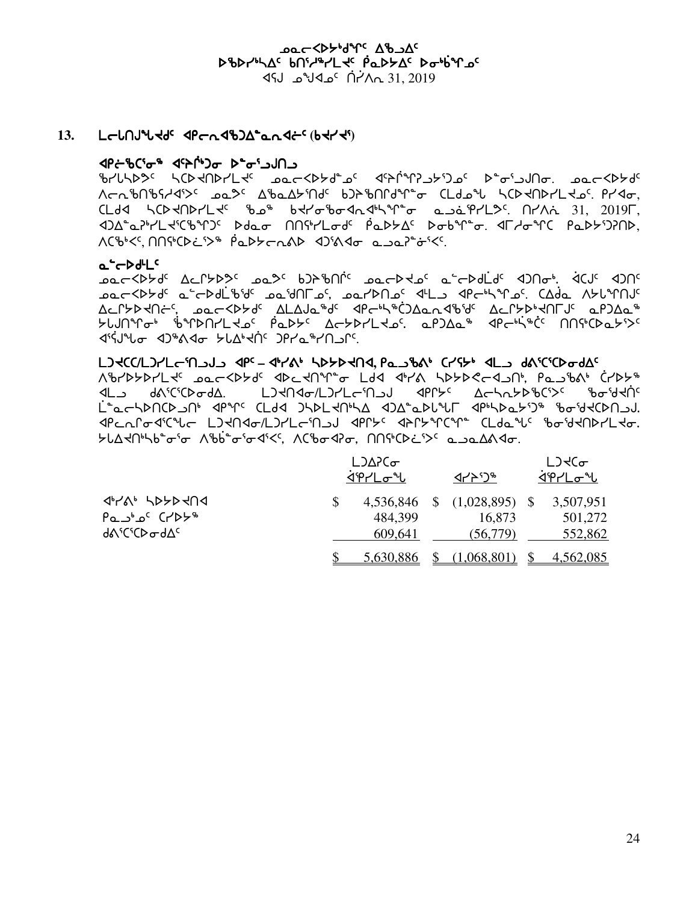## 13. ᒪᓕᒃᑎᒍᖕᖓᔪᑦ ᐊᑭᓕᕆᐊᖃᕐᓂᖏᑦ (ᑲᔪᓯᔪᖅ)

### ᐊᑭᖃᖅᑐᖅᓯᐅᑎᖏᓐᓂᐊᕐᓂᖅ ᐅᓐᓂᖅᑐᖅᓯᐅᑎᒋᔭᖏᑦ

ᖃᓯᒐᓴᐅᑉ ᓴᐳᒻᒥᕝᕕᒋᔪᑦ ᓄᓇᓕᓐᓄᑦ ᐊᓯᐊᒍᑦ ᐅᓐᓂᖅᑐᖅᓯᐅᑎᓂᒃ. ᓄᓇᓕᓐᓄᑦ ᐱᓕᕆᐊᖃᖅᑐᑦ ᓄᓇᕗᑦ ᐃᖃᓇᐃᔭᖅᑎᑦ ᑲᑎᒪᔩᑦ ᑖᒃᑯᓇᙵ ᓴᐳᒻᒥᕝᕕᒋᔪᑦ. ᑭᓯᐊᓂ, ᑖᒃᑯᐊ ᓴᐳᒻᒥᕝᕕᒋᔪᑦ ᖃᓄᖅ ᑲᔪᓯᖃᓐᓂᐊᕐᓂᖏᑦ ᓇᓗᓇᖅᑐᖅ. ᑎᓯᐱᕆ 31, 2019ᒥ, ᐊᑐᐃᓐᓇᕈᓯᒪᔪᑦ ᐅᑯᓇᓂ ᑎᑎᕋᖅᓯᒪᓂᖏᑦ ᑮᓇᐅᔭᐃᑦ ᐅᓂᒃᑳᖓᓂ. ᐊᒥᓱᓂᒃ ᑮᓇᐅᔭᖃᖅᑐᑦ, ᐱᑕᖃᖅᐸᑦ, ᑎᑎᕋᖅᑕᐅᔪᖅ ᑮᓇᐅᔭᓕᕆᓂᕐᒧᑦ ᐊᑐᕐᕕᐊᓂ ᓇᓗᓇᕐᓂᖅᐸᑦ.

### ᓇᖏᕐᓂᖓ

ᓄᓇᓕᓐᓄᑦ ᐃᓕᓴᐅᑉ ᓄᓇᐅᑉ ᑲᑎᒪᔨᖏᑦ ᓄᓇᓕᐅᔪᑦ ᓇᖏᕐᓂᖏᑦ ᐊᑐᖅᑐᑦ. ᐊᑕᐅᓯᖅ ᐊᑐᖅᑐᑦ ᓄᓇᓕᓐᓄᑦ ᓇᖏᕐᓂᖏᑦ ᓄᓇᖁᑎᖏᓐᓂ, ᓄᓇᓯᐅᑎᓄᑦ ᐊᒻᒪᓗ ᐊᑭᓕᕆᓂᕐᓄᑦ. ᑕᐃᒪᓐᓇ ᐱᔭᕇᕐᓯᒪᔪᑦ ᐃᓕᓴᐅᑎᓂᑦ, ᓄᓇᓕᓐᓄᑦ ᐃᒪᐃᒍᓐᓇᖅᑐᑦ ᐊᑭᓕᕆᓂᖅᑖᕐᓂᖏᑦ ᐃᓕᓴᐅᑎᓂᒃ ᓇᑯᐃᓐᓇᖅ ᓯᕗᒧᑦ ᖃᐅᔨᓴᕐᓯᒪᔪᑦ ᑮᓇᐅᔭᑦ ᐃᓕᓴᐅᓯᒪᔪᓄᑦ. ᓇᑯᐃᓐᓇᖅ ᐊᑭᓕᕆᓂᖅ ᑎᑎᕋᖅᑕᐅᔪᓐᓃᕐᓂᖏᑦ ᐊᓯᐅᖓᓂ ᐊᑐᕐᕕᐊᓂ ᓯᕗᒻᒧᐊᖅᑎᑦ ᑐᑭᓯᓇᖅᓯᑎᒍᑎᒥᑦ.

### ᒪᑐᐃᑦᑕᕐᒪᑐᓯᒪᓕᖅᑎᒍᑦ ᐊᑭᑦ – ᐊᒃᓯᕕᒃ ᓴᐳᒻᒥᐅᑎᐊ, ᑭᓇᒍᖃᕕᒃ ᑕᓯᕋᐅᒃ ᐊᒻᒪᓗ ᑯᕕᖅᑕᖅᑕᐅᓂᑯᐃᑦ

ᐱᖃᓯᐅᔭᐅᓯᒪᔪᑦ ᓄᓇᓕᓐᓄᑦ ᐊᐅᓚᔪᑎᖏᓐᓂ ᒪᒃᑐ ᐊᒃᓯᕕ ᓴᐳᔭᐅᕙᓪᓕᐊᓂᒃ, ᑭᓇᒍᖃᕕᒃ ᑕᓯᐅᔭᖅ ᐊᒻᒪᓗ ᑯᕕᖅᑕᖅᑕᐅᓂᑯ. ᒪᑐᐃᑎᐊᓂ/ᒪᑐᓯᒪᓕᖅᑎᒍᑦ ᐊᑭᓯᔭᑦ ᐃᓕᓴᕆᔭᐅᖃᑦᑕᖅᑐᑦ ᖃᓂᖅᑯᔨᒋᑦ ᒫᓐᓇᓕᕝᕙᐅᑎᑕᐅᒍᑎᒃ ᐊᑭᖏᑦ ᑖᒃᑯᐊ ᑐᓴᐅᒪᔪᑎᒃᓴᐃ ᐊᑐᐃᓐᓇᐅᕙᓪᓕᐊᒥ ᐊᑭᒃᓴᐅᓇᕐᔫᑉ ᖃᓂᖅᑯᔪᑕᐅᑎᓗᒍ. ᐊᑭᓕᕆᓂᐊᕐᑕᖃᓕ ᒪᑐᐃᑎᐊᓂ/ᒪᑐᓯᒪᓕᖅᑎᒍᑦ ᐊᑭᓕᖅᑦ ᐊᔨᓕᖅᑎᑕᖓ ᑕᒪᓇᖃᓕᑦ ᖃᓂᖅᑯᔪᑎᐅᓯᒪᔪᓂ. ᓴᐃᓗᔪᑎᒃᓴᖃᖅᑐᖅ ᐱᖃᐅᖅᑐᖅ ᐊᑦᖃᓂᐊᖅ, ᐱᑦᖃᓂᐊᕈᓂ, ᑎᑎᕋᖅᑕᐅᓯᒪᔪᑦ ᓇᓗᓇᐃᕕᐊᓂ.

| | ᒪᑐᐃᕈᑕᓂ ᐋᖅᑭᓯᒪᓂᖓ | ᐊᓯᔾᔨᖅ | ᒪᑐᔪᑕᓂ ᐋᖅᑭᓯᒪᓂᖓ |
|---|---|---|---|
| ᐊᒃᓯᕕᒃ ᓴᐳᒻᒥᐅᑎᐊ | $ 4,536,846 | $ (1,028,895) | $ 3,507,951 |
| ᑭᓇᒍᒃᓄᑦ ᑕᓯᐅᔭᖅ | 484,399 | 16,873 | 501,272 |
| ᑯᕕᖅᑕᖅᑕᐅᓂᑯᐃᑦ | 609,641 | (56,779) | 552,862 |
| | $ 5,630,886 | $ (1,068,801) | $ 4,562,085 |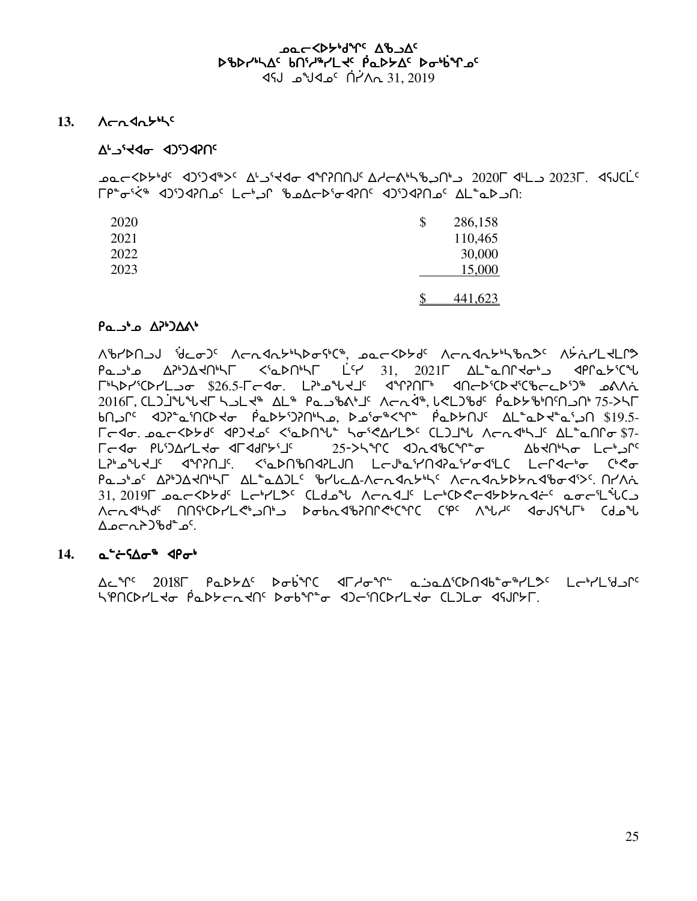## 13. ᐱᓕᕆᐊᓂᔾᔪᑏᑦ

### ᐃᓗᕐᕌᓂ ᐊᑐᖅᑕᐅᑎᑦ

ᓄᓇᓕᒃᐅᔾᔪᑏᑦ ᐊᑐᖅᑕᐅᔾᔭᑦ ᐃᓗᕐᕌᓂ ᐊᖏᕈᑎᑎᒍᑦ ᐃᓱᓕᕝᕕᖕᖏᓪᓗᑎᒃ 2020ᒥ ᐊᒻᒪ 2023ᒥ. ᐊᕐᕌᒍᑕᒫᑦ ᒥᑭᓂᖅᓴᕐᓂᖅ ᐊᑐᖅᑕᐅᑎᓄᑦ ᒪᓕᒡᓗᒋ ᖃᓄᐃᓕᐅᕐᓂᐊᕈᑎᑦ ᐊᑐᖅᑕᐅᑎᓄᑦ ᐃᒪᓐᓇᐅᓗᑎ:

| | | |
|---|---|---|
| 2020 | $ | 286,158 |
| 2021 | | 110,465 |
| 2022 | | 30,000 |
| 2023 | | 15,000 |
| | $ | 441,623 |

### ᑮᓇᐅᔭᖅ ᐃᑲᔪᖅᑐᐃᓂᖅ

ᐱᖃᓯᐅᑎᓗᒍ ᖁᕝᕙᓯᓂᑦ ᐱᓕᕆᐊᓂᔾᔪᑏᑦ, ᓄᓇᓕᒃᐅᔾᔪᑏᑦ ᐱᓕᕆᐊᓂᔾᔪᑎᖃᕐᓂᖏᑦ ᐱᔾᔪᑎᒋᓪᓗᒍ ᑮᓇᐅᔭᖅ ᐃᑲᔪᖅᑐᐃᔾᔪᑎᖏᓐᓂᒃ ᐸᕐᓇᐅᑎᖏᓐᓂᒃ ᒫᔾᔨ 31, 2021ᒥ ᐃᒪᓐᓇᑎᑦᑎᓂᖓᓂ ᐊᑭᓕᕆᔭᐅᕙᓪᓗᓂ ᒥᒃᓴᐅᓯᕐᑕᐅᓯᒪᔪᓂ $26.5-ᒥᓕᐊᓂ. ᒪᑐᒧᖓᓕᒻᒧᑦ ᐊᖏᕈᑎᒥᒃ ᐊᑎᓕᐅᕐᑕᐅᔪᖅᑕᐅᓕᖅᑕᐅᖅᑐᖅ ᓄᓇᐱᓐᓂ 2016ᒥ, ᑕᒪᑐᒧᖓᖓᓕᒥ ᓴᓗᒪᔪᖅ ᐃᒪᖅ ᑮᓇᐅᖅᑲᐅᒧᑦ ᐱᓕᕆᐊᖅ, ᒐᕙᒪᑯᖅᑐᑦ ᑮᓇᐅᔭᖃᖅᑎᑦᑎᓗᑎᒃ 75-ᐳᓴᓐᑎ ᑲᑎᓪᓗᒋᑦ ᐊᑐᕈᓐᓇᕐᑎᑕᐅᔪᓂ ᑮᓇᐅᔭᖅᑐᕈᑎᖃᓄ, ᐅᓄᕐᓂᖅᐸᖏᓐᓂ ᑮᓇᐅᔭᑎᒍᑦ ᐃᒪᓐᓇᐅᔪᓐᓇᕐᓗᑎ $19.5-ᒥᓕᐊᓂ. ᓄᓇᓕᒃᐅᔾᔪᑏᑦ ᐊᑭᖏᔪᓄᑦ ᐸᕐᓇᐅᑎᖕᒐᓐᓇ ᓴᓂᕐᕙᐃᓯᒪᔭᑦ ᑕᒪᑐᒧᖓ ᐱᓕᕆᐊᖏᓐᓄᑦ ᐃᒪᓐᓇᑎᓂ $7-ᒥᓕᐊᓂ ᑭᒡᒐᖅᑐᐃᓯᒪᔪᓂ ᐊᒥᐊᑯᕐᔭᕐᒧᑦ 25-ᐳᓴᓐᑎ ᐊᑐᕐᓇᖅᑕᖏᓐᓂ ᐃᑲᔪᑎᖃᓂ ᒪᓕᒡᓗᒋᑦ ᒪᑐᒧᖓᓕᒻᒧᑦ ᐊᖏᕈᑎᒧᑦ. ᐸᕐᓇᐅᑎᖃᑎᐊᕈᒪᒍᑎ ᒪᓕᒍᓐᓇᕐᑎᐊᕈᓐᓇᕐᓂᐊᕐᒪᑕ ᒪᓕᒋᐊᓕᒃᓂ ᑖᒃᑯᓂ ᑮᓇᐅᔭᑦ ᐃᑲᔪᖅᑐᐃᑎᖃᕐᒥ ᐃᒪᓐᓇᐅᑐᒪᑦ ᖃᕐᓯᓚᐃ-ᐱᓕᕆᐊᓂᔾᔪᑏᑦ ᐱᓕᕆᐊᔭᐅᔭᓂᐊᖃᓂᐊᕐᐳᑦ. ᑎᓯᐱᓐ 31, 2019ᒥ ᓄᓇᓕᒃᐅᔾᔪᑏᑦ ᒪᓕᒃᓯᒪᔪᑦ ᑕᒪᑯᓇᖓ ᐱᓕᕆᐊᒧᑦ ᒪᓕᒃᑕᐅᕙᓕᐊᔭᐅᔭᕆᐊᓖᑦ ᓇᓂᓯᒪᖕᖏᑕᓗ ᐱᓕᕆᐊᖅᓴᑦ ᑎᑎᕋᖅᑕᐅᓯᒪᕙᒃᑐᑎᒃ ᐅᓂᑲᐊᖅᐸᒌᖅᑕᐅᕙᖕᖏᑦᑕᖏᑦ ᑕᕝᕙᑦ ᐱᖓᓱᑦ ᐊᓂᒍᕐᓂᖓᓂᒃ ᑕᑯᓐᓇᖓ ᐃᓄᓕᕆᔨᒃᑯᓐᓄᑦ.

## 14. ᓇᓐᓂᕐᕕᐅᓂᖅ ᐊᑭᓂᒃ

ᐃᓚᖏᑦ 2018ᒥ ᑮᓇᐅᔭᐃᑦ ᐅᓂᒃᑳᖏᑦᑕ ᐊᒥᓱᓂᖏᓐᓂ ᓇᔪᓇᐃᑦᑐᑎᒃᑲᓐᓂᖅᓯᒪᔪᑦ ᒪᓕᒃᓯᒪᕐᑯᒍᑦ ᓴᖅᑎᑕᐅᓯᒪᔪᓂ ᑮᓇᐅᔭᓕᕆᔨᑦ ᐅᓂᒃᑳᖏᓐᓂ ᐊᑐᓕᖅᑎᑕᐅᓯᒪᔪᓂ ᑕᒪᑐᒪᓂ ᐊᕐᕌᒍᒥ.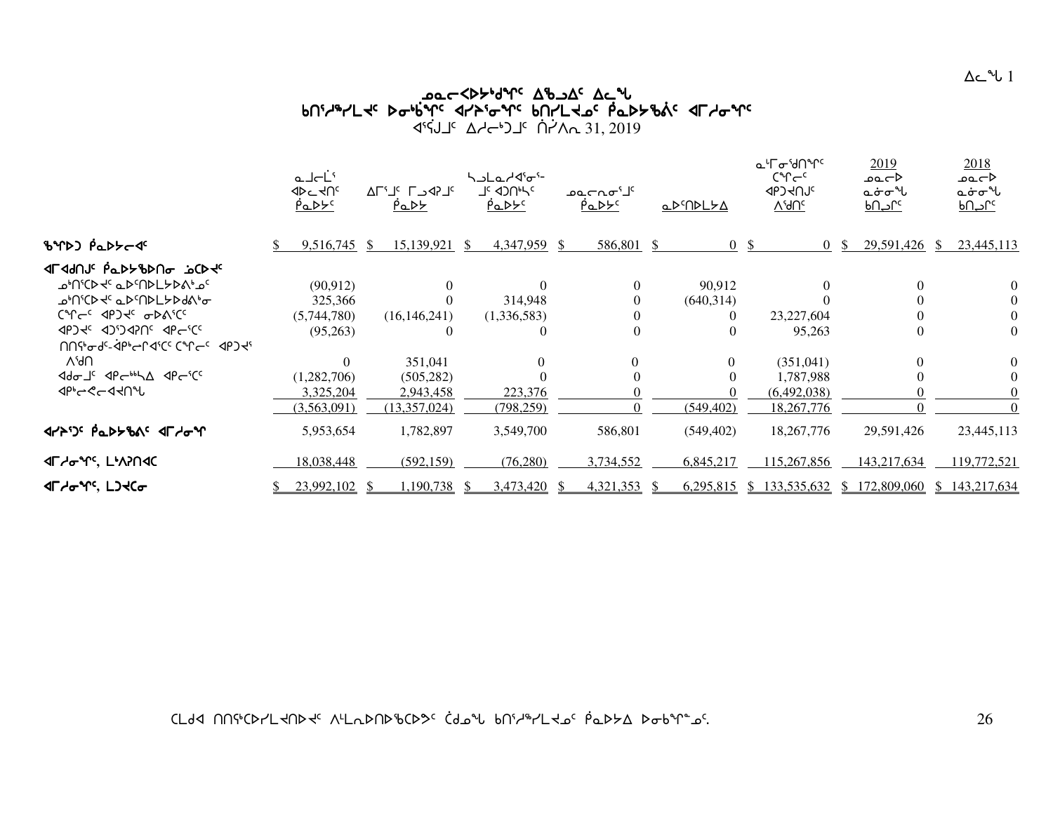# ᓄᓇᕗᑦ ᐃᓕᓐᓂᐊᕐᕕᖓᑦ ᐊᖃᐅᓯᖅᑐᓄᑦ ᐃᓚᖓ

## ᑲᑎᖅᓱᖅᓯᒪᔪᑦ ᐅᓂᒃᑳᖏᑦ ᐊᓯᔾᔨᓂᖏᑦ ᑲᑎᓯᒪᔪᓄᑦ ᑮᓇᐅᔭᖃᕕᑦ ᐊᒥᓱᓂᖏᑦ

ᐊᕐᕌᒍᒧᑦ ᐃᓱᓕᒃᑐᒧᑦ ᒫᔅᓯ 31, 2019

ᐃᓚᖓ 1

| | ᓇᒧᓕᒫᑦ ᐊᐅᓚᔪᑎᑦ ᑮᓇᐅᔾᔭᑦ | ᐃᒥᖅᒧᑦ ᒥᒍᐊᕈᒧᑦ ᑮᓇᐅᔭ | ᓴᓗᒪᓇᓱᐊᕐᓂᖅ-ᒧᑦ ᐊᑐᑎᒃᓴᑦ ᑮᓇᐅᔭᑦ | ᓄᓇᓕᖕᓂᕐᒧᑦ ᑮᓇᐅᔭᑦ | ᓇᐅᑦᑎᐅᒪᔭᐃ | ᓇᒻᒥᓂᖁᑎᖏᑦ ᑕᖏᓕᑦ ᐊᑲᐅᔪᓐᓂᑦ ᐱᖁᑎᑦ | 2019 ᓄᓇᓕᐅ ᓇᓃᓂᖓ ᑲᑎᒍᒥᑦ | 2018 ᓄᓇᓕᐅ ᓇᓃᓂᖓ ᑲᑎᒍᒥᑦ |
|---|---|---|---|---|---|---|---|---|
| ᖃᖏᐅᑐ ᑮᓇᐅᔭᓕᐊᑦ | $ 9,516,745 | $ 15,139,921 | $ 4,347,959 | $ 586,801 | $ 0 | $ 0 | $ 29,591,426 | $ 23,445,113 |
| ᐊᒥᐊᖁᑎᒧᑦ ᑮᓇᐅᔭᖃᐅᑎᓂ ᓅᑕᐅᔪᑦ | | | | | | | | |
| ᓄᒃᑎᑦᑕᐅᔪᑦ ᓇᐅᑦᑎᐅᒪᔭᐅᕕᒃᓄᑦ | (90,912) | 0 | 0 | 0 | 90,912 | 0 | 0 | 0 |
| ᓄᒃᑎᑦᑕᐅᔪᑦ ᓇᐅᑦᑎᐅᒪᔭᐅᑯᕕᒃᓂ | 325,366 | 0 | 314,948 | 0 | (640,314) | 0 | 0 | 0 |
| ᑕᖏᓕᑦ ᐊᑲᐅᔪᑦ ᓂᐅᕕᑦᑕᑦ | (5,744,780) | (16,146,241) | (1,336,583) | 0 | 0 | 23,227,604 | 0 | 0 |
| ᐊᑲᐅᔪᑦ ᐊᐅᑦᑐᐊᕈᑎᑦ ᐊᑭᓕᑦᑕᑦ | (95,263) | 0 | 0 | 0 | 0 | 95,263 | 0 | 0 |
| ᑎᑎᕋᒃᓂᑯᑦ-ᐋᑭᒃᓕᒥᐊᕐᑕᑦ ᑕᖏᓕᑦ ᐊᑲᐅᔪᕐ ᐱᖁᑎ | 0 | 351,041 | 0 | 0 | 0 | (351,041) | 0 | 0 |
| ᐊᑯᓂᒧᑦ ᐊᑭᓕᒃᓴᐃ ᐊᑭᓕᕐᑕᑦ | (1,282,706) | (505,282) | 0 | 0 | 0 | 1,787,988 | 0 | 0 |
| ᐊᑭᒃᓕᕙᓕᐊᔪᑎᖓ | 3,325,204 | 2,943,458 | 223,376 | 0 | 0 | (6,492,038) | 0 | 0 |
| | (3,563,091) | (13,357,024) | (798,259) | 0 | (549,402) | 18,267,776 | 0 | 0 |
| ᐊᓯᐳᕐᑐᑦ ᑮᓇᐅᔭᖃᕕᑦ ᐊᒥᓱᓂᖓ | 5,953,654 | 1,782,897 | 3,549,700 | 586,801 | (549,402) | 18,267,776 | 29,591,426 | 23,445,113 |
| ᐊᒥᓱᓂᖏᑦ, ᒪᒃᐱᕈᑎᐊᑕ | 18,038,448 | (592,159) | (76,280) | 3,734,552 | 6,845,217 | 115,267,856 | 143,217,634 | 119,772,521 |
| ᐊᒥᓱᓂᖏᑦ, ᒪᑐᐊᑕᓂ | $ 23,992,102 | $ 1,190,738 | $ 3,473,420 | $ 4,321,353 | $ 6,295,815 | $ 133,535,632 | $ 172,809,060 | $ 143,217,634 |

ᑕᒪᑯᐊ ᑎᑎᕋᖅᑕᐅᓯᒪᔪᑎᐅᔪᑦ ᐱᒻᒪᕆᐅᑎᐅᖃᑕᐅᕗᑦ ᑖᒧᓄᖓ ᑲᑎᖅᓱᖅᓯᒪᔪᓄᑦ ᑮᓇᐅᔭᐃ ᐅᓂᒃᑳᖕᓄᑦ.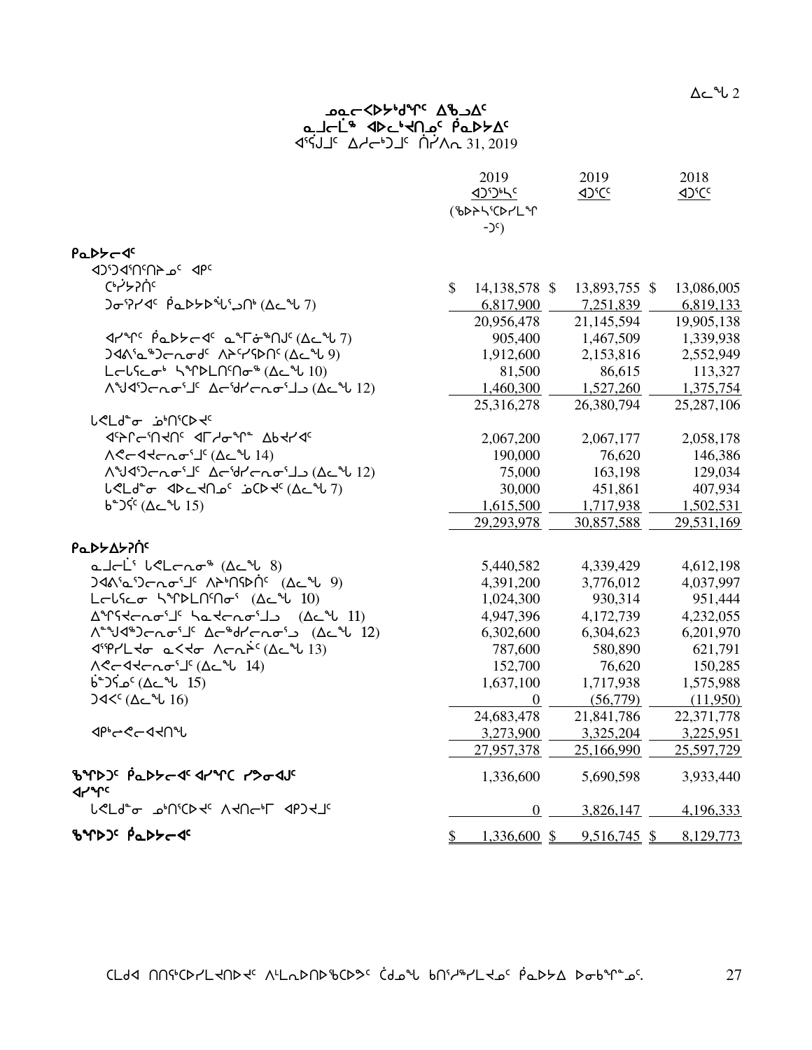# ᓄᓇᓕᐊᐅᓯᒃᑯᑦ ᐃᖅᑲᓄᐃᑦ
## ᓇᒧᓕᒫᖅ ᐊᐅᓚᑦᔪᑎᓄᑦ ᑮᓇᐅᔾᔭᐃᑦ
### ᐊᕐᕌᒍᒧᑦ ᐃᓱᓕᒃᑐᒧᑦ ᒫᑦᓯ 31, 2019

| | 2019 ᐊᑐᖅᑕᐅᓚᖓᔪᑦ (ᖃᐅᔨᓴᖅᑕᐅᓯᒪᙱᑦᑐᑦ) | 2019 ᐊᑐᖅᑕᑦ | 2018 ᐊᑐᖅᑕᑦ |
|---|---|---|---|
| **ᑮᓇᐅᔭᓕᐊᑦ** | | | |
| ᐊᑐᖅᑕᐅᒋᐊᖃᕐᓂᖏᑦ | | | |
| ᑕᒃᓯᔭᕈᑎᑦ | $ 14,138,578 | $ 13,893,755 | $ 13,086,005 |
| ᑐᓂᔭᐅᓯᐊᑦ ᑮᓇᐅᔭᐅᕝᕕᖕᒍᑎᒃ (ᐃᓚᖓ 7) | 6,817,900 | 7,251,839 | 6,819,133 |
| | 20,956,478 | 21,145,594 | 19,905,138 |
| ᐊᓯᖏᑦ ᑮᓇᐅᔭᓕᐊᑦ ᓇᖕᒥᓂᖅᑎᒍᑦ (ᐃᓚᖓ 7) | 905,400 | 1,467,509 | 1,339,938 |
| ᑐᐊᐱᓐᓇᖅᑐᓕᕆᓂᒃᑯᑦ ᐱᔨᑦᓯᕐᕕᑦ (ᐃᓚᖓ 9) | 1,912,600 | 2,153,816 | 2,552,949 |
| ᒪᓕᒐᓕᕆᓂᒃ ᓴᕐᕿᐅᒪᑎᑦᑎᓂᖅ (ᐃᓚᖓ 10) | 81,500 | 86,615 | 113,327 |
| ᐱᖁᑎᓪᓚᕆᓐᓂᕐᒧᑦ ᐃᓕᓐᑯᓯᓕᕆᓂᕐᒧᓪᓗ (ᐃᓚᖓ 12) | 1,460,300 | 1,527,260 | 1,375,754 |
| | 25,316,278 | 26,380,794 | 25,287,106 |
| ᒐᕙᒪᒃᑯᓐᓂ ᓂᕈᐊᖅᑕᐅᔪᑦ | | | |
| ᐊᕕᒃᑎᖅᓯᒪᔪᑦ ᐊᒥᓱᓂᖕᒥᒃ ᐃᑲᔪᓯᐊᑦ | 2,067,200 | 2,067,177 | 2,058,178 |
| ᐱᕙᓪᓕᐊᔪᓕᕆᓂᕐᒧᑦ (ᐃᓚᖓ 14) | 190,000 | 76,620 | 146,386 |
| ᐱᖁᑎᓪᓚᕆᓐᓂᕐᒧᑦ ᐃᓕᓐᑯᓯᓕᕆᓂᕐᒧᓪᓗ (ᐃᓚᖓ 12) | 75,000 | 163,198 | 129,034 |
| ᒐᕙᒪᒃᑯᓐᓂ ᐊᐅᓚᑦᔪᑎᓄᑦ ᓂᕈᐊᖅᑕᐅᔪᑦ (ᐃᓚᖓ 7) | 30,000 | 451,861 | 407,934 |
| ᑲᓐᑐᕋᒃ (ᐃᓚᖓ 15) | 1,615,500 | 1,717,938 | 1,502,531 |
| | 29,293,978 | 30,857,588 | 29,531,169 |
| **ᑮᓇᐅᔭᐃᓯᕈᑎᑦ** | | | |
| ᓇᒧᓕᒫᖅ ᒐᕙᒪᓕᕆᓂᕐᒧᑦ (ᐃᓚᖓ 8) | 5,440,582 | 4,339,429 | 4,612,198 |
| ᑐᐊᐱᓐᓇᖅᑐᓕᕆᓂᕐᒧᑦ ᐱᔨᑦᑎᕋᐅᑎᑦ (ᐃᓚᖓ 9) | 4,391,200 | 3,776,012 | 4,037,997 |
| ᒪᓕᒐᓕᕆᓂ ᓴᕐᕿᐅᒪᑎᑦᑎᓂᖅ (ᐃᓚᖓ 10) | 1,024,300 | 930,314 | 951,444 |
| ᐃᖏᕐᕋᔪᓕᕆᓂᕐᒧᑦ ᓴᓇᔪᓕᕆᓂᕐᒧᓪᓗ (ᐃᓚᖓ 11) | 4,947,396 | 4,172,739 | 4,232,055 |
| ᐱᖁᑎᓪᓚᕆᓐᓂᕐᒧᑦ ᐃᓕᓐᑯᓯᓕᕆᓂᕐᒧᓪᓗ (ᐃᓚᖓ 12) | 6,302,600 | 6,304,623 | 6,201,970 |
| ᐊᖏᕐᕆᒪᔪᓂ ᓇᕙᔪᓂ ᐱᓕᕆᔩᑦ (ᐃᓚᖓ 13) | 787,600 | 580,890 | 621,791 |
| ᐱᕙᓪᓕᐊᔪᓕᕆᓂᕐᒧᑦ (ᐃᓚᖓ 14) | 152,700 | 76,620 | 150,285 |
| ᑳᓐᑐᕋᓄᑦ (ᐃᓚᖓ 15) | 1,637,100 | 1,717,938 | 1,575,988 |
| ᑐᐊᑉᐸᑦ (ᐃᓚᖓ 16) | 0 | (56,779) | (11,950) |
| | 24,683,478 | 21,841,786 | 22,371,778 |
| ᐊᑭᓕᕙᓪᓕᐊᔪᑎᖓ | 3,273,900 | 3,325,204 | 3,225,951 |
| | 27,957,378 | 25,166,990 | 25,597,729 |
| **ᖃᕆᐅᑦ ᑮᓇᐅᔭᓕᐊᑦ ᐊᓯᖏᑕ ᓯᕗᓂᐊᒍᑦ ᐊᓯᖏᑦ** | 1,336,600 | 5,690,598 | 3,933,440 |
| ᒐᕙᒪᒃᑯᓐᓂ ᓂᕈᐊᖅᑕᐅᔪᑦ ᐱᔭᑎᓕᒃᒥ ᐊᑭᑐᔪᒧᑦ | 0 | 3,826,147 | 4,196,333 |
| **ᖃᕆᐅᑦ ᑮᓇᐅᔭᓕᐊᑦ** | $ 1,336,600 | $ 9,516,745 | $ 8,129,773 |

ᑕᒪᑐᐊ ᑎᑎᕋᖅᑕᐅᓯᒪᔪᑎᐅᔪᑦ ᐱᒻᒪᕆᐅᑎᐅᖃᑕᐅᔪᑦ ᑖᒃᑯᓇᙵ ᑲᑎᖦᓯᒪᔪᓄᑦ ᑮᓇᐅᔭ ᐅᓂᒃᑳᖑᓄᑦ.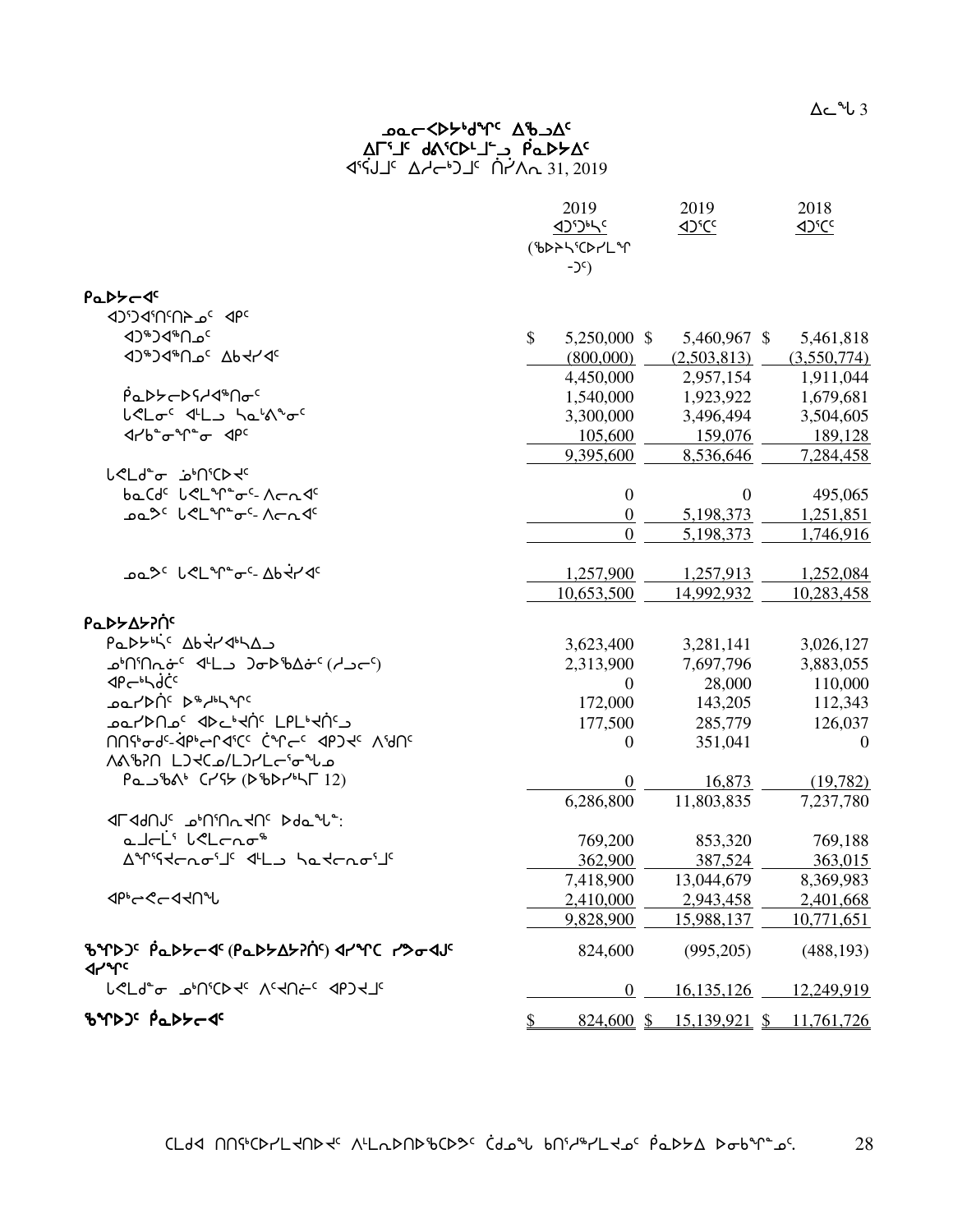# ᓄᓇᓕᐸᐅᔭᒃᑯᖏᑦ ᐃᖃᓗᐃᑦ
## ᐃᒥᕐᒧᑦ ᑯᕕᕐᑕᒻᒥᒃᓗ ᑮᓇᐅᔭᐃᑦ
### ᐊᕐᕌᒍᑦ ᐃᓱᓕᒃᑐᑦ ᑎᓯᐱᕆ 31, 2019

| | 2019 ᐊᑐᕐᑐᒃᓴᑦ (ᖃᐅᔨᓴᕐᑕᐅᓯᒪᙱᑦᑐᑦ) | 2019 ᐊᑐᕐᑕᑦ | 2018 ᐊᑐᕐᑕᑦ |
|---|---|---|---|
| **ᑮᓇᐅᔭᓕᐊᑦ** | | | |
| ᐊᑐᕐᑐᐊᕐᑎᑦᑎᔾᔪᑏᑦ ᐊᑭᑦ | | | |
| ᐊᑐᖅᑐᐊᖅᑎᓄᑦ | $ 5,250,000 | $ 5,460,967 | $ 5,461,818 |
| ᐊᑐᖅᑐᐊᖅᑎᓄᑦ ᐃᑲᔪᓯᐊᑦ | (800,000) | (2,503,813) | (3,550,774) |
| | 4,450,000 | 2,957,154 | 1,911,044 |
| ᑮᓇᐅᔭᓕᐅᕐᓯᐊᖅᑎᓂᑦ | 1,540,000 | 1,923,922 | 1,679,681 |
| ᒐᕙᒪᓂᑦ ᐊᒻᒪᓗ ᓴᓇᙳᐊᓂᑦ | 3,300,000 | 3,496,494 | 3,504,605 |
| ᐊᓯᑲᓐᓂᖏᓐᓂ ᐊᑭᑦ | 105,600 | 159,076 | 189,128 |
| | 9,395,600 | 8,536,646 | 7,284,458 |
| ᒐᕙᒪᑯᓐᓂ ᓄᒃᑎᕐᑕᐅᔪᑦ | | | |
| ᑲᓇᑕᑦ ᒐᕙᒪᖏᓐᓂᑦ- ᐱᓕᕆᐊᑦ | 0 | 0 | 495,065 |
| ᓄᓇᕗᑦ ᒐᕙᒪᖏᓐᓂᑦ- ᐱᓕᕆᐊᑦ | 0 | 5,198,373 | 1,251,851 |
| | 0 | 5,198,373 | 1,746,916 |
| ᓄᓇᕗᑦ ᒐᕙᒪᖏᓐᓂᑦ- ᐃᑲᔪᓯᐊᑦ | 1,257,900 | 1,257,913 | 1,252,084 |
| | 10,653,500 | 14,992,932 | 10,283,458 |
| **ᑮᓇᐅᔭᐃᔭᕈᑏᑦ** | | | |
| ᑮᓇᐅᔭᒃᓵᑦ ᐃᑲᔪᕐᓯᐊᒃᓴᐃᓗ | 3,623,400 | 3,281,141 | 3,026,127 |
| ᓅᒃᑎᕐᑎᕆᓂᑦ ᐊᒻᒪᓗ ᑐᓂᐅᖃᐃᓂᑦ (ᓱᓗᓕᑦ) | 2,313,900 | 7,697,796 | 3,883,055 |
| ᐊᑭᓕᒃᓴᑰᑦ | 0 | 28,000 | 110,000 |
| ᓄᓇᓯᐅᑏᑦ ᐅᖅᓱᒃᓴᖏᑦ | 172,000 | 143,205 | 112,343 |
| ᓄᓇᓯᐅᑎᓄᑦ ᐊᐅᓚᒃᔪᑏᑦ ᒪᒥᒪᒃᔪᑏᑦᓗ | 177,500 | 285,779 | 126,037 |
| ᑎᑎᕋᒃᓯᒋᑦ-ᐋᑭᒃᓕᒥᐊᕐᑕᑦ ᑖᖏᓕᑦ ᐊᑭᑐᔪᑦ ᐱᕈᑎᑦ | 0 | 351,041 | 0 |
| ᐱᕙᖅᑭᑎ ᒪᑐᔪᑕᓄ/ᒪᑐᓯᒪᓕᕐᓂᖓᓄ ᑮᓇᓗᖃᕕᒃ ᑕᓯᕋᔭ (ᐅᖃᐅᓯᒃᓴᒥ 12) | 0 | 16,873 | (19,782) |
| | 6,286,800 | 11,803,835 | 7,237,780 |
| ᐊᒥᐊᑯᑎᒧᑦ ᓄᒃᑎᕐᑎᕆᔪᑎᑦ ᐅᑯᓇᖓᓐ: | | | |
| ᓇᒧᓕᒫᕐ ᒐᕙᒪᓕᕆᓂᖅ | 769,200 | 853,320 | 769,188 |
| ᐃᖏᕐᕋᔪᓕᕆᓂᕐᒧᑦ ᐊᒻᒪᓗ ᓴᓇᔪᓕᕆᓂᕐᒧᑦ | 362,900 | 387,524 | 363,015 |
| | 7,418,900 | 13,044,679 | 8,369,983 |
| ᐊᑭᒃᓕᕙᓕᐊᔪᑎᖓ | 2,410,000 | 2,943,458 | 2,401,668 |
| | 9,828,900 | 15,988,137 | 10,771,651 |
| **ᖃᖏᐅᑐᑦ ᑮᓇᐅᔭᓕᐊᑦ (ᑮᓇᐅᔭᐃᔭᕈᑏᑦ) ᐊᓯᖏᑕ ᓯᕗᓂᐊᒍᑦ ᐊᓯᖏᑦ** | 824,600 | (995,205) | (488,193) |
| ᒐᕙᒪᑯᓐᓂ ᓄᒃᑎᕐᑕᐅᔪᑦ ᐱᑦᔪᑎᓖᑦ ᐊᑭᑐᔪᒧᑦ | 0 | 16,135,126 | 12,249,919 |
| **ᖃᖏᐅᑐᑦ ᑮᓇᐅᔭᓕᐊᑦ** | $ 824,600 | $ 15,139,921 | $ 11,761,726 |

ᑕᒪᒃᑯᐊ ᑎᑎᕋᒃᑕᐅᓯᒪᔪᑎᐅᔪᑦ ᐱᒪᓇᐅᑎᐅᖃᕐᑕᐅᕗᑦ ᑖᑯᓇᖓ ᑲᑎᕐᓱᖅᓯᒪᔪᓄᑦ ᑮᓇᐅᔭ ᐅᓂᒃᑳᖏᓐᓄᑦ.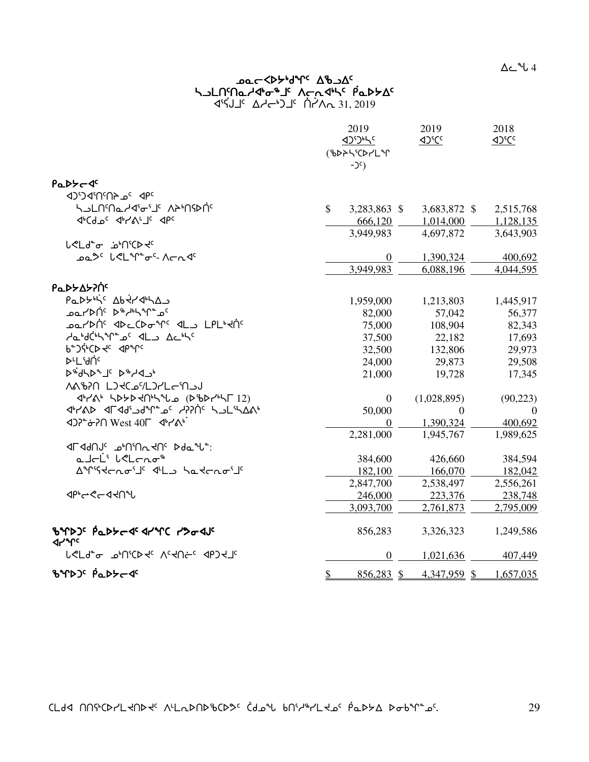# ᓄᓇᓕᐊᐅᔾᔭᒃᑯᖏᑦ ᐃᖃᓗᐃᑦ
## ᓴᓗᒪᑎᑦᑎᓇᓱᐊᒃᓂᖅᒧᑦ ᐱᓕᕆᐊᒃᓴᑦ ᑮᓇᐅᔭᐃᑦ
ᐊᕐᕌᒍᒧᑦ ᐃᓱᓕᒃᑐᒧᑦ ᑎᓯᐱᕆ 31, 2019

| | 2019 ᐊᑐᕐᑐᒃᓴᑦ (ᖃᐅᔨᓴᕐᑕᐅᓯᒪᙱᑦᑐᑦ) | 2019 ᐊᑐᕐᑕᑦ | 2018 ᐊᑐᕐᑕᑦ |
|---|---|---|---|
| **ᑮᓇᐅᔭᓕᐊᑦ** | | | |
| ᐊᑐᕐᑕᐅᑎᑦᑎᔾᔪᑦ ᐊᑭᑦ | | | |
| ᓴᓗᒪᑎᑦᑎᓇᓱᐊᕐᓂᕐᒧᑦ ᐱᔨᑎᕐᕕᒃ | $ 3,283,863 | $ 3,683,872 | $ 2,515,768 |
| ᐊᒃᑕᑯᓄᑦ ᐊᒃᓯᕚᒃᒧᑦ ᐊᑭᑦ | 666,120 | 1,014,000 | 1,128,135 |
| | 3,949,983 | 4,697,872 | 3,643,903 |
| ᑲᒪᒋᔭᖓ ᔫᒃᑎᕐᑕᐅᔪᑦ | | | |
| ᓄᓇᕗᑦ ᑲᒪᒋᔭᖏᑦ- ᐱᓕᕆᐊᑦ | 0 | 1,390,324 | 400,692 |
| | 3,949,983 | 6,088,196 | 4,044,595 |
| **ᑮᓇᐅᔭᐃᔭᕐᓂᑦ** | | | |
| ᑮᓇᐅᔭᒃᓴᑦ ᐃᑲᔫᑎᒃᓴᐃᓗ | 1,959,000 | 1,213,803 | 1,445,917 |
| ᓄᓇᓯᐅᑎᑦ ᐅᖅᓱᒃᓴᖏᓐᓄᑦ | 82,000 | 57,042 | 56,377 |
| ᓄᓇᓯᐅᑎᑦ ᐊᐅᓚᑕᐅᓂᖏᑦ ᐊᒻᒪ ᒪᒥᒃᑎᑦ | 75,000 | 108,904 | 82,343 |
| ᓯᓇᒃᑯᑖᒃᓴᖏᓐᓄᑦ ᐊᒻᒪ ᐃᓚᒃᓴᑦ | 37,500 | 22,182 | 17,693 |
| ᑲᓐᓂᖅᑕᐅᔪᑦ ᐊᑭᖏᑦ | 32,500 | 132,806 | 29,973 |
| ᐅᒻᒪᕐᑯᑎᑦ | 24,000 | 29,873 | 29,508 |
| ᐅᖅᑯᓴᐅᖕᒧᑦ ᐅᖅᓱᐊᓗᒃ | 21,000 | 19,728 | 17,345 |
| ᐱᕙᖅᐸᑎ ᒪᑐᐊᑕᓄᑦ/ᒪᑐᓯᒪᓕᕐᑎᓗᒍ | | | |
| ᐊᒃᓯᕚᒃ ᓴᐳᕐᐳᐊᑎᒃᓴᖓ (ᐅᖃᐅᓯᒃᓴᒥ 12) | 0 | (1,028,895) | (90,223) |
| ᐊᒃᓯᕚᐅ ᐊᒥᐊᑯᕐᓗᑯᖏᓐᓄᑦ ᓱᕈᕐᑎᑦ ᓴᓗᒪᕐᓴᐃᕙᒃ | 50,000 | 0 | 0 |
| ᐊᑐᕈᓐᓃᕈᑎ West 40ᒥ ᐊᒃᓯᕚᒃ | 0 | 1,390,324 | 400,692 |
| | 2,281,000 | 1,945,767 | 1,989,625 |
| ᐊᒥᐊᑯᑎᒍᑦ ᓄᒃᑎᕐᑎᓇᔪᑎᑦ ᐅᑯᓇᖓᓐ: | | | |
| ᓇᒧᓕᒫᑦ ᑲᒪᓕᕆᓂᖅ | 384,600 | 426,660 | 384,594 |
| ᐃᖏᕐᕋᔪᓕᕆᓂᕐᒧᑦ ᐊᒻᒪ ᓴᓇᔪᓕᕆᓂᕐᒧᑦ | 182,100 | 166,070 | 182,042 |
| | 2,847,700 | 2,538,497 | 2,556,261 |
| ᐊᑭᓕᕇᓕᐊᔪᑎᖓ | 246,000 | 223,376 | 238,748 |
| | 3,093,700 | 2,761,873 | 2,795,009 |
| **ᖃᖓᐅᑐᑦ ᑮᓇᐅᔭᓕᐊᑦ ᐊᓯᖏᑕ ᓯᕗᓂᐊᒍᑦ ᐊᓯᖏᑦ** | 856,283 | 3,326,323 | 1,249,586 |
| ᑲᒪᒋᔭᖓ ᓄᒃᑎᕐᑕᐅᔪᑦ ᐱᕐᔪᑎᓃᑦ ᐊᑭᑐᔪᒧᑦ | 0 | 1,021,636 | 407,449 |
| **ᖃᖓᐅᑐᑦ ᑮᓇᐅᔭᓕᐊᑦ** | $ 856,283 | $ 4,347,959 | $ 1,657,035 |

ᑕᒪᑯᐊ ᑎᑎᕋᖅᑕᐅᓯᒪᔪᑎᐅᔪᑦ ᐱᒻᒪᕆᐅᑎᐅᖃᑕᐅᕗᑦ ᑖᒃᑯᓇᖓ ᑲᑎᑦᓯᖅᓯᒪᔪᓄᑦ ᑮᓇᐅᔭ ᐅᓂᑲᖕᓂᓄᑦ.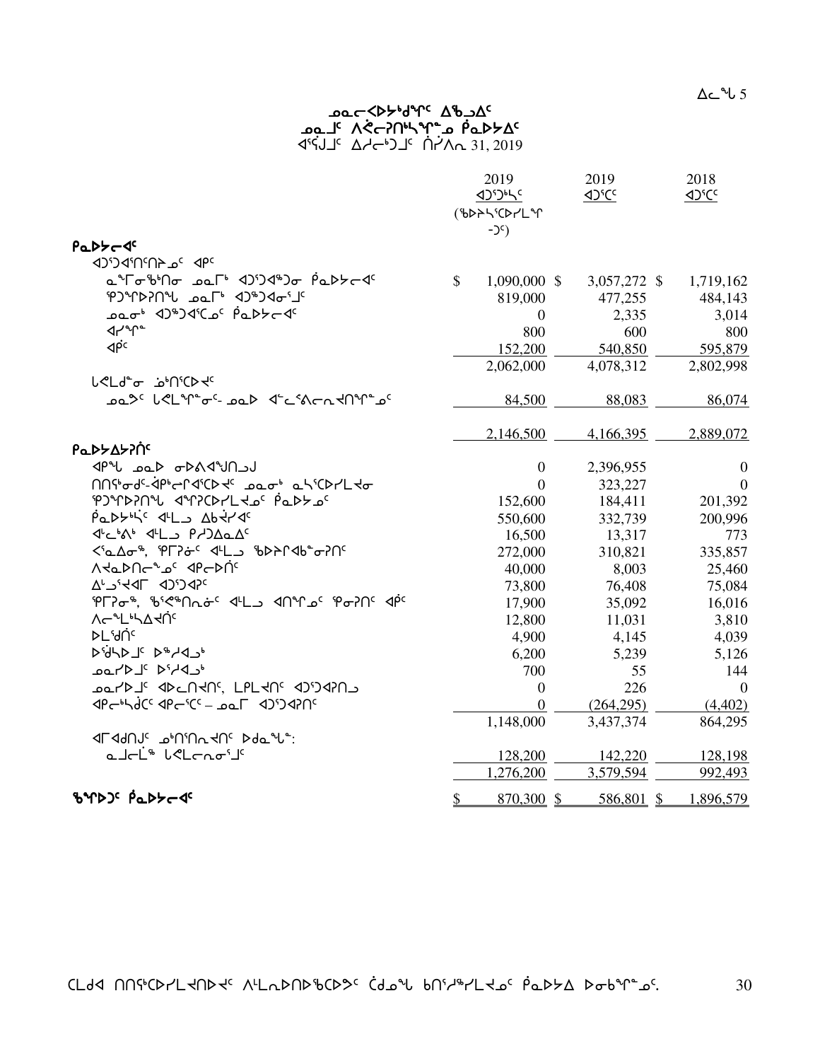## ᓄᓇᓕᐸᐅᔾᔭᑦᑐᖏᑦ ᐃᖃᓗᐃᑦ
## ᓄᓇᒧᑦ ᐱᕙᓕᕈᑎᓯᕐᖏᓐᓂ ᑮᓇᐅᔭᐃᑦ
### ᐊᕐᕌᒍᑦ ᐃᓱᓕᒃᑐᒧᑦ ᑎᓯᐱᕆ 31, 2019

| | 2019 ᐊᑐᕐᑕᔅᓴᑦ (ᖃᐅᔨᓴᕐᑕᐅᓯᒪᙱᑦᑐᑦ) | 2019 ᐊᑐᕐᑕᑦ | 2018 ᐊᑐᕐᑕᑦ |
|---|---|---|---|
| **ᑮᓇᐅᔭᓕᐊᑦ** | | | |
| ᐊᑐᕐᑐᐊᕐᑎᑦᑎᔾᔪᑦ ᐊᑭᑦ | | | |
| ᓇᒻᒥᓂᖃᖅᑎᓂ ᓄᓇᒥᒃ ᐊᑐᕐᑐᐊᖅᑐᓂ ᑮᓇᐅᔭᓕᐊᑦ | $ 1,090,000 | $ 3,057,272 | $ 1,719,162 |
| ᖃᑐᙱᑦᑐᕈᑎᖓ ᓄᓇᒥᒃ ᐊᑐᖅᑐᐊᓂᕐᒧᑦ | 819,000 | 477,255 | 484,143 |
| ᓄᓇᓂᒃ ᐊᑐᖅᑐᐊᕐᑕᓄᑦ ᑮᓇᐅᔭᓕᐊᑦ | 0 | 2,335 | 3,014 |
| ᐊᓯᖏᓐ | 800 | 600 | 800 |
| ᐊᑭᑦ | 152,200 | 540,850 | 595,879 |
| | 2,062,000 | 4,078,312 | 2,802,998 |
| ᒪᑯᒪᓐᓂ ᓘᒃᑎᑦᑕᐅᔪᑦ | | | |
| ᓄᓇᕗᑦ ᒪᑯᒪᙱᓐᓂᑦ- ᓄᓇᐅ ᐊᓪᓚᕐᕕᓕᕆᔪᑎᖏᓐᓄᑦ | 84,500 | 88,083 | 86,074 |
| | 2,146,500 | 4,166,395 | 2,889,072 |
| **ᑮᓇᐅᔭᐃᔭᕈᑎᑦ** | | | |
| ᐊᑭᖓ ᓄᓇᐅ ᓂᐅᕕᐊᖑᑎᓗᒍ | 0 | 2,396,955 | 0 |
| ᑎᑎᖅᑲᓂᑦ-ᑳᑭᓕᒋᐊᕐᑕᐅᔪᑦ ᓄᓇᓂᒃ ᓇᓴᕐᑕᐅᓯᒪᔪᓂ | 0 | 323,227 | 0 |
| ᖃᑐᙱᑦᑐᕈᑎᖓ ᐊᖏᕈᑕᐅᓯᒪᔪᓄᑦ ᑮᓇᐅᔭᓄᑦ | 152,600 | 184,411 | 201,392 |
| ᑮᓇᐅᔭᒃᓴᑦ ᐊᒻᒪᓗ ᐃᑲᔪᓯᐊᑦ | 550,600 | 332,739 | 200,996 |
| ᐊᓪᓚᒃᕕᒃ ᐊᒻᒪᓗ ᑭᓱᐃᓇᐃᑦ | 16,500 | 13,317 | 773 |
| ᐸᕐᓇᐃᓂᖅ, ᖃᒥᕈᓃᑦ ᐊᒻᒪᓗ ᖃᐅᔨᒋᐊᒃᓐᓂᕈᑎᑦ | 272,000 | 310,821 | 335,857 |
| ᐱᔭᓇᐅᑎᓕᖕᓄᑦ ᐊᑭᓕᐅᑏᑦ | 40,000 | 8,003 | 25,460 |
| ᐃᒡᓗᕐᔪᐊᒥ ᐊᑐᕐᑐᐊᕈᑦ | 73,800 | 76,408 | 75,084 |
| ᖃᒥᕈᓂᖅ, ᖃᕐᕋᖅᑎᕆᓂᑦ ᐊᒻᒪᓗ ᐊᑎᖏᓄᑦ ᖃᓂᕈᑎᑦ ᐊᑭᑦ | 17,900 | 35,092 | 16,016 |
| ᐱᓕᕆᒪᒃᓴᐃᔪᑎᑦ | 12,800 | 11,031 | 3,810 |
| ᐅᒪᕐᑯᑎᑦ | 4,900 | 4,145 | 4,039 |
| ᐅᖁᓴᐅᒧᑦ ᐅᖅᓱᐊᓗᒃ | 6,200 | 5,239 | 5,126 |
| ᓄᓇᓯᐅᒧᑦ ᐅᕐᓱᐊᓗᒃ | 700 | 55 | 144 |
| ᓄᓇᓯᐅᒧᑦ ᐊᐅᓚᑎᔪᑎᑦ, ᒪᒥᓚᔪᑎᑦ ᐊᑐᕐᑐᐊᕈᑎᓗ | 0 | 226 | 0 |
| ᐊᑭᓕᒃᓴᒃᑕᑦ ᐊᑭᓕᕐᑕᑦ – ᓄᓇᒥ ᐊᑐᕐᑐᐊᕈᑎᑦ | 0 | (264,295) | (4,402) |
| | 1,148,000 | 3,437,374 | 864,295 |
| ᐊᒥᐊᑯᑎᒍᑦ ᓅᒃᑎᑦᑎᓇᔪᑎᑦ ᐅᑯᓇᖓ: | | | |
| ᓇᒧᓕᒫᖅ ᒪᑯᒪᓕᕆᓂᕐᒧᑦ | 128,200 | 142,220 | 128,198 |
| | 1,276,200 | 3,579,594 | 992,493 |
| **ᖃᖏᐅᑦ ᑮᓇᐅᔭᓕᐊᑦ** | $ 870,300 | $ 586,801 | $ 1,896,579 |

ᑕᒪᑯᐊ ᑎᑎᕐᑲᐅᓯᒪᔪᑎᐅᔪᑦ ᐱᒻᒪᕆᐅᑎᐅᖃᑕᐅᕗᑦ ᑖᒃᑯᓇᖓ ᑲᑎᕐᓱᖅᓯᒪᔪᓄᑦ ᑮᓇᐅᔭ ᐅᓂᒃᑳᖏᓐᓄᑦ.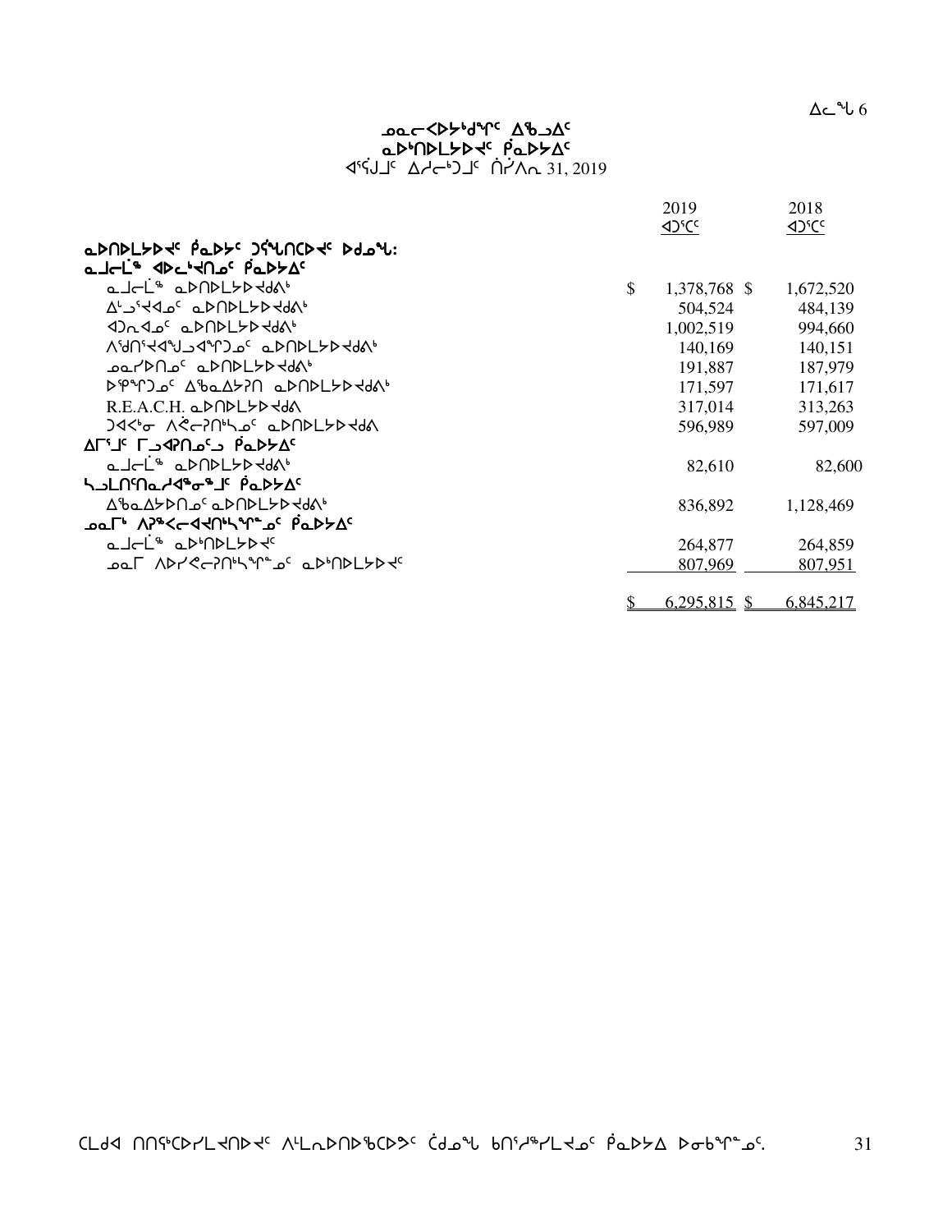ᓄᓇᓕᐸᐅᔭᒃᑯᖏᑦ ᐃᖅᓗᐃᑦ
ᓇᐅᑦᑎᐅᒪᔾᔪᑎᑦ ᑮᓇᐅᔭᐃᑦ
ᐊᕐᕌᒍᑦ ᐃᓱᓕᒃᑐᒧᑦ ᒫᔾᔪᕆ 31, 2019

| | 2019 ᐊᑐᕐᑕᑦ | 2018 ᐊᑐᕐᑕᑦ |
|---|---|---|
| **ᓇᐅᑎᐅᒪᔾᔪᑎ ᑮᓇᐅᔭᑦ ᑐᕌᖓᑎᑕᐅᔪᑦ ᐅᑯᓇᖓ:** | | |
| **ᓇᒧᓕᒫᖅ ᐊᐅᓚᑦᔪᑎᓄᑦ ᑮᓇᐅᔭᐃᑦ** | | |
| ᓇᒧᓕᒫᖅ ᓇᐅᑎᐅᒪᔾᔪᑎᒃ | $ 1,378,768 | $ 1,672,520 |
| ᐃᒡᓗᕐᔪᐊᓄᑦ ᓇᐅᑎᐅᒪᔾᔪᑎᒃ | 504,524 | 484,139 |
| ᐊᑐᕆᐊᓄᑦ ᓇᐅᑎᐅᒪᔾᔪᑎᒃ | 1,002,519 | 994,660 |
| ᐱᕙᑎᕐᔪᐊᖑᓗᐊᕐᕆᑐᓄᑦ ᓇᐅᑎᐅᒪᔾᔪᑎᒃ | 140,169 | 140,151 |
| ᓄᓇᓯᐅᑎᓄᑦ ᓇᐅᑎᐅᒪᔾᔪᑎᒃ | 191,887 | 187,979 |
| ᐅᕿᕐᕆᑐᓄᑦ ᐃᖃᓇᐃᔭᕈᑎ ᓇᐅᑎᐅᒪᔾᔪᑎᒃ | 171,597 | 171,617 |
| R.E.A.C.H. ᓇᐅᑎᐅᒪᔾᔪᑎ | 317,014 | 313,263 |
| ᑐᐊᑉᓂ ᐱᕙᓕᕈᑎᖅᓴᓄᑦ ᓇᐅᑎᐅᒪᔾᔪᑎ | 596,989 | 597,009 |
| **ᐃᒥᕐᒧᑦ ᒥᓗᐊᕈᑎᓄᑦᓗ ᑮᓇᐅᔭᐃᑦ** | | |
| ᓇᒧᓕᒫᖅ ᓇᐅᑎᐅᒪᔾᔪᑎᒃ | 82,610 | 82,600 |
| **ᓴᓗᒪᑎᕆᓇᓱᐊᕐᓂᖅᒧᑦ ᑮᓇᐅᔭᐃᑦ** | | |
| ᐃᖃᓇᐃᔭᐅᑎᓄᑦ ᓇᐅᑎᐅᒪᔾᔪᑎᒃ | 836,892 | 1,128,469 |
| **ᓄᓇᒥᒃ ᐱᕈᕐᐸᓕᐊᔪᑎᖅᓴᕐᓂᓄᑦ ᑮᓇᐅᔭᐃᑦ** | | |
| ᓇᒧᓕᒫᖅ ᓇᐅᑦᑎᐅᒪᔾᔪᑦ | 264,877 | 264,859 |
| ᓄᓇᒥ ᐱᐅᓯᕙᓕᕈᑎᖅᓴᕐᓂᓄᑦ ᓇᐅᑦᑎᐅᒪᔾᔪᑦ | 807,969 | 807,951 |
| | $ 6,295,815 | $ 6,845,217 |

ᑕᒪᑯᐊ ᑎᑎᕋᖅᑕᐅᓯᒪᔪᑎᐅᔪᑦ ᐱᒪᓇᐅᑎᐅᖃᑕᐅᕗᑦ ᑖᒃᑯᓇᙵ ᑲᑎᖅᓱᖅᓯᒪᔪᓄᑦ ᑮᓇᐅᔭ ᐅᓂᒃᑳᖏᓐᓄᑦ.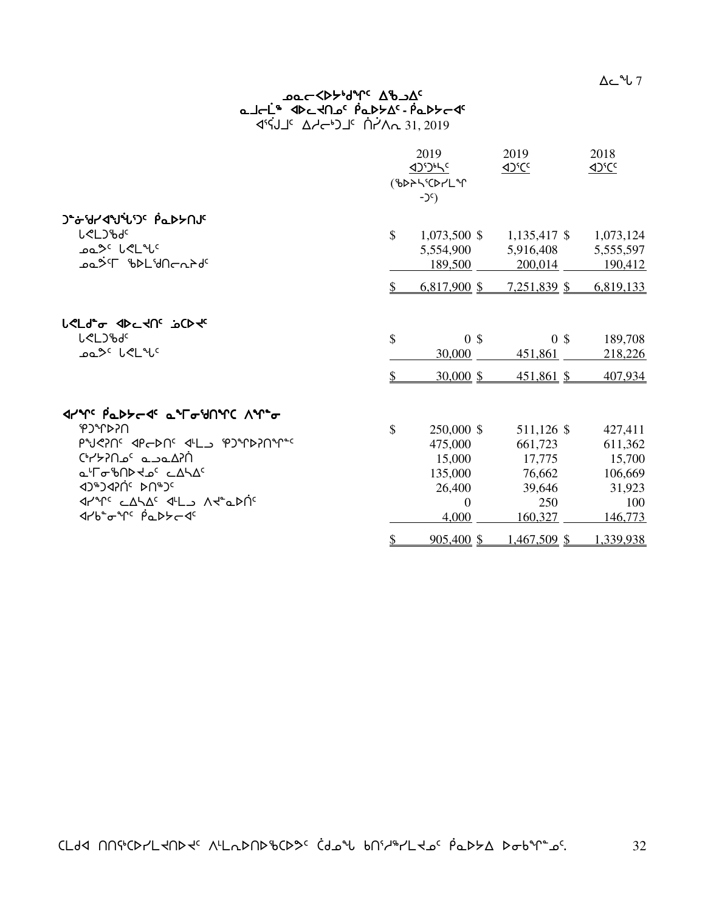### ᓄᓇᓕᐅᔾᔪᑎᒃᑯᑦ ᐃᖅᑲᓇᐃᔭᕐᕕᒃ

### ᓇᓗᓇᐃᖅᓯᓂᕐᒧᑦ ᐆᒃᑐᕋᐅᓯᖏᑦ

### ᐅᓄᖅᑎᓂᖓ ᓄᓇᕗᒥ ᐱᕙᓪᓕᐊᓂᕐᒧᑦ ᑲᒪᔨᕋᓛᑦ

ᐊᕐᕌᒍᓂ ᐊᑦᓱᕈᑎᓄᑦ ᐊᔾᔨᒋᐊᖏᑦ

ᐊᕐᕌᒍᒧᑦ ᐃᓱᓕᕝᕕᖓ ᒫᑦᓯ 31, 2019

| | 2019 ᐊᑐᕆᐊᖅᑕᐅᓯᒪᔪᑦ (ᑲᑎᒪᔩᑦ ᐊᖏᖅᑕᐅᓯᒪᔪᑦ) | 2019 ᐊᑐᖅᑕᐅᔪᑦ | 2018 ᐊᑐᖅᑕᐅᔪᑦ |
|---|---|---|---|
| **ᑐᓐᓂᖅᑯᑎᒋᔭᐅᔪᑦ ᑮᓇᐅᔭᑦ** | | | |
| ᒐᕙᒪᒃᑯᑦ | $ 1,073,500 | $ 1,135,417 | $ 1,073,124 |
| ᓄᓇᕗᑦ ᒐᕙᒪᖓ | 5,554,900 | 5,916,408 | 5,555,597 |
| ᓄᓇᕗᒥ ᑲᑎᒪᔨᕋᓛᑦ | 189,500 | 200,014 | 190,412 |
| | $ 6,817,900 | $ 7,251,839 | $ 6,819,133 |
| **ᒐᕙᒪᒋᔭᐅᔪᓂ ᐊᑭᓕᖅᓱᑎᑦ ᐅᑎᖅᑕᐅᔪᑦ** | | | |
| ᒐᕙᒪᒃᑯᑦ | $ 0 | $ 0 | $ 189,708 |
| ᓄᓇᕗᑦ ᒐᕙᒪᖓ | 30,000 | 451,861 | 218,226 |
| | $ 30,000 | $ 451,861 | $ 407,934 |
| **ᐊᓯᖏᑦ ᑮᓇᐅᔭᓕᐊᑦ ᓇᓗᓇᐃᖅᓯᒪᔪᑦ ᐱᖏᓐᓂ** | | | |
| ᕿᑐᕐᖓᐅᓯᕐᑎ | $ 250,000 | $ 511,126 | $ 427,411 |
| ᑭᖑᕚᕆᑦ ᐊᑭᓖᑦ ᐊᒻᒪᓗ ᕿᑐᕐᖓᐅᓯᕐᑎᖏᓐᓂ | 475,000 | 661,723 | 611,362 |
| ᑦᓯᔭᕆᑎᓄᑦ ᓇᓗᓇᐃᕆᑏ | 15,000 | 17,775 | 15,700 |
| ᓇᒻᒥᓂᖃᖅᑎᐅᔪᓄᑦ ᓚᐃᓴᐃᑦ | 135,000 | 76,662 | 106,669 |
| ᐊᑐᖅᑐᐊᕆᑏᑦ ᐅᑎᖅᑐᑦ | 26,400 | 39,646 | 31,923 |
| ᐊᓯᖏᑦ ᓚᐃᓴᐃᑦ ᐊᒻᒪᓗ ᐱᔪᓇᐅᑏᑦ | 0 | 250 | 100 |
| ᐊᓯᑲᓐᓂᖏᑦ ᑮᓇᐅᔭᓕᐊᑦ | 4,000 | 160,327 | 146,773 |
| | $ 905,400 | $ 1,467,509 | $ 1,339,938 |

ᑕᒪᑐᐊ ᑎᑎᕋᖅᑕᐅᓯᒪᔪᑎᑦ ᐱᒻᒪᕆᐅᑎᒃᑕᐅᔪᑦ ᑖᒃᑯᓇᙵ ᑲᑎᖅᓱᖅᓯᒪᔪᓄᑦ ᑮᓇᐅᔭᐅᓂᖓᓄᑦ.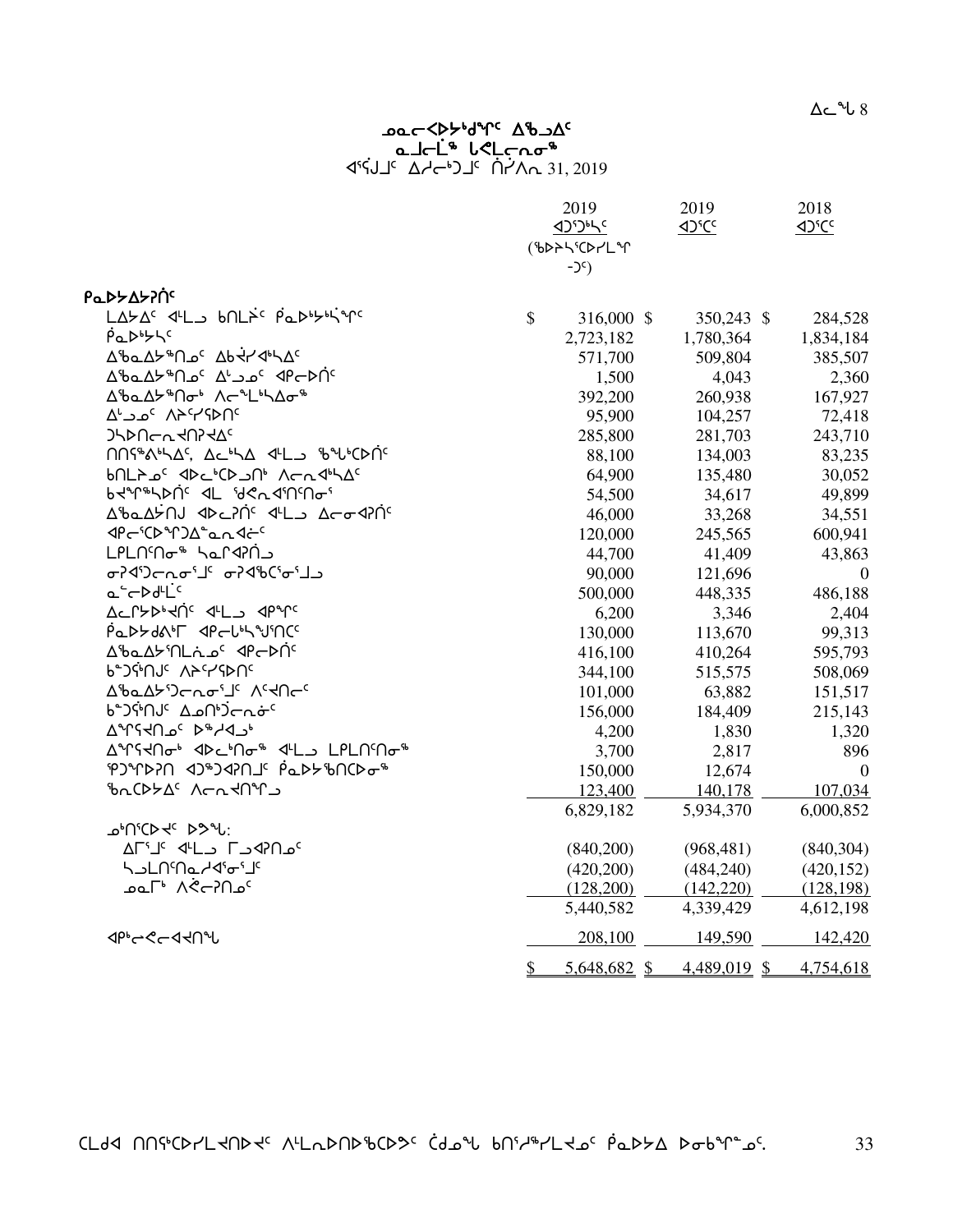ᓄᓇᓕᐸᐅᔾᔪᑎᒋᑦ ᐃᖅᑲᐃᑦ
ᓇᒧᓕᒫᖅ ᒐᕙᒪᓕᕆᓂᖅ
ᐊᕐᕌᒍᑦ ᐃᓱᓕᒃᑐᒍᑦ ᒫᑦᓯ 31, 2019

| | 2019 ᐊᑐᕐᑕᒃᓴᑦ (ᖃᐅᔨᓴᕐᑕᐅᓯᒪᙱᑦᑐᑦ) | 2019 ᐊᑐᕐᑕᑦ | 2018 ᐊᑐᕐᑕᑦ |
|---|---|---|---|
| **ᕿᓇᐅᔭᐃᔭᕈᑏᑦ** | | | |
| ᒪᐃᔭᐃᑦ ᐊᒻᒪᓗ ᑲᑎᒪᔩᑦ ᕿᓇᐅᔭᒃᓵᙳᑎᖏᑦ | $ 316,000 | $ 350,243 | $ 284,528 |
| ᕿᓇᐅᔭᒃᓴᑦ | 2,723,182 | 1,780,364 | 1,834,184 |
| ᐃᖃᓇᐃᔭᖅᑎᓄᑦ ᐃᑲᔪᕐᓯᐊᒃᓴᐃᑦ | 571,700 | 509,804 | 385,507 |
| ᐃᖃᓇᐃᔭᖅᑎᓄᑦ ᐃᒡᓗᓄᑦ ᐊᑭᓕᐅᑏᑦ | 1,500 | 4,043 | 2,360 |
| ᐃᖃᓇᐃᔭᖅᑎᓂᒃ ᐱᓕᕆᒪᒃᓴᐃᓂᖅ | 392,200 | 260,938 | 167,927 |
| ᐃᒡᓗᓄᑦ ᐱᔨᑦᑎᕋᐅᑏᑦ | 95,900 | 104,257 | 72,418 |
| ᑐᓴᐅᑎᓕᕆᐊᖑᕈᑏᑦ | 285,800 | 281,703 | 243,710 |
| ᑎᑎᕋᖅᕕᒃᓴᐃᑦ, ᐃᓚᒃᓴᐃ ᐊᒻᒪᓗ ᖃᖓᑦᑕᐅᑏᑦ | 88,100 | 134,003 | 83,235 |
| ᑲᑎᒪᔨᓄᑦ ᐊᐅᓚᒃᑕᐅᓗᑎᒃ ᐱᓕᕆᐊᒃᓴᐃᑦ | 64,900 | 135,480 | 30,052 |
| ᑲᔪᖏᖅᓴᐅᑏᑦ ᐊᒻ ᖁᕙᕆᐊᕐᑎᑦᑎᓂᕐ | 54,500 | 34,617 | 49,899 |
| ᐃᖃᓇᐃᔭᑎᒍ ᐊᐅᓚᔩᑦ ᐊᒻᒪᓗ ᐃᓕᓂᐊᔩᑦ | 46,000 | 33,268 | 34,551 |
| ᐊᑭᓕᕐᑕᐅᖏᑐᐃᓐᓇᕐᓇᐊᓖᑦ | 120,000 | 245,565 | 600,941 |
| ᒪᑭᒪᑎᑦᑎᓂᖅ ᓴᓇᒋᐊᕈᑏᓗ | 44,700 | 41,409 | 43,863 |
| ᓂᕈᐊᕐᑐᓕᕆᓂᕐᒧᑦ ᓂᕈᐊᖃᑦᑕᕐᓂᕐᒧ | 90,000 | 121,696 | 0 |
| ᓇᓪᓕᐅᑎᒌᑦ | 500,000 | 448,335 | 486,188 |
| ᐃᓚᒋᔭᐅᒃᑺᑦ ᐊᒻᒪᓗ ᐊᑭᖏᑦ | 6,200 | 3,346 | 2,404 |
| ᕿᓇᐅᔭᑯᕕᒃᒥ ᐊᑭᓕᒃᓴᖑᕐᑎᑦ | 130,000 | 113,670 | 99,313 |
| ᐃᖃᓇᐃᔭᕐᑎᒪᓃᓄᑦ ᐊᑭᓕᐅᑏᑦ | 416,100 | 410,264 | 595,793 |
| ᑲᓐᑐᕌᑎᒍᑦ ᐱᔨᑦᑎᕋᐅᑏᑦ | 344,100 | 515,575 | 508,069 |
| ᐃᖃᓇᐃᔭᕐᑐᓕᕆᓂᕐᒧᑦ ᐱᑦᔪᑎᓕᑦ | 101,000 | 63,882 | 151,517 |
| ᑲᓐᑐᕌᑎᒍᑦ ᐃᓄᑎᒃᑑᓕᕆᓃᑦ | 156,000 | 184,409 | 215,143 |
| ᐃᖏᕋᔪᑎᓄᑦ ᐅᖅᓱᐊᓗᒃ | 4,200 | 1,830 | 1,320 |
| ᐃᖏᕋᔪᑎᓂᒃ ᐊᐅᓚᒃᑎᓂᖅ ᐊᒻᒪᓗ ᒪᑭᒪᑎᑦᑎᓂᖅ | 3,700 | 2,817 | 896 |
| ᕿᑐᖏᐅᕈᑎ ᐊᑐᖅᑐᐊᕈᑎᒧᑦ ᕿᓇᐅᔭᖃᖅᑎᑕᐅᓂᖅ | 150,000 | 12,674 | 0 |
| ᖃᓄᑕᐅᔭᐃᑦ ᐱᓕᕆᐊᖑᕐᑎᒋᓗ | 123,400 | 140,178 | 107,034 |
| | 6,829,182 | 5,934,370 | 6,000,852 |
| ᓄᒃᑎᕐᑕᐅᔪᑦ ᐅᕗᖓ: | | | |
| ᐃᒥᕐᒧᑦ ᐊᒻᒪᓗ ᒥᓗᐊᕈᑎᓄᑦ | (840,200) | (968,481) | (840,304) |
| ᓴᓗᒪᑎᑦᑎᓇᓱᐊᕐᓂᕐᒧᑦ | (420,200) | (484,240) | (420,152) |
| ᓄᓇᒥᒃ ᐱᕙᓕᕈᑎᓄᑦ | (128,200) | (142,220) | (128,198) |
| | 5,440,582 | 4,339,429 | 4,612,198 |
| ᐊᑭᒃᓕᕙᓕᐊᔪᑎᖕᒐ | 208,100 | 149,590 | 142,420 |
| | $ 5,648,682 | $ 4,489,019 | $ 4,754,618 |

ᑕᒪᑯᐊ ᑎᑎᕐᑲᑦᑕᐅᓯᒪᔪᑎᐅᔪᑦ ᐱᒻᒪᕆᐅᑎᐅᖃᑕᐅᔾᔪᑦ ᑖᒃᑯᓄᖓ ᑲᑎᑦᓱᖅᓯᒪᔪᓄᑦ ᕿᓇᐅᔭᐃ ᐅᓂᒃᑲᓐᓄᑦ.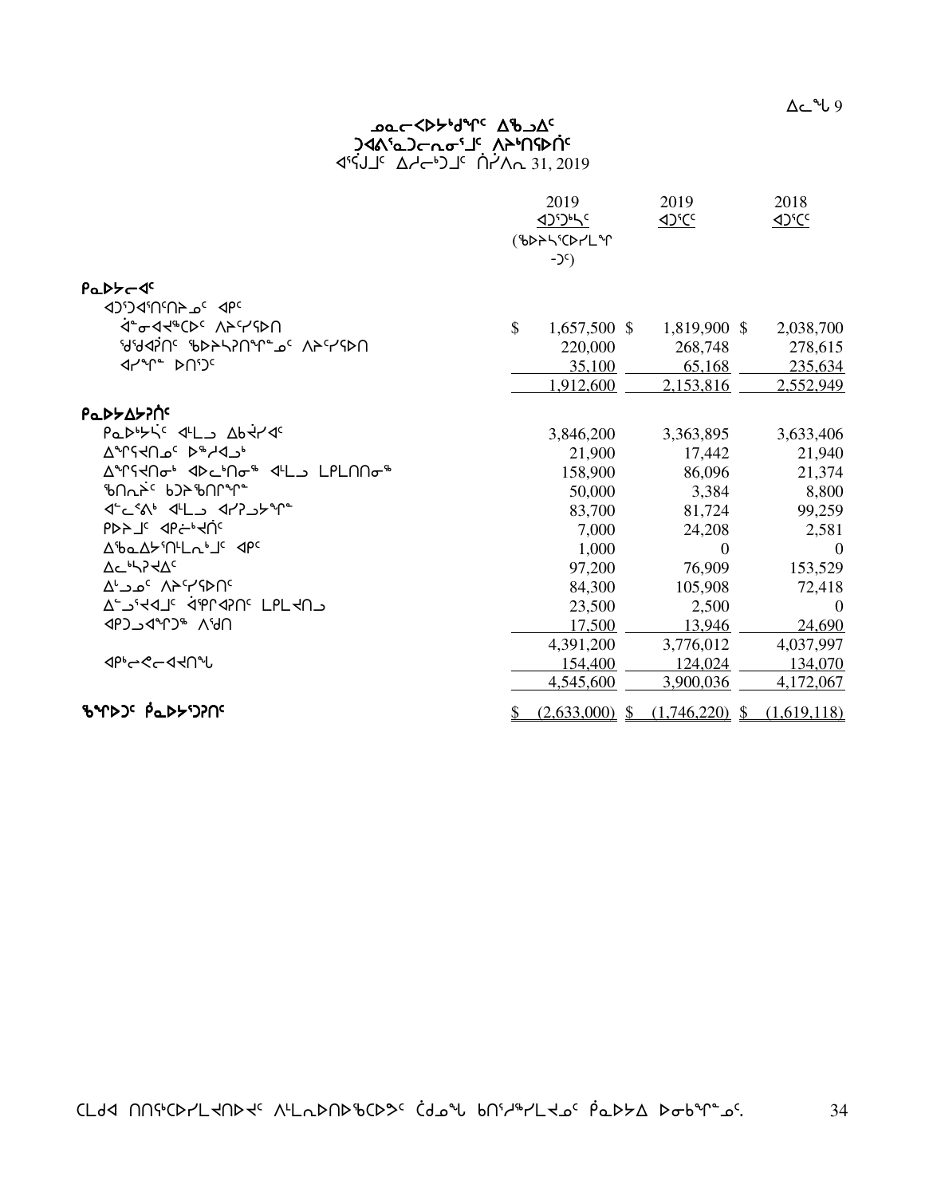ᓄᓇᓕᐅᓯᒃᑯᑎᑦ ᐃᖅᓱᐃᑦ
ᑐᐊᐱᕐᓇᑐᓕᕆᓂᕐᒧᑦ ᐱᓯᒃᑎᕋᕐᑏᑦ
ᐊᕐᕌᒍᑦ ᐃᓱᓕᒃᑐᒧᑦ ᑎᓯᐱᕆ 31, 2019

| | 2019 ᐊᑐᕐᑐᒃᓴᑦ (ᖃᐅᔨᓴᕐᑕᐅᓯᒪᙱ -ᑐᑦ) | 2019 ᐊᑐᕐᑕᑦ | 2018 ᐊᑐᕐᑕᑦ |
|---|---|---|---|
| **ᑮᓇᐅᔭᓕᐊᑦ** | | | |
| ᐊᑐᕐᑐᐊᕐᑎᑦᑎᔨᓄᑦ ᐊᑦᑐᑦ | | | |
| ᐋᓐᓂᐊᔪᖅᑕᐅᑦ ᐱᔨᑦᓯᕚᑎ | $ 1,657,500 | $ 1,819,900 | $ 2,038,700 |
| ᖁᖁᐊᕈᑎᑦ ᖃᐅᔨᓴᕈᑎᖏᓐᓄᑦ ᐱᔨᑦᓯᕚᑎ | 220,000 | 268,748 | 278,615 |
| ᐊᓯᖏᓐ ᐅᑎᕐᑐᑦ | 35,100 | 65,168 | 235,634 |
| | 1,912,600 | 2,153,816 | 2,552,949 |
| **ᑮᓇᐅᔭᐃᔭᕈᑏᑦ** | | | |
| ᑮᓇᐅᒃᔭᕐᑦ ᐊᒻᒪᓗ ᐃᑲᔪᐃᔪᐊᑦ | 3,846,200 | 3,363,895 | 3,633,406 |
| ᐃᖏᕋᔪᑎᓄᑦ ᐅᖅᓱᐊᓗᒃ | 21,900 | 17,442 | 21,940 |
| ᐃᖏᕋᔪᑎᓂᒃ ᐊᐅᓚᒃᑎᓂᖅ ᐊᒻᒪᓗ ᒪᑭᒪᑎᑎᓂᖅ | 158,900 | 86,096 | 21,374 |
| ᖃᑎᙵᓂᑦ ᑲᑐᔾᖃᑎᒌᖏᓐ | 50,000 | 3,384 | 8,800 |
| ᐊᓪᓚᕐᕕᒃ ᐊᒻᒪᓗ ᐊᓯᕈᓗᔾᔨᖏᓐ | 83,700 | 81,724 | 99,259 |
| ᑭᐅᔾᔪᑦ ᐊᑭᓖᒃᔪᑏᑦ | 7,000 | 24,208 | 2,581 |
| ᐃᖃᓇᐃᔭᕐᑎᒪᓇᒃᑯᑦ ᐊᑭᑦ | 1,000 | 0 | 0 |
| ᐃᓚᒃᓴᕈᔪᐃᑦ | 97,200 | 76,909 | 153,529 |
| ᐃᓪᓗᓄᑦ ᐱᔨᑦᓯᕚᑎᑦ | 84,300 | 105,908 | 72,418 |
| ᐃᓪᓗᕐᔪᐊᒧᑦ ᐋᕿᒋᐊᕈᑎᑦ ᒪᒥᔪᑎᓗ | 23,500 | 2,500 | 0 |
| ᐊᑭᑐᓗᐊᖏᑐᖅ ᐱᖁᑎ | 17,500 | 13,946 | 24,690 |
| | 4,391,200 | 3,776,012 | 4,037,997 |
| ᐊᑭᒃᓕᕙᓕᐊᔪᑎᖓ | 154,400 | 124,024 | 134,070 |
| | 4,545,600 | 3,900,036 | 4,172,067 |
| **ᖃᖏᐅᑐᑦ ᑮᓇᐅᔭᕐᑐᕈᑎᑦ** | $ (2,633,000) | $ (1,746,220) | $ (1,619,118) |

ᑕᒪᑯᐊ ᑎᑎᕐᕋᑦᑕᐅᓯᒪᔪᑎᐅᔪᑦ ᐱᒪᓇᐅᑎᐅᖃᑕᐅᔾᔪᑦ ᑖᒃᑯᓇᖓ ᑲᑎᕐᓱᖅᓯᒪᔪᓄᑦ ᑮᓇᐅᔭ ᐅᓂᒃᑳᖏᓐᓄᑦ.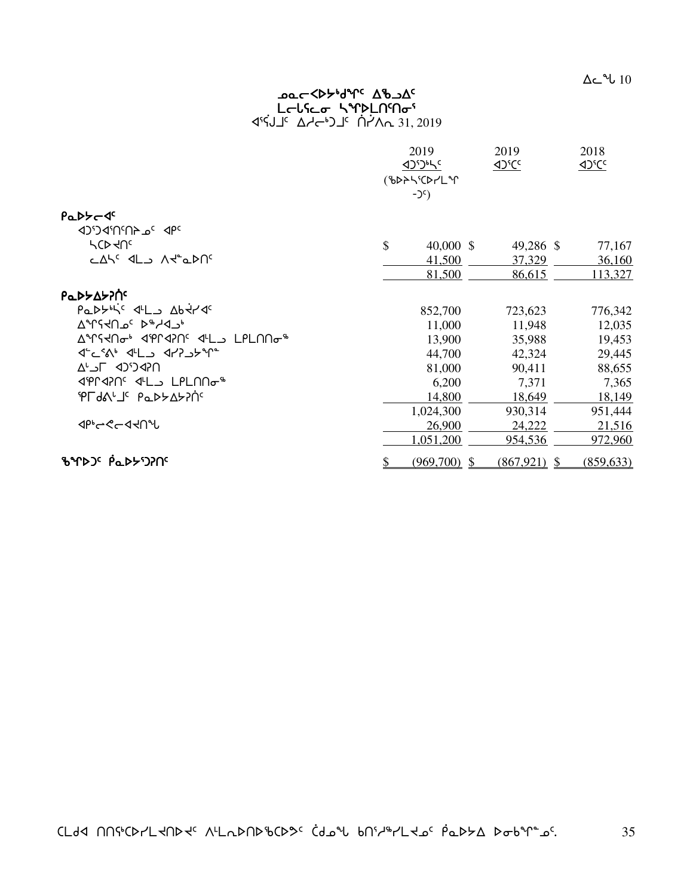ᐃᓚᖓ 10

# ᓄᓇᓕᐸᐅᓯᒃᑯᖏᑦ ᐃᖅᑲᐃ
## ᒪᓕᒐᓕᕆᓂ ᓴᖏᐅᒪᑎᑦᑎᓂᕐ
ᐊᕐᕌᒍᒥᑦ ᐃᓱᓕᒃᑐᒥᑦ ᒪᓯ 31, 2019

| | 2019 ᐊᑐᕐᑐᒃᓴᑦ (ᖃᐅᔨᓴᕐᑕᐅᓯᒪᖏᑐᑦ) | 2019 ᐊᑐᕐᑕᑦ | 2018 ᐊᑐᕐᑕᑦ |
|---|---|---|---|
| **ᕿᓇᐅᔭᓕᐊᑦ** | | | |
| ᐊᑐᕐᑐᐊᕐᑎᑦᑎᔾᔪᑦ ᐊᑭᑦ | | | |
| ᓴᑕᐅᔪᑎᑦ | $ 40,000 | $ 49,286 | $ 77,167 |
| ᓚᐃᓴᑦ ᐊᒻᒪ ᐱᔪᓐᓇᐅᑎᑦ | 41,500 | 37,329 | 36,160 |
| | 81,500 | 86,615 | 113,327 |
| **ᕿᓇᐅᔭᐃᔭᕈᑎᑦ** | | | |
| ᕿᓇᐅᔭᒃᓴᑦ ᐊᒻᒪ ᐃᑲᔫᓯᐊᑦ | 852,700 | 723,623 | 776,342 |
| ᐃᖏᕋᔪᑎᓄᑦ ᐅᖅᓱᐊᓗᒃ | 11,000 | 11,948 | 12,035 |
| ᐃᖏᕋᔪᑎᓂᒃ ᐊᕐᕌᒍᑦᑎᑦ ᐊᒻᒪ ᒪᑭᒪᑎᑎᓂᖅ | 13,900 | 35,988 | 19,453 |
| ᐊᓪᓚᕐᕕᒃ ᐊᒻᒪ ᐊᓯᕈᓗᔾᔪᖅ | 44,700 | 42,324 | 29,445 |
| ᐃᒡᓗᒥ ᐊᑐᕐᑐᐊᕈᑎ | 81,000 | 90,411 | 88,655 |
| ᐊᕐᕌᒍᑦᑎᑦ ᐊᒻᒪ ᒪᑭᒪᑎᑎᓂᖅ | 6,200 | 7,371 | 7,365 |
| ᕿᒥᕐᕈᐊᒡᒍᑦ ᕿᓇᐅᔭᐃᔭᕈᑎᑦ | 14,800 | 18,649 | 18,149 |
| | 1,024,300 | 930,314 | 951,444 |
| ᐊᑭᓕᕆᓕᐊᕐᑎᖓ | 26,900 | 24,222 | 21,516 |
| | 1,051,200 | 954,536 | 972,960 |
| **ᖃᖏᐅᑐᑦ ᕿᓇᐅᔭᕐᑐᕈᑎᑦ** | $ (969,700) | $ (867,921) | $ (859,633) |

ᑕᒪᑐᐊ ᑎᑎᕋᕐᑕᐅᓯᒪᔪᑎᐅᔪᑦ ᐱᒻᒪᕆᐅᑎᐅᖃᕐᑕᐅᕗᑦ ᑖᒃᑯᓇᖓ ᑲᑎᕐᓱᖅᓯᒪᔪᓄᑦ ᕿᓇᐅᔭ ᐅᓂᑲᖏᓐᓄᑦ.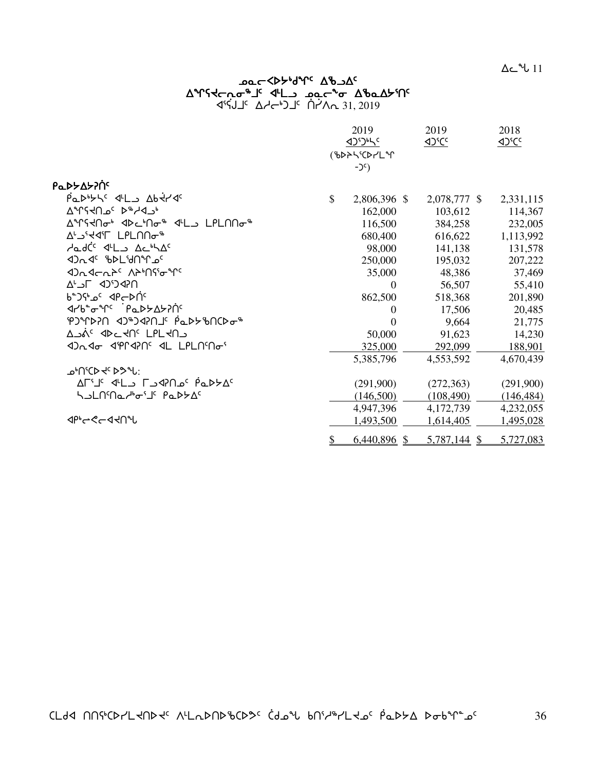ᐃᓚᖓ 11

# ᓄᓇᓕᐅᑉ ᐅᔾᔨᕈᓯᖅ ᐃᖅᑲᓇᐃ

## ᐃᖏᕐᕋᓇᓂᖕᒧᑦ ᐊᒻᒪᓗ ᓄᓇᓕᖕᓂ ᐃᖅᑲᓇᐃᔭᕐᑎᑦ

ᐊᕐᕌᒍᑦ ᐃᓱᓕᒃᑐᒧᑦ ᒫᔾᔨ 31, 2019

| | 2019 ᐊᑐᕐᑕᐅᔭᑦ (ᖃᐅᔨᓴᕐᑕᐅᓯᒪᙱᑦᑐᑦ) | 2019 ᐊᑐᕐᑕᑦ | 2018 ᐊᑐᕐᑕᑦ |
|---|---|---|---|
| **ᑮᓇᐅᔭᐃᔭᕈᑏᑦ** | | | |
| ᑮᓇᐅᔭᓴᑦ ᐊᒻᒪᓗ ᐃᑲᔪᓯᐊᑦ | $ 2,806,396 | $ 2,078,777 | $ 2,331,115 |
| ᐃᖏᕐᕋᑎᓄᑦ ᐅᖅᓯᐊᓗᒃ | 162,000 | 103,612 | 114,367 |
| ᐃᖏᕐᕋᑎᓂᒃ ᐊᐅᓚᑦᑎᓂᖅ ᐊᒻᒪᓗ ᒪᒪᑎᑎᓂᖅ | 116,500 | 384,258 | 232,005 |
| ᐃᓗᕐᔪᐊᕐᒥ ᒪᒪᑎᑎᓂᖅ | 680,400 | 616,622 | 1,113,992 |
| ᓱᓇᒃᑖᑦ ᐊᒻᒪᓗ ᐃᓚᒃᓴᐃᑦ | 98,000 | 141,138 | 131,578 |
| ᐊᑐᓇᑦ ᖃᐅᒪᕐᑯᑎᖏᓄᑦ | 250,000 | 195,032 | 207,222 |
| ᐊᑐᓇᐊᓕᕆᔾᔪᑏᑦ ᐱᔨᑦᑎᕐᓂᖏᑦ | 35,000 | 48,386 | 37,469 |
| ᐃᓗᒥ ᐊᑐᕐᑕᐅᔪᑦ | 0 | 56,507 | 55,410 |
| ᑲᓐᑐᕐᑯᓄᑦ ᐊᑭᓕᐅᑏᑦ | 862,500 | 518,368 | 201,890 |
| ᐊᓯᑲᓐᓂᖏᑦ ᑮᓇᐅᔭᐃᔭᕈᑏᑦ | 0 | 17,506 | 20,485 |
| ᕿᑐᙱᕈᓯᑎ ᐊᑐᖅᑐᐊᕈᑎᒧᑦ ᑮᓇᐅᔭᖃᕐᑎᑕᐅᓂᖅ | 0 | 9,664 | 21,775 |
| ᐃᓄᒌᑦ ᐊᐅᓚᔾᔪᑏᑦ ᒪᒪᔾᔪᑎᓗ | 50,000 | 91,623 | 14,230 |
| ᐊᑐᓇᐊᓂ ᐊᕐᕆᐊᕈᑎᑦ ᐊᒻᒪ ᒪᒪᑎᕐᑎᓂᕐ | 325,000 | 292,099 | 188,901 |
| | 5,385,796 | 4,553,592 | 4,670,439 |
| ᓄᑎᕐᑕᐅᔪᑦ ᐅᕝᕙ: | | | |
| ᐃᒥᕐᒧᑦ ᐊᒻᒪᓗ ᒥᓗᐊᕈᑎᓄᑦ ᑮᓇᐅᔭᐃᑦ | (291,900) | (272,363) | (291,900) |
| ᓴᓗᒪᑎᑦᑎᓇᓱᒃᓂᕐᒧᑦ ᑮᓇᐅᔭᐃᑦ | (146,500) | (108,490) | (146,484) |
| | 4,947,396 | 4,172,739 | 4,232,055 |
| ᐊᑭᓕᕚᓕᐊᔪᑎᖓ | 1,493,500 | 1,614,405 | 1,495,028 |
| | $ 6,440,896 | $ 5,787,144 | $ 5,727,083 |

ᑕᒪᑯᐊ ᑎᑎᕐᑲᐅᓯᒪᔪᑎᐅᔪᑦ ᐱᒻᒪᕆᐅᑎᐅᖃᑕᐅᔪᑦ ᑖᒃᑯᓇᖓ ᑲᑎᕐᓱᖅᓯᒪᔪᓄᑦ ᑮᓇᐅᔭ ᐅᓂᒃᑳᖑᓄᑦ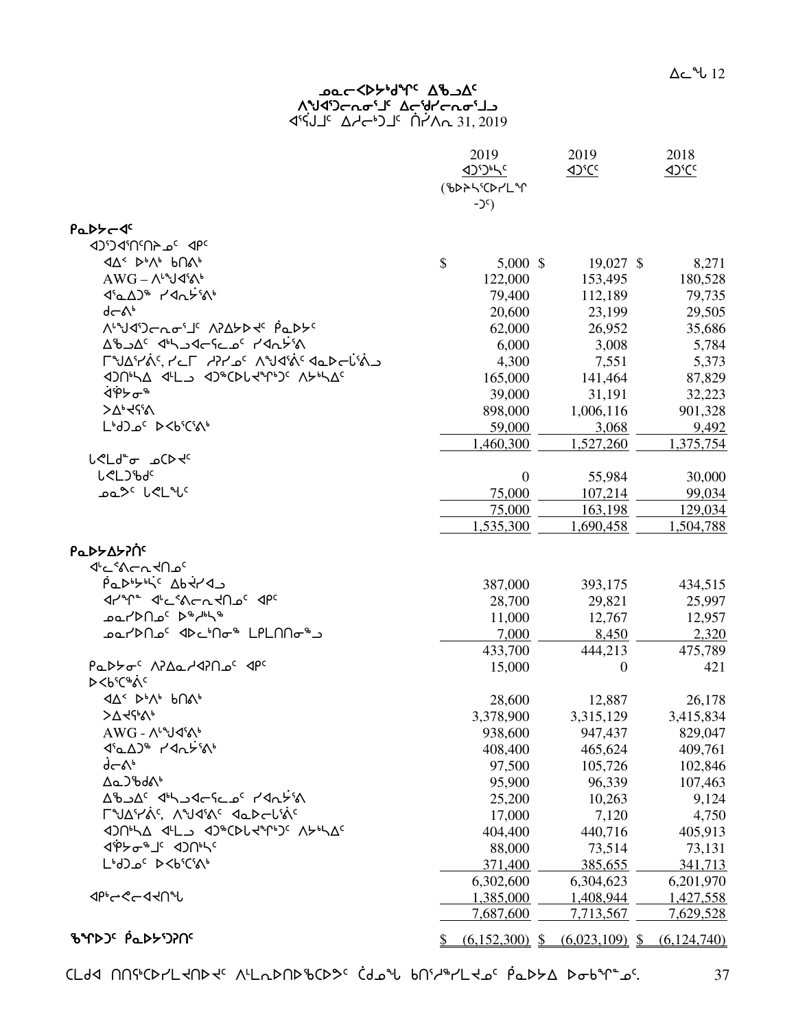ᓄᓇᓕᐸᐅᔾᑯᖏᑦ ᐃᖅᑲᐃᑦ
ᐱᕐᕈᐊᕐᑐᓕᕆᓂᕐᒧᑦ ᐃᓕᕐᖁᓯᓕᕆᓂᕐᒧᓗ
ᐊᕐᕌᒍᑦ ᐃᓱᓕᒃᑐᒧᑦ ᒫᑦᓯ 31, 2019

| | 2019 ᐊᑐᕐᑐᒃᓴᑦ (ᖃᐅᔨᓴᕐᑕᐅᓯᒪᙱ-ᑐᑦ) | 2019 ᐊᑐᕐᑕᑦ | 2018 ᐊᑐᕐᑕᑦ |
|---|---|---|---|
| **ᑮᓇᐅᔭᓕᐊᑦ** | | | |
| ᐊᑐᕐᑐᐊᕐᑎᑦᑎᔾᓄᑦ ᐊᑭᑦ | | | |
| ᐊᐃᑉ ᐅᒃᐱᒃ ᑲᑎᕝᕕᒃ | $ 5,000 | $ 19,027 | $ 8,271 |
| AWG – ᐱᕐᖑᐊᕐᕖᒃ | 122,000 | 153,495 | 180,528 |
| ᐊᕐᓇᐃᑐᖅ ᓯᐊᕆᔾᔫᕖᒃ | 79,400 | 112,189 | 79,735 |
| ᑯᓕᕖᒃ | 20,600 | 23,199 | 29,505 |
| ᐱᕐᖑᐊᕐᑐᓕᕆᓂᕐᒧᑦ ᐱᕈᐃᔭᐅᔪᑦ ᑮᓇᐅᔭᑦ | 62,000 | 26,952 | 35,686 |
| ᐃᖅᑲᐃᑦ ᐊᒃᓴᓗᐊᓕᕐᓚᓗᓐ ᓯᐊᕆᔾᔫᕖᒃ | 6,000 | 3,008 | 5,784 |
| ᒥᖑᐃᕐᓯᕖᑦ, ᓯᓚᒥ ᓱᕈᓯᓄᑦ ᐱᖑᐊᕐᕖᑦ ᐊᓇᐅᓕᒐᕐᕖᓗ | 4,300 | 7,551 | 5,373 |
| ᐊᑐᑎᒃᓴᐃ ᐊᒻᒪᓗ ᐊᑐᖅᑕᐅᒐᔪᙱᒃᑐᑦ ᐱᔮᒃᓴᐃᑦ | 165,000 | 141,464 | 87,829 |
| ᐋᕿᔮᓂᖅ | 39,000 | 31,191 | 32,223 |
| ᐳᐃᒃᔪᕐᕖ | 898,000 | 1,006,116 | 901,328 |
| ᒪᒃᑯᓄᑦ ᐅᐸᒃᑕᕐᕖᒃ | 59,000 | 3,068 | 9,492 |
| | 1,460,300 | 1,527,260 | 1,375,754 |
| ᒐᕙᒪᒍᓐᓂ ᓄᑕᐅᔪᑦ | | | |
| ᒐᕙᒪᑐᖄᑦ | 0 | 55,984 | 30,000 |
| ᓄᓇᕗᑦ ᒐᕙᒪᖓᑦ | 75,000 | 107,214 | 99,034 |
| | 75,000 | 163,198 | 129,034 |
| | 1,535,300 | 1,690,458 | 1,504,788 |
| **ᑮᓇᐅᔭᐃᔭᕈᑏᑦ** | | | |
| ᐊᓚᕐᕕᓕᓂᕐᑎᓄᑦ | | | |
| ᑮᓇᐅᔾᔭᒃᓵᑦ ᐃᑲᔪᕐᓯᐊᓗ | 387,000 | 393,175 | 434,515 |
| ᐊᓯᖏᓐ ᐊᓚᕐᕕᓕᓂᕐᑎᓄᑦ ᐊᑭᑦ | 28,700 | 29,821 | 25,997 |
| ᓄᓇᓯᐅᑎᓄᑦ ᐅᖅᓱᒃᓴᖅ | 11,000 | 12,767 | 12,957 |
| ᓄᓇᓯᐅᑎᓄᑦ ᐊᐅᓚᒃᑎᓂᖅ ᒪᓂᒪᑎᑎᓂᖅᒧ | 7,000 | 8,450 | 2,320 |
| | 433,700 | 444,213 | 475,789 |
| ᑮᓇᐅᔭᓂᑦ ᐱᕈᐃᓇᓱᐊᕈᑎᓄᑦ ᐊᑭᑦ | 15,000 | 0 | 421 |
| ᐅᐸᒃᑕᖅᕖᑦ | | | |
| ᐊᐃᑉ ᐅᒃᐱᒃ ᑲᑎᕝᕕᒃ | 28,600 | 12,887 | 26,178 |
| ᐳᐃᔪᕐᕖᒃ | 3,378,900 | 3,315,129 | 3,415,834 |
| AWG - ᐱᕐᖑᐊᕐᕖᒃ | 938,600 | 947,437 | 829,047 |
| ᐊᕐᓇᐃᑐᖅ ᓯᐊᕆᔾᔫᕖᒃ | 408,400 | 465,624 | 409,761 |
| ᑰᓕᕖᒃ | 97,500 | 105,726 | 102,846 |
| ᐃᓇᑐᖃᒃᑯᕖᒃ | 95,900 | 96,339 | 107,463 |
| ᐃᖅᑲᐃᑦ ᐊᒃᓴᓗᐊᓕᕐᓚᓗᓐ ᓯᐊᕆᔾᔫᕖᒃ | 25,200 | 10,263 | 9,124 |
| ᒥᖑᐃᕐᓯᕖᑦ, ᐱᖑᐊᕐᕖᑦ ᐊᓇᐅᓕᒐᕐᕖᑦ | 17,000 | 7,120 | 4,750 |
| ᐊᑐᑎᒃᓴᐃ ᐊᒻᒪᓗ ᐊᑐᖅᑕᐅᒐᔪᙱᒃᑐᑦ ᐱᔮᒃᓴᐃᑦ | 404,400 | 440,716 | 405,913 |
| ᐋᕿᔮᓂᖅᒧᑦ ᐊᑐᑎᒃᓴᑦ | 88,000 | 73,514 | 73,131 |
| ᒪᒃᑯᓄᑦ ᐅᐸᒃᑕᕐᕖᒃ | 371,400 | 385,655 | 341,713 |
| | 6,302,600 | 6,304,623 | 6,201,970 |
| ᐊᑭᒃᓕᕙᓕᐊᔪᑎᖓ | 1,385,000 | 1,408,944 | 1,427,558 |
| | 7,687,600 | 7,713,567 | 7,629,528 |
| **ᖃᖓᐅᑐᑦ ᑮᓇᐅᔭᕐᑐᕈᑎᑦ** | $ (6,152,300) | $ (6,023,109) | $ (6,124,740) |

ᑕᒪᑯᐊ ᑎᑎᕐᑲᑕᐅᓯᒪᔪᑎᐅᔪᑦ ᐱᒻᒪᕆᐅᑎᐅᖃᑕᐅᕗᑦ ᑖᒃᑯᓇᙵ ᑲᑎᑦᓯᖅᓯᒪᔪᓄᑦ ᑮᓇᐅᔭᐃ ᐅᓂᑲᖏᓐᓄᑦ.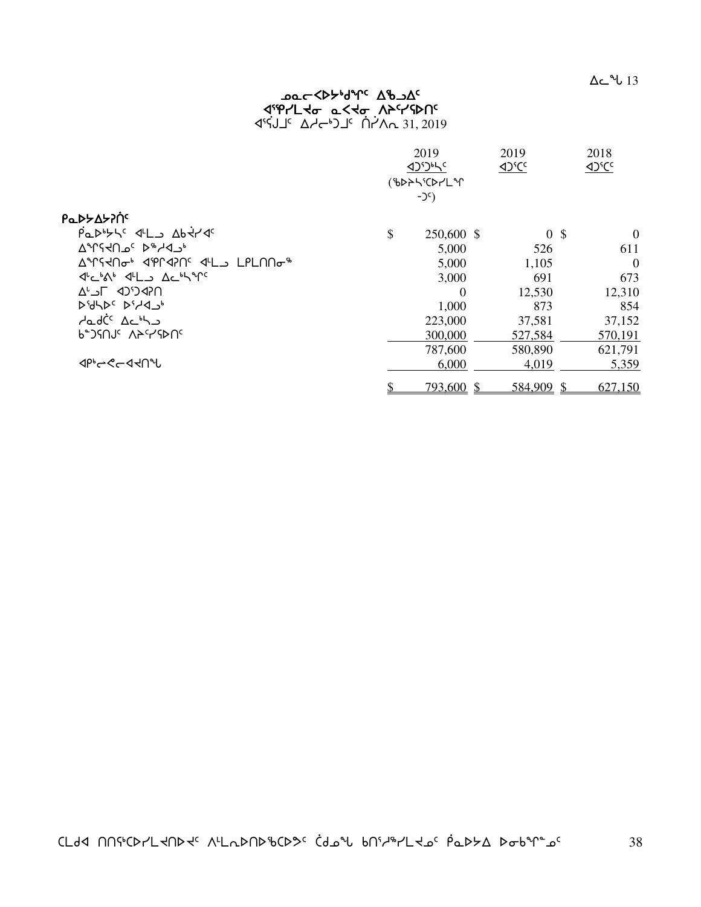ᓄᓇᓕᐸᐅᔭᒃᑯᖏᑦ ᐃᖅᑲᓗᐃᑦ
ᐊᕐᕌᒍᒥᒃ ᓇᐸᒃᑐᒥ ᐱᔾᔪᑎᖏᑦ
ᐊᕐᕌᒍᒧᑦ ᐃᓱᓕᒃᑐᒧᑦ ᑎᓯᐱᕆ 31, 2019

| | 2019 ᐊᑐᕐᑐᒃᓴᑦ (ᖃᐅᔨᓴᕐᑕᐅᓯᒪᙱᑦᑐᑦ) | | 2019 ᐊᑐᕐᑕᑦ | | 2018 ᐊᑐᕐᑕᑦ |
|---|---|---|---|---|---|
| **ᑮᓇᐅᔭᐃᔭᕈᑎᑦ** | | | | | |
| ᑮᓇᐅᔾᔭᑦ ᐊᒻᒪᓗ ᐃᑲᔪᓯᐊᑦ | $ | 250,600 $ | 0 | $ | 0 |
| ᐃᖏᕋᔪᑎᓄᑦ ᐅᖓᓯᒋᐊᓗᒃ | | 5,000 | 526 | | 611 |
| ᐃᖏᕋᔪᑎᓂᒃ ᐊᕿᒋᐊᕈᑎᑦ ᐊᒻᒪᓗ ᒪᑭᒪᑎᑎᓂᖅ | | 5,000 | 1,105 | | 0 |
| ᐊᓪᓚᒃᐱᒃ ᐊᒻᒪᓗ ᐃᓚᒃᓴᖏᑦ | | 3,000 | 691 | | 673 |
| ᐃᒻᒥᒍᑦ ᐊᑐᕐᑐᐊᕈᑎ | | 0 | 12,530 | | 12,310 |
| ᐅᖁᓴᐅᑦ ᐅᕐᓯᐊᓗᒃ | | 1,000 | 873 | | 854 |
| ᓯᓇᑯᑖᑦ ᐃᓚᒃᓴᓗ | | 223,000 | 37,581 | | 37,152 |
| ᑲᓐᑐᕋᑎᒍᑦ ᐱᔾᔪᑎᑦ | | 300,000 | 527,584 | | 570,191 |
| | | 787,600 | 580,890 | | 621,791 |
| ᐊᑭᓖᓕᐊᔪᑎᖓ | | 6,000 | 4,019 | | 5,359 |
| | $ | 793,600 $ | 584,909 | $ | 627,150 |

ᑕᒪᑐᐊ ᑎᑎᕋᕐᑕᐅᓯᒪᔪᑎᐅᔪᑦ ᐱᒻᒪᕆᐅᑎᐅᖃᑕᐅᕗᑦ ᑖᒃᑯᓇᙵ ᑲᑎᖅᓱᖅᓯᒪᔪᓄᑦ ᑮᓇᐅᔭ ᐅᓂᑲᖏᓐᓄᑦ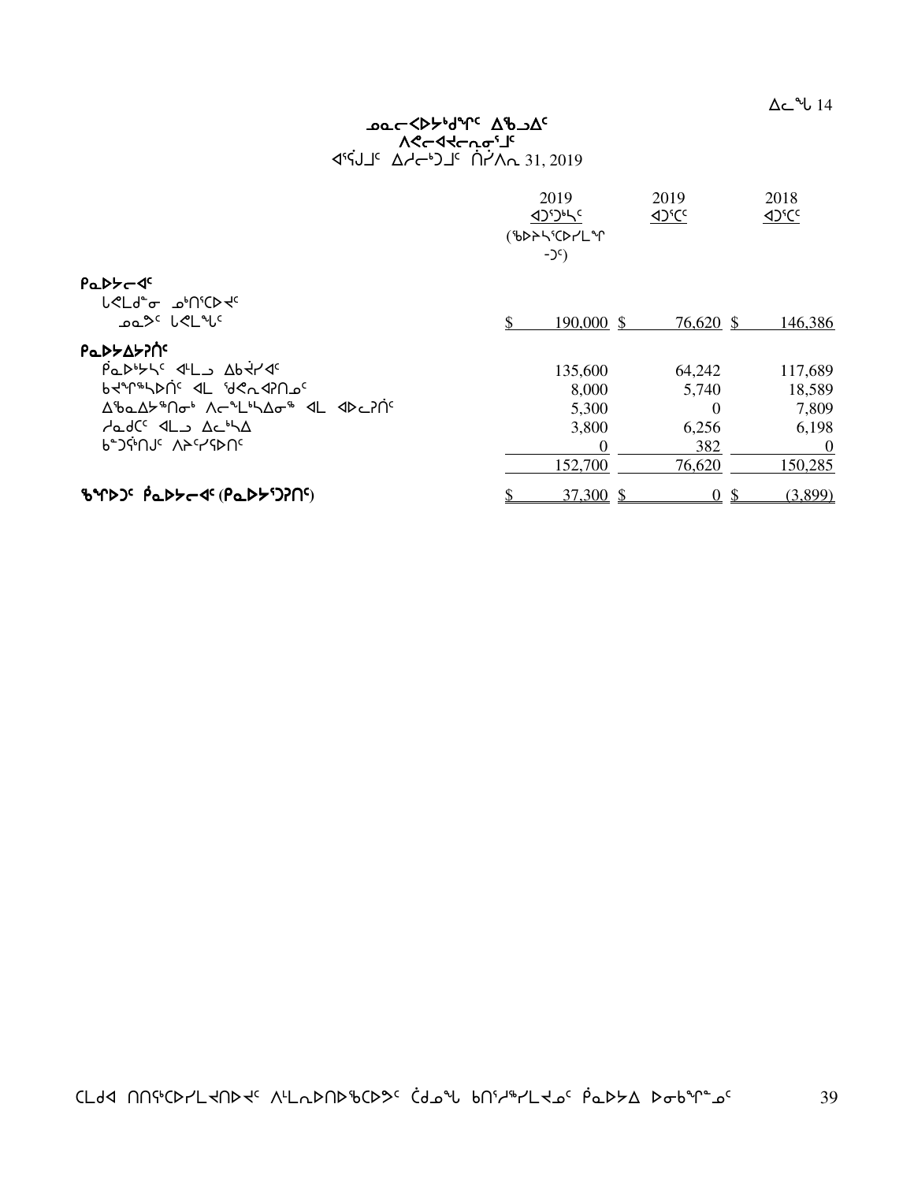ᐃᓚᖓ 14

**ᓄᓇᓕᐸᐅᔾᔪᑎᖏᑦ ᐃᖃᓗᐃᑦ**
**ᐱᕙᓕᐊᔪᓕᕆᓂᕐᒧᑦ**
ᐊᕐᕌᒍᒧᑦ ᐃᓱᓕᒃᑐᒧᑦ ᑎᓯᐱᕆ 31, 2019

| | 2019<br>ᐊᑐᕐᑐᒃᓴᑦ<br>(ᖃᐅᔨᓴᕐᑕᐅᓯᒪᙱ-ᑐᑦ) | 2019<br>ᐊᑐᕐᑕᑦ | 2018<br>ᐊᑐᕐᑕᑦ |
|---|---|---|---|
| **ᑮᓇᐅᔭᓕᐊᑦ** | | | |
| ᒐᕙᒪᒃᑯᓐᓂ ᓄᑦᑎᕐᑕᐅᔪᑦ | | | |
| ᓄᓇᕗᑦ ᒐᕙᒪᖓᑦ | $ 190,000 | $ 76,620 | $ 146,386 |
| **ᑮᓇᐅᔭᐃᔭᕈᑎᑦ** | | | |
| ᑮᓇᐅᔭᒃᓴᑦ ᐊᒻᒪᓗ ᐃᑲᔪᓯᐊᑦ | 135,600 | 64,242 | 117,689 |
| ᑲᔪᙱᖅᓴᐅᑎᑦ ᐊᒻᒪ ᖁᕝᕙᕆᐊᕈᑎᓄᑦ | 8,000 | 5,740 | 18,589 |
| ᐃᖅᑲᓇᐃᔭᖅᑎᓂᒃ ᐱᓕᕆᐊᓕᒃᓴᐃᓂᖅ ᐊᒻᒪ ᐊᐅᓚᕈᑎᑦ | 5,300 | 0 | 7,809 |
| ᓱᓇᑯᑖᑦ ᐊᒻᒪᓗ ᐃᓚᒃᓴᐃ | 3,800 | 6,256 | 6,198 |
| ᑲᓐᑐᕌᒃᑎᒍᑦ ᐱᔨᑦᓯᕚᑦ | 0 | 382 | 0 |
| | 152,700 | 76,620 | 150,285 |
| **ᖃᑦᑐᑦ ᑮᓇᐅᔭᓕᐊᑦ (ᑮᓇᐅᔭᕐᑐᕈᑎᑦ)** | $ 37,300 | $ 0 | $ (3,899) |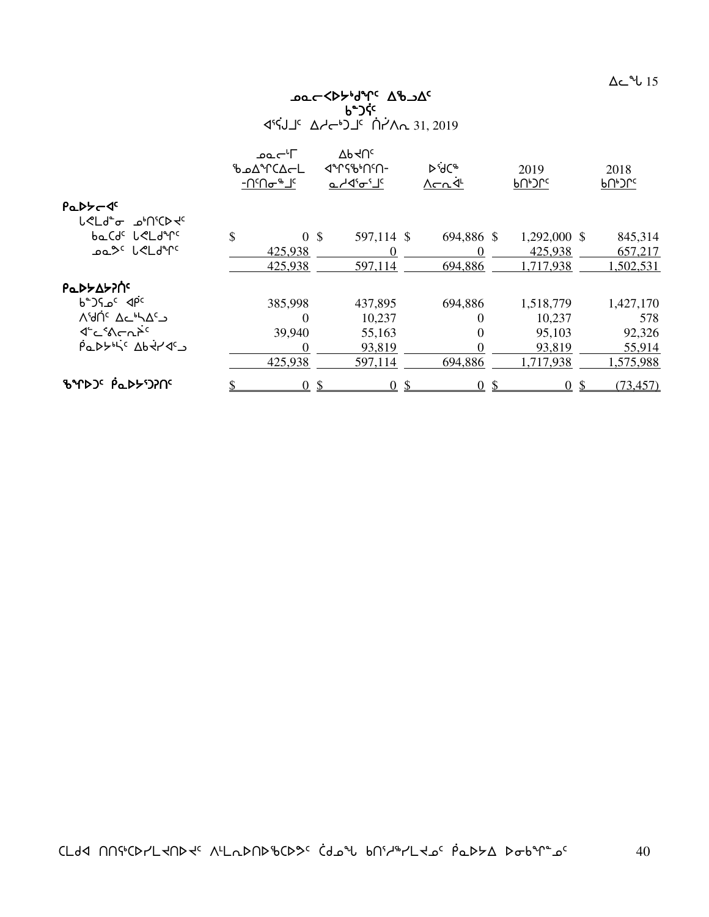# ᓄᓇᓕᐸᐅᔾᔭᑯᖏᑦ ᐃᖅᑲᓗᐃᑦ
## ᑲᓐᑐᕌᑦ
### ᐊᕐᕌᒍᒧᑦ ᐃᓱᓕᒃᑐᒧᑦ ᒫᔾᔪᓂ 31, 2019

| | ᓄᓇᓕᒻᒥ ᖃᓄᐃᙱᑦᑕᐃᓕᒪ -ᑎᑦᑎᓂᖅᒧᑦ | ᐃᑲᔪᑎᑦ ᐊᙱᕐᕿᑎᑦᑎ- ᓇᓱᐊᕐᓂᕐᒧᑦ | ᐅᕙᑕᖅ ᐱᓕᕆᕝᕕᒃ | 2019 ᑲᑎᒃᑐᒋᑦ | 2018 ᑲᑎᒃᑐᒋᑦ |
|---|---|---|---|---|---|
| **ᑮᓇᐅᔭᓕᐊᑦ** | | | | | |
| ᒐᕙᒪᑯᓂ ᓇᒃᑎᖅᑕᐅᔪᑦ | | | | | |
| ᑲᓇᑕᒧᑦ ᒐᕙᒪᑯᖏᑦ | $ 0 | $ 597,114 | $ 694,886 | $ 1,292,000 | $ 845,314 |
| ᓄᓇᕗᑦ ᒐᕙᒪᑯᖏᑦ | 425,938 | 0 | 0 | 425,938 | 657,217 |
| | 425,938 | 597,114 | 694,886 | 1,717,938 | 1,502,531 |
| **ᑮᓇᐅᔭᐃᓯᓐᓇᖏᑦ** | | | | | |
| ᑲᓐᑐᕋᓄᑦ ᐊᑭᖏᑦ | 385,998 | 437,895 | 694,886 | 1,518,779 | 1,427,170 |
| ᐱᖁᑎᑦ ᐃᓚᒃᓴᐃᑦᑐ | 0 | 10,237 | 0 | 10,237 | 578 |
| ᐊᓪᓚᕐᐱᓕᕆᓂᑦ | 39,940 | 55,163 | 0 | 95,103 | 92,326 |
| ᑮᓇᐅᔭᒃᓵᑦ ᐃᑲᔫᓯᐊᑦᑐ | 0 | 93,819 | 0 | 93,819 | 55,914 |
| | 425,938 | 597,114 | 694,886 | 1,717,938 | 1,575,988 |
| **ᖃᖏᐅᑦ ᑮᓇᐅᔾᔨᑦ** | $ 0 | $ 0 | $ 0 | $ 0 | $ (73,457) |

ᑕᒪᑐᐊ ᑎᑎᕋᖅᑕᐅᓯᒪᔪᑎᐅᔪᑦ ᐱᒪᓗᐅᑎᐅᖃᑕᐅᕗᑦ ᑖᒃᑯᓇᖓ ᑲᑎᕐᓱᖅᓯᒪᔪᓂᑦ ᑮᓇᐅᔭ ᐅᓂᑲᖏᓐᓄᑦ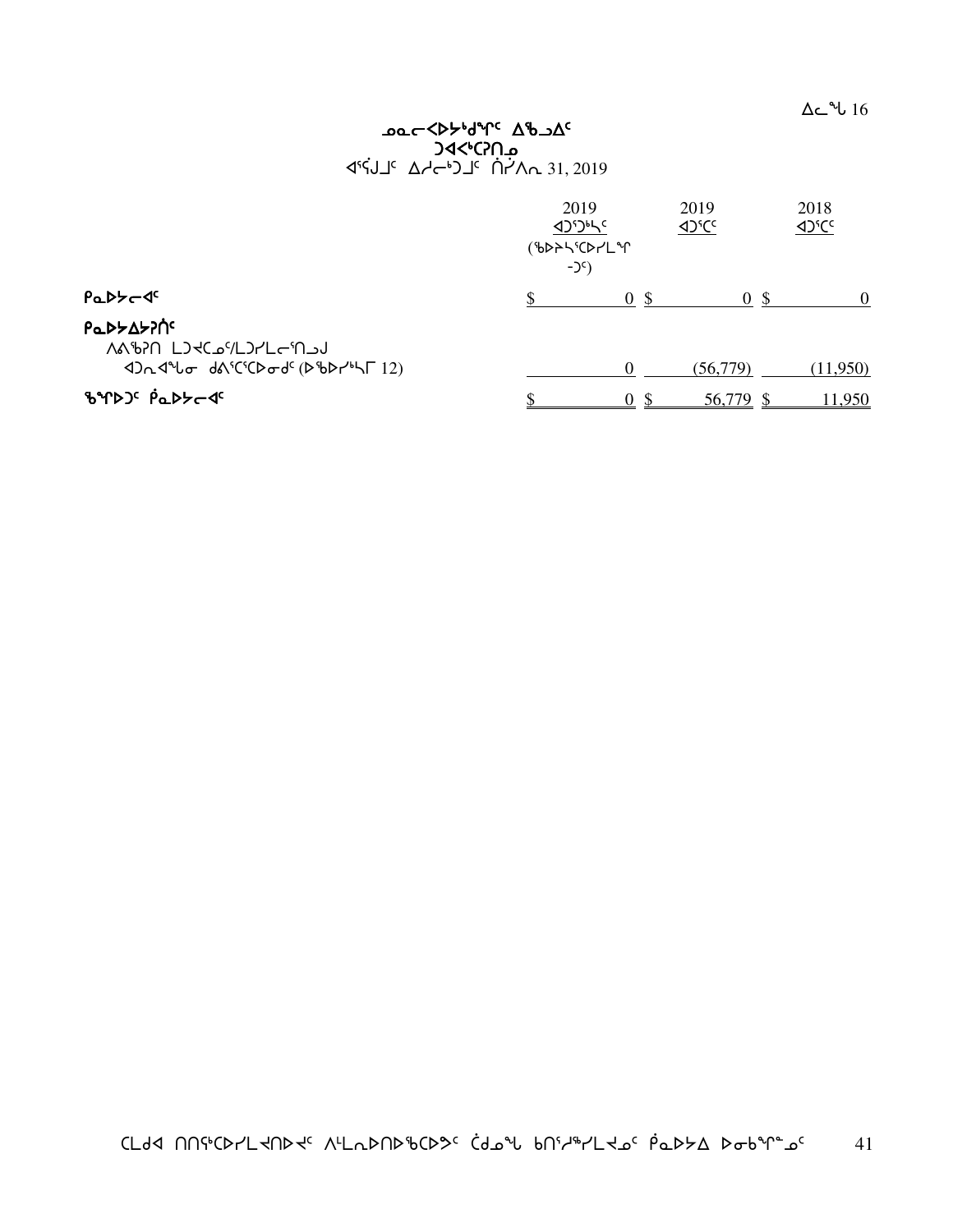ᐃᓚᖓ 16

# ᓄᓇᓕᐸᐅᔾᔪᑎᖏᑦ ᐃᖅᓗᐃᑦ
## ᑐᐊᐸᒃᑕᕈᑎᓄ
ᐊᕐᕌᒍᒧᑦ ᐃᓱᓕᒃᑐᒧᑦ ᑎᓯᐱᕆ 31, 2019

| | 2019 ᐊᑐᕐᑐᒃᓴᑦ (ᖃᐅᔨᓴᕐᑕᐅᓯᒪᙱᑐᑦ) | 2019 ᐊᑐᕐᑕᑦ | 2018 ᐊᑐᕐᑕᑦ |
|---|---|---|---|
| **ᑮᓇᐅᔭᓕᐊᑦ** | $ 0 | $ 0 | $ 0 |
| **ᑮᓇᐅᔭᐃᔭᕈᑎᑦ** | | | |
| ᐱᕕᖃᕈᑎ ᒪᑐᐊᑕᓄᑦ/ᒪᑐᓯᒪᓕᕐᑎᓗᒍ ᐊᑐᕆᐊᖑᓂ ᑯᕕᕐᑕᕐᑕᐅᓂᒋᑦ (ᐅᖃᐅᓯᒃᓴᒥ 12) | 0 | (56,779) | (11,950) |
| **ᖃᓂᐅᑐᑦ ᑮᓇᐅᔭᓕᐊᑦ** | $ 0 | $ 56,779 | $ 11,950 |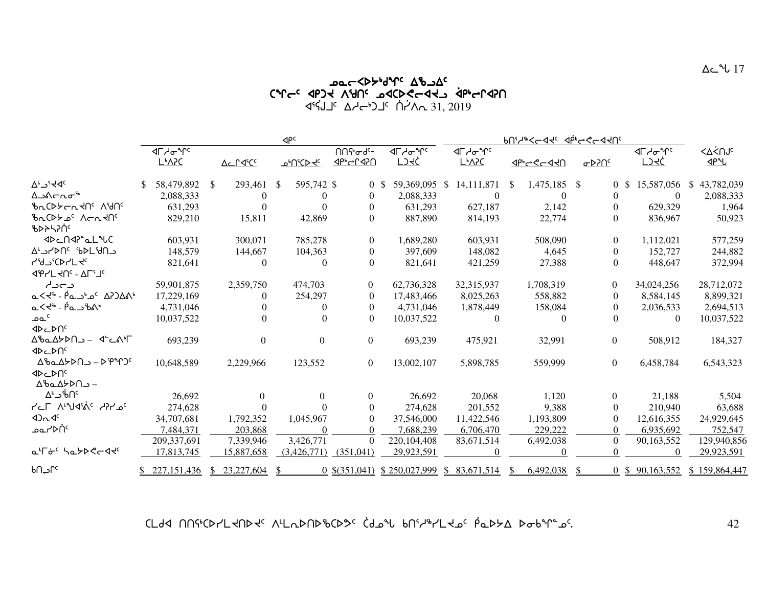ᐃᓚᖓ 17

## ᓄᓇᓕᐸᐅᔭᒃᑯᖏᑦ ᐃᖅᑲᐃᑦ
## ᑕᖏᓂᑦ ᐊᑭᑐᔪ ᐱᖁᑎᑦ ᓄᐊᑕᐅᕙᓂᐊᔪᓗ ᐋᑭᓂᕐᐊᕈᑎ
### ᐊᕐᕌᒍᒧᑦ ᐃᓱᓕᒃᑐᒧᑦ ᑏᓯᐱᕆ 31, 2019

| | ᐊᑭᑦ | | | | | ᑲᑎᖅᓱᕐᓕᐊᔪᑦ ᐊᑮᓂᕝᕕᐊᔪᑎᑦ | | | | |
|---|---|---|---|---|---|---|---|---|---|---|
| | ᐊᒥᓱᓂᖏᑦ ᒫᒃᐱᕈᑕ | ᐃᓚᒋᐊᕐᑕᑦ | ᓄᑦᑎᕐᑕᐅᔪᑦ | ᑎᑎᕋᖃᓂᒃᑯᑦ- ᐊᑭᓕᕆᐊᕈᑎ | ᐊᒥᓱᓂᖏᑦ ᒪᒃᑯᓯ | ᐊᒥᓱᓂᖏᑦ ᒫᒃᐱᕈᑕ | ᐊᑭᓕᕝᕕᐊᔪᑎ | ᓂᐅᕈᑎᑦ | ᐊᒥᓱᓂᖏᑦ ᒪᒃᑯᓯ | ᐸᐃᑏᑎᒍᑦ ᐊᑭᖓ |
| ᐃᒡᓗᕐᔪᐊᑦ | $ 58,479,892 | $ 293,461 | $ 595,742 | $ 0 | $ 59,369,095 | $ 14,111,871 | $ 1,475,185 | $ 0 | $ 15,587,056 | $ 43,782,039 |
| ᐃᓗᕕᓕᕆᓂᕐᒃ | 2,088,333 | 0 | 0 | 0 | 2,088,333 | 0 | 0 | 0 | 0 | 2,088,333 |
| ᖃᕆᑕᐅᔭᓕᕆᔪᑎᑦ ᐱᖁᑎᑦ | 631,293 | 0 | 0 | 0 | 631,293 | 627,187 | 2,142 | 0 | 629,329 | 1,964 |
| ᖃᕆᑕᐅᔭᓄᑦ ᐱᓕᕆᔪᑎᑦ | 829,210 | 15,811 | 42,869 | 0 | 887,890 | 814,193 | 22,774 | 0 | 836,967 | 50,923 |
| ᖃᐅᔨᓴᕈᑏᑦ ᐊᐅᓚᑎᐊᕈᓐᓇᒪᖓᑕ | 603,931 | 300,071 | 785,278 | 0 | 1,689,280 | 603,931 | 508,090 | 0 | 1,112,021 | 577,259 |
| ᐃᒡᓗᓯᐅᑎᑦ ᖃᐅᒪᕐᑯᑎᒍ | 148,579 | 144,667 | 104,363 | 0 | 397,609 | 148,082 | 4,645 | 0 | 152,727 | 244,882 |
| ᓯᕐᑯᕐᑕᐅᓯᒪᔪᑦ | 821,641 | 0 | 0 | 0 | 821,641 | 421,259 | 27,388 | 0 | 448,647 | 372,994 |
| ᐊᕿᓯᒪᔪᑎᑦ - ᐃᒥᕐᒧᑦ ᓱᒧᓕᒧ | 59,901,875 | 2,359,750 | 474,703 | 0 | 62,736,328 | 32,315,937 | 1,708,319 | 0 | 34,024,256 | 28,712,072 |
| ᓇᐸᔪᖅ - ᑮᓇᓗᒃᓄᑦ ᐃᕈᑐᐃᕕᒃ | 17,229,169 | 0 | 254,297 | 0 | 17,483,466 | 8,025,263 | 558,882 | 0 | 8,584,145 | 8,899,321 |
| ᓇᐸᔪᖅ - ᑮᓇᓗᖃᕕᒃ | 4,731,046 | 0 | 0 | 0 | 4,731,046 | 1,878,449 | 158,084 | 0 | 2,036,533 | 2,694,513 |
| ᓄᓇᑦ | 10,037,522 | 0 | 0 | 0 | 10,037,522 | 0 | 0 | 0 | 0 | 10,037,522 |
| ᐊᐅᓚᐅᑎᑦ ᐃᖃᓇᐃᔭᐅᑎᒧ – ᐊᓪᓚᕕᒃᒥ ᐊᐅᓚᐅᑎᑦ | 693,239 | 0 | 0 | 0 | 693,239 | 475,921 | 32,991 | 0 | 508,912 | 184,327 |
| ᐃᖃᓇᐃᔭᐅᑎᒧ – ᐅᕿᖏᑐᑦ ᐊᐅᓚᐅᑎᑦ | 10,648,589 | 2,229,966 | 123,552 | 0 | 13,002,107 | 5,898,785 | 559,999 | 0 | 6,458,784 | 6,543,323 |
| ᐃᖃᓇᐃᔭᐅᑎᒧ – ᐃᒡᓗᖃᑎᑦ | 26,692 | 0 | 0 | 0 | 26,692 | 20,068 | 1,120 | 0 | 21,188 | 5,504 |
| ᓯᓚᒥ ᐱᒡᖑᐊᖅᐋᑦ ᓱᕈᓯᓄᑦ | 274,628 | 0 | 0 | 0 | 274,628 | 201,552 | 9,388 | 0 | 210,940 | 63,688 |
| ᐊᑐᕆᐊᑦ | 34,707,681 | 1,792,352 | 1,045,967 | 0 | 37,546,000 | 11,422,546 | 1,193,809 | 0 | 12,616,355 | 24,929,645 |
| ᓄᓇᓯᐅᑏᑦ | 7,484,371 | 203,868 | 0 | 0 | 7,688,239 | 6,706,470 | 229,222 | 0 | 6,935,692 | 752,547 |
| | 209,337,691 | 7,339,946 | 3,426,771 | 0 | 220,104,408 | 83,671,514 | 6,492,038 | 0 | 90,163,552 | 129,940,856 |
| ᓇᒻᒥᓃᑦ ᓴᓇᔭᐅᕙᓂᐊᔪᑦ | 17,813,745 | 15,887,658 | (3,426,771) | (351,041) | 29,923,591 | 0 | 0 | 0 | 0 | 29,923,591 |
| ᑲᑎᓗᒋᑦ | $ 227,151,436 | $ 23,227,604 | $ 0 | $(351,041) | $ 250,027,999 | $ 83,671,514 | $ 6,492,038 | $ 0 | $ 90,163,552 | $ 159,864,447 |

ᑕᒪᑯᐊ ᑎᑎᕋᖅᑕᐅᓯᒪᔪᑎᐅᔪᑦ ᐱᒻᒪᕆᐅᑎᐅᖃᑕᐅᕗᑦ ᑖᒃᑯᓇᖓ ᑲᑎᖅᓱᖅᓯᒪᔪᓄᑦ ᑮᓇᐅᔭᐃ ᐅᓂᒃᑳᖕᓄᑦ.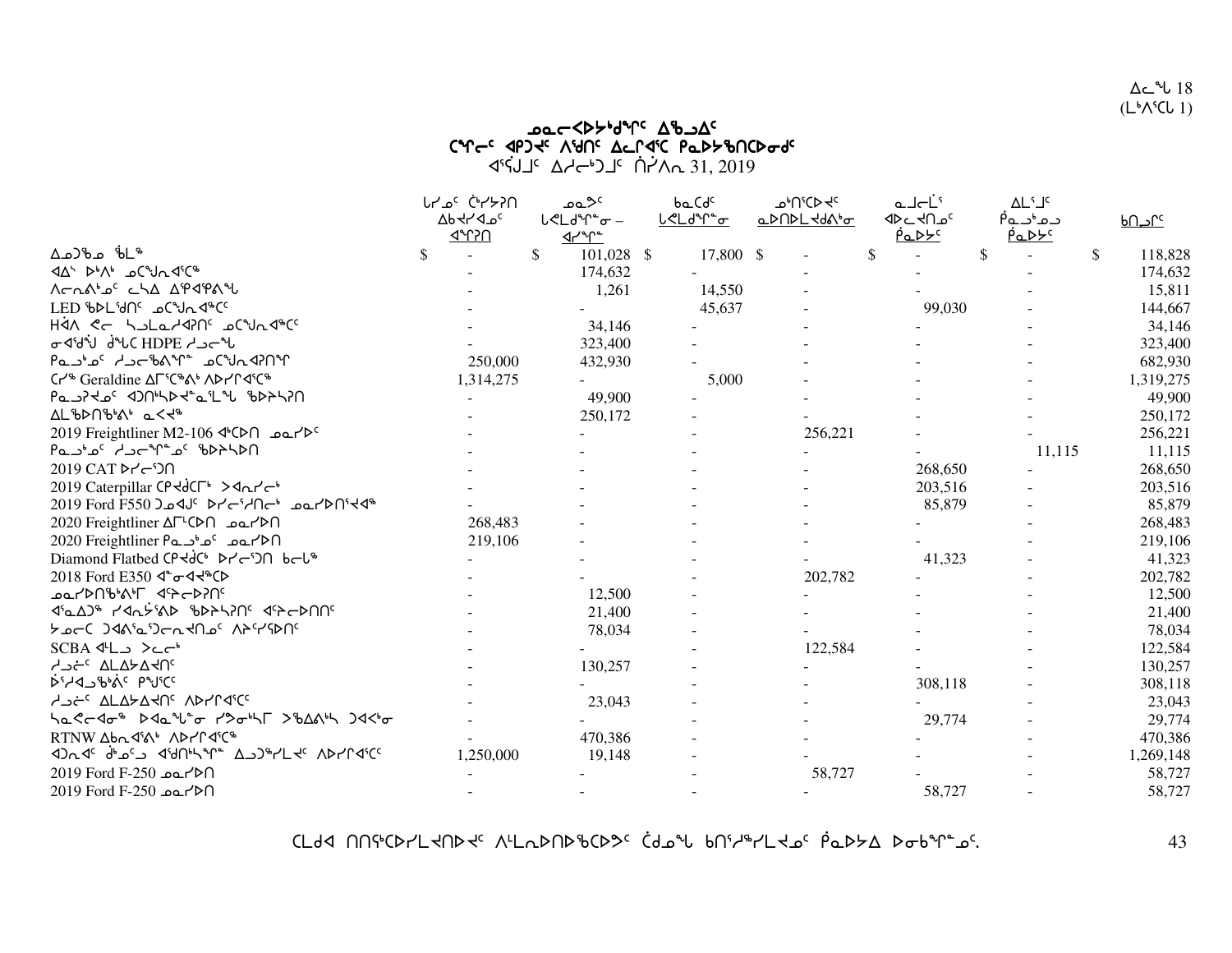ᓄᓇᓕᐊᐅᓯᒃᑯᖏᑦ ᐃᖅᑲᐃᑦ
ᑕᖅᑭᓕᑦ ᐊᑭᑐᔪᑦ ᐱᖁᑎᑦ ᐃᓚᒋᐊᑦᑕ ᑭᓇᐅᓯᖅᑎᑕᐅᓂᒃᑦ
ᐊᕐᕌᒍᑦ ᐃᓱᓕᒃᑐᑦ ᑎᓯᐱᕆ 31, 2019

| | ᒐᕙᒪᑦ ᑖᒃᓯᔭᕆᑎ ᐃᑲᔪᐃᓇᑦ ᐊᖏᕈᑎ | ᓄᓇᕗᑦ ᒐᕙᒪᒃᑯᖏᓐᓂ – ᐊᓯᖏᓐ | ᑲᓇᑕᑦ ᒐᕙᒪᒃᑯᖏᓐᓂ | ᓄᒃᑎᑦᑕᐅᔪᑦ ᓇᐅᑎᐅᒪᔪᑯᐱᓂ | ᓇᒧᓕᒫᑦ ᐊᐅᓚᔪᑎᓄᑦ ᑮᓇᐅᔾᑦ | ᐃᒪᕐᒧᑦ ᑮᓇᓗᒃᓄᓗ ᑮᓇᐅᔾᑦ | ᑲᑎᓪᓗᒋᑦ |
|---|---|---|---|---|---|---|---|
| ᐃᓄᖅᑲᓄ ᖃᒪᖅ | $ - | $ 101,028 | $ 17,800 | $ - | $ - | $ - | $ 118,828 |
| ᐊᐃᕐ ᐅᒃᐱᒃ ᓄᑦᖑᕆᐊᕐᑦᖅ | - | 174,632 | - | - | - | - | 174,632 |
| ᐱᓕᕆᕝᕕᓐᓂᑦ ᓚᓴᐃ ᐃᖃᐃᖃᕕᖕ | - | 1,261 | 14,550 | - | - | - | 15,811 |
| LED ᖃᐅᒪᖁᑎᑦ ᓄᑦᖑᕆᐊᖅᑦᑦ | - | - | 45,637 | - | 99,030 | - | 144,667 |
| Hᐋᐱ ᕙᓕ ᓴᓗᒪᓇᓱᐊᕈᑎᑦ ᓄᑦᖑᕆᐊᖅᑦᑦ | - | 34,146 | - | - | - | - | 34,146 |
| ᓂᐊᖁᖑ ᑯᖕᒐᑕ HDPE ᓱᓗᓕᖕ | - | 323,400 | - | - | - | - | 323,400 |
| ᑭᓇᓗᒃᓄᑦ ᓱᓗᓕᖃᕕᖕᖏᓐ ᓄᑦᖑᕆᐊᕈᑎᖕᒋ | 250,000 | 432,930 | - | - | - | - | 682,930 |
| ᑕᓯᖅ Geraldine ᐃᒥᑦᑕᖅᕕᒃ ᐱᐅᓯᒋᐊᑦᑕᖅ | 1,314,275 | - | 5,000 | - | - | - | 1,319,275 |
| ᑭᓇᓗᕈᔪᓄᑦ ᐊᑐᑎᒃᓴᐅᔪᓐᓇᕐᒪᖕ ᖃᐅᔨᓴᕈᑎ | - | 49,900 | - | - | - | - | 49,900 |
| ᐃᒪᖃᐅᑎᖃᒃᕕᒃ ᓇᐸᔪᖅ | - | 250,172 | - | - | - | - | 250,172 |
| 2019 Freightliner M2-106 ᐊᒃᑕᐅᑎ ᓄᓇᓯᐅᑦ | - | - | - | 256,221 | - | - | 256,221 |
| ᑭᓇᓗᒃᓄᑦ ᓱᓗᓕᖏᓐᓄᑦ ᖃᐅᔨᓴᐅᑎ | - | - | - | - | - | 11,115 | 11,115 |
| 2019 CAT ᐅᓯᓕᕐᑐᑎ | - | - | - | - | 268,650 | - | 268,650 |
| 2019 Caterpillar ᑕᑭᔪᑯᑕᒥᒃ ᐳᐊᕆᓯᓕᒃ | - | - | - | - | 203,516 | - | 203,516 |
| 2019 Ford F550 ᑐᓄᐊᒍᑦ ᐅᓯᓕᕐᓱᑎᓕᒃ ᓄᓇᓯᐅᑎᕐᔪᐊᖅ | - | - | - | - | 85,879 | - | 85,879 |
| 2020 Freightliner ᐃᒥᒡᑕᐅᑎ ᓄᓇᓯᐅᑎ | 268,483 | - | - | - | - | - | 268,483 |
| 2020 Freightliner ᑭᓇᓗᒃᓄᑦ ᓄᓇᓯᐅᑎ | 219,106 | - | - | - | - | - | 219,106 |
| Diamond Flatbed ᑕᑭᔪᑯᑦ ᐅᓯᓕᕐᑐᑎ ᑲᓕᒐᖅ | - | - | - | - | 41,323 | - | 41,323 |
| 2018 Ford E350 ᐊᓐᓂᐊᔪᖅᑕᐅ | - | - | - | 202,782 | - | - | 202,782 |
| ᓄᓇᓯᐅᑎᖃᒃᕕᖕᒥ ᐊᕝᕙᓕᐅᕈᑎᑦ | - | 12,500 | - | - | - | - | 12,500 |
| ᐊᕐᓇᐃᑐᖅ ᓯᐊᕆᔫᕝᕕᐅ ᖃᐅᔨᓴᕈᑎᑦ ᐊᕝᕙᓕᐅᑎᑦ | - | 21,400 | - | - | - | - | 21,400 |
| ᔨᓄᓕᑕ ᑐᐊᕕᕐᓇᕐᑐᓕᕆᔪᑎᓄᑦ ᐱᔨᑦᓯᕙᐅᑎᑦ | - | 78,034 | - | - | - | - | 78,034 |
| SCBA ᐊᒻᒪᓗ ᐳᓚᓕᒃ | - | - | - | 122,584 | - | - | 122,584 |
| ᓱᓗᓖᑦ ᐃᒪᐃᔭᐃᔪᑎᑦ | - | 130,257 | - | - | - | - | 130,257 |
| ᐆᕐᓱᐊᓗᖃᒃᕖᑦ ᑭᖑᑦᑕᑦ | - | - | - | - | 308,118 | - | 308,118 |
| ᓱᓗᓖᑦ ᐃᒪᐃᔭᐃᔪᑎᑦ ᐱᐅᓯᒋᐊᑦᑕᑦ | - | 23,043 | - | - | - | - | 23,043 |
| ᓴᓇᕙᓕᐊᓂᖅ ᐅᐊᓇᖕᒐᓐᓂ ᓯᑐᓂᒃᒡᓴᒥ ᐳᖃᐃᕕᒃᓴ ᑐᐊᑉᓂ | - | - | - | - | 29,774 | - | 29,774 |
| RTNW ᐃᑲᕆᐊᕐᕕᒃ ᐱᐅᓯᒋᐊᑦᑕᖅ | - | 470,386 | - | - | - | - | 470,386 |
| ᐊᑐᕆᐊᑦ ᑯᒃᓄᑦᓗ ᐊᖁᑎᒃᓴᖏᓐ ᐃᓗᑦᖅᓯᒪᔪᑦ ᐱᐅᓯᒋᐊᑦᑕᑦ | 1,250,000 | 19,148 | - | - | - | - | 1,269,148 |
| 2019 Ford F-250 ᓄᓇᓯᐅᑎ | - | - | - | 58,727 | - | - | 58,727 |
| 2019 Ford F-250 ᓄᓇᓯᐅᑎ | - | - | - | - | 58,727 | - | 58,727 |

ᑕᒪᑯᐊ ᑎᑎᕋᖅᑕᐅᓯᒪᔪᑎᐅᔪᑦ ᐱᒻᒪᕆᐅᑎᐅᖃᑕᐅᔾᑦ ᑖᒃᑯᓄᖕ ᑲᑎᖦᓯᖅᓯᒪᔪᓄᑦ ᑮᓇᐅᔭᐃ ᐅᓂᑲᖏᓐᓄᑦ.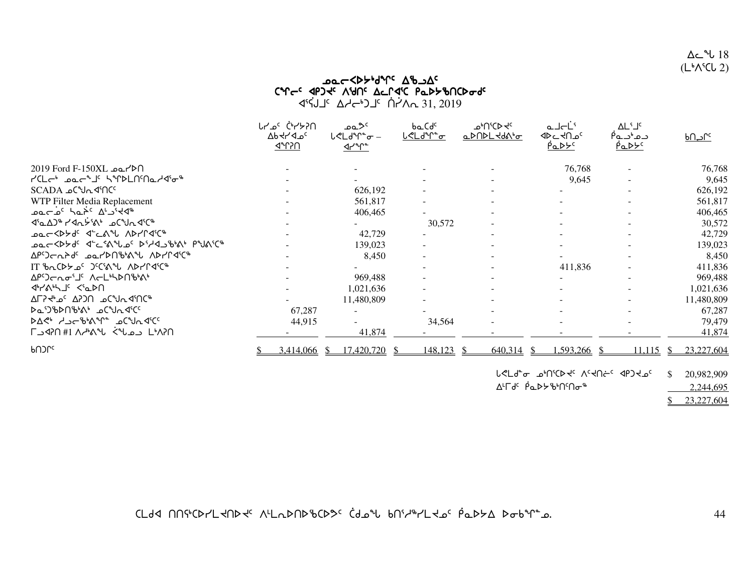ᐃᓚᖓ 18
(ᒪᒃᐱᖅᑕ 2)

# ᓄᓇᓕᐅᑉᔭᒃᑯᖏᑦ ᐃᖅᑲᐃᑦ
## ᑕᖏᓕᑦ ᐊᑭᑐᔪᑦ ᐱᖁᑎᑦ ᐃᓚᒋᐊᖑ ᑭᓇᐅᔭᖅᑎᑕᐅᓂᑯᑦ
### ᐊᕐᕌᒍᒧᑦ ᐃᓱᓕᒃᑐᒧᑦ ᑎᓯᐱᕆ 31, 2019

| | ᒪᓯᓄᑦ ᑖᒃᓯᔭᕈᑎ ᐃᑲᔪᓯᐊᓄᑦ ᐊᖏᕈᑎ | ᓄᓇᕗᑦ ᒐᕙᒪᖏᓐᓂ – ᐊᓯᖏᓐ | ᑲᓇᑕᒧᑦ ᒐᕙᒪᖏᓐᓂ | ᓄᒃᑎᖅᑕᐅᔪᑦ ᓇᐅᑎᐅᒪᔪᕕᒃᓂ | ᓇᒧᓕᒫᖅ ᐊᐅᓚᔪᑎᓄᑦ ᑮᓇᐅᔭᑦ | ᐃᒪᕐᒧᑦ ᑮᓇᓗᒃᓄᓗ ᑮᓇᐅᔭᑦ | ᑲᑎᓗᒋᑦ |
|---|---|---|---|---|---|---|---|
| 2019 Ford F-150XL ᓄᓇᓯᐅᑎ | - | - | - | - | 76,768 | - | 76,768 |
| ᓯᑕᒪᓂᒃ ᓄᓇᓕᖕᒧᑦ ᓴᖏᐅᒪᑎᑦᑎᓇᓱᐊᕐᓂᖅ | - | - | - | - | 9,645 | - | 9,645 |
| SCADA ᓄᑕᖑᕆᐊᑦᑎᑦ | - | 626,192 | - | - | - | - | 626,192 |
| WTP Filter Media Replacement | - | 561,817 | - | - | - | - | 561,817 |
| ᓄᓇᓕᒻᒥ ᓴᓇᔾᔪᑦ ᐃᒡᓗᕐᔪᐊᖅ | - | 406,465 | - | - | - | - | 406,465 |
| ᐊᕐᓇᐃᑐᖅ ᓯᐊᕆᔾᔭᕕᒃ ᓄᑕᖑᕆᐊᑦᑕᖅ | - | - | 30,572 | - | - | - | 30,572 |
| ᓄᓇᓕᐅᑉᔭᒃᑯᑦ ᐊᓪᓚᕕᖕ ᐱᐅᓯᕆᐊᑦᑕᖅ | - | 42,729 | - | - | - | - | 42,729 |
| ᓄᓇᓕᐅᑉᔭᒃᑯᑦ ᐊᓪᓚᕖᖑᓄᑦ ᐅᕐᓯᐊᓗᖃᕝᕕᒃ ᑭᖑᕕᐊᑦᑕᖅ | - | 139,023 | - | - | - | - | 139,023 |
| ᐃᑭᑦᑐᓕᕆᔨᒃᑯᑦ ᓄᓇᓯᐅᑎᖃᕝᕕᖑ ᐱᐅᓯᕆᐊᑦᑕᖅ | - | 8,450 | - | - | - | - | 8,450 |
| IT ᖃᕆᑕᐅᔭᓄᑦ ᑐᑦᑕᕝᕕᖑ ᐱᐅᓯᕆᐊᑦᑕᖅ | - | - | - | - | 411,836 | - | 411,836 |
| ᐃᑭᑦᑐᓕᕆᓂᕐᒧᑦ ᐱᓕᒪᒃᓴᐅᑎᖃᕝᕕᒃ | - | 969,488 | - | - | - | - | 969,488 |
| ᐊᓯᕝᕕᒃᓴᒧᑦ ᐸᕐᓇᐅᑎ | - | 1,021,636 | - | - | - | - | 1,021,636 |
| ᐃᒥᕈᔪᒃᓄᑦ ᐃᕈᑐᑎ ᓄᑕᖑᕆᐊᑦᑎᑕᖅ | - | 11,480,809 | - | - | - | - | 11,480,809 |
| ᐅᓇᕐᑐᖃᐅᑎᖃᕝᕕᒃ ᓄᑕᖑᕆᐊᑦᑕᑦ | 67,287 | - | - | - | - | - | 67,287 |
| ᐅᐃᕙᒃ ᓱᓗᓕᖃᕝᕕᖏᓐ ᓄᑕᖑᕆᐊᑦᑕᑦ | 44,915 | - | 34,564 | - | - | - | 79,479 |
| ᒥᓗᐊᕈᑎ #1 ᐱᓱᒃᕕᖑ ᐹᖑᓇᓗ ᒪᒃᐱᕈᑎ | - | 41,874 | - | - | - | - | 41,874 |
| ᑲᑎᑐᒋᑦ | $ 3,414,066 | $ 17,420,720 | $ 148,123 | $ 640,314 | $ 1,593,266 | $ 11,115 | $ 23,227,604 |

| | |
|---|---|
| ᒐᕙᒪᓂ ᓄᒃᑎᖅᑕᐅᔪᑦ ᐱᑦᔪᑎᓖᑦ ᐊᑭᑐᔪᓄᑦ | $ 20,982,909 |
| ᐃᒻᒥᒍᑦ ᑮᓇᐅᔭᖃᒃᑎᑦᑎᓂᖅ | 2,244,695 |
| | $ 23,227,604 |

ᑕᒪᑯᐊ ᑎᑎᕋᖅᑕᐅᓯᒪᔪᑎᐅᔪᑦ ᐱᒻᒪᕆᐅᑎᐅᖃᑕᐅᔾᔪᑦ ᑖᑯᓇᖓ ᑲᑎᖦᓯᒪᔪᓄᑦ ᑮᓇᐅᔭᐃ ᐅᓂᒃᑳᖏᓐᓄ.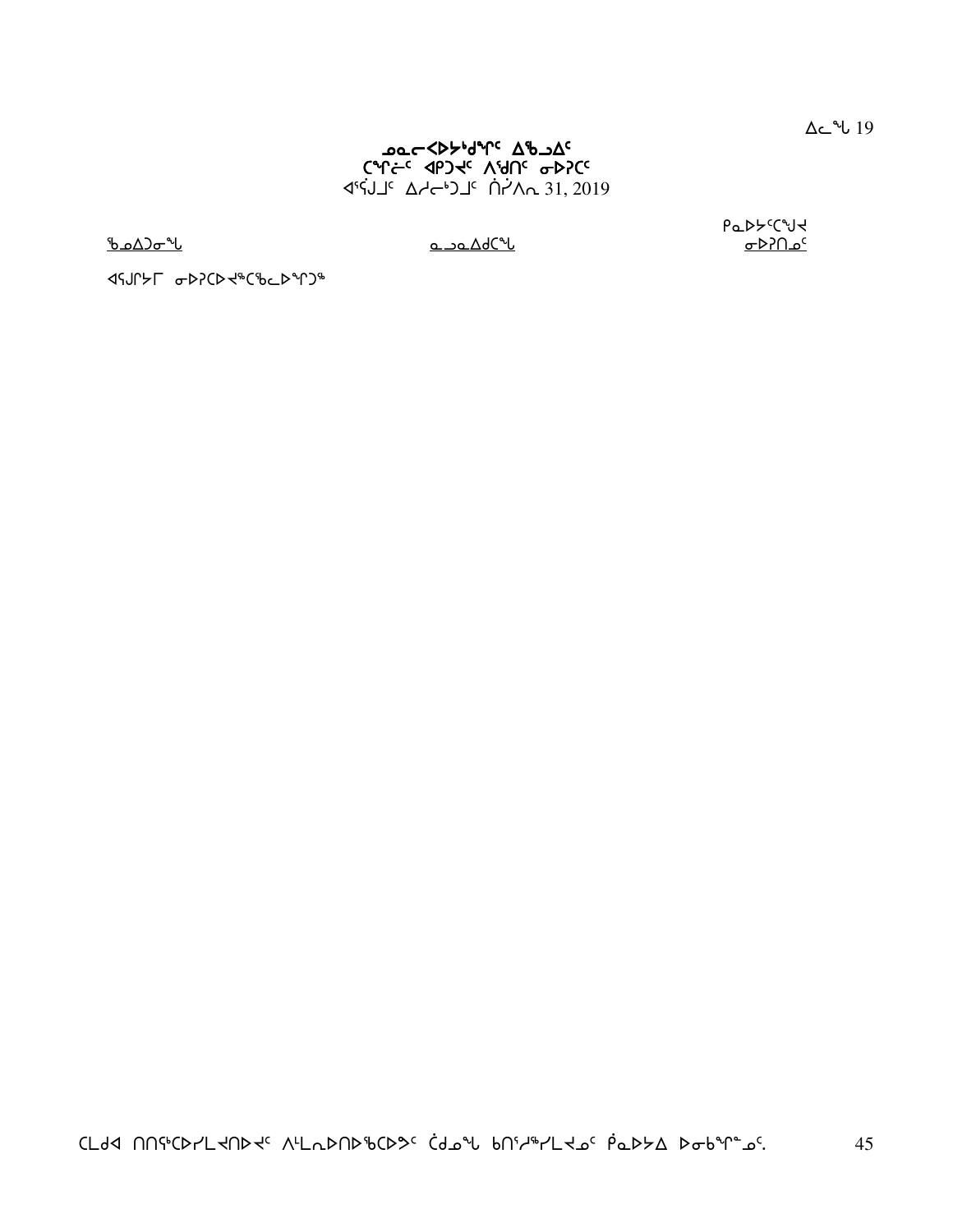ᐃᓚᖓ 19

**ᓄᓇᓕᐸᐅᔭᒃᑯᖏᑦ ᐃᖅᑲᐃᑦ**
**ᑕᕝᕙᓂ ᐊᑭᑐᔪᑦ ᐱᖁᑎᑦ ᓂᐅᕈᑕᑦ**
ᐊᕐᕌᒍᑦ ᐃᓱᓕᒃᑐᒧᑦ ᑏᓯᐱᕆ 31, 2019

| ᖃᓄᐃᑐᓂᖓ | ᓇᓗᓇᐃᑯᑕᖓ | ᑮᓇᐅᔭᑦᑕᖑᔪ ᓂᐅᕈᑎᓄᑦ |
|---|---|---|

ᐊᕕᒍᕆᔭᒥ ᓂᐅᕈᑕᐅᔪᖅᑕᖃᓚᐅᖏᑐᖅ